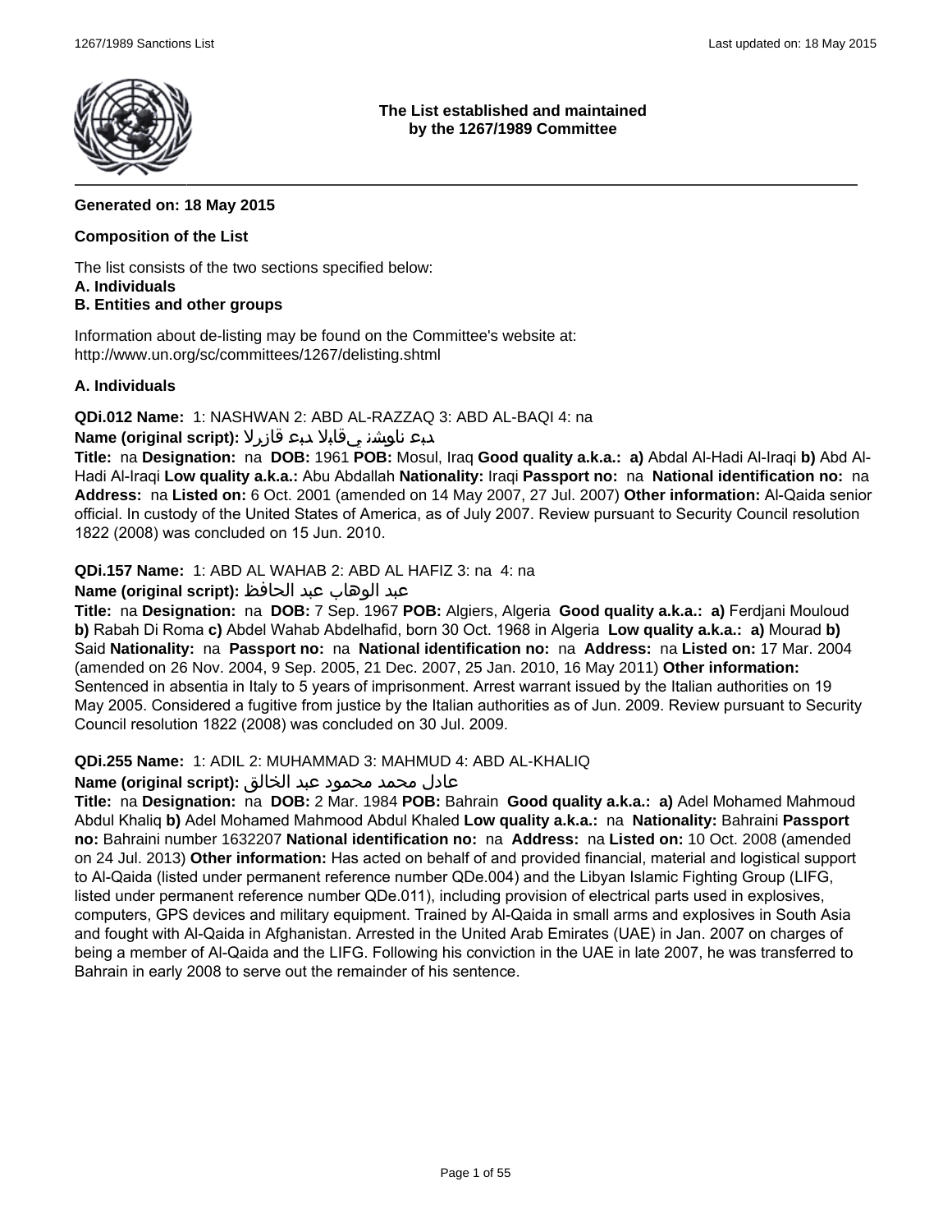**The List established and maintained by the 1267/1989 Committee**

---

**Generated on: 18 May 2015**

**Composition of the List**

The list consists of the two sections specified below:
**A. Individuals**
**B. Entities and other groups**

Information about de-listing may be found on the Committee's website at:
http://www.un.org/sc/committees/1267/delisting.shtml

**A. Individuals**

**QDi.012 Name:** 1: NASHWAN 2: ABD AL-RAZZAQ 3: ABD AL-BAQI 4: na
**Name (original script):** دبع ناوشن يقابلا دبع قازرلا
**Title:** na **Designation:** na **DOB:** 1961 **POB:** Mosul, Iraq **Good quality a.k.a.:** **a)** Abdal Al-Hadi Al-Iraqi **b)** Abd Al-Hadi Al-Iraqi **Low quality a.k.a.:** Abu Abdallah **Nationality:** Iraqi **Passport no:** na **National identification no:** na **Address:** na **Listed on:** 6 Oct. 2001 (amended on 14 May 2007, 27 Jul. 2007) **Other information:** Al-Qaida senior official. In custody of the United States of America, as of July 2007. Review pursuant to Security Council resolution 1822 (2008) was concluded on 15 Jun. 2010.

**QDi.157 Name:** 1: ABD AL WAHAB 2: ABD AL HAFIZ 3: na 4: na
**Name (original script):** عبد الوهاب عبد الحافظ
**Title:** na **Designation:** na **DOB:** 7 Sep. 1967 **POB:** Algiers, Algeria **Good quality a.k.a.:** **a)** Ferdjani Mouloud **b)** Rabah Di Roma **c)** Abdel Wahab Abdelhafid, born 30 Oct. 1968 in Algeria **Low quality a.k.a.:** **a)** Mourad **b)** Said **Nationality:** na **Passport no:** na **National identification no:** na **Address:** na **Listed on:** 17 Mar. 2004 (amended on 26 Nov. 2004, 9 Sep. 2005, 21 Dec. 2007, 25 Jan. 2010, 16 May 2011) **Other information:** Sentenced in absentia in Italy to 5 years of imprisonment. Arrest warrant issued by the Italian authorities on 19 May 2005. Considered a fugitive from justice by the Italian authorities as of Jun. 2009. Review pursuant to Security Council resolution 1822 (2008) was concluded on 30 Jul. 2009.

**QDi.255 Name:** 1: ADIL 2: MUHAMMAD 3: MAHMUD 4: ABD AL-KHALIQ
**Name (original script):** عادل محمد محمود عبد الخالق
**Title:** na **Designation:** na **DOB:** 2 Mar. 1984 **POB:** Bahrain **Good quality a.k.a.:** **a)** Adel Mohamed Mahmoud Abdul Khaliq **b)** Adel Mohamed Mahmood Abdul Khaled **Low quality a.k.a.:** na **Nationality:** Bahraini **Passport no:** Bahraini number 1632207 **National identification no:** na **Address:** na **Listed on:** 10 Oct. 2008 (amended on 24 Jul. 2013) **Other information:** Has acted on behalf of and provided financial, material and logistical support to Al-Qaida (listed under permanent reference number QDe.004) and the Libyan Islamic Fighting Group (LIFG, listed under permanent reference number QDe.011), including provision of electrical parts used in explosives, computers, GPS devices and military equipment. Trained by Al-Qaida in small arms and explosives in South Asia and fought with Al-Qaida in Afghanistan. Arrested in the United Arab Emirates (UAE) in Jan. 2007 on charges of being a member of Al-Qaida and the LIFG. Following his conviction in the UAE in late 2007, he was transferred to Bahrain in early 2008 to serve out the remainder of his sentence.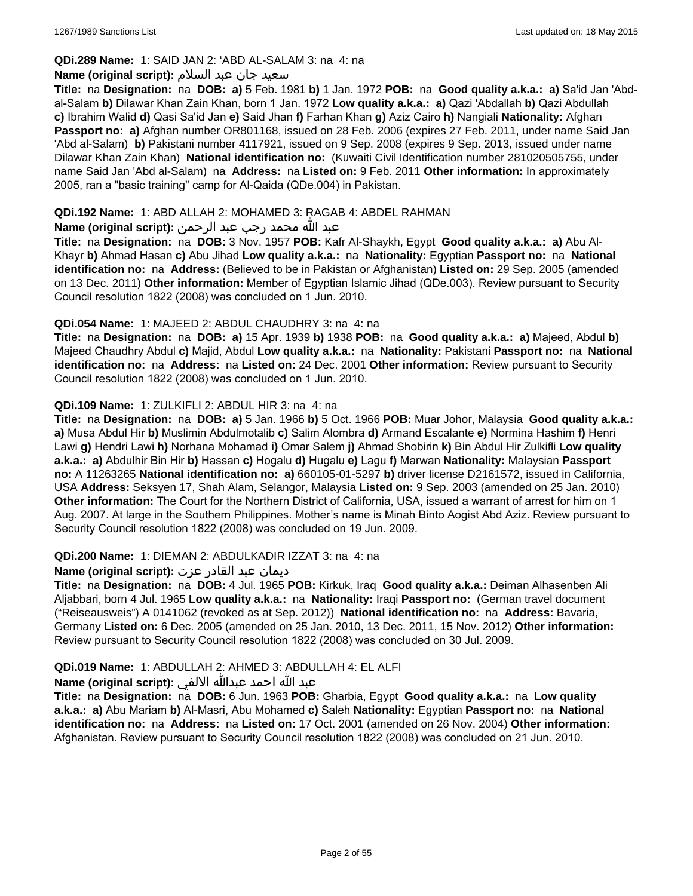**QDi.289 Name:** 1: SAID JAN 2: 'ABD AL-SALAM 3: na 4: na

**Name (original script):** سعيد جان عبد السلام

**Title:** na **Designation:** na **DOB:** **a)** 5 Feb. 1981 **b)** 1 Jan. 1972 **POB:** na **Good quality a.k.a.:** **a)** Sa'id Jan 'Abd-al-Salam **b)** Dilawar Khan Zain Khan, born 1 Jan. 1972 **Low quality a.k.a.:** **a)** Qazi 'Abdallah **b)** Qazi Abdullah **c)** Ibrahim Walid **d)** Qasi Sa'id Jan **e)** Said Jhan **f)** Farhan Khan **g)** Aziz Cairo **h)** Nangiali **Nationality:** Afghan **Passport no:** **a)** Afghan number OR801168, issued on 28 Feb. 2006 (expires 27 Feb. 2011, under name Said Jan 'Abd al-Salam) **b)** Pakistani number 4117921, issued on 9 Sep. 2008 (expires 9 Sep. 2013, issued under name Dilawar Khan Zain Khan) **National identification no:** (Kuwaiti Civil Identification number 281020505755, under name Said Jan 'Abd al-Salam) na **Address:** na **Listed on:** 9 Feb. 2011 **Other information:** In approximately 2005, ran a "basic training" camp for Al-Qaida (QDe.004) in Pakistan.

**QDi.192 Name:** 1: ABD ALLAH 2: MOHAMED 3: RAGAB 4: ABDEL RAHMAN

**Name (original script):** عبد الله محمد رجب عبد الرحمن

**Title:** na **Designation:** na **DOB:** 3 Nov. 1957 **POB:** Kafr Al-Shaykh, Egypt **Good quality a.k.a.:** **a)** Abu Al-Khayr **b)** Ahmad Hasan **c)** Abu Jihad **Low quality a.k.a.:** na **Nationality:** Egyptian **Passport no:** na **National identification no:** na **Address:** (Believed to be in Pakistan or Afghanistan) **Listed on:** 29 Sep. 2005 (amended on 13 Dec. 2011) **Other information:** Member of Egyptian Islamic Jihad (QDe.003). Review pursuant to Security Council resolution 1822 (2008) was concluded on 1 Jun. 2010.

**QDi.054 Name:** 1: MAJEED 2: ABDUL CHAUDHRY 3: na 4: na

**Title:** na **Designation:** na **DOB:** **a)** 15 Apr. 1939 **b)** 1938 **POB:** na **Good quality a.k.a.:** **a)** Majeed, Abdul **b)** Majeed Chaudhry Abdul **c)** Majid, Abdul **Low quality a.k.a.:** na **Nationality:** Pakistani **Passport no:** na **National identification no:** na **Address:** na **Listed on:** 24 Dec. 2001 **Other information:** Review pursuant to Security Council resolution 1822 (2008) was concluded on 1 Jun. 2010.

**QDi.109 Name:** 1: ZULKIFLI 2: ABDUL HIR 3: na 4: na

**Title:** na **Designation:** na **DOB:** **a)** 5 Jan. 1966 **b)** 5 Oct. 1966 **POB:** Muar Johor, Malaysia **Good quality a.k.a.:** **a)** Musa Abdul Hir **b)** Muslimin Abdulmotalib **c)** Salim Alombra **d)** Armand Escalante **e)** Normina Hashim **f)** Henri Lawi **g)** Hendri Lawi **h)** Norhana Mohamad **i)** Omar Salem **j)** Ahmad Shobirin **k)** Bin Abdul Hir Zulkifli **Low quality a.k.a.:** **a)** Abdulhir Bin Hir **b)** Hassan **c)** Hogalu **d)** Hugalu **e)** Lagu **f)** Marwan **Nationality:** Malaysian **Passport no:** A 11263265 **National identification no:** **a)** 660105-01-5297 **b)** driver license D2161572, issued in California, USA **Address:** Seksyen 17, Shah Alam, Selangor, Malaysia **Listed on:** 9 Sep. 2003 (amended on 25 Jan. 2010) **Other information:** The Court for the Northern District of California, USA, issued a warrant of arrest for him on 1 Aug. 2007. At large in the Southern Philippines. Mother's name is Minah Binto Aogist Abd Aziz. Review pursuant to Security Council resolution 1822 (2008) was concluded on 19 Jun. 2009.

**QDi.200 Name:** 1: DIEMAN 2: ABDULKADIR IZZAT 3: na 4: na

**Name (original script):** ديمان عبد القادر عزت

**Title:** na **Designation:** na **DOB:** 4 Jul. 1965 **POB:** Kirkuk, Iraq **Good quality a.k.a.:** Deiman Alhasenben Ali Aljabbari, born 4 Jul. 1965 **Low quality a.k.a.:** na **Nationality:** Iraqi **Passport no:** (German travel document ("Reiseausweis") A 0141062 (revoked as at Sep. 2012)) **National identification no:** na **Address:** Bavaria, Germany **Listed on:** 6 Dec. 2005 (amended on 25 Jan. 2010, 13 Dec. 2011, 15 Nov. 2012) **Other information:** Review pursuant to Security Council resolution 1822 (2008) was concluded on 30 Jul. 2009.

**QDi.019 Name:** 1: ABDULLAH 2: AHMED 3: ABDULLAH 4: EL ALFI

**Name (original script):** عبد الله احمد عبدالله الالفي

**Title:** na **Designation:** na **DOB:** 6 Jun. 1963 **POB:** Gharbia, Egypt **Good quality a.k.a.:** na **Low quality a.k.a.:** **a)** Abu Mariam **b)** Al-Masri, Abu Mohamed **c)** Saleh **Nationality:** Egyptian **Passport no:** na **National identification no:** na **Address:** na **Listed on:** 17 Oct. 2001 (amended on 26 Nov. 2004) **Other information:** Afghanistan. Review pursuant to Security Council resolution 1822 (2008) was concluded on 21 Jun. 2010.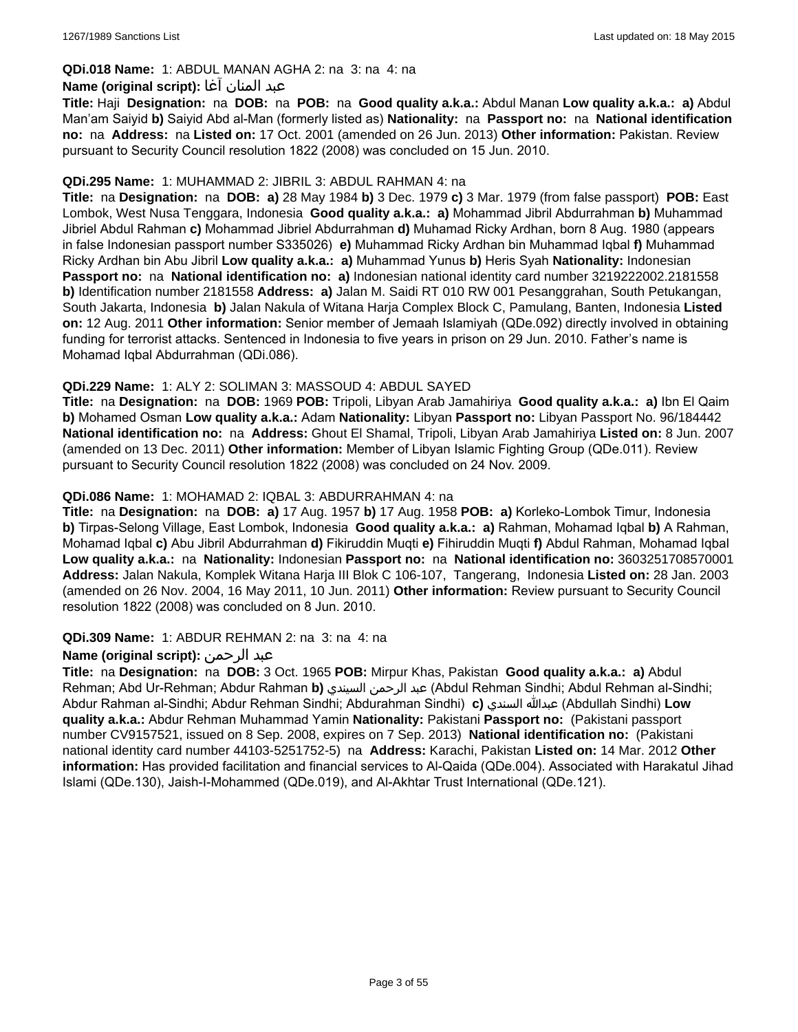**QDi.018 Name:** 1: ABDUL MANAN AGHA 2: na 3: na 4: na

**Name (original script):** عبد المنان آغا

**Title:** Haji **Designation:** na **DOB:** na **POB:** na **Good quality a.k.a.:** Abdul Manan **Low quality a.k.a.:** **a)** Abdul Man'am Saiyid **b)** Saiyid Abd al-Man (formerly listed as) **Nationality:** na **Passport no:** na **National identification no:** na **Address:** na **Listed on:** 17 Oct. 2001 (amended on 26 Jun. 2013) **Other information:** Pakistan. Review pursuant to Security Council resolution 1822 (2008) was concluded on 15 Jun. 2010.

**QDi.295 Name:** 1: MUHAMMAD 2: JIBRIL 3: ABDUL RAHMAN 4: na

**Title:** na **Designation:** na **DOB:** **a)** 28 May 1984 **b)** 3 Dec. 1979 **c)** 3 Mar. 1979 (from false passport) **POB:** East Lombok, West Nusa Tenggara, Indonesia **Good quality a.k.a.:** **a)** Mohammad Jibril Abdurrahman **b)** Muhammad Jibriel Abdul Rahman **c)** Mohammad Jibriel Abdurrahman **d)** Muhamad Ricky Ardhan, born 8 Aug. 1980 (appears in false Indonesian passport number S335026) **e)** Muhammad Ricky Ardhan bin Muhammad Iqbal **f)** Muhammad Ricky Ardhan bin Abu Jibril **Low quality a.k.a.:** **a)** Muhammad Yunus **b)** Heris Syah **Nationality:** Indonesian **Passport no:** na **National identification no:** **a)** Indonesian national identity card number 3219222002.2181558 **b)** Identification number 2181558 **Address:** **a)** Jalan M. Saidi RT 010 RW 001 Pesanggrahan, South Petukangan, South Jakarta, Indonesia **b)** Jalan Nakula of Witana Harja Complex Block C, Pamulang, Banten, Indonesia **Listed on:** 12 Aug. 2011 **Other information:** Senior member of Jemaah Islamiyah (QDe.092) directly involved in obtaining funding for terrorist attacks. Sentenced in Indonesia to five years in prison on 29 Jun. 2010. Father's name is Mohamad Iqbal Abdurrahman (QDi.086).

**QDi.229 Name:** 1: ALY 2: SOLIMAN 3: MASSOUD 4: ABDUL SAYED

**Title:** na **Designation:** na **DOB:** 1969 **POB:** Tripoli, Libyan Arab Jamahiriya **Good quality a.k.a.:** **a)** Ibn El Qaim **b)** Mohamed Osman **Low quality a.k.a.:** Adam **Nationality:** Libyan **Passport no:** Libyan Passport No. 96/184442 **National identification no:** na **Address:** Ghout El Shamal, Tripoli, Libyan Arab Jamahiriya **Listed on:** 8 Jun. 2007 (amended on 13 Dec. 2011) **Other information:** Member of Libyan Islamic Fighting Group (QDe.011). Review pursuant to Security Council resolution 1822 (2008) was concluded on 24 Nov. 2009.

**QDi.086 Name:** 1: MOHAMAD 2: IQBAL 3: ABDURRAHMAN 4: na

**Title:** na **Designation:** na **DOB:** **a)** 17 Aug. 1957 **b)** 17 Aug. 1958 **POB:** **a)** Korleko-Lombok Timur, Indonesia **b)** Tirpas-Selong Village, East Lombok, Indonesia **Good quality a.k.a.:** **a)** Rahman, Mohamad Iqbal **b)** A Rahman, Mohamad Iqbal **c)** Abu Jibril Abdurrahman **d)** Fikiruddin Muqti **e)** Fihiruddin Muqti **f)** Abdul Rahman, Mohamad Iqbal **Low quality a.k.a.:** na **Nationality:** Indonesian **Passport no:** na **National identification no:** 3603251708570001 **Address:** Jalan Nakula, Komplek Witana Harja III Blok C 106-107, Tangerang, Indonesia **Listed on:** 28 Jan. 2003 (amended on 26 Nov. 2004, 16 May 2011, 10 Jun. 2011) **Other information:** Review pursuant to Security Council resolution 1822 (2008) was concluded on 8 Jun. 2010.

**QDi.309 Name:** 1: ABDUR REHMAN 2: na 3: na 4: na

**Name (original script):** عبد الرحمن

**Title:** na **Designation:** na **DOB:** 3 Oct. 1965 **POB:** Mirpur Khas, Pakistan **Good quality a.k.a.:** **a)** Abdul Rehman; Abd Ur-Rehman; Abdur Rahman **b)** عبد الرحمن السيندي (Abdul Rehman Sindhi; Abdul Rehman al-Sindhi; Abdur Rahman al-Sindhi; Abdur Rehman Sindhi; Abdurahman Sindhi) **c)** عبدالله السندي (Abdullah Sindhi) **Low quality a.k.a.:** Abdur Rehman Muhammad Yamin **Nationality:** Pakistani **Passport no:** (Pakistani passport number CV9157521, issued on 8 Sep. 2008, expires on 7 Sep. 2013) **National identification no:** (Pakistani national identity card number 44103-5251752-5) na **Address:** Karachi, Pakistan **Listed on:** 14 Mar. 2012 **Other information:** Has provided facilitation and financial services to Al-Qaida (QDe.004). Associated with Harakatul Jihad Islami (QDe.130), Jaish-I-Mohammed (QDe.019), and Al-Akhtar Trust International (QDe.121).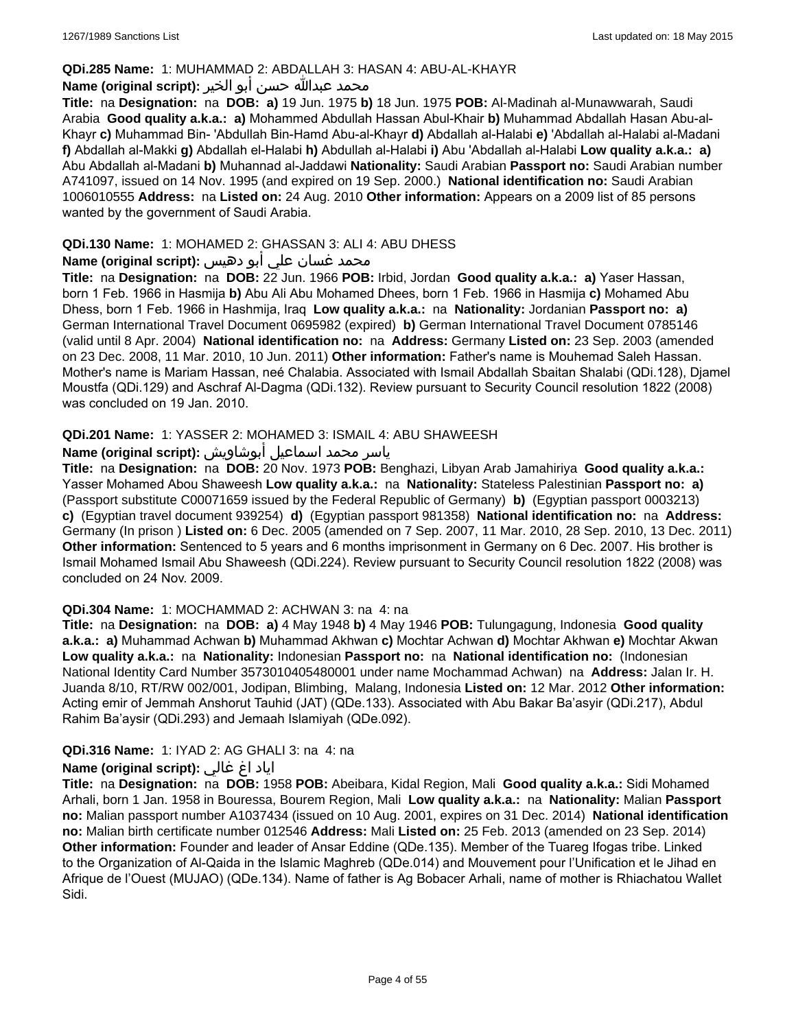**QDi.285 Name:** 1: MUHAMMAD 2: ABDALLAH 3: HASAN 4: ABU-AL-KHAYR

**Name (original script):** محمد عبدالله حسن أبو الخير

**Title:** na **Designation:** na **DOB:** **a)** 19 Jun. 1975 **b)** 18 Jun. 1975 **POB:** Al-Madinah al-Munawwarah, Saudi Arabia **Good quality a.k.a.:** **a)** Mohammed Abdullah Hassan Abul-Khair **b)** Muhammad Abdallah Hasan Abu-al-Khayr **c)** Muhammad Bin- 'Abdullah Bin-Hamd Abu-al-Khayr **d)** Abdallah al-Halabi **e)** 'Abdallah al-Halabi al-Madani **f)** Abdallah al-Makki **g)** Abdallah el-Halabi **h)** Abdullah al-Halabi **i)** Abu 'Abdallah al-Halabi **Low quality a.k.a.:** **a)** Abu Abdallah al-Madani **b)** Muhannad al-Jaddawi **Nationality:** Saudi Arabian **Passport no:** Saudi Arabian number A741097, issued on 14 Nov. 1995 (and expired on 19 Sep. 2000.) **National identification no:** Saudi Arabian 1006010555 **Address:** na **Listed on:** 24 Aug. 2010 **Other information:** Appears on a 2009 list of 85 persons wanted by the government of Saudi Arabia.

**QDi.130 Name:** 1: MOHAMED 2: GHASSAN 3: ALI 4: ABU DHESS

**Name (original script):** محمد غسان علي أبو دهيس

**Title:** na **Designation:** na **DOB:** 22 Jun. 1966 **POB:** Irbid, Jordan **Good quality a.k.a.:** **a)** Yaser Hassan, born 1 Feb. 1966 in Hasmija **b)** Abu Ali Abu Mohamed Dhees, born 1 Feb. 1966 in Hasmija **c)** Mohamed Abu Dhess, born 1 Feb. 1966 in Hashmija, Iraq **Low quality a.k.a.:** na **Nationality:** Jordanian **Passport no:** **a)** German International Travel Document 0695982 (expired) **b)** German International Travel Document 0785146 (valid until 8 Apr. 2004) **National identification no:** na **Address:** Germany **Listed on:** 23 Sep. 2003 (amended on 23 Dec. 2008, 11 Mar. 2010, 10 Jun. 2011) **Other information:** Father's name is Mouhemad Saleh Hassan. Mother's name is Mariam Hassan, neé Chalabia. Associated with Ismail Abdallah Sbaitan Shalabi (QDi.128), Djamel Moustfa (QDi.129) and Aschraf Al-Dagma (QDi.132). Review pursuant to Security Council resolution 1822 (2008) was concluded on 19 Jan. 2010.

**QDi.201 Name:** 1: YASSER 2: MOHAMED 3: ISMAIL 4: ABU SHAWEESH

**Name (original script):** ياسر محمد اسماعيل أبوشاويش

**Title:** na **Designation:** na **DOB:** 20 Nov. 1973 **POB:** Benghazi, Libyan Arab Jamahiriya **Good quality a.k.a.:** Yasser Mohamed Abou Shaweesh **Low quality a.k.a.:** na **Nationality:** Stateless Palestinian **Passport no:** **a)** (Passport substitute C00071659 issued by the Federal Republic of Germany) **b)** (Egyptian passport 0003213) **c)** (Egyptian travel document 939254) **d)** (Egyptian passport 981358) **National identification no:** na **Address:** Germany (In prison ) **Listed on:** 6 Dec. 2005 (amended on 7 Sep. 2007, 11 Mar. 2010, 28 Sep. 2010, 13 Dec. 2011) **Other information:** Sentenced to 5 years and 6 months imprisonment in Germany on 6 Dec. 2007. His brother is Ismail Mohamed Ismail Abu Shaweesh (QDi.224). Review pursuant to Security Council resolution 1822 (2008) was concluded on 24 Nov. 2009.

**QDi.304 Name:** 1: MOCHAMMAD 2: ACHWAN 3: na 4: na

**Title:** na **Designation:** na **DOB:** **a)** 4 May 1948 **b)** 4 May 1946 **POB:** Tulungagung, Indonesia **Good quality a.k.a.:** **a)** Muhammad Achwan **b)** Muhammad Akhwan **c)** Mochtar Achwan **d)** Mochtar Akhwan **e)** Mochtar Akwan **Low quality a.k.a.:** na **Nationality:** Indonesian **Passport no:** na **National identification no:** (Indonesian National Identity Card Number 3573010405480001 under name Mochammad Achwan) na **Address:** Jalan Ir. H. Juanda 8/10, RT/RW 002/001, Jodipan, Blimbing, Malang, Indonesia **Listed on:** 12 Mar. 2012 **Other information:** Acting emir of Jemmah Anshorut Tauhid (JAT) (QDe.133). Associated with Abu Bakar Ba'asyir (QDi.217), Abdul Rahim Ba'aysir (QDi.293) and Jemaah Islamiyah (QDe.092).

**QDi.316 Name:** 1: IYAD 2: AG GHALI 3: na 4: na

**Name (original script):** اياد اغ غالي

**Title:** na **Designation:** na **DOB:** 1958 **POB:** Abeibara, Kidal Region, Mali **Good quality a.k.a.:** Sidi Mohamed Arhali, born 1 Jan. 1958 in Bouressa, Bourem Region, Mali **Low quality a.k.a.:** na **Nationality:** Malian **Passport no:** Malian passport number A1037434 (issued on 10 Aug. 2001, expires on 31 Dec. 2014) **National identification no:** Malian birth certificate number 012546 **Address:** Mali **Listed on:** 25 Feb. 2013 (amended on 23 Sep. 2014) **Other information:** Founder and leader of Ansar Eddine (QDe.135). Member of the Tuareg Ifogas tribe. Linked to the Organization of Al-Qaida in the Islamic Maghreb (QDe.014) and Mouvement pour l'Unification et le Jihad en Afrique de l'Ouest (MUJAO) (QDe.134). Name of father is Ag Bobacer Arhali, name of mother is Rhiachatou Wallet Sidi.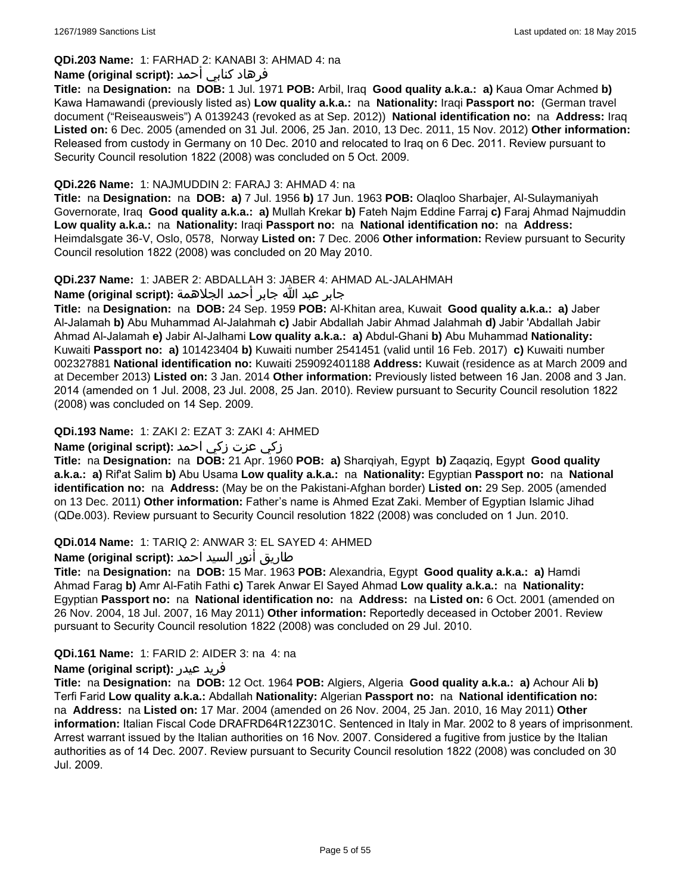**QDi.203 Name:** 1: FARHAD 2: KANABI 3: AHMAD 4: na

**Name (original script):** فرهاد كنابي أحمد

**Title:** na **Designation:** na **DOB:** 1 Jul. 1971 **POB:** Arbil, Iraq **Good quality a.k.a.:** **a)** Kaua Omar Achmed **b)** Kawa Hamawandi (previously listed as) **Low quality a.k.a.:** na **Nationality:** Iraqi **Passport no:** (German travel document ("Reiseausweis") A 0139243 (revoked as at Sep. 2012)) **National identification no:** na **Address:** Iraq **Listed on:** 6 Dec. 2005 (amended on 31 Jul. 2006, 25 Jan. 2010, 13 Dec. 2011, 15 Nov. 2012) **Other information:** Released from custody in Germany on 10 Dec. 2010 and relocated to Iraq on 6 Dec. 2011. Review pursuant to Security Council resolution 1822 (2008) was concluded on 5 Oct. 2009.

**QDi.226 Name:** 1: NAJMUDDIN 2: FARAJ 3: AHMAD 4: na

**Title:** na **Designation:** na **DOB:** **a)** 7 Jul. 1956 **b)** 17 Jun. 1963 **POB:** Olaqloo Sharbajer, Al-Sulaymaniyah Governorate, Iraq **Good quality a.k.a.:** **a)** Mullah Krekar **b)** Fateh Najm Eddine Farraj **c)** Faraj Ahmad Najmuddin **Low quality a.k.a.:** na **Nationality:** Iraqi **Passport no:** na **National identification no:** na **Address:** Heimdalsgate 36-V, Oslo, 0578, Norway **Listed on:** 7 Dec. 2006 **Other information:** Review pursuant to Security Council resolution 1822 (2008) was concluded on 20 May 2010.

**QDi.237 Name:** 1: JABER 2: ABDALLAH 3: JABER 4: AHMAD AL-JALAHMAH

**Name (original script):** جابر عبد الله جابر أحمد الجلاهمة

**Title:** na **Designation:** na **DOB:** 24 Sep. 1959 **POB:** Al-Khitan area, Kuwait **Good quality a.k.a.:** **a)** Jaber Al-Jalamah **b)** Abu Muhammad Al-Jalahmah **c)** Jabir Abdallah Jabir Ahmad Jalahmah **d)** Jabir 'Abdallah Jabir Ahmad Al-Jalamah **e)** Jabir Al-Jalhami **Low quality a.k.a.:** **a)** Abdul-Ghani **b)** Abu Muhammad **Nationality:** Kuwaiti **Passport no:** **a)** 101423404 **b)** Kuwaiti number 2541451 (valid until 16 Feb. 2017) **c)** Kuwaiti number 002327881 **National identification no:** Kuwaiti 259092401188 **Address:** Kuwait (residence as at March 2009 and at December 2013) **Listed on:** 3 Jan. 2014 **Other information:** Previously listed between 16 Jan. 2008 and 3 Jan. 2014 (amended on 1 Jul. 2008, 23 Jul. 2008, 25 Jan. 2010). Review pursuant to Security Council resolution 1822 (2008) was concluded on 14 Sep. 2009.

**QDi.193 Name:** 1: ZAKI 2: EZAT 3: ZAKI 4: AHMED

**Name (original script):** زكي عزت زكي احمد

**Title:** na **Designation:** na **DOB:** 21 Apr. 1960 **POB:** **a)** Sharqiyah, Egypt **b)** Zaqaziq, Egypt **Good quality a.k.a.:** **a)** Rif'at Salim **b)** Abu Usama **Low quality a.k.a.:** na **Nationality:** Egyptian **Passport no:** na **National identification no:** na **Address:** (May be on the Pakistani-Afghan border) **Listed on:** 29 Sep. 2005 (amended on 13 Dec. 2011) **Other information:** Father's name is Ahmed Ezat Zaki. Member of Egyptian Islamic Jihad (QDe.003). Review pursuant to Security Council resolution 1822 (2008) was concluded on 1 Jun. 2010.

**QDi.014 Name:** 1: TARIQ 2: ANWAR 3: EL SAYED 4: AHMED

**Name (original script):** طاريق أنور السيد احمد

**Title:** na **Designation:** na **DOB:** 15 Mar. 1963 **POB:** Alexandria, Egypt **Good quality a.k.a.:** **a)** Hamdi Ahmad Farag **b)** Amr Al-Fatih Fathi **c)** Tarek Anwar El Sayed Ahmad **Low quality a.k.a.:** na **Nationality:** Egyptian **Passport no:** na **National identification no:** na **Address:** na **Listed on:** 6 Oct. 2001 (amended on 26 Nov. 2004, 18 Jul. 2007, 16 May 2011) **Other information:** Reportedly deceased in October 2001. Review pursuant to Security Council resolution 1822 (2008) was concluded on 29 Jul. 2010.

**QDi.161 Name:** 1: FARID 2: AIDER 3: na 4: na

**Name (original script):** فريد عيدر

**Title:** na **Designation:** na **DOB:** 12 Oct. 1964 **POB:** Algiers, Algeria **Good quality a.k.a.:** **a)** Achour Ali **b)** Terfi Farid **Low quality a.k.a.:** Abdallah **Nationality:** Algerian **Passport no:** na **National identification no:** na **Address:** na **Listed on:** 17 Mar. 2004 (amended on 26 Nov. 2004, 25 Jan. 2010, 16 May 2011) **Other information:** Italian Fiscal Code DRAFRD64R12Z301C. Sentenced in Italy in Mar. 2002 to 8 years of imprisonment. Arrest warrant issued by the Italian authorities on 16 Nov. 2007. Considered a fugitive from justice by the Italian authorities as of 14 Dec. 2007. Review pursuant to Security Council resolution 1822 (2008) was concluded on 30 Jul. 2009.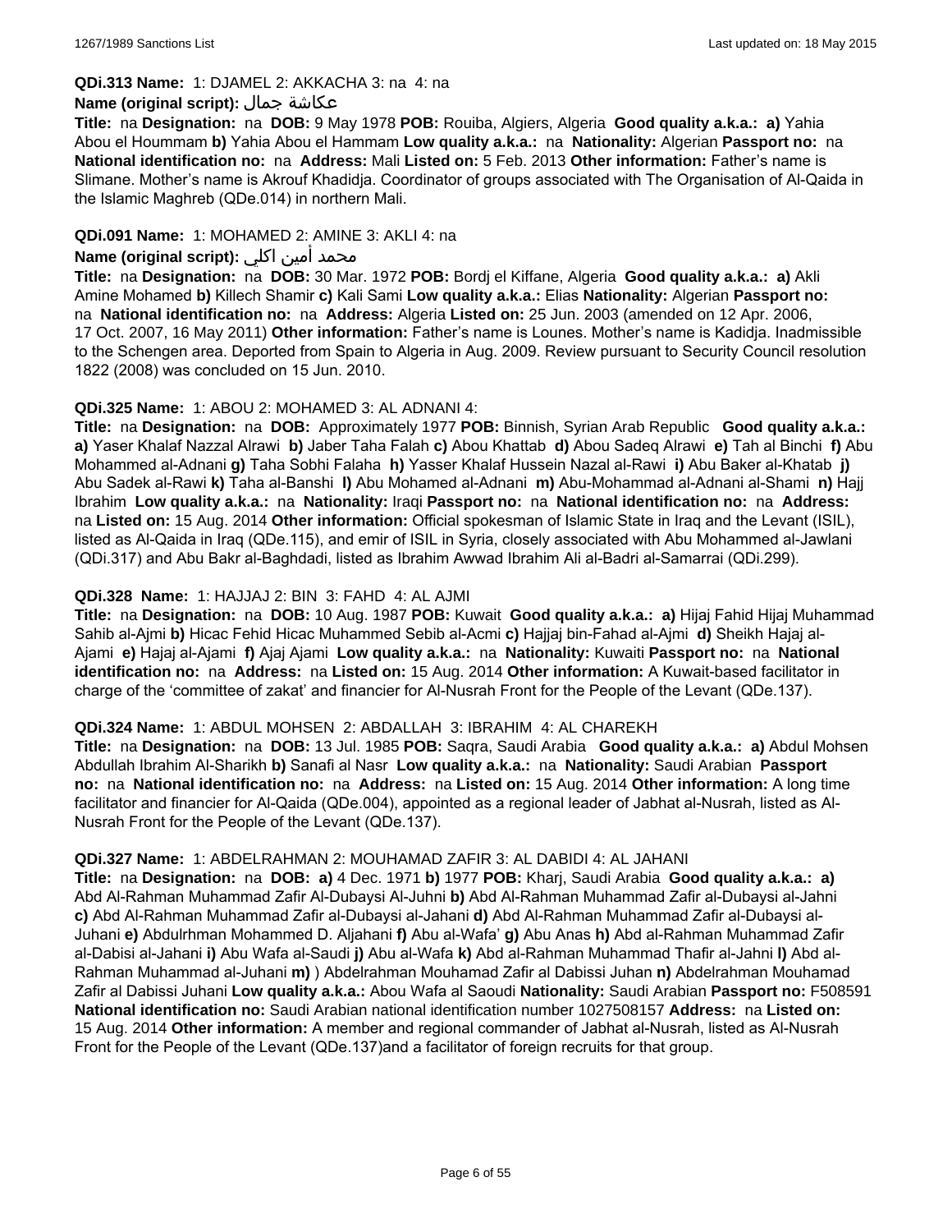**QDi.313 Name:** 1: DJAMEL 2: AKKACHA 3: na 4: na

**Name (original script):** عكاشة جمال

**Title:** na **Designation:** na **DOB:** 9 May 1978 **POB:** Rouiba, Algiers, Algeria **Good quality a.k.a.: a)** Yahia Abou el Hoummam **b)** Yahia Abou el Hammam **Low quality a.k.a.:** na **Nationality:** Algerian **Passport no:** na **National identification no:** na **Address:** Mali **Listed on:** 5 Feb. 2013 **Other information:** Father's name is Slimane. Mother's name is Akrouf Khadidja. Coordinator of groups associated with The Organisation of Al-Qaida in the Islamic Maghreb (QDe.014) in northern Mali.

**QDi.091 Name:** 1: MOHAMED 2: AMINE 3: AKLI 4: na

**Name (original script):** محمد أمين اكلي

**Title:** na **Designation:** na **DOB:** 30 Mar. 1972 **POB:** Bordj el Kiffane, Algeria **Good quality a.k.a.: a)** Akli Amine Mohamed **b)** Killech Shamir **c)** Kali Sami **Low quality a.k.a.:** Elias **Nationality:** Algerian **Passport no:** na **National identification no:** na **Address:** Algeria **Listed on:** 25 Jun. 2003 (amended on 12 Apr. 2006, 17 Oct. 2007, 16 May 2011) **Other information:** Father's name is Lounes. Mother's name is Kadidja. Inadmissible to the Schengen area. Deported from Spain to Algeria in Aug. 2009. Review pursuant to Security Council resolution 1822 (2008) was concluded on 15 Jun. 2010.

**QDi.325 Name:** 1: ABOU 2: MOHAMED 3: AL ADNANI 4:

**Title:** na **Designation:** na **DOB:** Approximately 1977 **POB:** Binnish, Syrian Arab Republic **Good quality a.k.a.: a)** Yaser Khalaf Nazzal Alrawi **b)** Jaber Taha Falah **c)** Abou Khattab **d)** Abou Sadeq Alrawi **e)** Tah al Binchi **f)** Abu Mohammed al-Adnani **g)** Taha Sobhi Falaha **h)** Yasser Khalaf Hussein Nazal al-Rawi **i)** Abu Baker al-Khatab **j)** Abu Sadek al-Rawi **k)** Taha al-Banshi **l)** Abu Mohamed al-Adnani **m)** Abu-Mohammad al-Adnani al-Shami **n)** Hajj Ibrahim **Low quality a.k.a.:** na **Nationality:** Iraqi **Passport no:** na **National identification no:** na **Address:** na **Listed on:** 15 Aug. 2014 **Other information:** Official spokesman of Islamic State in Iraq and the Levant (ISIL), listed as Al-Qaida in Iraq (QDe.115), and emir of ISIL in Syria, closely associated with Abu Mohammed al-Jawlani (QDi.317) and Abu Bakr al-Baghdadi, listed as Ibrahim Awwad Ibrahim Ali al-Badri al-Samarrai (QDi.299).

**QDi.328 Name:** 1: HAJJAJ 2: BIN 3: FAHD 4: AL AJMI

**Title:** na **Designation:** na **DOB:** 10 Aug. 1987 **POB:** Kuwait **Good quality a.k.a.: a)** Hijaj Fahid Hijaj Muhammad Sahib al-Ajmi **b)** Hicac Fehid Hicac Muhammed Sebib al-Acmi **c)** Hajjaj bin-Fahad al-Ajmi **d)** Sheikh Hajaj al-Ajami **e)** Hajaj al-Ajami **f)** Ajaj Ajami **Low quality a.k.a.:** na **Nationality:** Kuwaiti **Passport no:** na **National identification no:** na **Address:** na **Listed on:** 15 Aug. 2014 **Other information:** A Kuwait-based facilitator in charge of the 'committee of zakat' and financier for Al-Nusrah Front for the People of the Levant (QDe.137).

**QDi.324 Name:** 1: ABDUL MOHSEN 2: ABDALLAH 3: IBRAHIM 4: AL CHAREKH

**Title:** na **Designation:** na **DOB:** 13 Jul. 1985 **POB:** Saqra, Saudi Arabia **Good quality a.k.a.: a)** Abdul Mohsen Abdullah Ibrahim Al-Sharikh **b)** Sanafi al Nasr **Low quality a.k.a.:** na **Nationality:** Saudi Arabian **Passport no:** na **National identification no:** na **Address:** na **Listed on:** 15 Aug. 2014 **Other information:** A long time facilitator and financier for Al-Qaida (QDe.004), appointed as a regional leader of Jabhat al-Nusrah, listed as Al-Nusrah Front for the People of the Levant (QDe.137).

**QDi.327 Name:** 1: ABDELRAHMAN 2: MOUHAMAD ZAFIR 3: AL DABIDI 4: AL JAHANI

**Title:** na **Designation:** na **DOB: a)** 4 Dec. 1971 **b)** 1977 **POB:** Kharj, Saudi Arabia **Good quality a.k.a.: a)** Abd Al-Rahman Muhammad Zafir Al-Dubaysi Al-Juhni **b)** Abd Al-Rahman Muhammad Zafir al-Dubaysi al-Jahni **c)** Abd Al-Rahman Muhammad Zafir al-Dubaysi al-Jahani **d)** Abd Al-Rahman Muhammad Zafir al-Dubaysi al-Juhani **e)** Abdulrhman Mohammed D. Aljahani **f)** Abu al-Wafa' **g)** Abu Anas **h)** Abd al-Rahman Muhammad Zafir al-Dabisi al-Jahani **i)** Abu Wafa al-Saudi **j)** Abu al-Wafa **k)** Abd al-Rahman Muhammad Thafir al-Jahni **l)** Abd al-Rahman Muhammad al-Juhani **m)** ) Abdelrahman Mouhamad Zafir al Dabissi Juhan **n)** Abdelrahman Mouhamad Zafir al Dabissi Juhani **Low quality a.k.a.:** Abou Wafa al Saoudi **Nationality:** Saudi Arabian **Passport no:** F508591 **National identification no:** Saudi Arabian national identification number 1027508157 **Address:** na **Listed on:** 15 Aug. 2014 **Other information:** A member and regional commander of Jabhat al-Nusrah, listed as Al-Nusrah Front for the People of the Levant (QDe.137)and a facilitator of foreign recruits for that group.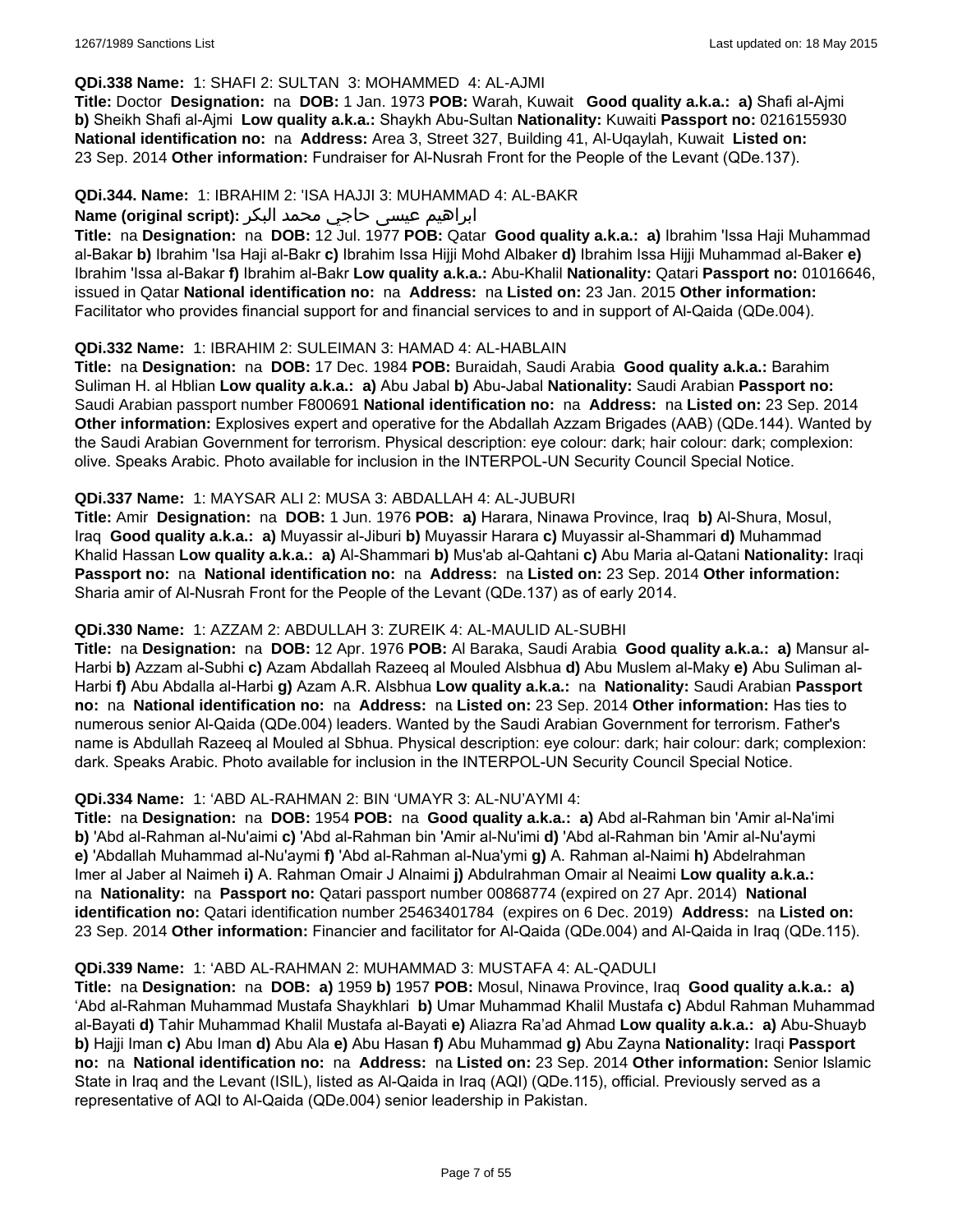**QDi.338 Name:** 1: SHAFI 2: SULTAN 3: MOHAMMED 4: AL-AJMI

**Title:** Doctor **Designation:** na **DOB:** 1 Jan. 1973 **POB:** Warah, Kuwait **Good quality a.k.a.:** **a)** Shafi al-Ajmi **b)** Sheikh Shafi al-Ajmi **Low quality a.k.a.:** Shaykh Abu-Sultan **Nationality:** Kuwaiti **Passport no:** 0216155930 **National identification no:** na **Address:** Area 3, Street 327, Building 41, Al-Uqaylah, Kuwait **Listed on:** 23 Sep. 2014 **Other information:** Fundraiser for Al-Nusrah Front for the People of the Levant (QDe.137).

**QDi.344. Name:** 1: IBRAHIM 2: 'ISA HAJJI 3: MUHAMMAD 4: AL-BAKR

**Name (original script):** ابراهيم عيسى حاجي محمد البكر

**Title:** na **Designation:** na **DOB:** 12 Jul. 1977 **POB:** Qatar **Good quality a.k.a.:** **a)** Ibrahim 'Issa Haji Muhammad al-Bakar **b)** Ibrahim 'Isa Haji al-Bakr **c)** Ibrahim Issa Hijji Mohd Albaker **d)** Ibrahim Issa Hijji Muhammad al-Baker **e)** Ibrahim 'Issa al-Bakar **f)** Ibrahim al-Bakr **Low quality a.k.a.:** Abu-Khalil **Nationality:** Qatari **Passport no:** 01016646, issued in Qatar **National identification no:** na **Address:** na **Listed on:** 23 Jan. 2015 **Other information:** Facilitator who provides financial support for and financial services to and in support of Al-Qaida (QDe.004).

**QDi.332 Name:** 1: IBRAHIM 2: SULEIMAN 3: HAMAD 4: AL-HABLAIN

**Title:** na **Designation:** na **DOB:** 17 Dec. 1984 **POB:** Buraidah, Saudi Arabia **Good quality a.k.a.:** Barahim Suliman H. al Hblian **Low quality a.k.a.:** **a)** Abu Jabal **b)** Abu-Jabal **Nationality:** Saudi Arabian **Passport no:** Saudi Arabian passport number F800691 **National identification no:** na **Address:** na **Listed on:** 23 Sep. 2014 **Other information:** Explosives expert and operative for the Abdallah Azzam Brigades (AAB) (QDe.144). Wanted by the Saudi Arabian Government for terrorism. Physical description: eye colour: dark; hair colour: dark; complexion: olive. Speaks Arabic. Photo available for inclusion in the INTERPOL-UN Security Council Special Notice.

**QDi.337 Name:** 1: MAYSAR ALI 2: MUSA 3: ABDALLAH 4: AL-JUBURI

**Title:** Amir **Designation:** na **DOB:** 1 Jun. 1976 **POB:** **a)** Harara, Ninawa Province, Iraq **b)** Al-Shura, Mosul, Iraq **Good quality a.k.a.:** **a)** Muyassir al-Jiburi **b)** Muyassir Harara **c)** Muyassir al-Shammari **d)** Muhammad Khalid Hassan **Low quality a.k.a.:** **a)** Al-Shammari **b)** Mus'ab al-Qahtani **c)** Abu Maria al-Qatani **Nationality:** Iraqi **Passport no:** na **National identification no:** na **Address:** na **Listed on:** 23 Sep. 2014 **Other information:** Sharia amir of Al-Nusrah Front for the People of the Levant (QDe.137) as of early 2014.

**QDi.330 Name:** 1: AZZAM 2: ABDULLAH 3: ZUREIK 4: AL-MAULID AL-SUBHI

**Title:** na **Designation:** na **DOB:** 12 Apr. 1976 **POB:** Al Baraka, Saudi Arabia **Good quality a.k.a.:** **a)** Mansur al-Harbi **b)** Azzam al-Subhi **c)** Azam Abdallah Razeeq al Mouled Alsbhua **d)** Abu Muslem al-Maky **e)** Abu Suliman al-Harbi **f)** Abu Abdalla al-Harbi **g)** Azam A.R. Alsbhua **Low quality a.k.a.:** na **Nationality:** Saudi Arabian **Passport no:** na **National identification no:** na **Address:** na **Listed on:** 23 Sep. 2014 **Other information:** Has ties to numerous senior Al-Qaida (QDe.004) leaders. Wanted by the Saudi Arabian Government for terrorism. Father's name is Abdullah Razeeq al Mouled al Sbhua. Physical description: eye colour: dark; hair colour: dark; complexion: dark. Speaks Arabic. Photo available for inclusion in the INTERPOL-UN Security Council Special Notice.

**QDi.334 Name:** 1: 'ABD AL-RAHMAN 2: BIN 'UMAYR 3: AL-NU'AYMI 4:

**Title:** na **Designation:** na **DOB:** 1954 **POB:** na **Good quality a.k.a.:** **a)** Abd al-Rahman bin 'Amir al-Na'imi **b)** 'Abd al-Rahman al-Nu'aimi **c)** 'Abd al-Rahman bin 'Amir al-Nu'imi **d)** 'Abd al-Rahman bin 'Amir al-Nu'aymi **e)** 'Abdallah Muhammad al-Nu'aymi **f)** 'Abd al-Rahman al-Nua'ymi **g)** A. Rahman al-Naimi **h)** Abdelrahman Imer al Jaber al Naimeh **i)** A. Rahman Omair J Alnaimi **j)** Abdulrahman Omair al Neaimi **Low quality a.k.a.:** na **Nationality:** na **Passport no:** Qatari passport number 00868774 (expired on 27 Apr. 2014) **National identification no:** Qatari identification number 25463401784 (expires on 6 Dec. 2019) **Address:** na **Listed on:** 23 Sep. 2014 **Other information:** Financier and facilitator for Al-Qaida (QDe.004) and Al-Qaida in Iraq (QDe.115).

**QDi.339 Name:** 1: 'ABD AL-RAHMAN 2: MUHAMMAD 3: MUSTAFA 4: AL-QADULI

**Title:** na **Designation:** na **DOB:** **a)** 1959 **b)** 1957 **POB:** Mosul, Ninawa Province, Iraq **Good quality a.k.a.:** **a)** 'Abd al-Rahman Muhammad Mustafa Shaykhlari **b)** Umar Muhammad Khalil Mustafa **c)** Abdul Rahman Muhammad al-Bayati **d)** Tahir Muhammad Khalil Mustafa al-Bayati **e)** Aliazra Ra'ad Ahmad **Low quality a.k.a.:** **a)** Abu-Shuayb **b)** Hajji Iman **c)** Abu Iman **d)** Abu Ala **e)** Abu Hasan **f)** Abu Muhammad **g)** Abu Zayna **Nationality:** Iraqi **Passport no:** na **National identification no:** na **Address:** na **Listed on:** 23 Sep. 2014 **Other information:** Senior Islamic State in Iraq and the Levant (ISIL), listed as Al-Qaida in Iraq (AQI) (QDe.115), official. Previously served as a representative of AQI to Al-Qaida (QDe.004) senior leadership in Pakistan.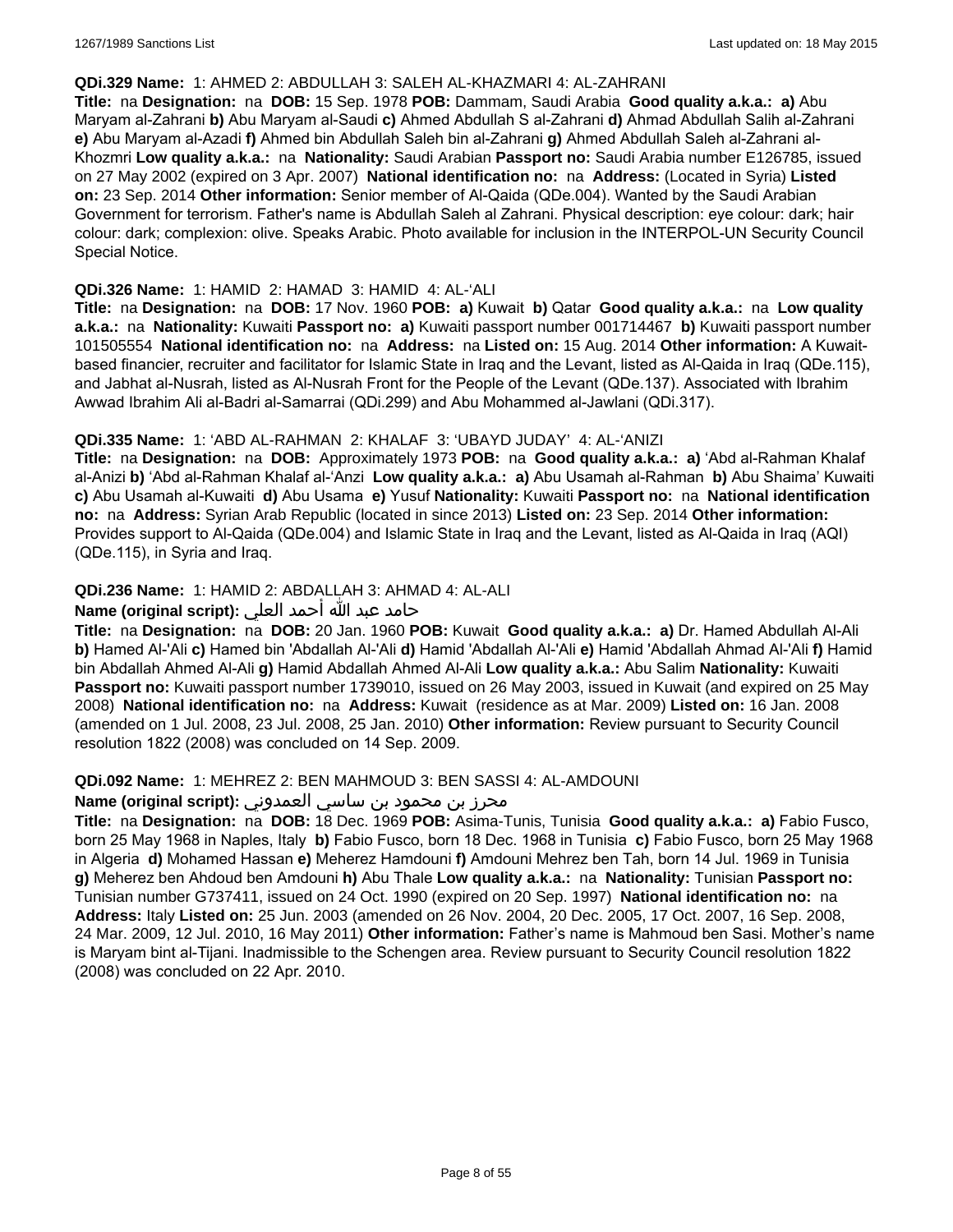**QDi.329 Name:** 1: AHMED 2: ABDULLAH 3: SALEH AL-KHAZMARI 4: AL-ZAHRANI

**Title:** na **Designation:** na **DOB:** 15 Sep. 1978 **POB:** Dammam, Saudi Arabia **Good quality a.k.a.:** **a)** Abu Maryam al-Zahrani **b)** Abu Maryam al-Saudi **c)** Ahmed Abdullah S al-Zahrani **d)** Ahmad Abdullah Salih al-Zahrani **e)** Abu Maryam al-Azadi **f)** Ahmed bin Abdullah Saleh bin al-Zahrani **g)** Ahmed Abdullah Saleh al-Zahrani al-Khozmri **Low quality a.k.a.:** na **Nationality:** Saudi Arabian **Passport no:** Saudi Arabia number E126785, issued on 27 May 2002 (expired on 3 Apr. 2007) **National identification no:** na **Address:** (Located in Syria) **Listed on:** 23 Sep. 2014 **Other information:** Senior member of Al-Qaida (QDe.004). Wanted by the Saudi Arabian Government for terrorism. Father's name is Abdullah Saleh al Zahrani. Physical description: eye colour: dark; hair colour: dark; complexion: olive. Speaks Arabic. Photo available for inclusion in the INTERPOL-UN Security Council Special Notice.

**QDi.326 Name:** 1: HAMID 2: HAMAD 3: HAMID 4: AL-'ALI

**Title:** na **Designation:** na **DOB:** 17 Nov. 1960 **POB:** **a)** Kuwait **b)** Qatar **Good quality a.k.a.:** na **Low quality a.k.a.:** na **Nationality:** Kuwaiti **Passport no:** **a)** Kuwaiti passport number 001714467 **b)** Kuwaiti passport number 101505554 **National identification no:** na **Address:** na **Listed on:** 15 Aug. 2014 **Other information:** A Kuwait-based financier, recruiter and facilitator for Islamic State in Iraq and the Levant, listed as Al-Qaida in Iraq (QDe.115), and Jabhat al-Nusrah, listed as Al-Nusrah Front for the People of the Levant (QDe.137). Associated with Ibrahim Awwad Ibrahim Ali al-Badri al-Samarrai (QDi.299) and Abu Mohammed al-Jawlani (QDi.317).

**QDi.335 Name:** 1: 'ABD AL-RAHMAN 2: KHALAF 3: 'UBAYD JUDAY' 4: AL-'ANIZI

**Title:** na **Designation:** na **DOB:** Approximately 1973 **POB:** na **Good quality a.k.a.:** **a)** 'Abd al-Rahman Khalaf al-Anizi **b)** 'Abd al-Rahman Khalaf al-'Anzi **Low quality a.k.a.:** **a)** Abu Usamah al-Rahman **b)** Abu Shaima' Kuwaiti **c)** Abu Usamah al-Kuwaiti **d)** Abu Usama **e)** Yusuf **Nationality:** Kuwaiti **Passport no:** na **National identification no:** na **Address:** Syrian Arab Republic (located in since 2013) **Listed on:** 23 Sep. 2014 **Other information:** Provides support to Al-Qaida (QDe.004) and Islamic State in Iraq and the Levant, listed as Al-Qaida in Iraq (AQI) (QDe.115), in Syria and Iraq.

**QDi.236 Name:** 1: HAMID 2: ABDALLAH 3: AHMAD 4: AL-ALI

**Name (original script):** حامد عبد الله أحمد العلي

**Title:** na **Designation:** na **DOB:** 20 Jan. 1960 **POB:** Kuwait **Good quality a.k.a.:** **a)** Dr. Hamed Abdullah Al-Ali **b)** Hamed Al-'Ali **c)** Hamed bin 'Abdallah Al-'Ali **d)** Hamid 'Abdallah Al-'Ali **e)** Hamid 'Abdallah Ahmad Al-'Ali **f)** Hamid bin Abdallah Ahmed Al-Ali **g)** Hamid Abdallah Ahmed Al-Ali **Low quality a.k.a.:** Abu Salim **Nationality:** Kuwaiti **Passport no:** Kuwaiti passport number 1739010, issued on 26 May 2003, issued in Kuwait (and expired on 25 May 2008) **National identification no:** na **Address:** Kuwait (residence as at Mar. 2009) **Listed on:** 16 Jan. 2008 (amended on 1 Jul. 2008, 23 Jul. 2008, 25 Jan. 2010) **Other information:** Review pursuant to Security Council resolution 1822 (2008) was concluded on 14 Sep. 2009.

**QDi.092 Name:** 1: MEHREZ 2: BEN MAHMOUD 3: BEN SASSI 4: AL-AMDOUNI

**Name (original script):** محرز بن محمود بن ساسي العمدوني

**Title:** na **Designation:** na **DOB:** 18 Dec. 1969 **POB:** Asima-Tunis, Tunisia **Good quality a.k.a.:** **a)** Fabio Fusco, born 25 May 1968 in Naples, Italy **b)** Fabio Fusco, born 18 Dec. 1968 in Tunisia **c)** Fabio Fusco, born 25 May 1968 in Algeria **d)** Mohamed Hassan **e)** Meherez Hamdouni **f)** Amdouni Mehrez ben Tah, born 14 Jul. 1969 in Tunisia **g)** Meherez ben Ahdoud ben Amdouni **h)** Abu Thale **Low quality a.k.a.:** na **Nationality:** Tunisian **Passport no:** Tunisian number G737411, issued on 24 Oct. 1990 (expired on 20 Sep. 1997) **National identification no:** na **Address:** Italy **Listed on:** 25 Jun. 2003 (amended on 26 Nov. 2004, 20 Dec. 2005, 17 Oct. 2007, 16 Sep. 2008, 24 Mar. 2009, 12 Jul. 2010, 16 May 2011) **Other information:** Father's name is Mahmoud ben Sasi. Mother's name is Maryam bint al-Tijani. Inadmissible to the Schengen area. Review pursuant to Security Council resolution 1822 (2008) was concluded on 22 Apr. 2010.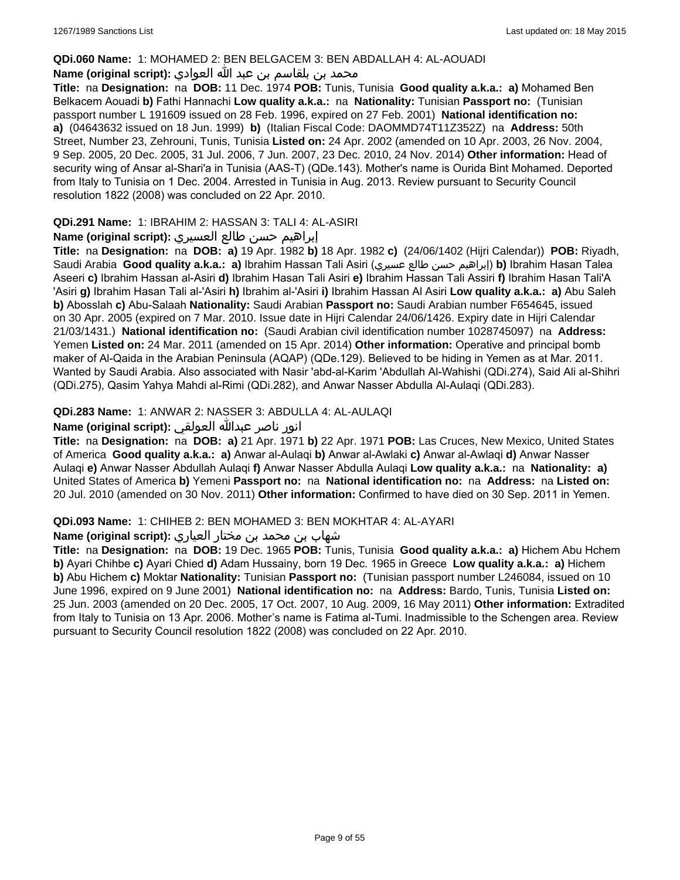**QDi.060 Name:** 1: MOHAMED 2: BEN BELGACEM 3: BEN ABDALLAH 4: AL-AOUADI

**Name (original script):** محمد بن بلقاسم بن عبد الله العوادي

**Title:** na **Designation:** na **DOB:** 11 Dec. 1974 **POB:** Tunis, Tunisia **Good quality a.k.a.: a)** Mohamed Ben Belkacem Aouadi **b)** Fathi Hannachi **Low quality a.k.a.:** na **Nationality:** Tunisian **Passport no:** (Tunisian passport number L 191609 issued on 28 Feb. 1996, expired on 27 Feb. 2001) **National identification no: a)** (04643632 issued on 18 Jun. 1999) **b)** (Italian Fiscal Code: DAOMMD74T11Z352Z) na **Address:** 50th Street, Number 23, Zehrouni, Tunis, Tunisia **Listed on:** 24 Apr. 2002 (amended on 10 Apr. 2003, 26 Nov. 2004, 9 Sep. 2005, 20 Dec. 2005, 31 Jul. 2006, 7 Jun. 2007, 23 Dec. 2010, 24 Nov. 2014) **Other information:** Head of security wing of Ansar al-Shari'a in Tunisia (AAS-T) (QDe.143). Mother's name is Ourida Bint Mohamed. Deported from Italy to Tunisia on 1 Dec. 2004. Arrested in Tunisia in Aug. 2013. Review pursuant to Security Council resolution 1822 (2008) was concluded on 22 Apr. 2010.

**QDi.291 Name:** 1: IBRAHIM 2: HASSAN 3: TALI 4: AL-ASIRI

**Name (original script):** إبراهيم حسن طالع العسيري

**Title:** na **Designation:** na **DOB: a)** 19 Apr. 1982 **b)** 18 Apr. 1982 **c)** (24/06/1402 (Hijri Calendar)) **POB:** Riyadh, Saudi Arabia **Good quality a.k.a.: a)** Ibrahim Hassan Tali Asiri (إبراهيم حسن طالع عسيري) **b)** Ibrahim Hasan Talea Aseeri **c)** Ibrahim Hassan al-Asiri **d)** Ibrahim Hasan Tali Asiri **e)** Ibrahim Hassan Tali Assiri **f)** Ibrahim Hasan Tali'A 'Asiri **g)** Ibrahim Hasan Tali al-'Asiri **h)** Ibrahim al-'Asiri **i)** Ibrahim Hassan Al Asiri **Low quality a.k.a.: a)** Abu Saleh **b)** Abosslah **c)** Abu-Salaah **Nationality:** Saudi Arabian **Passport no:** Saudi Arabian number F654645, issued on 30 Apr. 2005 (expired on 7 Mar. 2010. Issue date in Hijri Calendar 24/06/1426. Expiry date in Hijri Calendar 21/03/1431.) **National identification no:** (Saudi Arabian civil identification number 1028745097) na **Address:** Yemen **Listed on:** 24 Mar. 2011 (amended on 15 Apr. 2014) **Other information:** Operative and principal bomb maker of Al-Qaida in the Arabian Peninsula (AQAP) (QDe.129). Believed to be hiding in Yemen as at Mar. 2011. Wanted by Saudi Arabia. Also associated with Nasir 'abd-al-Karim 'Abdullah Al-Wahishi (QDi.274), Said Ali al-Shihri (QDi.275), Qasim Yahya Mahdi al-Rimi (QDi.282), and Anwar Nasser Abdulla Al-Aulaqi (QDi.283).

**QDi.283 Name:** 1: ANWAR 2: NASSER 3: ABDULLA 4: AL-AULAQI

**Name (original script):** انور ناصر عبدالله العولقي

**Title:** na **Designation:** na **DOB: a)** 21 Apr. 1971 **b)** 22 Apr. 1971 **POB:** Las Cruces, New Mexico, United States of America **Good quality a.k.a.: a)** Anwar al-Aulaqi **b)** Anwar al-Awlaki **c)** Anwar al-Awlaqi **d)** Anwar Nasser Aulaqi **e)** Anwar Nasser Abdullah Aulaqi **f)** Anwar Nasser Abdulla Aulaqi **Low quality a.k.a.:** na **Nationality: a)** United States of America **b)** Yemeni **Passport no:** na **National identification no:** na **Address:** na **Listed on:** 20 Jul. 2010 (amended on 30 Nov. 2011) **Other information:** Confirmed to have died on 30 Sep. 2011 in Yemen.

**QDi.093 Name:** 1: CHIHEB 2: BEN MOHAMED 3: BEN MOKHTAR 4: AL-AYARI

**Name (original script):** شهاب بن محمد بن مختار العياري

**Title:** na **Designation:** na **DOB:** 19 Dec. 1965 **POB:** Tunis, Tunisia **Good quality a.k.a.: a)** Hichem Abu Hchem **b)** Ayari Chihbe **c)** Ayari Chied **d)** Adam Hussainy, born 19 Dec. 1965 in Greece **Low quality a.k.a.: a)** Hichem **b)** Abu Hichem **c)** Moktar **Nationality:** Tunisian **Passport no:** (Tunisian passport number L246084, issued on 10 June 1996, expired on 9 June 2001) **National identification no:** na **Address:** Bardo, Tunis, Tunisia **Listed on:** 25 Jun. 2003 (amended on 20 Dec. 2005, 17 Oct. 2007, 10 Aug. 2009, 16 May 2011) **Other information:** Extradited from Italy to Tunisia on 13 Apr. 2006. Mother's name is Fatima al-Tumi. Inadmissible to the Schengen area. Review pursuant to Security Council resolution 1822 (2008) was concluded on 22 Apr. 2010.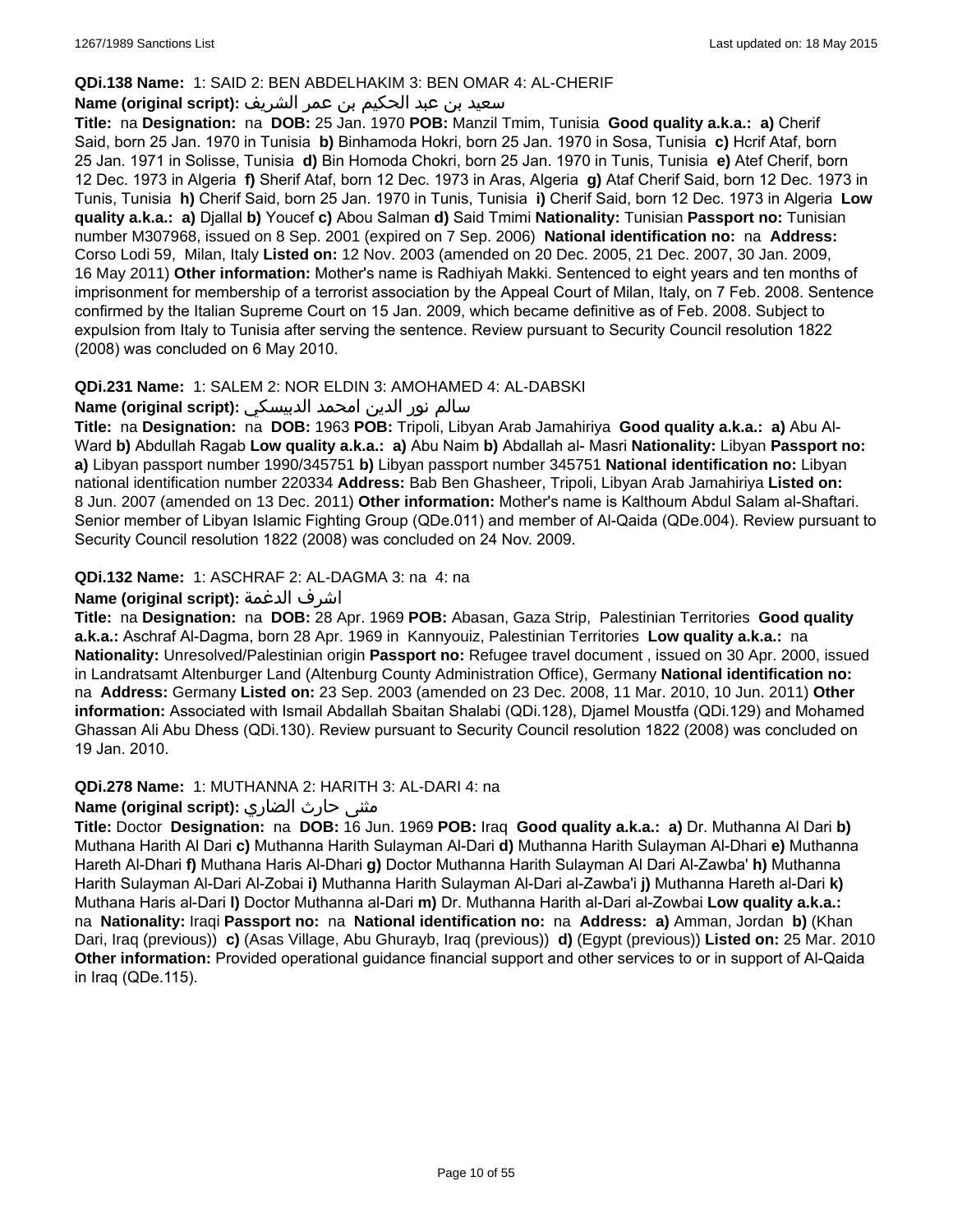**QDi.138 Name:** 1: SAID 2: BEN ABDELHAKIM 3: BEN OMAR 4: AL-CHERIF

**Name (original script):** سعيد بن عبد الحكيم بن عمر الشريف

**Title:** na **Designation:** na **DOB:** 25 Jan. 1970 **POB:** Manzil Tmim, Tunisia **Good quality a.k.a.: a)** Cherif Said, born 25 Jan. 1970 in Tunisia **b)** Binhamoda Hokri, born 25 Jan. 1970 in Sosa, Tunisia **c)** Hcrif Ataf, born 25 Jan. 1971 in Solisse, Tunisia **d)** Bin Homoda Chokri, born 25 Jan. 1970 in Tunis, Tunisia **e)** Atef Cherif, born 12 Dec. 1973 in Algeria **f)** Sherif Ataf, born 12 Dec. 1973 in Aras, Algeria **g)** Ataf Cherif Said, born 12 Dec. 1973 in Tunis, Tunisia **h)** Cherif Said, born 25 Jan. 1970 in Tunis, Tunisia **i)** Cherif Said, born 12 Dec. 1973 in Algeria **Low quality a.k.a.: a)** Djallal **b)** Youcef **c)** Abou Salman **d)** Said Tmimi **Nationality:** Tunisian **Passport no:** Tunisian number M307968, issued on 8 Sep. 2001 (expired on 7 Sep. 2006) **National identification no:** na **Address:** Corso Lodi 59, Milan, Italy **Listed on:** 12 Nov. 2003 (amended on 20 Dec. 2005, 21 Dec. 2007, 30 Jan. 2009, 16 May 2011) **Other information:** Mother's name is Radhiyah Makki. Sentenced to eight years and ten months of imprisonment for membership of a terrorist association by the Appeal Court of Milan, Italy, on 7 Feb. 2008. Sentence confirmed by the Italian Supreme Court on 15 Jan. 2009, which became definitive as of Feb. 2008. Subject to expulsion from Italy to Tunisia after serving the sentence. Review pursuant to Security Council resolution 1822 (2008) was concluded on 6 May 2010.

**QDi.231 Name:** 1: SALEM 2: NOR ELDIN 3: AMOHAMED 4: AL-DABSKI

**Name (original script):** سالم نور الدين امحمد الدبيسكي

**Title:** na **Designation:** na **DOB:** 1963 **POB:** Tripoli, Libyan Arab Jamahiriya **Good quality a.k.a.: a)** Abu Al-Ward **b)** Abdullah Ragab **Low quality a.k.a.: a)** Abu Naim **b)** Abdallah al- Masri **Nationality:** Libyan **Passport no: a)** Libyan passport number 1990/345751 **b)** Libyan passport number 345751 **National identification no:** Libyan national identification number 220334 **Address:** Bab Ben Ghasheer, Tripoli, Libyan Arab Jamahiriya **Listed on:** 8 Jun. 2007 (amended on 13 Dec. 2011) **Other information:** Mother's name is Kalthoum Abdul Salam al-Shaftari. Senior member of Libyan Islamic Fighting Group (QDe.011) and member of Al-Qaida (QDe.004). Review pursuant to Security Council resolution 1822 (2008) was concluded on 24 Nov. 2009.

**QDi.132 Name:** 1: ASCHRAF 2: AL-DAGMA 3: na 4: na

**Name (original script):** اشرف الدغمة

**Title:** na **Designation:** na **DOB:** 28 Apr. 1969 **POB:** Abasan, Gaza Strip, Palestinian Territories **Good quality a.k.a.:** Aschraf Al-Dagma, born 28 Apr. 1969 in Kannyouiz, Palestinian Territories **Low quality a.k.a.:** na **Nationality:** Unresolved/Palestinian origin **Passport no:** Refugee travel document , issued on 30 Apr. 2000, issued in Landratsamt Altenburger Land (Altenburg County Administration Office), Germany **National identification no:** na **Address:** Germany **Listed on:** 23 Sep. 2003 (amended on 23 Dec. 2008, 11 Mar. 2010, 10 Jun. 2011) **Other information:** Associated with Ismail Abdallah Sbaitan Shalabi (QDi.128), Djamel Moustfa (QDi.129) and Mohamed Ghassan Ali Abu Dhess (QDi.130). Review pursuant to Security Council resolution 1822 (2008) was concluded on 19 Jan. 2010.

**QDi.278 Name:** 1: MUTHANNA 2: HARITH 3: AL-DARI 4: na

**Name (original script):** مثنى حارث الضاري

**Title:** Doctor **Designation:** na **DOB:** 16 Jun. 1969 **POB:** Iraq **Good quality a.k.a.: a)** Dr. Muthanna Al Dari **b)** Muthana Harith Al Dari **c)** Muthanna Harith Sulayman Al-Dari **d)** Muthanna Harith Sulayman Al-Dhari **e)** Muthanna Hareth Al-Dhari **f)** Muthana Haris Al-Dhari **g)** Doctor Muthanna Harith Sulayman Al Dari Al-Zawba' **h)** Muthanna Harith Sulayman Al-Dari Al-Zobai **i)** Muthanna Harith Sulayman Al-Dari al-Zawba'i **j)** Muthanna Hareth al-Dari **k)** Muthana Haris al-Dari **l)** Doctor Muthanna al-Dari **m)** Dr. Muthanna Harith al-Dari al-Zowbai **Low quality a.k.a.:** na **Nationality:** Iraqi **Passport no:** na **National identification no:** na **Address: a)** Amman, Jordan **b)** (Khan Dari, Iraq (previous)) **c)** (Asas Village, Abu Ghurayb, Iraq (previous)) **d)** (Egypt (previous)) **Listed on:** 25 Mar. 2010 **Other information:** Provided operational guidance financial support and other services to or in support of Al-Qaida in Iraq (QDe.115).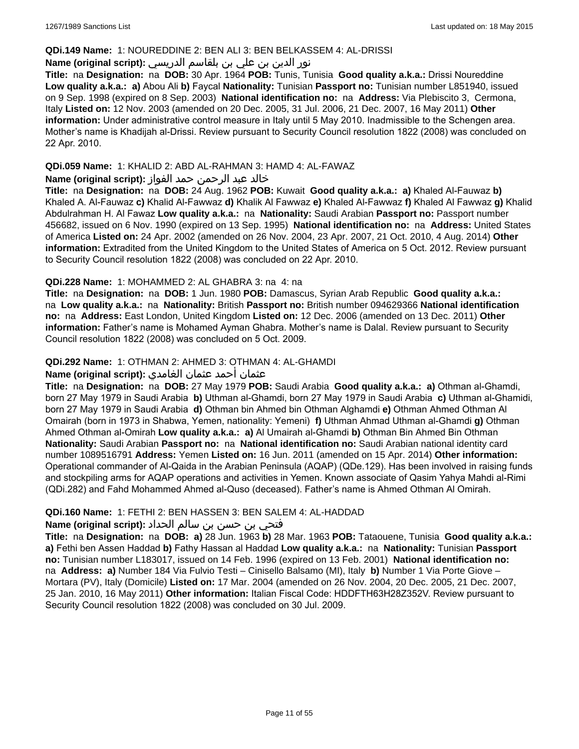**QDi.149 Name:** 1: NOUREDDINE 2: BEN ALI 3: BEN BELKASSEM 4: AL-DRISSI

**Name (original script):** نور الدين بن علي بن بلقاسم الدريسي

**Title:** na **Designation:** na **DOB:** 30 Apr. 1964 **POB:** Tunis, Tunisia **Good quality a.k.a.:** Drissi Noureddine **Low quality a.k.a.:** **a)** Abou Ali **b)** Faycal **Nationality:** Tunisian **Passport no:** Tunisian number L851940, issued on 9 Sep. 1998 (expired on 8 Sep. 2003) **National identification no:** na **Address:** Via Plebiscito 3, Cermona, Italy **Listed on:** 12 Nov. 2003 (amended on 20 Dec. 2005, 31 Jul. 2006, 21 Dec. 2007, 16 May 2011) **Other information:** Under administrative control measure in Italy until 5 May 2010. Inadmissible to the Schengen area. Mother's name is Khadijah al-Drissi. Review pursuant to Security Council resolution 1822 (2008) was concluded on 22 Apr. 2010.

**QDi.059 Name:** 1: KHALID 2: ABD AL-RAHMAN 3: HAMD 4: AL-FAWAZ

**Name (original script):** خالد عبد الرحمن حمد الفواز

**Title:** na **Designation:** na **DOB:** 24 Aug. 1962 **POB:** Kuwait **Good quality a.k.a.:** **a)** Khaled Al-Fauwaz **b)** Khaled A. Al-Fauwaz **c)** Khalid Al-Fawwaz **d)** Khalik Al Fawwaz **e)** Khaled Al-Fawwaz **f)** Khaled Al Fawwaz **g)** Khalid Abdulrahman H. Al Fawaz **Low quality a.k.a.:** na **Nationality:** Saudi Arabian **Passport no:** Passport number 456682, issued on 6 Nov. 1990 (expired on 13 Sep. 1995) **National identification no:** na **Address:** United States of America **Listed on:** 24 Apr. 2002 (amended on 26 Nov. 2004, 23 Apr. 2007, 21 Oct. 2010, 4 Aug. 2014) **Other information:** Extradited from the United Kingdom to the United States of America on 5 Oct. 2012. Review pursuant to Security Council resolution 1822 (2008) was concluded on 22 Apr. 2010.

**QDi.228 Name:** 1: MOHAMMED 2: AL GHABRA 3: na 4: na

**Title:** na **Designation:** na **DOB:** 1 Jun. 1980 **POB:** Damascus, Syrian Arab Republic **Good quality a.k.a.:** na **Low quality a.k.a.:** na **Nationality:** British **Passport no:** British number 094629366 **National identification no:** na **Address:** East London, United Kingdom **Listed on:** 12 Dec. 2006 (amended on 13 Dec. 2011) **Other information:** Father's name is Mohamed Ayman Ghabra. Mother's name is Dalal. Review pursuant to Security Council resolution 1822 (2008) was concluded on 5 Oct. 2009.

**QDi.292 Name:** 1: OTHMAN 2: AHMED 3: OTHMAN 4: AL-GHAMDI

**Name (original script):** عثمان أحمد عثمان الغامدي

**Title:** na **Designation:** na **DOB:** 27 May 1979 **POB:** Saudi Arabia **Good quality a.k.a.:** **a)** Othman al-Ghamdi, born 27 May 1979 in Saudi Arabia **b)** Uthman al-Ghamdi, born 27 May 1979 in Saudi Arabia **c)** Uthman al-Ghamidi, born 27 May 1979 in Saudi Arabia **d)** Othman bin Ahmed bin Othman Alghamdi **e)** Othman Ahmed Othman Al Omairah (born in 1973 in Shabwa, Yemen, nationality: Yemeni) **f)** Uthman Ahmad Uthman al-Ghamdi **g)** Othman Ahmed Othman al-Omirah **Low quality a.k.a.:** **a)** Al Umairah al-Ghamdi **b)** Othman Bin Ahmed Bin Othman **Nationality:** Saudi Arabian **Passport no:** na **National identification no:** Saudi Arabian national identity card number 1089516791 **Address:** Yemen **Listed on:** 16 Jun. 2011 (amended on 15 Apr. 2014) **Other information:** Operational commander of Al-Qaida in the Arabian Peninsula (AQAP) (QDe.129). Has been involved in raising funds and stockpiling arms for AQAP operations and activities in Yemen. Known associate of Qasim Yahya Mahdi al-Rimi (QDi.282) and Fahd Mohammed Ahmed al-Quso (deceased). Father's name is Ahmed Othman Al Omirah.

**QDi.160 Name:** 1: FETHI 2: BEN HASSEN 3: BEN SALEM 4: AL-HADDAD

**Name (original script):** فتحي بن حسن بن سالم الحداد

**Title:** na **Designation:** na **DOB:** **a)** 28 Jun. 1963 **b)** 28 Mar. 1963 **POB:** Tataouene, Tunisia **Good quality a.k.a.:** **a)** Fethi ben Assen Haddad **b)** Fathy Hassan al Haddad **Low quality a.k.a.:** na **Nationality:** Tunisian **Passport no:** Tunisian number L183017, issued on 14 Feb. 1996 (expired on 13 Feb. 2001) **National identification no:** na **Address:** **a)** Number 184 Via Fulvio Testi – Cinisello Balsamo (MI), Italy **b)** Number 1 Via Porte Giove – Mortara (PV), Italy (Domicile) **Listed on:** 17 Mar. 2004 (amended on 26 Nov. 2004, 20 Dec. 2005, 21 Dec. 2007, 25 Jan. 2010, 16 May 2011) **Other information:** Italian Fiscal Code: HDDFTH63H28Z352V. Review pursuant to Security Council resolution 1822 (2008) was concluded on 30 Jul. 2009.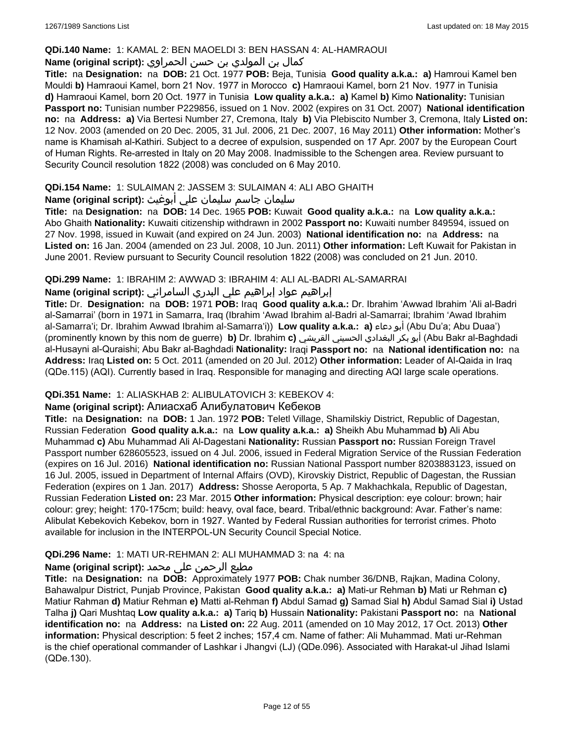**QDi.140 Name:** 1: KAMAL 2: BEN MAOELDI 3: BEN HASSAN 4: AL-HAMRAOUI

**Name (original script):** كمال بن المولدي بن حسن الحمراوي

**Title:** na **Designation:** na **DOB:** 21 Oct. 1977 **POB:** Beja, Tunisia **Good quality a.k.a.:** **a)** Hamroui Kamel ben Mouldi **b)** Hamraoui Kamel, born 21 Nov. 1977 in Morocco **c)** Hamraoui Kamel, born 21 Nov. 1977 in Tunisia **d)** Hamraoui Kamel, born 20 Oct. 1977 in Tunisia **Low quality a.k.a.:** **a)** Kamel **b)** Kimo **Nationality:** Tunisian **Passport no:** Tunisian number P229856, issued on 1 Nov. 2002 (expires on 31 Oct. 2007) **National identification no:** na **Address:** **a)** Via Bertesi Number 27, Cremona, Italy **b)** Via Plebiscito Number 3, Cremona, Italy **Listed on:** 12 Nov. 2003 (amended on 20 Dec. 2005, 31 Jul. 2006, 21 Dec. 2007, 16 May 2011) **Other information:** Mother's name is Khamisah al-Kathiri. Subject to a decree of expulsion, suspended on 17 Apr. 2007 by the European Court of Human Rights. Re-arrested in Italy on 20 May 2008. Inadmissible to the Schengen area. Review pursuant to Security Council resolution 1822 (2008) was concluded on 6 May 2010.

**QDi.154 Name:** 1: SULAIMAN 2: JASSEM 3: SULAIMAN 4: ALI ABO GHAITH

**Name (original script):** سليمان جاسم سليمان علي أبوغيث

**Title:** na **Designation:** na **DOB:** 14 Dec. 1965 **POB:** Kuwait **Good quality a.k.a.:** na **Low quality a.k.a.:** Abo Ghaith **Nationality:** Kuwaiti citizenship withdrawn in 2002 **Passport no:** Kuwaiti number 849594, issued on 27 Nov. 1998, issued in Kuwait (and expired on 24 Jun. 2003) **National identification no:** na **Address:** na **Listed on:** 16 Jan. 2004 (amended on 23 Jul. 2008, 10 Jun. 2011) **Other information:** Left Kuwait for Pakistan in June 2001. Review pursuant to Security Council resolution 1822 (2008) was concluded on 21 Jun. 2010.

**QDi.299 Name:** 1: IBRAHIM 2: AWWAD 3: IBRAHIM 4: ALI AL-BADRI AL-SAMARRAI

**Name (original script):** إبراهيم عواد إبراهيم علي البدري السامرائي

**Title:** Dr. **Designation:** na **DOB:** 1971 **POB:** Iraq **Good quality a.k.a.:** Dr. Ibrahim 'Awwad Ibrahim 'Ali al-Badri al-Samarrai' (born in 1971 in Samarra, Iraq (Ibrahim 'Awad Ibrahim al-Badri al-Samarrai; Ibrahim 'Awad Ibrahim al-Samarra'i; Dr. Ibrahim Awwad Ibrahim al-Samarra'i)) **Low quality a.k.a.:** **a)** أبو دعاء (Abu Du'a; Abu Duaa') (prominently known by this nom de guerre) **b)** Dr. Ibrahim **c)** أبو بكر البغدادي الحسيني القريشي (Abu Bakr al-Baghdadi al-Husayni al-Quraishi; Abu Bakr al-Baghdadi **Nationality:** Iraqi **Passport no:** na **National identification no:** na **Address:** Iraq **Listed on:** 5 Oct. 2011 (amended on 20 Jul. 2012) **Other information:** Leader of Al-Qaida in Iraq (QDe.115) (AQI). Currently based in Iraq. Responsible for managing and directing AQI large scale operations.

**QDi.351 Name:** 1: ALIASKHAB 2: ALIBULATOVICH 3: KEBEKOV 4:

**Name (original script):** Алиасхаб Алибулатович Кебеков

**Title:** na **Designation:** na **DOB:** 1 Jan. 1972 **POB:** Teletl Village, Shamilskiy District, Republic of Dagestan, Russian Federation **Good quality a.k.a.:** na **Low quality a.k.a.:** **a)** Sheikh Abu Muhammad **b)** Ali Abu Muhammad **c)** Abu Muhammad Ali Al-Dagestani **Nationality:** Russian **Passport no:** Russian Foreign Travel Passport number 628605523, issued on 4 Jul. 2006, issued in Federal Migration Service of the Russian Federation (expires on 16 Jul. 2016) **National identification no:** Russian National Passport number 8203883123, issued on 16 Jul. 2005, issued in Department of Internal Affairs (OVD), Kirovskiy District, Republic of Dagestan, the Russian Federation (expires on 1 Jan. 2017) **Address:** Shosse Aeroporta, 5 Ap. 7 Makhachkala, Republic of Dagestan, Russian Federation **Listed on:** 23 Mar. 2015 **Other information:** Physical description: eye colour: brown; hair colour: grey; height: 170-175cm; build: heavy, oval face, beard. Tribal/ethnic background: Avar. Father's name: Alibulat Kebekovich Kebekov, born in 1927. Wanted by Federal Russian authorities for terrorist crimes. Photo available for inclusion in the INTERPOL-UN Security Council Special Notice.

**QDi.296 Name:** 1: MATI UR-REHMAN 2: ALI MUHAMMAD 3: na 4: na

**Name (original script):** مطيع الرحمن على محمد

**Title:** na **Designation:** na **DOB:** Approximately 1977 **POB:** Chak number 36/DNB, Rajkan, Madina Colony, Bahawalpur District, Punjab Province, Pakistan **Good quality a.k.a.:** **a)** Mati-ur Rehman **b)** Mati ur Rehman **c)** Matiur Rahman **d)** Matiur Rehman **e)** Matti al-Rehman **f)** Abdul Samad **g)** Samad Sial **h)** Abdul Samad Sial **i)** Ustad Talha **j)** Qari Mushtaq **Low quality a.k.a.:** **a)** Tariq **b)** Hussain **Nationality:** Pakistani **Passport no:** na **National identification no:** na **Address:** na **Listed on:** 22 Aug. 2011 (amended on 10 May 2012, 17 Oct. 2013) **Other information:** Physical description: 5 feet 2 inches; 157,4 cm. Name of father: Ali Muhammad. Mati ur-Rehman is the chief operational commander of Lashkar i Jhangvi (LJ) (QDe.096). Associated with Harakat-ul Jihad Islami (QDe.130).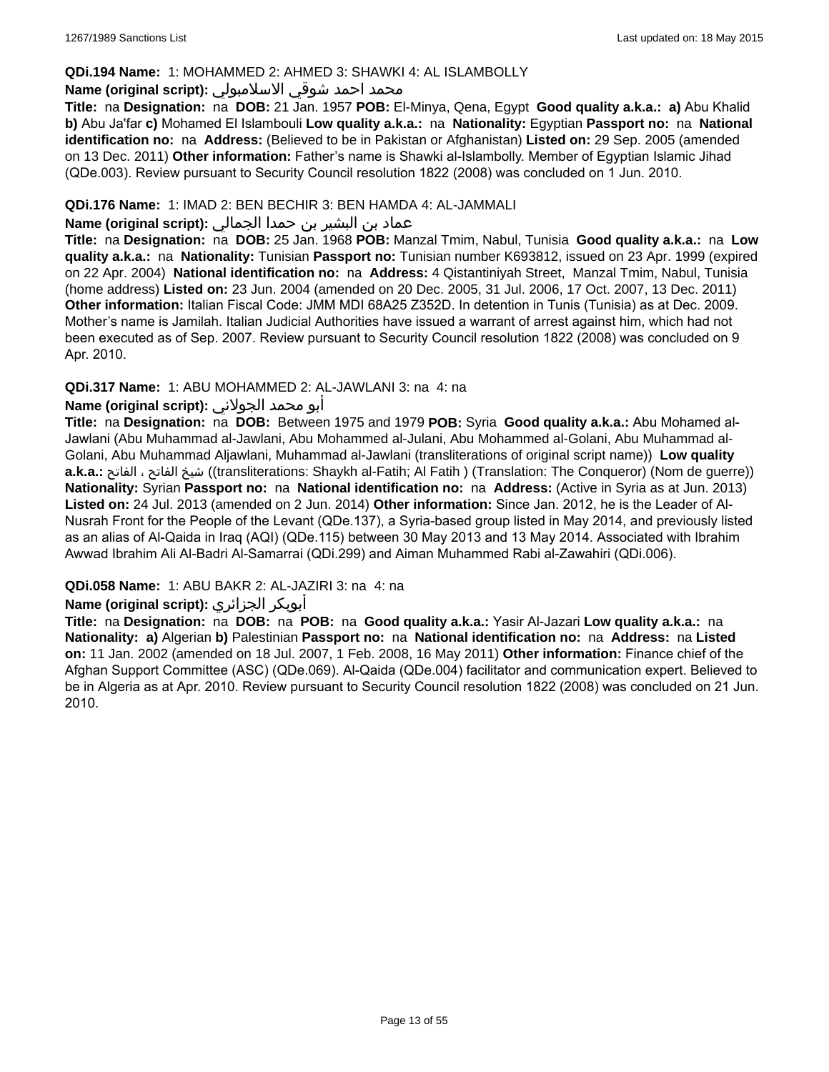**QDi.194 Name:** 1: MOHAMMED 2: AHMED 3: SHAWKI 4: AL ISLAMBOLLY

**Name (original script):** محمد احمد شوقي الاسلامبولي

**Title:** na **Designation:** na **DOB:** 21 Jan. 1957 **POB:** El-Minya, Qena, Egypt **Good quality a.k.a.:** **a)** Abu Khalid **b)** Abu Ja'far **c)** Mohamed El Islambouli **Low quality a.k.a.:** na **Nationality:** Egyptian **Passport no:** na **National identification no:** na **Address:** (Believed to be in Pakistan or Afghanistan) **Listed on:** 29 Sep. 2005 (amended on 13 Dec. 2011) **Other information:** Father's name is Shawki al-Islambolly. Member of Egyptian Islamic Jihad (QDe.003). Review pursuant to Security Council resolution 1822 (2008) was concluded on 1 Jun. 2010.

**QDi.176 Name:** 1: IMAD 2: BEN BECHIR 3: BEN HAMDA 4: AL-JAMMALI

**Name (original script):** عماد بن البشير بن حمدا الجمالي

**Title:** na **Designation:** na **DOB:** 25 Jan. 1968 **POB:** Manzal Tmim, Nabul, Tunisia **Good quality a.k.a.:** na **Low quality a.k.a.:** na **Nationality:** Tunisian **Passport no:** Tunisian number K693812, issued on 23 Apr. 1999 (expired on 22 Apr. 2004) **National identification no:** na **Address:** 4 Qistantiniyah Street, Manzal Tmim, Nabul, Tunisia (home address) **Listed on:** 23 Jun. 2004 (amended on 20 Dec. 2005, 31 Jul. 2006, 17 Oct. 2007, 13 Dec. 2011) **Other information:** Italian Fiscal Code: JMM MDI 68A25 Z352D. In detention in Tunis (Tunisia) as at Dec. 2009. Mother's name is Jamilah. Italian Judicial Authorities have issued a warrant of arrest against him, which had not been executed as of Sep. 2007. Review pursuant to Security Council resolution 1822 (2008) was concluded on 9 Apr. 2010.

**QDi.317 Name:** 1: ABU MOHAMMED 2: AL-JAWLANI 3: na 4: na

**Name (original script):** أبو محمد الجولاني

**Title:** na **Designation:** na **DOB:** Between 1975 and 1979 **POB:** Syria **Good quality a.k.a.:** Abu Mohamed al-Jawlani (Abu Muhammad al-Jawlani, Abu Mohammed al-Julani, Abu Mohammed al-Golani, Abu Muhammad al-Golani, Abu Muhammad Aljawlani, Muhammad al-Jawlani (transliterations of original script name)) **Low quality a.k.a.:** شيخ الفاتح ، الفاتح ((transliterations: Shaykh al-Fatih; Al Fatih ) (Translation: The Conqueror) (Nom de guerre)) **Nationality:** Syrian **Passport no:** na **National identification no:** na **Address:** (Active in Syria as at Jun. 2013) **Listed on:** 24 Jul. 2013 (amended on 2 Jun. 2014) **Other information:** Since Jan. 2012, he is the Leader of Al-Nusrah Front for the People of the Levant (QDe.137), a Syria-based group listed in May 2014, and previously listed as an alias of Al-Qaida in Iraq (AQI) (QDe.115) between 30 May 2013 and 13 May 2014. Associated with Ibrahim Awwad Ibrahim Ali Al-Badri Al-Samarrai (QDi.299) and Aiman Muhammed Rabi al-Zawahiri (QDi.006).

**QDi.058 Name:** 1: ABU BAKR 2: AL-JAZIRI 3: na 4: na

**Name (original script):** أبوبكر الجزائري

**Title:** na **Designation:** na **DOB:** na **POB:** na **Good quality a.k.a.:** Yasir Al-Jazari **Low quality a.k.a.:** na **Nationality:** **a)** Algerian **b)** Palestinian **Passport no:** na **National identification no:** na **Address:** na **Listed on:** 11 Jan. 2002 (amended on 18 Jul. 2007, 1 Feb. 2008, 16 May 2011) **Other information:** Finance chief of the Afghan Support Committee (ASC) (QDe.069). Al-Qaida (QDe.004) facilitator and communication expert. Believed to be in Algeria as at Apr. 2010. Review pursuant to Security Council resolution 1822 (2008) was concluded on 21 Jun. 2010.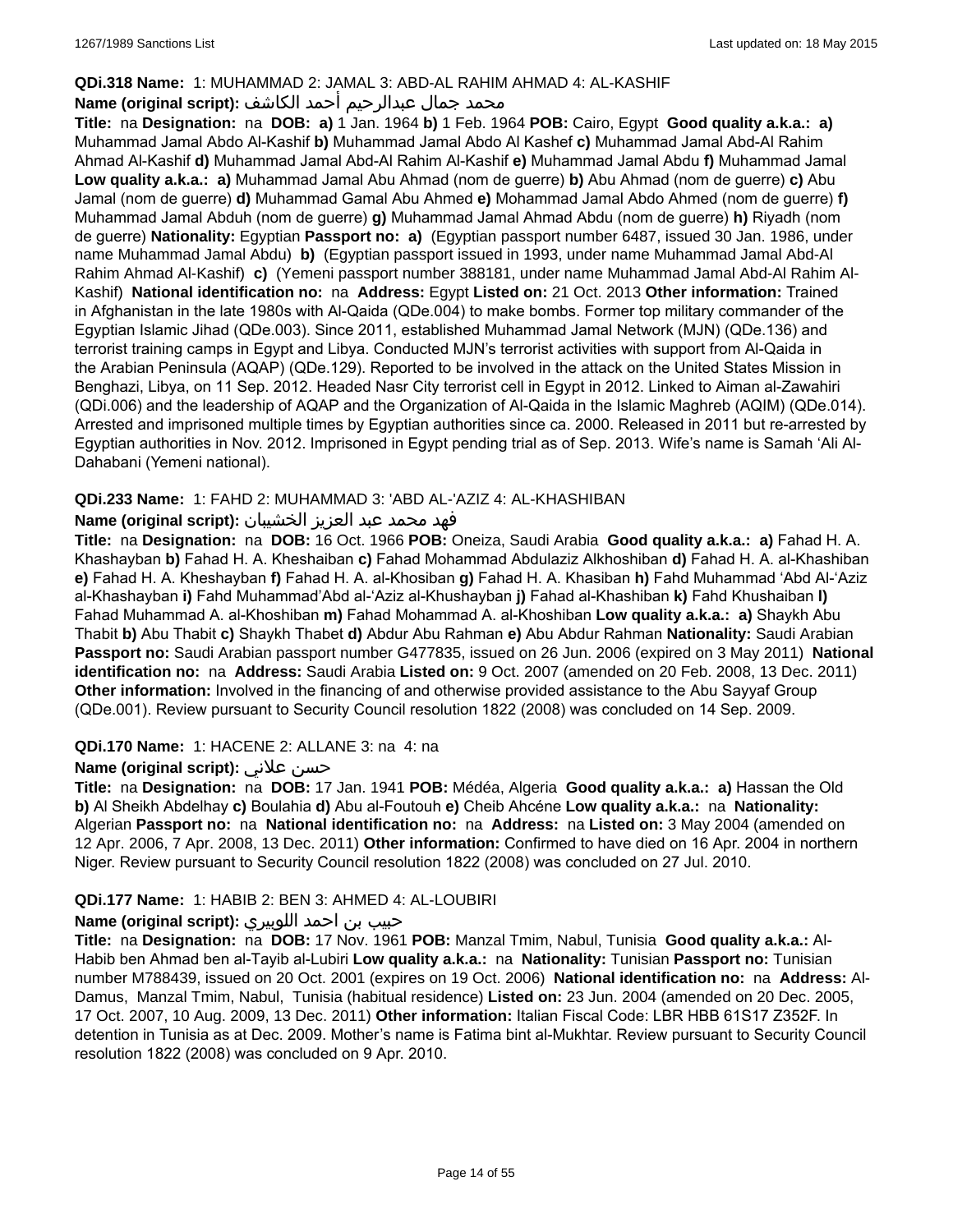**QDi.318 Name:** 1: MUHAMMAD 2: JAMAL 3: ABD-AL RAHIM AHMAD 4: AL-KASHIF

**Name (original script):** محمد جمال عبدالرحيم أحمد الكاشف

**Title:** na **Designation:** na **DOB:** **a)** 1 Jan. 1964 **b)** 1 Feb. 1964 **POB:** Cairo, Egypt **Good quality a.k.a.:** **a)** Muhammad Jamal Abdo Al-Kashif **b)** Muhammad Jamal Abdo Al Kashef **c)** Muhammad Jamal Abd-Al Rahim Ahmad Al-Kashif **d)** Muhammad Jamal Abd-Al Rahim Al-Kashif **e)** Muhammad Jamal Abdu **f)** Muhammad Jamal **Low quality a.k.a.:** **a)** Muhammad Jamal Abu Ahmad (nom de guerre) **b)** Abu Ahmad (nom de guerre) **c)** Abu Jamal (nom de guerre) **d)** Muhammad Gamal Abu Ahmed **e)** Mohammad Jamal Abdo Ahmed (nom de guerre) **f)** Muhammad Jamal Abduh (nom de guerre) **g)** Muhammad Jamal Ahmad Abdu (nom de guerre) **h)** Riyadh (nom de guerre) **Nationality:** Egyptian **Passport no:** **a)** (Egyptian passport number 6487, issued 30 Jan. 1986, under name Muhammad Jamal Abdu) **b)** (Egyptian passport issued in 1993, under name Muhammad Jamal Abd-Al Rahim Ahmad Al-Kashif) **c)** (Yemeni passport number 388181, under name Muhammad Jamal Abd-Al Rahim Al-Kashif) **National identification no:** na **Address:** Egypt **Listed on:** 21 Oct. 2013 **Other information:** Trained in Afghanistan in the late 1980s with Al-Qaida (QDe.004) to make bombs. Former top military commander of the Egyptian Islamic Jihad (QDe.003). Since 2011, established Muhammad Jamal Network (MJN) (QDe.136) and terrorist training camps in Egypt and Libya. Conducted MJN's terrorist activities with support from Al-Qaida in the Arabian Peninsula (AQAP) (QDe.129). Reported to be involved in the attack on the United States Mission in Benghazi, Libya, on 11 Sep. 2012. Headed Nasr City terrorist cell in Egypt in 2012. Linked to Aiman al-Zawahiri (QDi.006) and the leadership of AQAP and the Organization of Al-Qaida in the Islamic Maghreb (AQIM) (QDe.014). Arrested and imprisoned multiple times by Egyptian authorities since ca. 2000. Released in 2011 but re-arrested by Egyptian authorities in Nov. 2012. Imprisoned in Egypt pending trial as of Sep. 2013. Wife's name is Samah 'Ali Al-Dahabani (Yemeni national).

**QDi.233 Name:** 1: FAHD 2: MUHAMMAD 3: 'ABD AL-'AZIZ 4: AL-KHASHIBAN

**Name (original script):** فهد محمد عبد العزيز الخشيبان

**Title:** na **Designation:** na **DOB:** 16 Oct. 1966 **POB:** Oneiza, Saudi Arabia **Good quality a.k.a.:** **a)** Fahad H. A. Khashayban **b)** Fahad H. A. Kheshaiban **c)** Fahad Mohammad Abdulaziz Alkhoshiban **d)** Fahad H. A. al-Khashiban **e)** Fahad H. A. Kheshayban **f)** Fahad H. A. al-Khosiban **g)** Fahad H. A. Khasiban **h)** Fahd Muhammad 'Abd Al-'Aziz al-Khashayban **i)** Fahd Muhammad'Abd al-'Aziz al-Khushayban **j)** Fahad al-Khashiban **k)** Fahd Khushaiban **l)** Fahad Muhammad A. al-Khoshiban **m)** Fahad Mohammad A. al-Khoshiban **Low quality a.k.a.:** **a)** Shaykh Abu Thabit **b)** Abu Thabit **c)** Shaykh Thabet **d)** Abdur Abu Rahman **e)** Abu Abdur Rahman **Nationality:** Saudi Arabian **Passport no:** Saudi Arabian passport number G477835, issued on 26 Jun. 2006 (expired on 3 May 2011) **National identification no:** na **Address:** Saudi Arabia **Listed on:** 9 Oct. 2007 (amended on 20 Feb. 2008, 13 Dec. 2011) **Other information:** Involved in the financing of and otherwise provided assistance to the Abu Sayyaf Group (QDe.001). Review pursuant to Security Council resolution 1822 (2008) was concluded on 14 Sep. 2009.

**QDi.170 Name:** 1: HACENE 2: ALLANE 3: na 4: na

**Name (original script):** حسن علاني

**Title:** na **Designation:** na **DOB:** 17 Jan. 1941 **POB:** Médéa, Algeria **Good quality a.k.a.:** **a)** Hassan the Old **b)** Al Sheikh Abdelhay **c)** Boulahia **d)** Abu al-Foutouh **e)** Cheib Ahcéne **Low quality a.k.a.:** na **Nationality:** Algerian **Passport no:** na **National identification no:** na **Address:** na **Listed on:** 3 May 2004 (amended on 12 Apr. 2006, 7 Apr. 2008, 13 Dec. 2011) **Other information:** Confirmed to have died on 16 Apr. 2004 in northern Niger. Review pursuant to Security Council resolution 1822 (2008) was concluded on 27 Jul. 2010.

**QDi.177 Name:** 1: HABIB 2: BEN 3: AHMED 4: AL-LOUBIRI

**Name (original script):** حبيب بن احمد اللوبيري

**Title:** na **Designation:** na **DOB:** 17 Nov. 1961 **POB:** Manzal Tmim, Nabul, Tunisia **Good quality a.k.a.:** Al-Habib ben Ahmad ben al-Tayib al-Lubiri **Low quality a.k.a.:** na **Nationality:** Tunisian **Passport no:** Tunisian number M788439, issued on 20 Oct. 2001 (expires on 19 Oct. 2006) **National identification no:** na **Address:** Al-Damus, Manzal Tmim, Nabul, Tunisia (habitual residence) **Listed on:** 23 Jun. 2004 (amended on 20 Dec. 2005, 17 Oct. 2007, 10 Aug. 2009, 13 Dec. 2011) **Other information:** Italian Fiscal Code: LBR HBB 61S17 Z352F. In detention in Tunisia as at Dec. 2009. Mother's name is Fatima bint al-Mukhtar. Review pursuant to Security Council resolution 1822 (2008) was concluded on 9 Apr. 2010.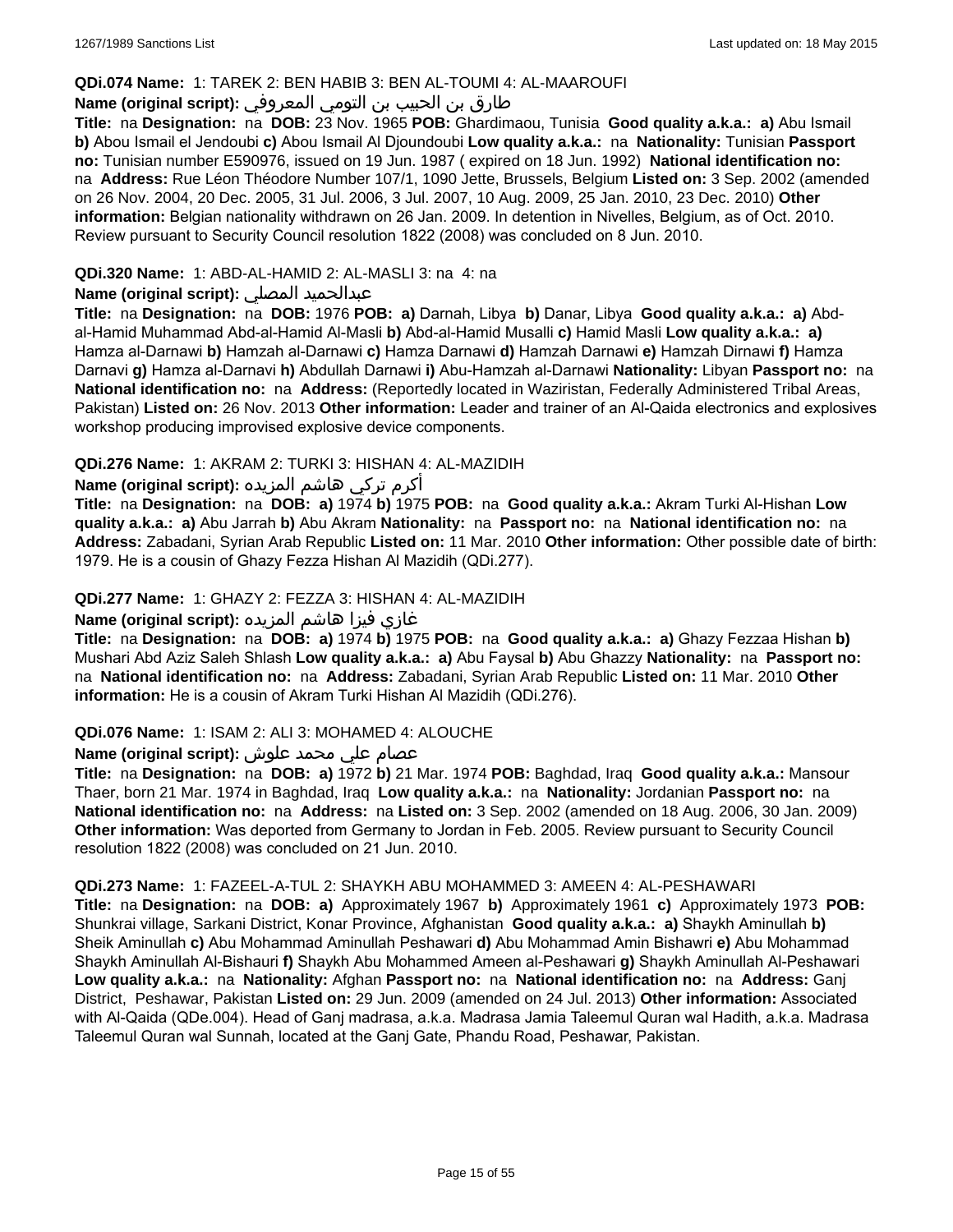**QDi.074 Name:** 1: TAREK 2: BEN HABIB 3: BEN AL-TOUMI 4: AL-MAAROUFI

**Name (original script):** طارق بن الحبيب بن التومي المعروفي

**Title:** na **Designation:** na **DOB:** 23 Nov. 1965 **POB:** Ghardimaou, Tunisia **Good quality a.k.a.:** **a)** Abu Ismail **b)** Abou Ismail el Jendoubi **c)** Abou Ismail Al Djoundoubi **Low quality a.k.a.:** na **Nationality:** Tunisian **Passport no:** Tunisian number E590976, issued on 19 Jun. 1987 ( expired on 18 Jun. 1992) **National identification no:** na **Address:** Rue Léon Théodore Number 107/1, 1090 Jette, Brussels, Belgium **Listed on:** 3 Sep. 2002 (amended on 26 Nov. 2004, 20 Dec. 2005, 31 Jul. 2006, 3 Jul. 2007, 10 Aug. 2009, 25 Jan. 2010, 23 Dec. 2010) **Other information:** Belgian nationality withdrawn on 26 Jan. 2009. In detention in Nivelles, Belgium, as of Oct. 2010. Review pursuant to Security Council resolution 1822 (2008) was concluded on 8 Jun. 2010.

**QDi.320 Name:** 1: ABD-AL-HAMID 2: AL-MASLI 3: na 4: na

**Name (original script):** عبدالحميد المصلي

**Title:** na **Designation:** na **DOB:** 1976 **POB:** **a)** Darnah, Libya **b)** Danar, Libya **Good quality a.k.a.:** **a)** Abd-al-Hamid Muhammad Abd-al-Hamid Al-Masli **b)** Abd-al-Hamid Musalli **c)** Hamid Masli **Low quality a.k.a.:** **a)** Hamza al-Darnawi **b)** Hamzah al-Darnawi **c)** Hamza Darnawi **d)** Hamzah Darnawi **e)** Hamzah Dirnawi **f)** Hamza Darnavi **g)** Hamza al-Darnavi **h)** Abdullah Darnawi **i)** Abu-Hamzah al-Darnawi **Nationality:** Libyan **Passport no:** na **National identification no:** na **Address:** (Reportedly located in Waziristan, Federally Administered Tribal Areas, Pakistan) **Listed on:** 26 Nov. 2013 **Other information:** Leader and trainer of an Al-Qaida electronics and explosives workshop producing improvised explosive device components.

**QDi.276 Name:** 1: AKRAM 2: TURKI 3: HISHAN 4: AL-MAZIDIH

**Name (original script):** أكرم تركي هاشم المزيده

**Title:** na **Designation:** na **DOB:** **a)** 1974 **b)** 1975 **POB:** na **Good quality a.k.a.:** Akram Turki Al-Hishan **Low quality a.k.a.:** **a)** Abu Jarrah **b)** Abu Akram **Nationality:** na **Passport no:** na **National identification no:** na **Address:** Zabadani, Syrian Arab Republic **Listed on:** 11 Mar. 2010 **Other information:** Other possible date of birth: 1979. He is a cousin of Ghazy Fezza Hishan Al Mazidih (QDi.277).

**QDi.277 Name:** 1: GHAZY 2: FEZZA 3: HISHAN 4: AL-MAZIDIH

**Name (original script):** غازي فيزا هاشم المزيده

**Title:** na **Designation:** na **DOB:** **a)** 1974 **b)** 1975 **POB:** na **Good quality a.k.a.:** **a)** Ghazy Fezzaa Hishan **b)** Mushari Abd Aziz Saleh Shlash **Low quality a.k.a.:** **a)** Abu Faysal **b)** Abu Ghazzy **Nationality:** na **Passport no:** na **National identification no:** na **Address:** Zabadani, Syrian Arab Republic **Listed on:** 11 Mar. 2010 **Other information:** He is a cousin of Akram Turki Hishan Al Mazidih (QDi.276).

**QDi.076 Name:** 1: ISAM 2: ALI 3: MOHAMED 4: ALOUCHE

**Name (original script):** عصام علي محمد علوش

**Title:** na **Designation:** na **DOB:** **a)** 1972 **b)** 21 Mar. 1974 **POB:** Baghdad, Iraq **Good quality a.k.a.:** Mansour Thaer, born 21 Mar. 1974 in Baghdad, Iraq **Low quality a.k.a.:** na **Nationality:** Jordanian **Passport no:** na **National identification no:** na **Address:** na **Listed on:** 3 Sep. 2002 (amended on 18 Aug. 2006, 30 Jan. 2009) **Other information:** Was deported from Germany to Jordan in Feb. 2005. Review pursuant to Security Council resolution 1822 (2008) was concluded on 21 Jun. 2010.

**QDi.273 Name:** 1: FAZEEL-A-TUL 2: SHAYKH ABU MOHAMMED 3: AMEEN 4: AL-PESHAWARI

**Title:** na **Designation:** na **DOB:** **a)** Approximately 1967 **b)** Approximately 1961 **c)** Approximately 1973 **POB:** Shunkrai village, Sarkani District, Konar Province, Afghanistan **Good quality a.k.a.:** **a)** Shaykh Aminullah **b)** Sheik Aminullah **c)** Abu Mohammad Aminullah Peshawari **d)** Abu Mohammad Amin Bishawri **e)** Abu Mohammad Shaykh Aminullah Al-Bishauri **f)** Shaykh Abu Mohammed Ameen al-Peshawari **g)** Shaykh Aminullah Al-Peshawari **Low quality a.k.a.:** na **Nationality:** Afghan **Passport no:** na **National identification no:** na **Address:** Ganj District, Peshawar, Pakistan **Listed on:** 29 Jun. 2009 (amended on 24 Jul. 2013) **Other information:** Associated with Al-Qaida (QDe.004). Head of Ganj madrasa, a.k.a. Madrasa Jamia Taleemul Quran wal Hadith, a.k.a. Madrasa Taleemul Quran wal Sunnah, located at the Ganj Gate, Phandu Road, Peshawar, Pakistan.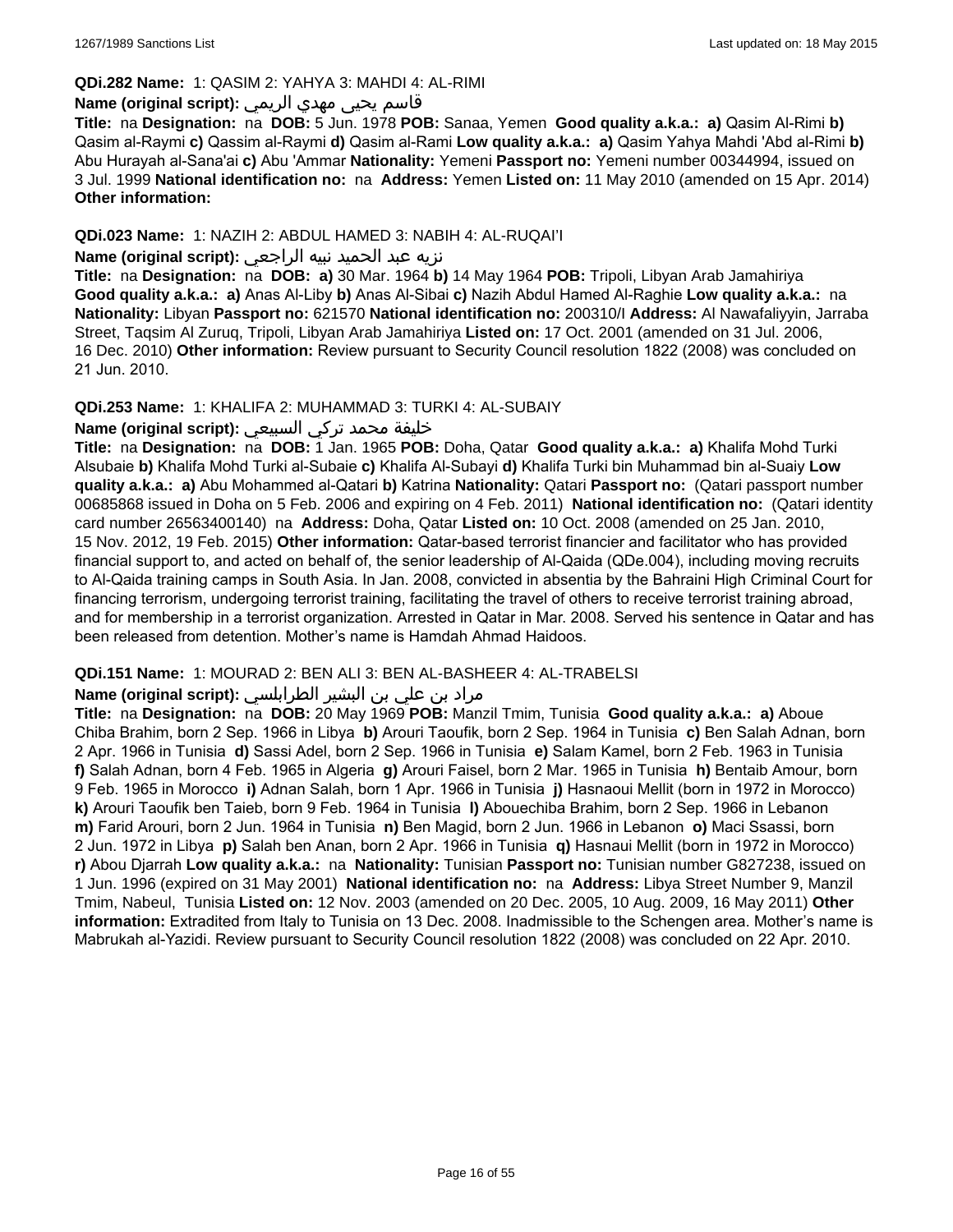**QDi.282 Name:** 1: QASIM 2: YAHYA 3: MAHDI 4: AL-RIMI

**Name (original script):** قاسم يحيى مهدي الريمي

**Title:** na **Designation:** na **DOB:** 5 Jun. 1978 **POB:** Sanaa, Yemen **Good quality a.k.a.:** **a)** Qasim Al-Rimi **b)** Qasim al-Raymi **c)** Qassim al-Raymi **d)** Qasim al-Rami **Low quality a.k.a.:** **a)** Qasim Yahya Mahdi 'Abd al-Rimi **b)** Abu Hurayah al-Sana'ai **c)** Abu 'Ammar **Nationality:** Yemeni **Passport no:** Yemeni number 00344994, issued on 3 Jul. 1999 **National identification no:** na **Address:** Yemen **Listed on:** 11 May 2010 (amended on 15 Apr. 2014) **Other information:**

**QDi.023 Name:** 1: NAZIH 2: ABDUL HAMED 3: NABIH 4: AL-RUQAI'I

**Name (original script):** نزيه عبد الحميد نبيه الراجعي

**Title:** na **Designation:** na **DOB:** **a)** 30 Mar. 1964 **b)** 14 May 1964 **POB:** Tripoli, Libyan Arab Jamahiriya **Good quality a.k.a.:** **a)** Anas Al-Liby **b)** Anas Al-Sibai **c)** Nazih Abdul Hamed Al-Raghie **Low quality a.k.a.:** na **Nationality:** Libyan **Passport no:** 621570 **National identification no:** 200310/I **Address:** Al Nawafaliyyin, Jarraba Street, Taqsim Al Zuruq, Tripoli, Libyan Arab Jamahiriya **Listed on:** 17 Oct. 2001 (amended on 31 Jul. 2006, 16 Dec. 2010) **Other information:** Review pursuant to Security Council resolution 1822 (2008) was concluded on 21 Jun. 2010.

**QDi.253 Name:** 1: KHALIFA 2: MUHAMMAD 3: TURKI 4: AL-SUBAIY

**Name (original script):** خليفة محمد تركي السبيعي

**Title:** na **Designation:** na **DOB:** 1 Jan. 1965 **POB:** Doha, Qatar **Good quality a.k.a.:** **a)** Khalifa Mohd Turki Alsubaie **b)** Khalifa Mohd Turki al-Subaie **c)** Khalifa Al-Subayi **d)** Khalifa Turki bin Muhammad bin al-Suaiy **Low quality a.k.a.:** **a)** Abu Mohammed al-Qatari **b)** Katrina **Nationality:** Qatari **Passport no:** (Qatari passport number 00685868 issued in Doha on 5 Feb. 2006 and expiring on 4 Feb. 2011) **National identification no:** (Qatari identity card number 26563400140) na **Address:** Doha, Qatar **Listed on:** 10 Oct. 2008 (amended on 25 Jan. 2010, 15 Nov. 2012, 19 Feb. 2015) **Other information:** Qatar-based terrorist financier and facilitator who has provided financial support to, and acted on behalf of, the senior leadership of Al-Qaida (QDe.004), including moving recruits to Al-Qaida training camps in South Asia. In Jan. 2008, convicted in absentia by the Bahraini High Criminal Court for financing terrorism, undergoing terrorist training, facilitating the travel of others to receive terrorist training abroad, and for membership in a terrorist organization. Arrested in Qatar in Mar. 2008. Served his sentence in Qatar and has been released from detention. Mother's name is Hamdah Ahmad Haidoos.

**QDi.151 Name:** 1: MOURAD 2: BEN ALI 3: BEN AL-BASHEER 4: AL-TRABELSI

**Name (original script):** مراد بن علي بن البشير الطرابلسي

**Title:** na **Designation:** na **DOB:** 20 May 1969 **POB:** Manzil Tmim, Tunisia **Good quality a.k.a.:** **a)** Aboue Chiba Brahim, born 2 Sep. 1966 in Libya **b)** Arouri Taoufik, born 2 Sep. 1964 in Tunisia **c)** Ben Salah Adnan, born 2 Apr. 1966 in Tunisia **d)** Sassi Adel, born 2 Sep. 1966 in Tunisia **e)** Salam Kamel, born 2 Feb. 1963 in Tunisia **f)** Salah Adnan, born 4 Feb. 1965 in Algeria **g)** Arouri Faisel, born 2 Mar. 1965 in Tunisia **h)** Bentaib Amour, born 9 Feb. 1965 in Morocco **i)** Adnan Salah, born 1 Apr. 1966 in Tunisia **j)** Hasnaoui Mellit (born in 1972 in Morocco) **k)** Arouri Taoufik ben Taieb, born 9 Feb. 1964 in Tunisia **l)** Abouechiba Brahim, born 2 Sep. 1966 in Lebanon **m)** Farid Arouri, born 2 Jun. 1964 in Tunisia **n)** Ben Magid, born 2 Jun. 1966 in Lebanon **o)** Maci Ssassi, born 2 Jun. 1972 in Libya **p)** Salah ben Anan, born 2 Apr. 1966 in Tunisia **q)** Hasnaui Mellit (born in 1972 in Morocco) **r)** Abou Djarrah **Low quality a.k.a.:** na **Nationality:** Tunisian **Passport no:** Tunisian number G827238, issued on 1 Jun. 1996 (expired on 31 May 2001) **National identification no:** na **Address:** Libya Street Number 9, Manzil Tmim, Nabeul, Tunisia **Listed on:** 12 Nov. 2003 (amended on 20 Dec. 2005, 10 Aug. 2009, 16 May 2011) **Other information:** Extradited from Italy to Tunisia on 13 Dec. 2008. Inadmissible to the Schengen area. Mother's name is Mabrukah al-Yazidi. Review pursuant to Security Council resolution 1822 (2008) was concluded on 22 Apr. 2010.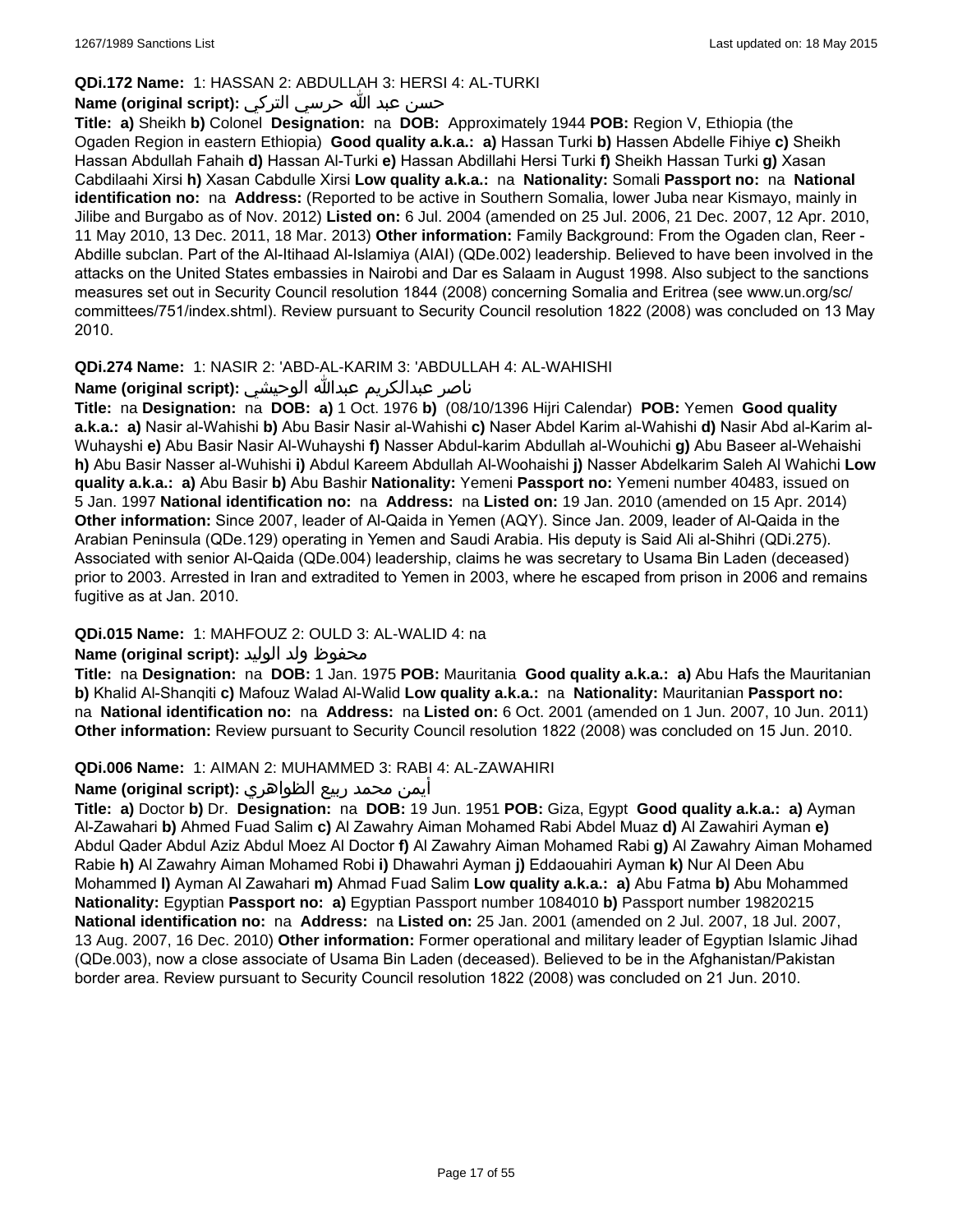**QDi.172 Name:** 1: HASSAN 2: ABDULLAH 3: HERSI 4: AL-TURKI

**Name (original script):** حسن عبد الله حرسي التركي

**Title:** a) Sheikh b) Colonel **Designation:** na **DOB:** Approximately 1944 **POB:** Region V, Ethiopia (the Ogaden Region in eastern Ethiopia) **Good quality a.k.a.:** a) Hassan Turki b) Hassen Abdelle Fihiye c) Sheikh Hassan Abdullah Fahaih d) Hassan Al-Turki e) Hassan Abdillahi Hersi Turki f) Sheikh Hassan Turki g) Xasan Cabdilaahi Xirsi h) Xasan Cabdulle Xirsi **Low quality a.k.a.:** na **Nationality:** Somali **Passport no:** na **National identification no:** na **Address:** (Reported to be active in Southern Somalia, lower Juba near Kismayo, mainly in Jilibe and Burgabo as of Nov. 2012) **Listed on:** 6 Jul. 2004 (amended on 25 Jul. 2006, 21 Dec. 2007, 12 Apr. 2010, 11 May 2010, 13 Dec. 2011, 18 Mar. 2013) **Other information:** Family Background: From the Ogaden clan, Reer - Abdille subclan. Part of the Al-Itihaad Al-Islamiya (AIAI) (QDe.002) leadership. Believed to have been involved in the attacks on the United States embassies in Nairobi and Dar es Salaam in August 1998. Also subject to the sanctions measures set out in Security Council resolution 1844 (2008) concerning Somalia and Eritrea (see www.un.org/sc/committees/751/index.shtml). Review pursuant to Security Council resolution 1822 (2008) was concluded on 13 May 2010.

**QDi.274 Name:** 1: NASIR 2: 'ABD-AL-KARIM 3: 'ABDULLAH 4: AL-WAHISHI

**Name (original script):** ناصر عبدالكريم عبدالله الوحيشي

**Title:** na **Designation:** na **DOB:** a) 1 Oct. 1976 b) (08/10/1396 Hijri Calendar) **POB:** Yemen **Good quality a.k.a.:** a) Nasir al-Wahishi b) Abu Basir Nasir al-Wahishi c) Naser Abdel Karim al-Wahishi d) Nasir Abd al-Karim al-Wuhayshi e) Abu Basir Nasir Al-Wuhayshi f) Nasser Abdul-karim Abdullah al-Wouhichi g) Abu Baseer al-Wehaishi h) Abu Basir Nasser al-Wuhishi i) Abdul Kareem Abdullah Al-Woohaishi j) Nasser Abdelkarim Saleh Al Wahichi **Low quality a.k.a.:** a) Abu Basir b) Abu Bashir **Nationality:** Yemeni **Passport no:** Yemeni number 40483, issued on 5 Jan. 1997 **National identification no:** na **Address:** na **Listed on:** 19 Jan. 2010 (amended on 15 Apr. 2014) **Other information:** Since 2007, leader of Al-Qaida in Yemen (AQY). Since Jan. 2009, leader of Al-Qaida in the Arabian Peninsula (QDe.129) operating in Yemen and Saudi Arabia. His deputy is Said Ali al-Shihri (QDi.275). Associated with senior Al-Qaida (QDe.004) leadership, claims he was secretary to Usama Bin Laden (deceased) prior to 2003. Arrested in Iran and extradited to Yemen in 2003, where he escaped from prison in 2006 and remains fugitive as at Jan. 2010.

**QDi.015 Name:** 1: MAHFOUZ 2: OULD 3: AL-WALID 4: na

**Name (original script):** محفوظ ولد الوليد

**Title:** na **Designation:** na **DOB:** 1 Jan. 1975 **POB:** Mauritania **Good quality a.k.a.:** a) Abu Hafs the Mauritanian b) Khalid Al-Shanqiti c) Mafouz Walad Al-Walid **Low quality a.k.a.:** na **Nationality:** Mauritanian **Passport no:** na **National identification no:** na **Address:** na **Listed on:** 6 Oct. 2001 (amended on 1 Jun. 2007, 10 Jun. 2011) **Other information:** Review pursuant to Security Council resolution 1822 (2008) was concluded on 15 Jun. 2010.

**QDi.006 Name:** 1: AIMAN 2: MUHAMMED 3: RABI 4: AL-ZAWAHIRI

**Name (original script):** أيمن محمد ربيع الظواهري

**Title:** a) Doctor b) Dr. **Designation:** na **DOB:** 19 Jun. 1951 **POB:** Giza, Egypt **Good quality a.k.a.:** a) Ayman Al-Zawahari b) Ahmed Fuad Salim c) Al Zawahry Aiman Mohamed Rabi Abdel Muaz d) Al Zawahiri Ayman e) Abdul Qader Abdul Aziz Abdul Moez Al Doctor f) Al Zawahry Aiman Mohamed Rabi g) Al Zawahry Aiman Mohamed Rabie h) Al Zawahry Aiman Mohamed Robi i) Dhawahri Ayman j) Eddaouahiri Ayman k) Nur Al Deen Abu Mohammed l) Ayman Al Zawahari m) Ahmad Fuad Salim **Low quality a.k.a.:** a) Abu Fatma b) Abu Mohammed **Nationality:** Egyptian **Passport no:** a) Egyptian Passport number 1084010 b) Passport number 19820215 **National identification no:** na **Address:** na **Listed on:** 25 Jan. 2001 (amended on 2 Jul. 2007, 18 Jul. 2007, 13 Aug. 2007, 16 Dec. 2010) **Other information:** Former operational and military leader of Egyptian Islamic Jihad (QDe.003), now a close associate of Usama Bin Laden (deceased). Believed to be in the Afghanistan/Pakistan border area. Review pursuant to Security Council resolution 1822 (2008) was concluded on 21 Jun. 2010.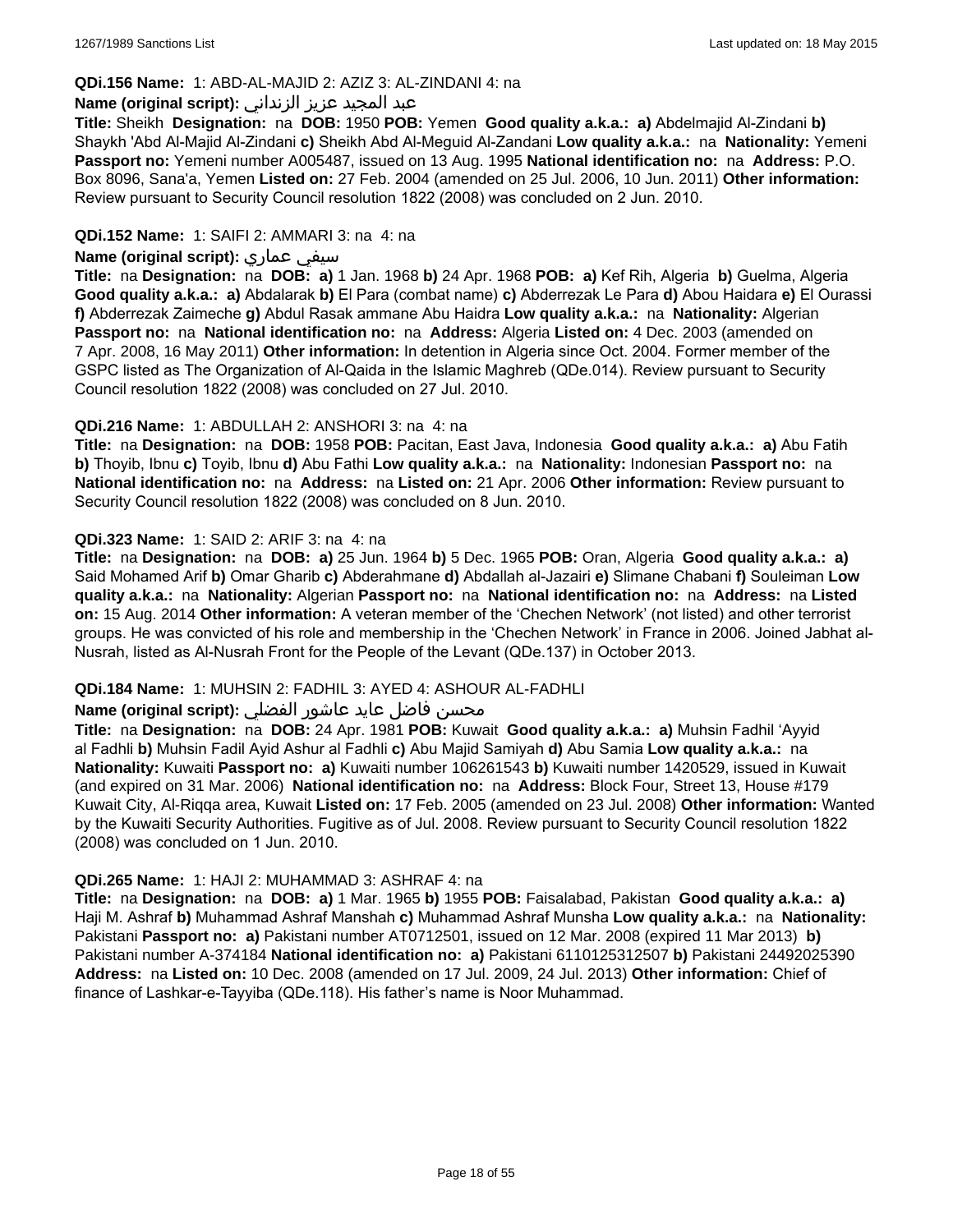**QDi.156 Name:** 1: ABD-AL-MAJID 2: AZIZ 3: AL-ZINDANI 4: na

**Name (original script):** عبد المجيد عزيز الزنداني

**Title:** Sheikh **Designation:** na **DOB:** 1950 **POB:** Yemen **Good quality a.k.a.:** **a)** Abdelmajid Al-Zindani **b)** Shaykh 'Abd Al-Majid Al-Zindani **c)** Sheikh Abd Al-Meguid Al-Zandani **Low quality a.k.a.:** na **Nationality:** Yemeni **Passport no:** Yemeni number A005487, issued on 13 Aug. 1995 **National identification no:** na **Address:** P.O. Box 8096, Sana'a, Yemen **Listed on:** 27 Feb. 2004 (amended on 25 Jul. 2006, 10 Jun. 2011) **Other information:** Review pursuant to Security Council resolution 1822 (2008) was concluded on 2 Jun. 2010.

**QDi.152 Name:** 1: SAIFI 2: AMMARI 3: na 4: na

**Name (original script):** سيفي عماري

**Title:** na **Designation:** na **DOB:** **a)** 1 Jan. 1968 **b)** 24 Apr. 1968 **POB:** **a)** Kef Rih, Algeria **b)** Guelma, Algeria **Good quality a.k.a.:** **a)** Abdalarak **b)** El Para (combat name) **c)** Abderrezak Le Para **d)** Abou Haidara **e)** El Ourassi **f)** Abderrezak Zaimeche **g)** Abdul Rasak ammane Abu Haidra **Low quality a.k.a.:** na **Nationality:** Algerian **Passport no:** na **National identification no:** na **Address:** Algeria **Listed on:** 4 Dec. 2003 (amended on 7 Apr. 2008, 16 May 2011) **Other information:** In detention in Algeria since Oct. 2004. Former member of the GSPC listed as The Organization of Al-Qaida in the Islamic Maghreb (QDe.014). Review pursuant to Security Council resolution 1822 (2008) was concluded on 27 Jul. 2010.

**QDi.216 Name:** 1: ABDULLAH 2: ANSHORI 3: na 4: na

**Title:** na **Designation:** na **DOB:** 1958 **POB:** Pacitan, East Java, Indonesia **Good quality a.k.a.:** **a)** Abu Fatih **b)** Thoyib, Ibnu **c)** Toyib, Ibnu **d)** Abu Fathi **Low quality a.k.a.:** na **Nationality:** Indonesian **Passport no:** na **National identification no:** na **Address:** na **Listed on:** 21 Apr. 2006 **Other information:** Review pursuant to Security Council resolution 1822 (2008) was concluded on 8 Jun. 2010.

**QDi.323 Name:** 1: SAID 2: ARIF 3: na 4: na

**Title:** na **Designation:** na **DOB:** **a)** 25 Jun. 1964 **b)** 5 Dec. 1965 **POB:** Oran, Algeria **Good quality a.k.a.:** **a)** Said Mohamed Arif **b)** Omar Gharib **c)** Abderahmane **d)** Abdallah al-Jazairi **e)** Slimane Chabani **f)** Souleiman **Low quality a.k.a.:** na **Nationality:** Algerian **Passport no:** na **National identification no:** na **Address:** na **Listed on:** 15 Aug. 2014 **Other information:** A veteran member of the 'Chechen Network' (not listed) and other terrorist groups. He was convicted of his role and membership in the 'Chechen Network' in France in 2006. Joined Jabhat al-Nusrah, listed as Al-Nusrah Front for the People of the Levant (QDe.137) in October 2013.

**QDi.184 Name:** 1: MUHSIN 2: FADHIL 3: AYED 4: ASHOUR AL-FADHLI

**Name (original script):** محسن فاضل عايد عاشور الفضلي

**Title:** na **Designation:** na **DOB:** 24 Apr. 1981 **POB:** Kuwait **Good quality a.k.a.:** **a)** Muhsin Fadhil 'Ayyid al Fadhli **b)** Muhsin Fadil Ayid Ashur al Fadhli **c)** Abu Majid Samiyah **d)** Abu Samia **Low quality a.k.a.:** na **Nationality:** Kuwaiti **Passport no:** **a)** Kuwaiti number 106261543 **b)** Kuwaiti number 1420529, issued in Kuwait (and expired on 31 Mar. 2006) **National identification no:** na **Address:** Block Four, Street 13, House #179 Kuwait City, Al-Riqqa area, Kuwait **Listed on:** 17 Feb. 2005 (amended on 23 Jul. 2008) **Other information:** Wanted by the Kuwaiti Security Authorities. Fugitive as of Jul. 2008. Review pursuant to Security Council resolution 1822 (2008) was concluded on 1 Jun. 2010.

**QDi.265 Name:** 1: HAJI 2: MUHAMMAD 3: ASHRAF 4: na

**Title:** na **Designation:** na **DOB:** **a)** 1 Mar. 1965 **b)** 1955 **POB:** Faisalabad, Pakistan **Good quality a.k.a.:** **a)** Haji M. Ashraf **b)** Muhammad Ashraf Manshah **c)** Muhammad Ashraf Munsha **Low quality a.k.a.:** na **Nationality:** Pakistani **Passport no:** **a)** Pakistani number AT0712501, issued on 12 Mar. 2008 (expired 11 Mar 2013) **b)** Pakistani number A-374184 **National identification no:** **a)** Pakistani 6110125312507 **b)** Pakistani 24492025390 **Address:** na **Listed on:** 10 Dec. 2008 (amended on 17 Jul. 2009, 24 Jul. 2013) **Other information:** Chief of finance of Lashkar-e-Tayyiba (QDe.118). His father's name is Noor Muhammad.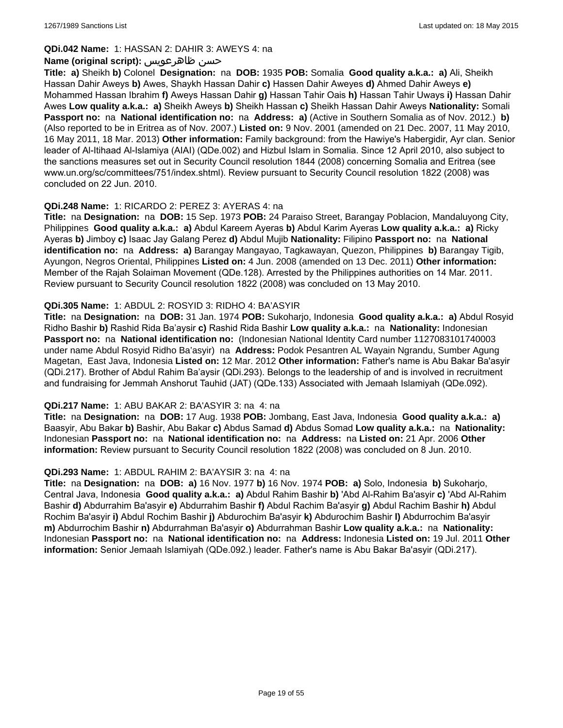**QDi.042 Name:** 1: HASSAN 2: DAHIR 3: AWEYS 4: na

**Name (original script):** حسن ظاهرعويس

**Title:** **a)** Sheikh **b)** Colonel **Designation:** na **DOB:** 1935 **POB:** Somalia **Good quality a.k.a.:** **a)** Ali, Sheikh Hassan Dahir Aweys **b)** Awes, Shaykh Hassan Dahir **c)** Hassen Dahir Aweyes **d)** Ahmed Dahir Aweys **e)** Mohammed Hassan Ibrahim **f)** Aweys Hassan Dahir **g)** Hassan Tahir Oais **h)** Hassan Tahir Uways **i)** Hassan Dahir Awes **Low quality a.k.a.:** **a)** Sheikh Aweys **b)** Sheikh Hassan **c)** Sheikh Hassan Dahir Aweys **Nationality:** Somali **Passport no:** na **National identification no:** na **Address:** **a)** (Active in Southern Somalia as of Nov. 2012.) **b)** (Also reported to be in Eritrea as of Nov. 2007.) **Listed on:** 9 Nov. 2001 (amended on 21 Dec. 2007, 11 May 2010, 16 May 2011, 18 Mar. 2013) **Other information:** Family background: from the Hawiye's Habergidir, Ayr clan. Senior leader of Al-Itihaad Al-Islamiya (AIAI) (QDe.002) and Hizbul Islam in Somalia. Since 12 April 2010, also subject to the sanctions measures set out in Security Council resolution 1844 (2008) concerning Somalia and Eritrea (see www.un.org/sc/committees/751/index.shtml). Review pursuant to Security Council resolution 1822 (2008) was concluded on 22 Jun. 2010.

**QDi.248 Name:** 1: RICARDO 2: PEREZ 3: AYERAS 4: na

**Title:** na **Designation:** na **DOB:** 15 Sep. 1973 **POB:** 24 Paraiso Street, Barangay Poblacion, Mandaluyong City, Philippines **Good quality a.k.a.:** **a)** Abdul Kareem Ayeras **b)** Abdul Karim Ayeras **Low quality a.k.a.:** **a)** Ricky Ayeras **b)** Jimboy **c)** Isaac Jay Galang Perez **d)** Abdul Mujib **Nationality:** Filipino **Passport no:** na **National identification no:** na **Address:** **a)** Barangay Mangayao, Tagkawayan, Quezon, Philippines **b)** Barangay Tigib, Ayungon, Negros Oriental, Philippines **Listed on:** 4 Jun. 2008 (amended on 13 Dec. 2011) **Other information:** Member of the Rajah Solaiman Movement (QDe.128). Arrested by the Philippines authorities on 14 Mar. 2011. Review pursuant to Security Council resolution 1822 (2008) was concluded on 13 May 2010.

**QDi.305 Name:** 1: ABDUL 2: ROSYID 3: RIDHO 4: BA'ASYIR

**Title:** na **Designation:** na **DOB:** 31 Jan. 1974 **POB:** Sukoharjo, Indonesia **Good quality a.k.a.:** **a)** Abdul Rosyid Ridho Bashir **b)** Rashid Rida Ba'aysir **c)** Rashid Rida Bashir **Low quality a.k.a.:** na **Nationality:** Indonesian **Passport no:** na **National identification no:** (Indonesian National Identity Card number 1127083101740003 under name Abdul Rosyid Ridho Ba'asyir) na **Address:** Podok Pesantren AL Wayain Ngrandu, Sumber Agung Magetan, East Java, Indonesia **Listed on:** 12 Mar. 2012 **Other information:** Father's name is Abu Bakar Ba'asyir (QDi.217). Brother of Abdul Rahim Ba'aysir (QDi.293). Belongs to the leadership of and is involved in recruitment and fundraising for Jemmah Anshorut Tauhid (JAT) (QDe.133) Associated with Jemaah Islamiyah (QDe.092).

**QDi.217 Name:** 1: ABU BAKAR 2: BA'ASYIR 3: na 4: na

**Title:** na **Designation:** na **DOB:** 17 Aug. 1938 **POB:** Jombang, East Java, Indonesia **Good quality a.k.a.:** **a)** Baasyir, Abu Bakar **b)** Bashir, Abu Bakar **c)** Abdus Samad **d)** Abdus Somad **Low quality a.k.a.:** na **Nationality:** Indonesian **Passport no:** na **National identification no:** na **Address:** na **Listed on:** 21 Apr. 2006 **Other information:** Review pursuant to Security Council resolution 1822 (2008) was concluded on 8 Jun. 2010.

**QDi.293 Name:** 1: ABDUL RAHIM 2: BA'AYSIR 3: na 4: na

**Title:** na **Designation:** na **DOB:** **a)** 16 Nov. 1977 **b)** 16 Nov. 1974 **POB:** **a)** Solo, Indonesia **b)** Sukoharjo, Central Java, Indonesia **Good quality a.k.a.:** **a)** Abdul Rahim Bashir **b)** 'Abd Al-Rahim Ba'asyir **c)** 'Abd Al-Rahim Bashir **d)** Abdurrahim Ba'asyir **e)** Abdurrahim Bashir **f)** Abdul Rachim Ba'asyir **g)** Abdul Rachim Bashir **h)** Abdul Rochim Ba'asyir **i)** Abdul Rochim Bashir **j)** Abdurochim Ba'asyir **k)** Abdurochim Bashir **l)** Abdurrochim Ba'asyir **m)** Abdurrochim Bashir **n)** Abdurrahman Ba'asyir **o)** Abdurrahman Bashir **Low quality a.k.a.:** na **Nationality:** Indonesian **Passport no:** na **National identification no:** na **Address:** Indonesia **Listed on:** 19 Jul. 2011 **Other information:** Senior Jemaah Islamiyah (QDe.092.) leader. Father's name is Abu Bakar Ba'asyir (QDi.217).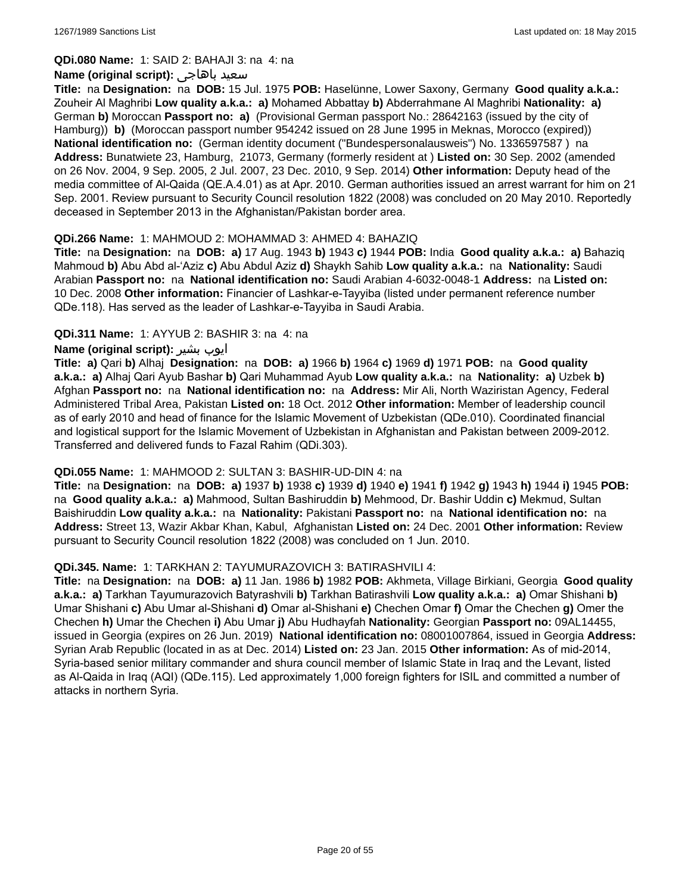**QDi.080 Name:** 1: SAID 2: BAHAJI 3: na 4: na

**Name (original script):** سعيد باهاجى

**Title:** na **Designation:** na **DOB:** 15 Jul. 1975 **POB:** Haselünne, Lower Saxony, Germany **Good quality a.k.a.:** Zouheir Al Maghribi **Low quality a.k.a.: a)** Mohamed Abbattay **b)** Abderrahmane Al Maghribi **Nationality: a)** German **b)** Moroccan **Passport no: a)** (Provisional German passport No.: 28642163 (issued by the city of Hamburg)) **b)** (Moroccan passport number 954242 issued on 28 June 1995 in Meknas, Morocco (expired)) **National identification no:** (German identity document ("Bundespersonalausweis") No. 1336597587 ) na **Address:** Bunatwiete 23, Hamburg, 21073, Germany (formerly resident at ) **Listed on:** 30 Sep. 2002 (amended on 26 Nov. 2004, 9 Sep. 2005, 2 Jul. 2007, 23 Dec. 2010, 9 Sep. 2014) **Other information:** Deputy head of the media committee of Al-Qaida (QE.A.4.01) as at Apr. 2010. German authorities issued an arrest warrant for him on 21 Sep. 2001. Review pursuant to Security Council resolution 1822 (2008) was concluded on 20 May 2010. Reportedly deceased in September 2013 in the Afghanistan/Pakistan border area.

**QDi.266 Name:** 1: MAHMOUD 2: MOHAMMAD 3: AHMED 4: BAHAZIQ

**Title:** na **Designation:** na **DOB: a)** 17 Aug. 1943 **b)** 1943 **c)** 1944 **POB:** India **Good quality a.k.a.: a)** Bahaziq Mahmoud **b)** Abu Abd al-'Aziz **c)** Abu Abdul Aziz **d)** Shaykh Sahib **Low quality a.k.a.:** na **Nationality:** Saudi Arabian **Passport no:** na **National identification no:** Saudi Arabian 4-6032-0048-1 **Address:** na **Listed on:** 10 Dec. 2008 **Other information:** Financier of Lashkar-e-Tayyiba (listed under permanent reference number QDe.118). Has served as the leader of Lashkar-e-Tayyiba in Saudi Arabia.

**QDi.311 Name:** 1: AYYUB 2: BASHIR 3: na 4: na

**Name (original script):** ايوب بشير

**Title: a)** Qari **b)** Alhaj **Designation:** na **DOB: a)** 1966 **b)** 1964 **c)** 1969 **d)** 1971 **POB:** na **Good quality a.k.a.: a)** Alhaj Qari Ayub Bashar **b)** Qari Muhammad Ayub **Low quality a.k.a.:** na **Nationality: a)** Uzbek **b)** Afghan **Passport no:** na **National identification no:** na **Address:** Mir Ali, North Waziristan Agency, Federal Administered Tribal Area, Pakistan **Listed on:** 18 Oct. 2012 **Other information:** Member of leadership council as of early 2010 and head of finance for the Islamic Movement of Uzbekistan (QDe.010). Coordinated financial and logistical support for the Islamic Movement of Uzbekistan in Afghanistan and Pakistan between 2009-2012. Transferred and delivered funds to Fazal Rahim (QDi.303).

**QDi.055 Name:** 1: MAHMOOD 2: SULTAN 3: BASHIR-UD-DIN 4: na

**Title:** na **Designation:** na **DOB: a)** 1937 **b)** 1938 **c)** 1939 **d)** 1940 **e)** 1941 **f)** 1942 **g)** 1943 **h)** 1944 **i)** 1945 **POB:** na **Good quality a.k.a.: a)** Mahmood, Sultan Bashiruddin **b)** Mehmood, Dr. Bashir Uddin **c)** Mekmud, Sultan Baishiruddin **Low quality a.k.a.:** na **Nationality:** Pakistani **Passport no:** na **National identification no:** na **Address:** Street 13, Wazir Akbar Khan, Kabul, Afghanistan **Listed on:** 24 Dec. 2001 **Other information:** Review pursuant to Security Council resolution 1822 (2008) was concluded on 1 Jun. 2010.

**QDi.345. Name:** 1: TARKHAN 2: TAYUMURAZOVICH 3: BATIRASHVILI 4:

**Title:** na **Designation:** na **DOB: a)** 11 Jan. 1986 **b)** 1982 **POB:** Akhmeta, Village Birkiani, Georgia **Good quality a.k.a.: a)** Tarkhan Tayumurazovich Batyrashvili **b)** Tarkhan Batirashvili **Low quality a.k.a.: a)** Omar Shishani **b)** Umar Shishani **c)** Abu Umar al-Shishani **d)** Omar al-Shishani **e)** Chechen Omar **f)** Omar the Chechen **g)** Omer the Chechen **h)** Umar the Chechen **i)** Abu Umar **j)** Abu Hudhayfah **Nationality:** Georgian **Passport no:** 09AL14455, issued in Georgia (expires on 26 Jun. 2019) **National identification no:** 08001007864, issued in Georgia **Address:** Syrian Arab Republic (located in as at Dec. 2014) **Listed on:** 23 Jan. 2015 **Other information:** As of mid-2014, Syria-based senior military commander and shura council member of Islamic State in Iraq and the Levant, listed as Al-Qaida in Iraq (AQI) (QDe.115). Led approximately 1,000 foreign fighters for ISIL and committed a number of attacks in northern Syria.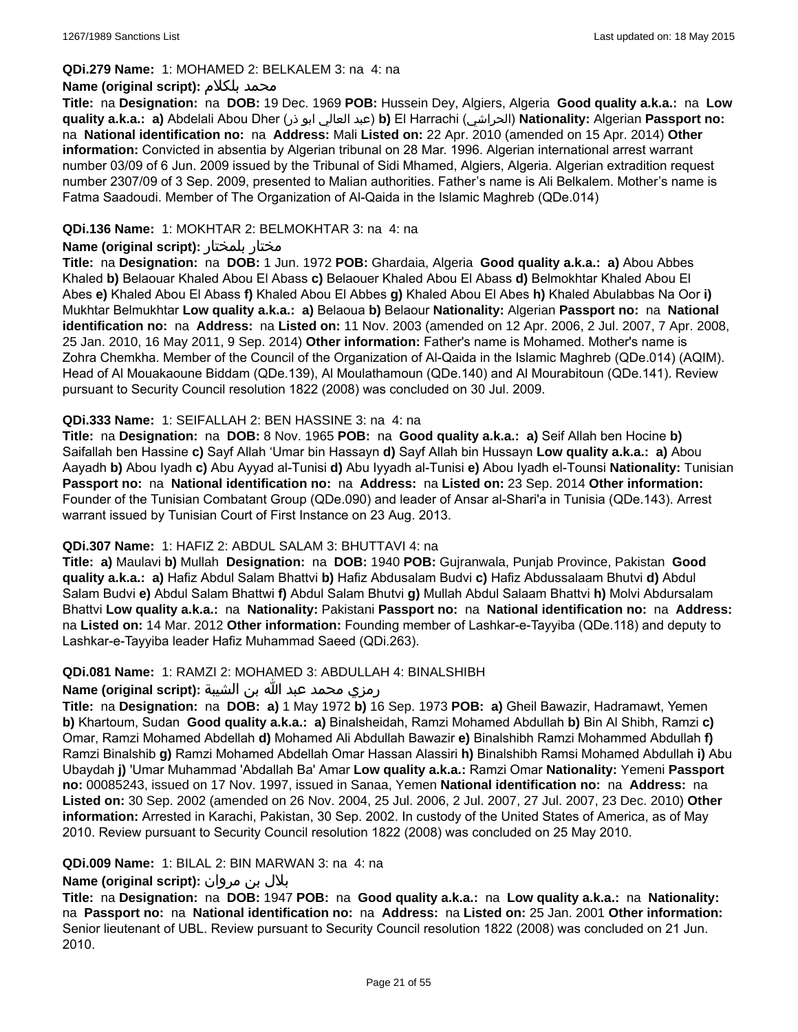**QDi.279 Name:** 1: MOHAMED 2: BELKALEM 3: na 4: na

**Name (original script):** محمد بلكلام

**Title:** na **Designation:** na **DOB:** 19 Dec. 1969 **POB:** Hussein Dey, Algiers, Algeria **Good quality a.k.a.:** na **Low quality a.k.a.:** **a)** Abdelali Abou Dher (عبد العالي ابو ذر) **b)** El Harrachi (الحراشي) **Nationality:** Algerian **Passport no:** na **National identification no:** na **Address:** Mali **Listed on:** 22 Apr. 2010 (amended on 15 Apr. 2014) **Other information:** Convicted in absentia by Algerian tribunal on 28 Mar. 1996. Algerian international arrest warrant number 03/09 of 6 Jun. 2009 issued by the Tribunal of Sidi Mhamed, Algiers, Algeria. Algerian extradition request number 2307/09 of 3 Sep. 2009, presented to Malian authorities. Father's name is Ali Belkalem. Mother's name is Fatma Saadoudi. Member of The Organization of Al-Qaida in the Islamic Maghreb (QDe.014)

**QDi.136 Name:** 1: MOKHTAR 2: BELMOKHTAR 3: na 4: na

**Name (original script):** مختار بلمختار

**Title:** na **Designation:** na **DOB:** 1 Jun. 1972 **POB:** Ghardaia, Algeria **Good quality a.k.a.:** **a)** Abou Abbes Khaled **b)** Belaouar Khaled Abou El Abass **c)** Belaouer Khaled Abou El Abass **d)** Belmokhtar Khaled Abou El Abes **e)** Khaled Abou El Abass **f)** Khaled Abou El Abbes **g)** Khaled Abou El Abes **h)** Khaled Abulabbas Na Oor **i)** Mukhtar Belmukhtar **Low quality a.k.a.:** **a)** Belaoua **b)** Belaour **Nationality:** Algerian **Passport no:** na **National identification no:** na **Address:** na **Listed on:** 11 Nov. 2003 (amended on 12 Apr. 2006, 2 Jul. 2007, 7 Apr. 2008, 25 Jan. 2010, 16 May 2011, 9 Sep. 2014) **Other information:** Father's name is Mohamed. Mother's name is Zohra Chemkha. Member of the Council of the Organization of Al-Qaida in the Islamic Maghreb (QDe.014) (AQIM). Head of Al Mouakaoune Biddam (QDe.139), Al Moulathamoun (QDe.140) and Al Mourabitoun (QDe.141). Review pursuant to Security Council resolution 1822 (2008) was concluded on 30 Jul. 2009.

**QDi.333 Name:** 1: SEIFALLAH 2: BEN HASSINE 3: na 4: na

**Title:** na **Designation:** na **DOB:** 8 Nov. 1965 **POB:** na **Good quality a.k.a.:** **a)** Seif Allah ben Hocine **b)** Saifallah ben Hassine **c)** Sayf Allah 'Umar bin Hassayn **d)** Sayf Allah bin Hussayn **Low quality a.k.a.:** **a)** Abou Aayadh **b)** Abou Iyadh **c)** Abu Ayyad al-Tunisi **d)** Abu Iyyadh al-Tunisi **e)** Abou Iyadh el-Tounsi **Nationality:** Tunisian **Passport no:** na **National identification no:** na **Address:** na **Listed on:** 23 Sep. 2014 **Other information:** Founder of the Tunisian Combatant Group (QDe.090) and leader of Ansar al-Shari'a in Tunisia (QDe.143). Arrest warrant issued by Tunisian Court of First Instance on 23 Aug. 2013.

**QDi.307 Name:** 1: HAFIZ 2: ABDUL SALAM 3: BHUTTAVI 4: na

**Title:** **a)** Maulavi **b)** Mullah **Designation:** na **DOB:** 1940 **POB:** Gujranwala, Punjab Province, Pakistan **Good quality a.k.a.:** **a)** Hafiz Abdul Salam Bhattvi **b)** Hafiz Abdusalam Budvi **c)** Hafiz Abdussalaam Bhutvi **d)** Abdul Salam Budvi **e)** Abdul Salam Bhattwi **f)** Abdul Salam Bhutvi **g)** Mullah Abdul Salaam Bhattvi **h)** Molvi Abdursalam Bhattvi **Low quality a.k.a.:** na **Nationality:** Pakistani **Passport no:** na **National identification no:** na **Address:** na **Listed on:** 14 Mar. 2012 **Other information:** Founding member of Lashkar-e-Tayyiba (QDe.118) and deputy to Lashkar-e-Tayyiba leader Hafiz Muhammad Saeed (QDi.263).

**QDi.081 Name:** 1: RAMZI 2: MOHAMED 3: ABDULLAH 4: BINALSHIBH

**Name (original script):** رمزي محمد عبد الله بن الشيبة

**Title:** na **Designation:** na **DOB:** **a)** 1 May 1972 **b)** 16 Sep. 1973 **POB:** **a)** Gheil Bawazir, Hadramawt, Yemen **b)** Khartoum, Sudan **Good quality a.k.a.:** **a)** Binalsheidah, Ramzi Mohamed Abdullah **b)** Bin Al Shibh, Ramzi **c)** Omar, Ramzi Mohamed Abdellah **d)** Mohamed Ali Abdullah Bawazir **e)** Binalshibh Ramzi Mohammed Abdullah **f)** Ramzi Binalshib **g)** Ramzi Mohamed Abdellah Omar Hassan Alassiri **h)** Binalshibh Ramsi Mohamed Abdullah **i)** Abu Ubaydah **j)** 'Umar Muhammad 'Abdallah Ba' Amar **Low quality a.k.a.:** Ramzi Omar **Nationality:** Yemeni **Passport no:** 00085243, issued on 17 Nov. 1997, issued in Sanaa, Yemen **National identification no:** na **Address:** na **Listed on:** 30 Sep. 2002 (amended on 26 Nov. 2004, 25 Jul. 2006, 2 Jul. 2007, 27 Jul. 2007, 23 Dec. 2010) **Other information:** Arrested in Karachi, Pakistan, 30 Sep. 2002. In custody of the United States of America, as of May 2010. Review pursuant to Security Council resolution 1822 (2008) was concluded on 25 May 2010.

**QDi.009 Name:** 1: BILAL 2: BIN MARWAN 3: na 4: na

**Name (original script):** بلال بن مروان

**Title:** na **Designation:** na **DOB:** 1947 **POB:** na **Good quality a.k.a.:** na **Low quality a.k.a.:** na **Nationality:** na **Passport no:** na **National identification no:** na **Address:** na **Listed on:** 25 Jan. 2001 **Other information:** Senior lieutenant of UBL. Review pursuant to Security Council resolution 1822 (2008) was concluded on 21 Jun. 2010.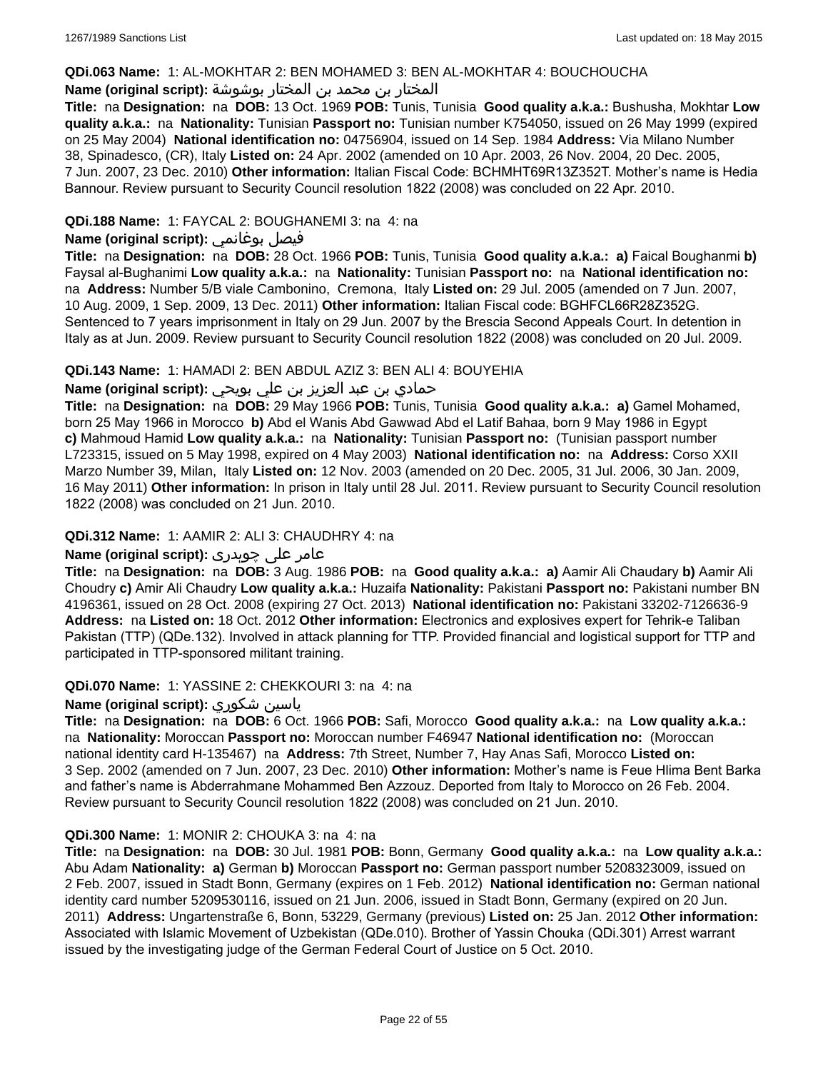**QDi.063 Name:** 1: AL-MOKHTAR 2: BEN MOHAMED 3: BEN AL-MOKHTAR 4: BOUCHOUCHA

**Name (original script):** المختار بن محمد بن المختار بوشوشة

**Title:** na **Designation:** na **DOB:** 13 Oct. 1969 **POB:** Tunis, Tunisia **Good quality a.k.a.:** Bushusha, Mokhtar **Low quality a.k.a.:** na **Nationality:** Tunisian **Passport no:** Tunisian number K754050, issued on 26 May 1999 (expired on 25 May 2004) **National identification no:** 04756904, issued on 14 Sep. 1984 **Address:** Via Milano Number 38, Spinadesco, (CR), Italy **Listed on:** 24 Apr. 2002 (amended on 10 Apr. 2003, 26 Nov. 2004, 20 Dec. 2005, 7 Jun. 2007, 23 Dec. 2010) **Other information:** Italian Fiscal Code: BCHMHT69R13Z352T. Mother's name is Hedia Bannour. Review pursuant to Security Council resolution 1822 (2008) was concluded on 22 Apr. 2010.

**QDi.188 Name:** 1: FAYCAL 2: BOUGHANEMI 3: na 4: na

**Name (original script):** فيصل بوغانمي

**Title:** na **Designation:** na **DOB:** 28 Oct. 1966 **POB:** Tunis, Tunisia **Good quality a.k.a.:** **a)** Faical Boughanmi **b)** Faysal al-Bughanimi **Low quality a.k.a.:** na **Nationality:** Tunisian **Passport no:** na **National identification no:** na **Address:** Number 5/B viale Cambonino, Cremona, Italy **Listed on:** 29 Jul. 2005 (amended on 7 Jun. 2007, 10 Aug. 2009, 1 Sep. 2009, 13 Dec. 2011) **Other information:** Italian Fiscal code: BGHFCL66R28Z352G. Sentenced to 7 years imprisonment in Italy on 29 Jun. 2007 by the Brescia Second Appeals Court. In detention in Italy as at Jun. 2009. Review pursuant to Security Council resolution 1822 (2008) was concluded on 20 Jul. 2009.

**QDi.143 Name:** 1: HAMADI 2: BEN ABDUL AZIZ 3: BEN ALI 4: BOUYEHIA

**Name (original script):** حمادي بن عبد العزيز بن علي بويحي

**Title:** na **Designation:** na **DOB:** 29 May 1966 **POB:** Tunis, Tunisia **Good quality a.k.a.:** **a)** Gamel Mohamed, born 25 May 1966 in Morocco **b)** Abd el Wanis Abd Gawwad Abd el Latif Bahaa, born 9 May 1986 in Egypt **c)** Mahmoud Hamid **Low quality a.k.a.:** na **Nationality:** Tunisian **Passport no:** (Tunisian passport number L723315, issued on 5 May 1998, expired on 4 May 2003) **National identification no:** na **Address:** Corso XXII Marzo Number 39, Milan, Italy **Listed on:** 12 Nov. 2003 (amended on 20 Dec. 2005, 31 Jul. 2006, 30 Jan. 2009, 16 May 2011) **Other information:** In prison in Italy until 28 Jul. 2011. Review pursuant to Security Council resolution 1822 (2008) was concluded on 21 Jun. 2010.

**QDi.312 Name:** 1: AAMIR 2: ALI 3: CHAUDHRY 4: na

**Name (original script):** عامر علی چوہدری

**Title:** na **Designation:** na **DOB:** 3 Aug. 1986 **POB:** na **Good quality a.k.a.:** **a)** Aamir Ali Chaudary **b)** Aamir Ali Choudry **c)** Amir Ali Chaudry **Low quality a.k.a.:** Huzaifa **Nationality:** Pakistani **Passport no:** Pakistani number BN 4196361, issued on 28 Oct. 2008 (expiring 27 Oct. 2013) **National identification no:** Pakistani 33202-7126636-9 **Address:** na **Listed on:** 18 Oct. 2012 **Other information:** Electronics and explosives expert for Tehrik-e Taliban Pakistan (TTP) (QDe.132). Involved in attack planning for TTP. Provided financial and logistical support for TTP and participated in TTP-sponsored militant training.

**QDi.070 Name:** 1: YASSINE 2: CHEKKOURI 3: na 4: na

**Name (original script):** ياسين شكوري

**Title:** na **Designation:** na **DOB:** 6 Oct. 1966 **POB:** Safi, Morocco **Good quality a.k.a.:** na **Low quality a.k.a.:** na **Nationality:** Moroccan **Passport no:** Moroccan number F46947 **National identification no:** (Moroccan national identity card H-135467) na **Address:** 7th Street, Number 7, Hay Anas Safi, Morocco **Listed on:** 3 Sep. 2002 (amended on 7 Jun. 2007, 23 Dec. 2010) **Other information:** Mother's name is Feue Hlima Bent Barka and father's name is Abderrahmane Mohammed Ben Azzouz. Deported from Italy to Morocco on 26 Feb. 2004. Review pursuant to Security Council resolution 1822 (2008) was concluded on 21 Jun. 2010.

**QDi.300 Name:** 1: MONIR 2: CHOUKA 3: na 4: na

**Title:** na **Designation:** na **DOB:** 30 Jul. 1981 **POB:** Bonn, Germany **Good quality a.k.a.:** na **Low quality a.k.a.:** Abu Adam **Nationality:** **a)** German **b)** Moroccan **Passport no:** German passport number 5208323009, issued on 2 Feb. 2007, issued in Stadt Bonn, Germany (expires on 1 Feb. 2012) **National identification no:** German national identity card number 5209530116, issued on 21 Jun. 2006, issued in Stadt Bonn, Germany (expired on 20 Jun. 2011) **Address:** Ungartenstraße 6, Bonn, 53229, Germany (previous) **Listed on:** 25 Jan. 2012 **Other information:** Associated with Islamic Movement of Uzbekistan (QDe.010). Brother of Yassin Chouka (QDi.301) Arrest warrant issued by the investigating judge of the German Federal Court of Justice on 5 Oct. 2010.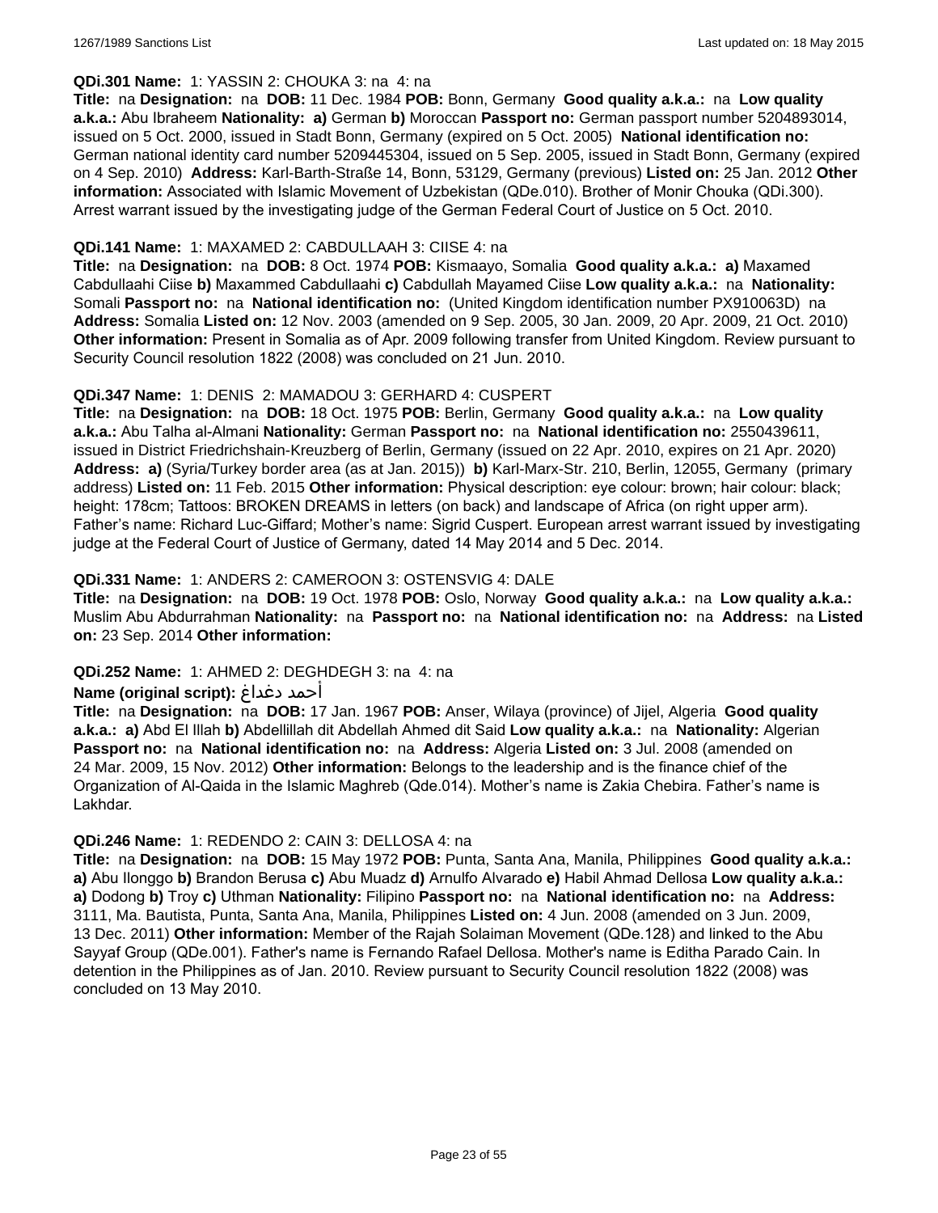**QDi.301 Name:** 1: YASSIN 2: CHOUKA 3: na 4: na

**Title:** na **Designation:** na **DOB:** 11 Dec. 1984 **POB:** Bonn, Germany **Good quality a.k.a.:** na **Low quality a.k.a.:** Abu Ibraheem **Nationality:** **a)** German **b)** Moroccan **Passport no:** German passport number 5204893014, issued on 5 Oct. 2000, issued in Stadt Bonn, Germany (expired on 5 Oct. 2005) **National identification no:** German national identity card number 5209445304, issued on 5 Sep. 2005, issued in Stadt Bonn, Germany (expired on 4 Sep. 2010) **Address:** Karl-Barth-Straße 14, Bonn, 53129, Germany (previous) **Listed on:** 25 Jan. 2012 **Other information:** Associated with Islamic Movement of Uzbekistan (QDe.010). Brother of Monir Chouka (QDi.300). Arrest warrant issued by the investigating judge of the German Federal Court of Justice on 5 Oct. 2010.

**QDi.141 Name:** 1: MAXAMED 2: CABDULLAAH 3: CIISE 4: na

**Title:** na **Designation:** na **DOB:** 8 Oct. 1974 **POB:** Kismaayo, Somalia **Good quality a.k.a.:** **a)** Maxamed Cabdullaahi Ciise **b)** Maxammed Cabdullaahi **c)** Cabdullah Mayamed Ciise **Low quality a.k.a.:** na **Nationality:** Somali **Passport no:** na **National identification no:** (United Kingdom identification number PX910063D) na **Address:** Somalia **Listed on:** 12 Nov. 2003 (amended on 9 Sep. 2005, 30 Jan. 2009, 20 Apr. 2009, 21 Oct. 2010) **Other information:** Present in Somalia as of Apr. 2009 following transfer from United Kingdom. Review pursuant to Security Council resolution 1822 (2008) was concluded on 21 Jun. 2010.

**QDi.347 Name:** 1: DENIS 2: MAMADOU 3: GERHARD 4: CUSPERT

**Title:** na **Designation:** na **DOB:** 18 Oct. 1975 **POB:** Berlin, Germany **Good quality a.k.a.:** na **Low quality a.k.a.:** Abu Talha al-Almani **Nationality:** German **Passport no:** na **National identification no:** 2550439611, issued in District Friedrichshain-Kreuzberg of Berlin, Germany (issued on 22 Apr. 2010, expires on 21 Apr. 2020) **Address:** **a)** (Syria/Turkey border area (as at Jan. 2015)) **b)** Karl-Marx-Str. 210, Berlin, 12055, Germany (primary address) **Listed on:** 11 Feb. 2015 **Other information:** Physical description: eye colour: brown; hair colour: black; height: 178cm; Tattoos: BROKEN DREAMS in letters (on back) and landscape of Africa (on right upper arm). Father's name: Richard Luc-Giffard; Mother's name: Sigrid Cuspert. European arrest warrant issued by investigating judge at the Federal Court of Justice of Germany, dated 14 May 2014 and 5 Dec. 2014.

**QDi.331 Name:** 1: ANDERS 2: CAMEROON 3: OSTENSVIG 4: DALE

**Title:** na **Designation:** na **DOB:** 19 Oct. 1978 **POB:** Oslo, Norway **Good quality a.k.a.:** na **Low quality a.k.a.:** Muslim Abu Abdurrahman **Nationality:** na **Passport no:** na **National identification no:** na **Address:** na **Listed on:** 23 Sep. 2014 **Other information:**

**QDi.252 Name:** 1: AHMED 2: DEGHDEGH 3: na 4: na

**Name (original script):** أحمد دغداغ

**Title:** na **Designation:** na **DOB:** 17 Jan. 1967 **POB:** Anser, Wilaya (province) of Jijel, Algeria **Good quality a.k.a.:** **a)** Abd El Illah **b)** Abdellillah dit Abdellah Ahmed dit Said **Low quality a.k.a.:** na **Nationality:** Algerian **Passport no:** na **National identification no:** na **Address:** Algeria **Listed on:** 3 Jul. 2008 (amended on 24 Mar. 2009, 15 Nov. 2012) **Other information:** Belongs to the leadership and is the finance chief of the Organization of Al-Qaida in the Islamic Maghreb (Qde.014). Mother's name is Zakia Chebira. Father's name is Lakhdar.

**QDi.246 Name:** 1: REDENDO 2: CAIN 3: DELLOSA 4: na

**Title:** na **Designation:** na **DOB:** 15 May 1972 **POB:** Punta, Santa Ana, Manila, Philippines **Good quality a.k.a.:** **a)** Abu Ilonggo **b)** Brandon Berusa **c)** Abu Muadz **d)** Arnulfo Alvarado **e)** Habil Ahmad Dellosa **Low quality a.k.a.:** **a)** Dodong **b)** Troy **c)** Uthman **Nationality:** Filipino **Passport no:** na **National identification no:** na **Address:** 3111, Ma. Bautista, Punta, Santa Ana, Manila, Philippines **Listed on:** 4 Jun. 2008 (amended on 3 Jun. 2009, 13 Dec. 2011) **Other information:** Member of the Rajah Solaiman Movement (QDe.128) and linked to the Abu Sayyaf Group (QDe.001). Father's name is Fernando Rafael Dellosa. Mother's name is Editha Parado Cain. In detention in the Philippines as of Jan. 2010. Review pursuant to Security Council resolution 1822 (2008) was concluded on 13 May 2010.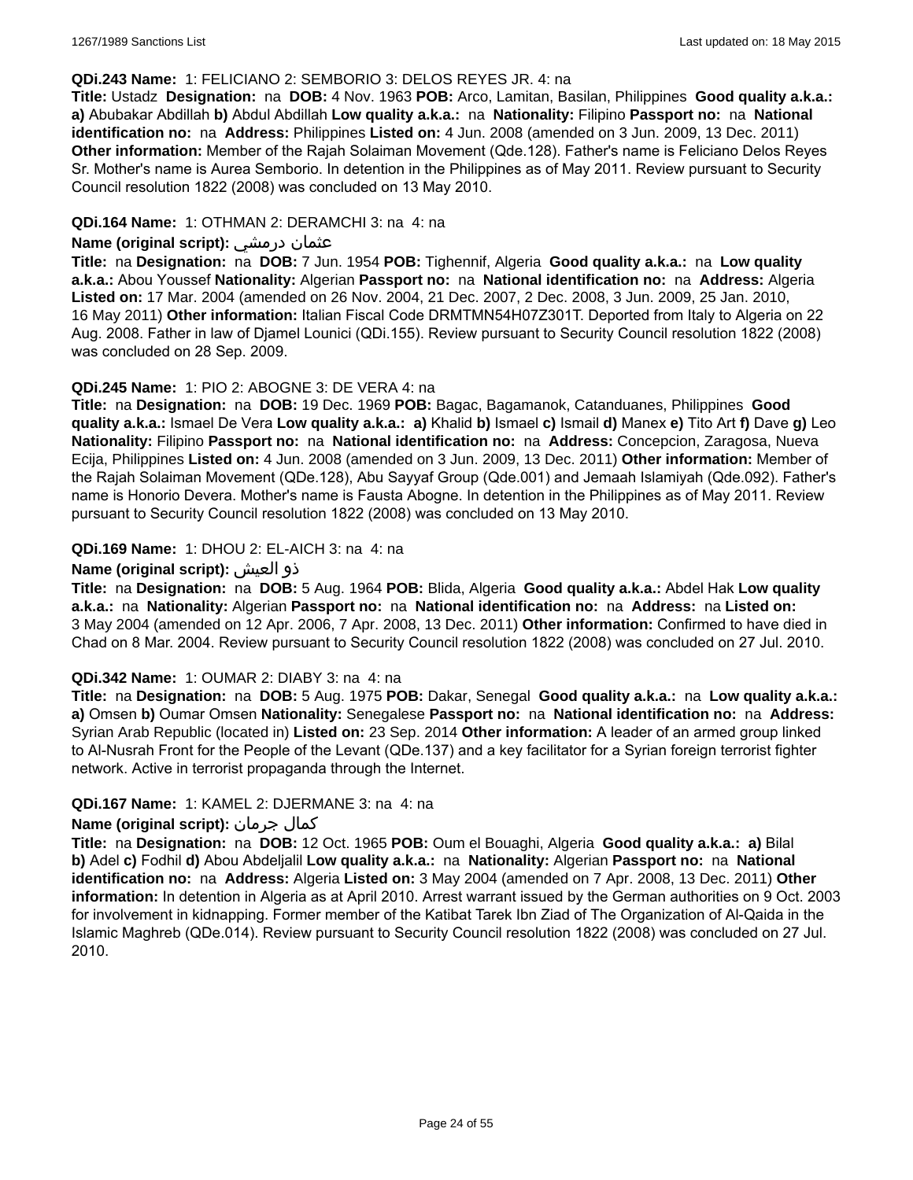**QDi.243 Name:** 1: FELICIANO 2: SEMBORIO 3: DELOS REYES JR. 4: na

**Title:** Ustadz **Designation:** na **DOB:** 4 Nov. 1963 **POB:** Arco, Lamitan, Basilan, Philippines **Good quality a.k.a.:** **a)** Abubakar Abdillah **b)** Abdul Abdillah **Low quality a.k.a.:** na **Nationality:** Filipino **Passport no:** na **National identification no:** na **Address:** Philippines **Listed on:** 4 Jun. 2008 (amended on 3 Jun. 2009, 13 Dec. 2011) **Other information:** Member of the Rajah Solaiman Movement (Qde.128). Father's name is Feliciano Delos Reyes Sr. Mother's name is Aurea Semborio. In detention in the Philippines as of May 2011. Review pursuant to Security Council resolution 1822 (2008) was concluded on 13 May 2010.

**QDi.164 Name:** 1: OTHMAN 2: DERAMCHI 3: na 4: na

**Name (original script):** عثمان درمشي

**Title:** na **Designation:** na **DOB:** 7 Jun. 1954 **POB:** Tighennif, Algeria **Good quality a.k.a.:** na **Low quality a.k.a.:** Abou Youssef **Nationality:** Algerian **Passport no:** na **National identification no:** na **Address:** Algeria **Listed on:** 17 Mar. 2004 (amended on 26 Nov. 2004, 21 Dec. 2007, 2 Dec. 2008, 3 Jun. 2009, 25 Jan. 2010, 16 May 2011) **Other information:** Italian Fiscal Code DRMTMN54H07Z301T. Deported from Italy to Algeria on 22 Aug. 2008. Father in law of Djamel Lounici (QDi.155). Review pursuant to Security Council resolution 1822 (2008) was concluded on 28 Sep. 2009.

**QDi.245 Name:** 1: PIO 2: ABOGNE 3: DE VERA 4: na

**Title:** na **Designation:** na **DOB:** 19 Dec. 1969 **POB:** Bagac, Bagamanok, Catanduanes, Philippines **Good quality a.k.a.:** Ismael De Vera **Low quality a.k.a.:** **a)** Khalid **b)** Ismael **c)** Ismail **d)** Manex **e)** Tito Art **f)** Dave **g)** Leo **Nationality:** Filipino **Passport no:** na **National identification no:** na **Address:** Concepcion, Zaragosa, Nueva Ecija, Philippines **Listed on:** 4 Jun. 2008 (amended on 3 Jun. 2009, 13 Dec. 2011) **Other information:** Member of the Rajah Solaiman Movement (QDe.128), Abu Sayyaf Group (Qde.001) and Jemaah Islamiyah (Qde.092). Father's name is Honorio Devera. Mother's name is Fausta Abogne. In detention in the Philippines as of May 2011. Review pursuant to Security Council resolution 1822 (2008) was concluded on 13 May 2010.

**QDi.169 Name:** 1: DHOU 2: EL-AICH 3: na 4: na

**Name (original script):** ذو العيش

**Title:** na **Designation:** na **DOB:** 5 Aug. 1964 **POB:** Blida, Algeria **Good quality a.k.a.:** Abdel Hak **Low quality a.k.a.:** na **Nationality:** Algerian **Passport no:** na **National identification no:** na **Address:** na **Listed on:** 3 May 2004 (amended on 12 Apr. 2006, 7 Apr. 2008, 13 Dec. 2011) **Other information:** Confirmed to have died in Chad on 8 Mar. 2004. Review pursuant to Security Council resolution 1822 (2008) was concluded on 27 Jul. 2010.

**QDi.342 Name:** 1: OUMAR 2: DIABY 3: na 4: na

**Title:** na **Designation:** na **DOB:** 5 Aug. 1975 **POB:** Dakar, Senegal **Good quality a.k.a.:** na **Low quality a.k.a.:** **a)** Omsen **b)** Oumar Omsen **Nationality:** Senegalese **Passport no:** na **National identification no:** na **Address:** Syrian Arab Republic (located in) **Listed on:** 23 Sep. 2014 **Other information:** A leader of an armed group linked to Al-Nusrah Front for the People of the Levant (QDe.137) and a key facilitator for a Syrian foreign terrorist fighter network. Active in terrorist propaganda through the Internet.

**QDi.167 Name:** 1: KAMEL 2: DJERMANE 3: na 4: na

**Name (original script):** كمال جرمان

**Title:** na **Designation:** na **DOB:** 12 Oct. 1965 **POB:** Oum el Bouaghi, Algeria **Good quality a.k.a.:** **a)** Bilal **b)** Adel **c)** Fodhil **d)** Abou Abdeljalil **Low quality a.k.a.:** na **Nationality:** Algerian **Passport no:** na **National identification no:** na **Address:** Algeria **Listed on:** 3 May 2004 (amended on 7 Apr. 2008, 13 Dec. 2011) **Other information:** In detention in Algeria as at April 2010. Arrest warrant issued by the German authorities on 9 Oct. 2003 for involvement in kidnapping. Former member of the Katibat Tarek Ibn Ziad of The Organization of Al-Qaida in the Islamic Maghreb (QDe.014). Review pursuant to Security Council resolution 1822 (2008) was concluded on 27 Jul. 2010.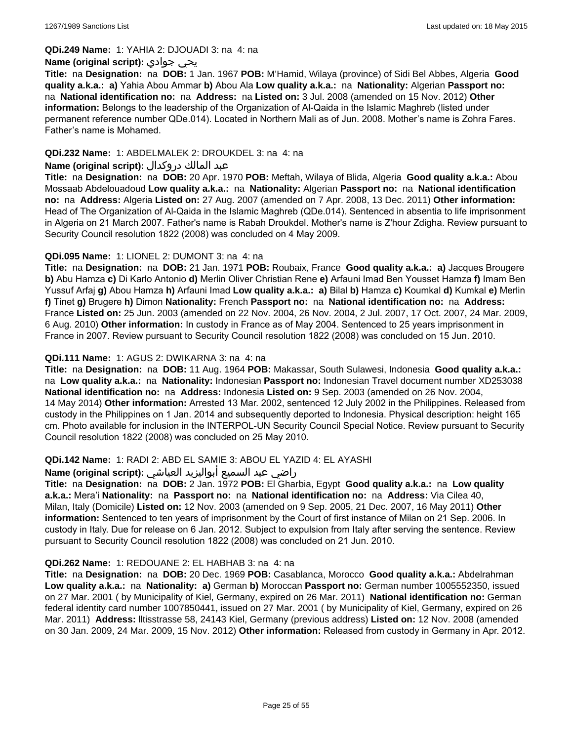**QDi.249 Name:** 1: YAHIA 2: DJOUADI 3: na 4: na

**Name (original script):** يحي جوادي

**Title:** na **Designation:** na **DOB:** 1 Jan. 1967 **POB:** M'Hamid, Wilaya (province) of Sidi Bel Abbes, Algeria **Good quality a.k.a.:** **a)** Yahia Abou Ammar **b)** Abou Ala **Low quality a.k.a.:** na **Nationality:** Algerian **Passport no:** na **National identification no:** na **Address:** na **Listed on:** 3 Jul. 2008 (amended on 15 Nov. 2012) **Other information:** Belongs to the leadership of the Organization of Al-Qaida in the Islamic Maghreb (listed under permanent reference number QDe.014). Located in Northern Mali as of Jun. 2008. Mother's name is Zohra Fares. Father's name is Mohamed.

**QDi.232 Name:** 1: ABDELMALEK 2: DROUKDEL 3: na 4: na

**Name (original script):** عبد المالك دروكدال

**Title:** na **Designation:** na **DOB:** 20 Apr. 1970 **POB:** Meftah, Wilaya of Blida, Algeria **Good quality a.k.a.:** Abou Mossaab Abdelouadoud **Low quality a.k.a.:** na **Nationality:** Algerian **Passport no:** na **National identification no:** na **Address:** Algeria **Listed on:** 27 Aug. 2007 (amended on 7 Apr. 2008, 13 Dec. 2011) **Other information:** Head of The Organization of Al-Qaida in the Islamic Maghreb (QDe.014). Sentenced in absentia to life imprisonment in Algeria on 21 March 2007. Father's name is Rabah Droukdel. Mother's name is Z'hour Zdigha. Review pursuant to Security Council resolution 1822 (2008) was concluded on 4 May 2009.

**QDi.095 Name:** 1: LIONEL 2: DUMONT 3: na 4: na

**Title:** na **Designation:** na **DOB:** 21 Jan. 1971 **POB:** Roubaix, France **Good quality a.k.a.:** **a)** Jacques Brougere **b)** Abu Hamza **c)** Di Karlo Antonio **d)** Merlin Oliver Christian Rene **e)** Arfauni Imad Ben Yousset Hamza **f)** Imam Ben Yussuf Arfaj **g)** Abou Hamza **h)** Arfauni Imad **Low quality a.k.a.:** **a)** Bilal **b)** Hamza **c)** Koumkal **d)** Kumkal **e)** Merlin **f)** Tinet **g)** Brugere **h)** Dimon **Nationality:** French **Passport no:** na **National identification no:** na **Address:** France **Listed on:** 25 Jun. 2003 (amended on 22 Nov. 2004, 26 Nov. 2004, 2 Jul. 2007, 17 Oct. 2007, 24 Mar. 2009, 6 Aug. 2010) **Other information:** In custody in France as of May 2004. Sentenced to 25 years imprisonment in France in 2007. Review pursuant to Security Council resolution 1822 (2008) was concluded on 15 Jun. 2010.

**QDi.111 Name:** 1: AGUS 2: DWIKARNA 3: na 4: na

**Title:** na **Designation:** na **DOB:** 11 Aug. 1964 **POB:** Makassar, South Sulawesi, Indonesia **Good quality a.k.a.:** na **Low quality a.k.a.:** na **Nationality:** Indonesian **Passport no:** Indonesian Travel document number XD253038 **National identification no:** na **Address:** Indonesia **Listed on:** 9 Sep. 2003 (amended on 26 Nov. 2004, 14 May 2014) **Other information:** Arrested 13 Mar. 2002, sentenced 12 July 2002 in the Philippines. Released from custody in the Philippines on 1 Jan. 2014 and subsequently deported to Indonesia. Physical description: height 165 cm. Photo available for inclusion in the INTERPOL-UN Security Council Special Notice. Review pursuant to Security Council resolution 1822 (2008) was concluded on 25 May 2010.

**QDi.142 Name:** 1: RADI 2: ABD EL SAMIE 3: ABOU EL YAZID 4: EL AYASHI

**Name (original script):** راضي عبد السميع أبواليزيد العياشي

**Title:** na **Designation:** na **DOB:** 2 Jan. 1972 **POB:** El Gharbia, Egypt **Good quality a.k.a.:** na **Low quality a.k.a.:** Mera'i **Nationality:** na **Passport no:** na **National identification no:** na **Address:** Via Cilea 40, Milan, Italy (Domicile) **Listed on:** 12 Nov. 2003 (amended on 9 Sep. 2005, 21 Dec. 2007, 16 May 2011) **Other information:** Sentenced to ten years of imprisonment by the Court of first instance of Milan on 21 Sep. 2006. In custody in Italy. Due for release on 6 Jan. 2012. Subject to expulsion from Italy after serving the sentence. Review pursuant to Security Council resolution 1822 (2008) was concluded on 21 Jun. 2010.

**QDi.262 Name:** 1: REDOUANE 2: EL HABHAB 3: na 4: na

**Title:** na **Designation:** na **DOB:** 20 Dec. 1969 **POB:** Casablanca, Morocco **Good quality a.k.a.:** Abdelrahman **Low quality a.k.a.:** na **Nationality:** **a)** German **b)** Moroccan **Passport no:** German number 1005552350, issued on 27 Mar. 2001 ( by Municipality of Kiel, Germany, expired on 26 Mar. 2011) **National identification no:** German federal identity card number 1007850441, issued on 27 Mar. 2001 ( by Municipality of Kiel, Germany, expired on 26 Mar. 2011) **Address:** lltisstrasse 58, 24143 Kiel, Germany (previous address) **Listed on:** 12 Nov. 2008 (amended on 30 Jan. 2009, 24 Mar. 2009, 15 Nov. 2012) **Other information:** Released from custody in Germany in Apr. 2012.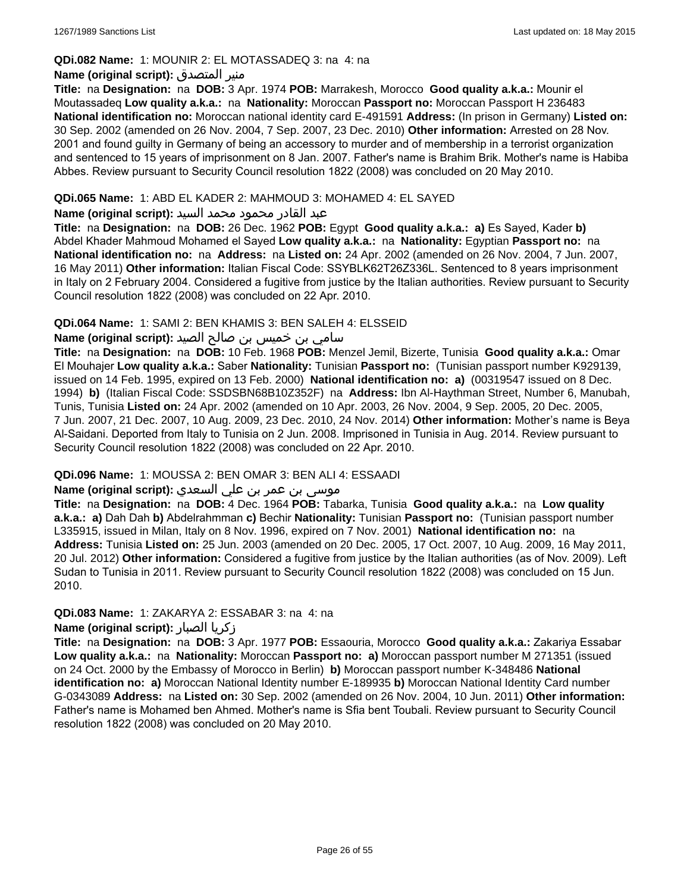**QDi.082 Name:** 1: MOUNIR 2: EL MOTASSADEQ 3: na 4: na

**Name (original script):** منير المتصدق

**Title:** na **Designation:** na **DOB:** 3 Apr. 1974 **POB:** Marrakesh, Morocco **Good quality a.k.a.:** Mounir el Moutassadeq **Low quality a.k.a.:** na **Nationality:** Moroccan **Passport no:** Moroccan Passport H 236483 **National identification no:** Moroccan national identity card E-491591 **Address:** (In prison in Germany) **Listed on:** 30 Sep. 2002 (amended on 26 Nov. 2004, 7 Sep. 2007, 23 Dec. 2010) **Other information:** Arrested on 28 Nov. 2001 and found guilty in Germany of being an accessory to murder and of membership in a terrorist organization and sentenced to 15 years of imprisonment on 8 Jan. 2007. Father's name is Brahim Brik. Mother's name is Habiba Abbes. Review pursuant to Security Council resolution 1822 (2008) was concluded on 20 May 2010.

**QDi.065 Name:** 1: ABD EL KADER 2: MAHMOUD 3: MOHAMED 4: EL SAYED

**Name (original script):** عبد القادر محمود محمد السيد

**Title:** na **Designation:** na **DOB:** 26 Dec. 1962 **POB:** Egypt **Good quality a.k.a.:** **a)** Es Sayed, Kader **b)** Abdel Khader Mahmoud Mohamed el Sayed **Low quality a.k.a.:** na **Nationality:** Egyptian **Passport no:** na **National identification no:** na **Address:** na **Listed on:** 24 Apr. 2002 (amended on 26 Nov. 2004, 7 Jun. 2007, 16 May 2011) **Other information:** Italian Fiscal Code: SSYBLK62T26Z336L. Sentenced to 8 years imprisonment in Italy on 2 February 2004. Considered a fugitive from justice by the Italian authorities. Review pursuant to Security Council resolution 1822 (2008) was concluded on 22 Apr. 2010.

**QDi.064 Name:** 1: SAMI 2: BEN KHAMIS 3: BEN SALEH 4: ELSSEID

**Name (original script):** سامي بن خميس بن صالح الصيد

**Title:** na **Designation:** na **DOB:** 10 Feb. 1968 **POB:** Menzel Jemil, Bizerte, Tunisia **Good quality a.k.a.:** Omar El Mouhajer **Low quality a.k.a.:** Saber **Nationality:** Tunisian **Passport no:** (Tunisian passport number K929139, issued on 14 Feb. 1995, expired on 13 Feb. 2000) **National identification no:** **a)** (00319547 issued on 8 Dec. 1994) **b)** (Italian Fiscal Code: SSDSBN68B10Z352F) na **Address:** Ibn Al-Haythman Street, Number 6, Manubah, Tunis, Tunisia **Listed on:** 24 Apr. 2002 (amended on 10 Apr. 2003, 26 Nov. 2004, 9 Sep. 2005, 20 Dec. 2005, 7 Jun. 2007, 21 Dec. 2007, 10 Aug. 2009, 23 Dec. 2010, 24 Nov. 2014) **Other information:** Mother's name is Beya Al-Saidani. Deported from Italy to Tunisia on 2 Jun. 2008. Imprisoned in Tunisia in Aug. 2014. Review pursuant to Security Council resolution 1822 (2008) was concluded on 22 Apr. 2010.

**QDi.096 Name:** 1: MOUSSA 2: BEN OMAR 3: BEN ALI 4: ESSAADI

**Name (original script):** موسى بن عمر بن علي السعدي

**Title:** na **Designation:** na **DOB:** 4 Dec. 1964 **POB:** Tabarka, Tunisia **Good quality a.k.a.:** na **Low quality a.k.a.:** **a)** Dah Dah **b)** Abdelrahmman **c)** Bechir **Nationality:** Tunisian **Passport no:** (Tunisian passport number L335915, issued in Milan, Italy on 8 Nov. 1996, expired on 7 Nov. 2001) **National identification no:** na **Address:** Tunisia **Listed on:** 25 Jun. 2003 (amended on 20 Dec. 2005, 17 Oct. 2007, 10 Aug. 2009, 16 May 2011, 20 Jul. 2012) **Other information:** Considered a fugitive from justice by the Italian authorities (as of Nov. 2009). Left Sudan to Tunisia in 2011. Review pursuant to Security Council resolution 1822 (2008) was concluded on 15 Jun. 2010.

**QDi.083 Name:** 1: ZAKARYA 2: ESSABAR 3: na 4: na

**Name (original script):** زكريا الصبار

**Title:** na **Designation:** na **DOB:** 3 Apr. 1977 **POB:** Essaouria, Morocco **Good quality a.k.a.:** Zakariya Essabar **Low quality a.k.a.:** na **Nationality:** Moroccan **Passport no:** **a)** Moroccan passport number M 271351 (issued on 24 Oct. 2000 by the Embassy of Morocco in Berlin) **b)** Moroccan passport number K-348486 **National identification no:** **a)** Moroccan National Identity number E-189935 **b)** Moroccan National Identity Card number G-0343089 **Address:** na **Listed on:** 30 Sep. 2002 (amended on 26 Nov. 2004, 10 Jun. 2011) **Other information:** Father's name is Mohamed ben Ahmed. Mother's name is Sfia bent Toubali. Review pursuant to Security Council resolution 1822 (2008) was concluded on 20 May 2010.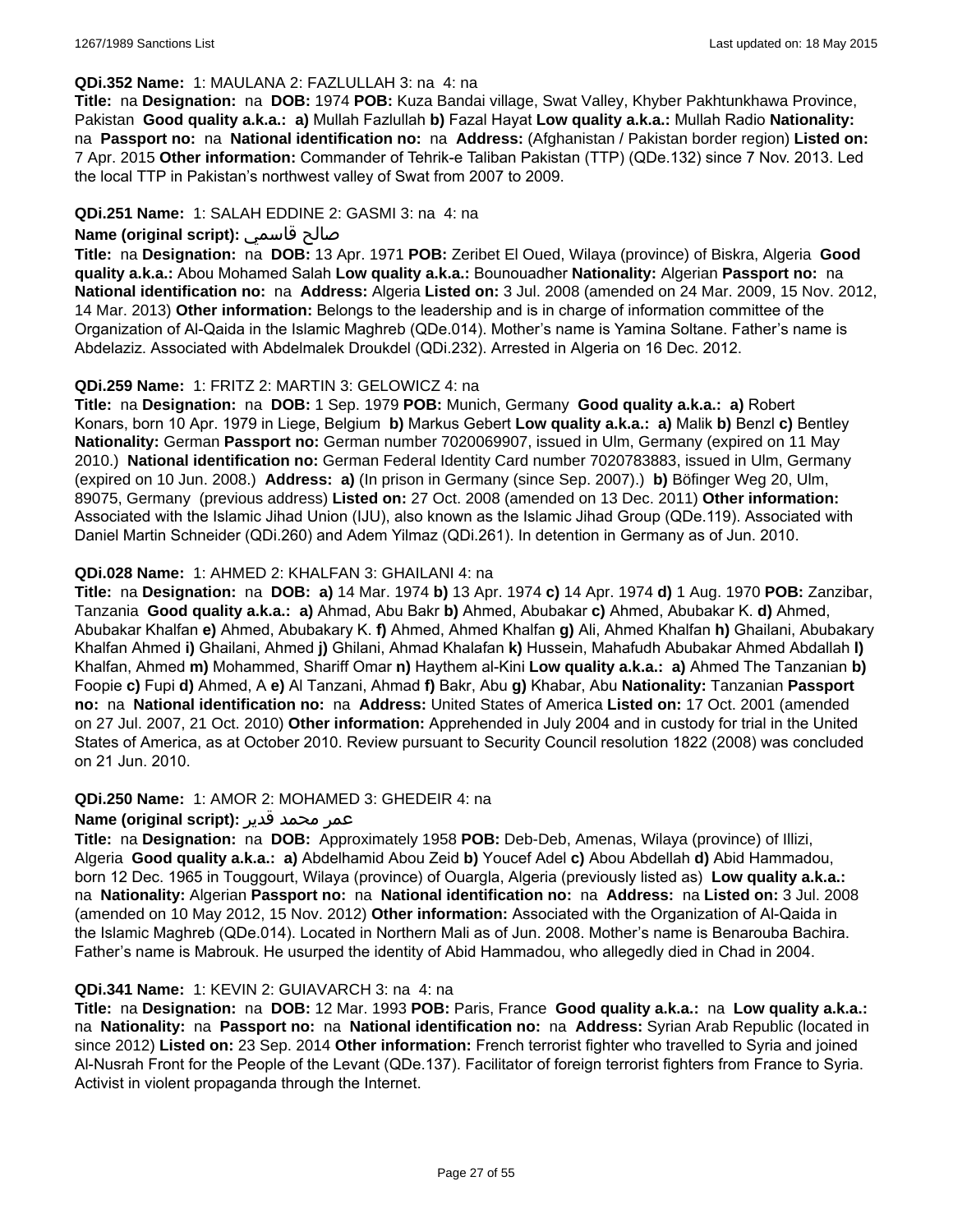**QDi.352 Name:** 1: MAULANA 2: FAZLULLAH 3: na 4: na

**Title:** na **Designation:** na **DOB:** 1974 **POB:** Kuza Bandai village, Swat Valley, Khyber Pakhtunkhawa Province, Pakistan **Good quality a.k.a.:** **a)** Mullah Fazlullah **b)** Fazal Hayat **Low quality a.k.a.:** Mullah Radio **Nationality:** na **Passport no:** na **National identification no:** na **Address:** (Afghanistan / Pakistan border region) **Listed on:** 7 Apr. 2015 **Other information:** Commander of Tehrik-e Taliban Pakistan (TTP) (QDe.132) since 7 Nov. 2013. Led the local TTP in Pakistan's northwest valley of Swat from 2007 to 2009.

**QDi.251 Name:** 1: SALAH EDDINE 2: GASMI 3: na 4: na

**Name (original script):** صالح قاسمي

**Title:** na **Designation:** na **DOB:** 13 Apr. 1971 **POB:** Zeribet El Oued, Wilaya (province) of Biskra, Algeria **Good quality a.k.a.:** Abou Mohamed Salah **Low quality a.k.a.:** Bounouadher **Nationality:** Algerian **Passport no:** na **National identification no:** na **Address:** Algeria **Listed on:** 3 Jul. 2008 (amended on 24 Mar. 2009, 15 Nov. 2012, 14 Mar. 2013) **Other information:** Belongs to the leadership and is in charge of information committee of the Organization of Al-Qaida in the Islamic Maghreb (QDe.014). Mother's name is Yamina Soltane. Father's name is Abdelaziz. Associated with Abdelmalek Droukdel (QDi.232). Arrested in Algeria on 16 Dec. 2012.

**QDi.259 Name:** 1: FRITZ 2: MARTIN 3: GELOWICZ 4: na

**Title:** na **Designation:** na **DOB:** 1 Sep. 1979 **POB:** Munich, Germany **Good quality a.k.a.:** **a)** Robert Konars, born 10 Apr. 1979 in Liege, Belgium **b)** Markus Gebert **Low quality a.k.a.:** **a)** Malik **b)** Benzl **c)** Bentley **Nationality:** German **Passport no:** German number 7020069907, issued in Ulm, Germany (expired on 11 May 2010.) **National identification no:** German Federal Identity Card number 7020783883, issued in Ulm, Germany (expired on 10 Jun. 2008.) **Address:** **a)** (In prison in Germany (since Sep. 2007).) **b)** Böfinger Weg 20, Ulm, 89075, Germany (previous address) **Listed on:** 27 Oct. 2008 (amended on 13 Dec. 2011) **Other information:** Associated with the Islamic Jihad Union (IJU), also known as the Islamic Jihad Group (QDe.119). Associated with Daniel Martin Schneider (QDi.260) and Adem Yilmaz (QDi.261). In detention in Germany as of Jun. 2010.

**QDi.028 Name:** 1: AHMED 2: KHALFAN 3: GHAILANI 4: na

**Title:** na **Designation:** na **DOB:** **a)** 14 Mar. 1974 **b)** 13 Apr. 1974 **c)** 14 Apr. 1974 **d)** 1 Aug. 1970 **POB:** Zanzibar, Tanzania **Good quality a.k.a.:** **a)** Ahmad, Abu Bakr **b)** Ahmed, Abubakar **c)** Ahmed, Abubakar K. **d)** Ahmed, Abubakar Khalfan **e)** Ahmed, Abubakary K. **f)** Ahmed, Ahmed Khalfan **g)** Ali, Ahmed Khalfan **h)** Ghailani, Abubakary Khalfan Ahmed **i)** Ghailani, Ahmed **j)** Ghilani, Ahmad Khalafan **k)** Hussein, Mahafudh Abubakar Ahmed Abdallah **l)** Khalfan, Ahmed **m)** Mohammed, Shariff Omar **n)** Haythem al-Kini **Low quality a.k.a.:** **a)** Ahmed The Tanzanian **b)** Foopie **c)** Fupi **d)** Ahmed, A **e)** Al Tanzani, Ahmad **f)** Bakr, Abu **g)** Khabar, Abu **Nationality:** Tanzanian **Passport no:** na **National identification no:** na **Address:** United States of America **Listed on:** 17 Oct. 2001 (amended on 27 Jul. 2007, 21 Oct. 2010) **Other information:** Apprehended in July 2004 and in custody for trial in the United States of America, as at October 2010. Review pursuant to Security Council resolution 1822 (2008) was concluded on 21 Jun. 2010.

**QDi.250 Name:** 1: AMOR 2: MOHAMED 3: GHEDEIR 4: na

**Name (original script):** عمر محمد قدير

**Title:** na **Designation:** na **DOB:** Approximately 1958 **POB:** Deb-Deb, Amenas, Wilaya (province) of Illizi, Algeria **Good quality a.k.a.:** **a)** Abdelhamid Abou Zeid **b)** Youcef Adel **c)** Abou Abdellah **d)** Abid Hammadou, born 12 Dec. 1965 in Touggourt, Wilaya (province) of Ouargla, Algeria (previously listed as) **Low quality a.k.a.:** na **Nationality:** Algerian **Passport no:** na **National identification no:** na **Address:** na **Listed on:** 3 Jul. 2008 (amended on 10 May 2012, 15 Nov. 2012) **Other information:** Associated with the Organization of Al-Qaida in the Islamic Maghreb (QDe.014). Located in Northern Mali as of Jun. 2008. Mother's name is Benarouba Bachira. Father's name is Mabrouk. He usurped the identity of Abid Hammadou, who allegedly died in Chad in 2004.

**QDi.341 Name:** 1: KEVIN 2: GUIAVARCH 3: na 4: na

**Title:** na **Designation:** na **DOB:** 12 Mar. 1993 **POB:** Paris, France **Good quality a.k.a.:** na **Low quality a.k.a.:** na **Nationality:** na **Passport no:** na **National identification no:** na **Address:** Syrian Arab Republic (located in since 2012) **Listed on:** 23 Sep. 2014 **Other information:** French terrorist fighter who travelled to Syria and joined Al-Nusrah Front for the People of the Levant (QDe.137). Facilitator of foreign terrorist fighters from France to Syria. Activist in violent propaganda through the Internet.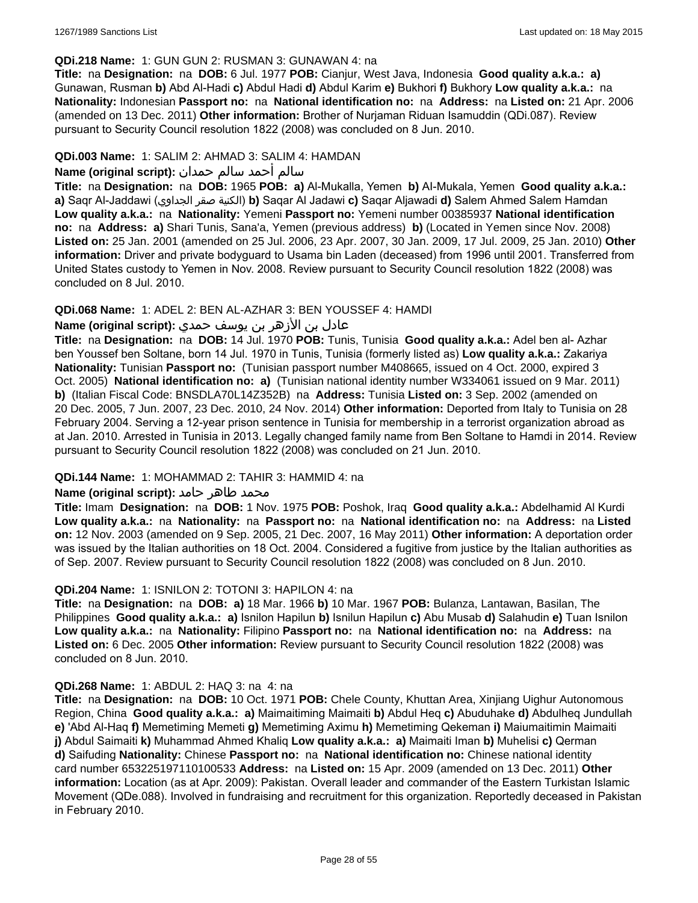**QDi.218 Name:** 1: GUN GUN 2: RUSMAN 3: GUNAWAN 4: na

**Title:** na **Designation:** na **DOB:** 6 Jul. 1977 **POB:** Cianjur, West Java, Indonesia **Good quality a.k.a.: a)** Gunawan, Rusman **b)** Abd Al-Hadi **c)** Abdul Hadi **d)** Abdul Karim **e)** Bukhori **f)** Bukhory **Low quality a.k.a.:** na **Nationality:** Indonesian **Passport no:** na **National identification no:** na **Address:** na **Listed on:** 21 Apr. 2006 (amended on 13 Dec. 2011) **Other information:** Brother of Nurjaman Riduan Isamuddin (QDi.087). Review pursuant to Security Council resolution 1822 (2008) was concluded on 8 Jun. 2010.

**QDi.003 Name:** 1: SALIM 2: AHMAD 3: SALIM 4: HAMDAN

**Name (original script):** سالم أحمد سالم حمدان

**Title:** na **Designation:** na **DOB:** 1965 **POB: a)** Al-Mukalla, Yemen **b)** Al-Mukala, Yemen **Good quality a.k.a.: a)** Saqr Al-Jaddawi (الكنية صقر الجداوي) **b)** Saqar Al Jadawi **c)** Saqar Aljawadi **d)** Salem Ahmed Salem Hamdan **Low quality a.k.a.:** na **Nationality:** Yemeni **Passport no:** Yemeni number 00385937 **National identification no:** na **Address: a)** Shari Tunis, Sana'a, Yemen (previous address) **b)** (Located in Yemen since Nov. 2008) **Listed on:** 25 Jan. 2001 (amended on 25 Jul. 2006, 23 Apr. 2007, 30 Jan. 2009, 17 Jul. 2009, 25 Jan. 2010) **Other information:** Driver and private bodyguard to Usama bin Laden (deceased) from 1996 until 2001. Transferred from United States custody to Yemen in Nov. 2008. Review pursuant to Security Council resolution 1822 (2008) was concluded on 8 Jul. 2010.

**QDi.068 Name:** 1: ADEL 2: BEN AL-AZHAR 3: BEN YOUSSEF 4: HAMDI

**Name (original script):** عادل بن الأزهر بن يوسف حمدي

**Title:** na **Designation:** na **DOB:** 14 Jul. 1970 **POB:** Tunis, Tunisia **Good quality a.k.a.:** Adel ben al- Azhar ben Youssef ben Soltane, born 14 Jul. 1970 in Tunis, Tunisia (formerly listed as) **Low quality a.k.a.:** Zakariya **Nationality:** Tunisian **Passport no:** (Tunisian passport number M408665, issued on 4 Oct. 2000, expired 3 Oct. 2005) **National identification no: a)** (Tunisian national identity number W334061 issued on 9 Mar. 2011) **b)** (Italian Fiscal Code: BNSDLA70L14Z352B) na **Address:** Tunisia **Listed on:** 3 Sep. 2002 (amended on 20 Dec. 2005, 7 Jun. 2007, 23 Dec. 2010, 24 Nov. 2014) **Other information:** Deported from Italy to Tunisia on 28 February 2004. Serving a 12-year prison sentence in Tunisia for membership in a terrorist organization abroad as at Jan. 2010. Arrested in Tunisia in 2013. Legally changed family name from Ben Soltane to Hamdi in 2014. Review pursuant to Security Council resolution 1822 (2008) was concluded on 21 Jun. 2010.

**QDi.144 Name:** 1: MOHAMMAD 2: TAHIR 3: HAMMID 4: na

**Name (original script):** محمد طاهر حامد

**Title:** Imam **Designation:** na **DOB:** 1 Nov. 1975 **POB:** Poshok, Iraq **Good quality a.k.a.:** Abdelhamid Al Kurdi **Low quality a.k.a.:** na **Nationality:** na **Passport no:** na **National identification no:** na **Address:** na **Listed on:** 12 Nov. 2003 (amended on 9 Sep. 2005, 21 Dec. 2007, 16 May 2011) **Other information:** A deportation order was issued by the Italian authorities on 18 Oct. 2004. Considered a fugitive from justice by the Italian authorities as of Sep. 2007. Review pursuant to Security Council resolution 1822 (2008) was concluded on 8 Jun. 2010.

**QDi.204 Name:** 1: ISNILON 2: TOTONI 3: HAPILON 4: na

**Title:** na **Designation:** na **DOB: a)** 18 Mar. 1966 **b)** 10 Mar. 1967 **POB:** Bulanza, Lantawan, Basilan, The Philippines **Good quality a.k.a.: a)** Isnilon Hapilun **b)** Isnilun Hapilun **c)** Abu Musab **d)** Salahudin **e)** Tuan Isnilon **Low quality a.k.a.:** na **Nationality:** Filipino **Passport no:** na **National identification no:** na **Address:** na **Listed on:** 6 Dec. 2005 **Other information:** Review pursuant to Security Council resolution 1822 (2008) was concluded on 8 Jun. 2010.

**QDi.268 Name:** 1: ABDUL 2: HAQ 3: na 4: na

**Title:** na **Designation:** na **DOB:** 10 Oct. 1971 **POB:** Chele County, Khuttan Area, Xinjiang Uighur Autonomous Region, China **Good quality a.k.a.: a)** Maimaitiming Maimaiti **b)** Abdul Heq **c)** Abuduhake **d)** Abdulheq Jundullah **e)** 'Abd Al-Haq **f)** Memetiming Memeti **g)** Memetiming Aximu **h)** Memetiming Qekeman **i)** Maiumaitimin Maimaiti **j)** Abdul Saimaiti **k)** Muhammad Ahmed Khaliq **Low quality a.k.a.: a)** Maimaiti Iman **b)** Muhelisi **c)** Qerman **d)** Saifuding **Nationality:** Chinese **Passport no:** na **National identification no:** Chinese national identity card number 653225197110100533 **Address:** na **Listed on:** 15 Apr. 2009 (amended on 13 Dec. 2011) **Other information:** Location (as at Apr. 2009): Pakistan. Overall leader and commander of the Eastern Turkistan Islamic Movement (QDe.088). Involved in fundraising and recruitment for this organization. Reportedly deceased in Pakistan in February 2010.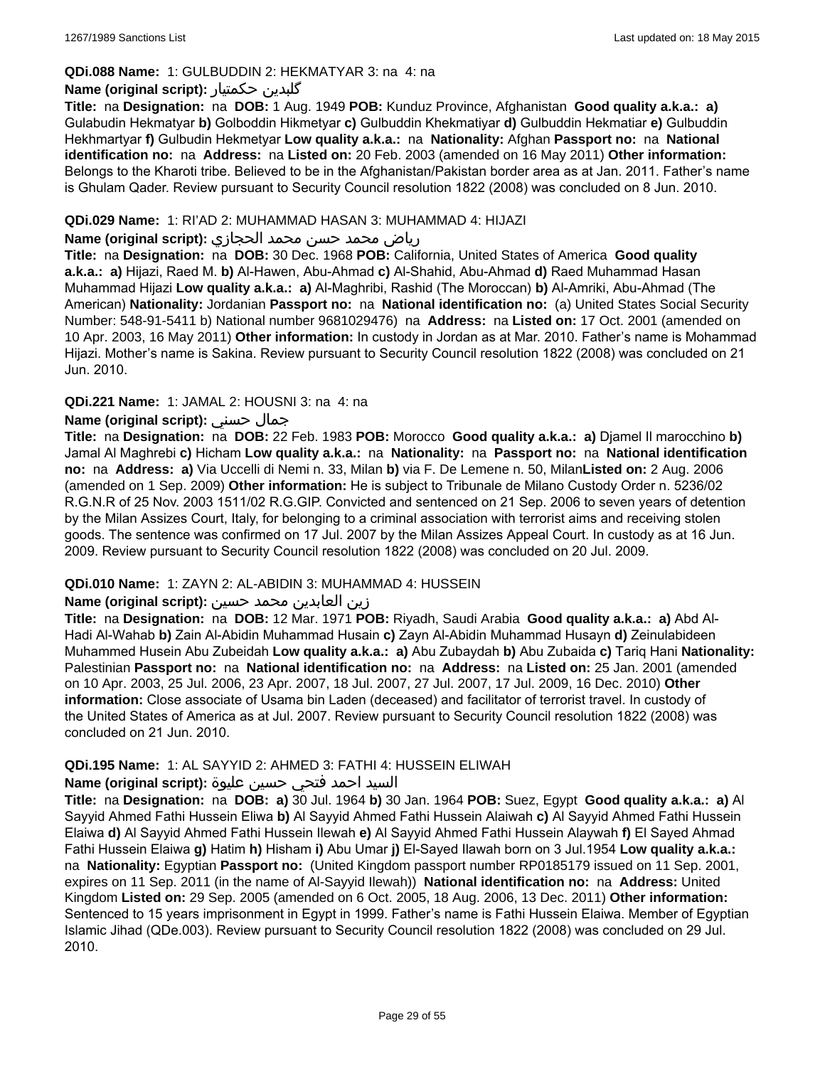**QDi.088 Name:** 1: GULBUDDIN 2: HEKMATYAR 3: na 4: na

**Name (original script):** گلبدین حکمتیار

**Title:** na **Designation:** na **DOB:** 1 Aug. 1949 **POB:** Kunduz Province, Afghanistan **Good quality a.k.a.:** **a)** Gulabudin Hekmatyar **b)** Golboddin Hikmetyar **c)** Gulbuddin Khekmatiyar **d)** Gulbuddin Hekmatiar **e)** Gulbuddin Hekhmartyar **f)** Gulbudin Hekmetyar **Low quality a.k.a.:** na **Nationality:** Afghan **Passport no:** na **National identification no:** na **Address:** na **Listed on:** 20 Feb. 2003 (amended on 16 May 2011) **Other information:** Belongs to the Kharoti tribe. Believed to be in the Afghanistan/Pakistan border area as at Jan. 2011. Father's name is Ghulam Qader. Review pursuant to Security Council resolution 1822 (2008) was concluded on 8 Jun. 2010.

**QDi.029 Name:** 1: RI'AD 2: MUHAMMAD HASAN 3: MUHAMMAD 4: HIJAZI

**Name (original script):** رياض محمد حسن محمد الحجازي

**Title:** na **Designation:** na **DOB:** 30 Dec. 1968 **POB:** California, United States of America **Good quality a.k.a.:** **a)** Hijazi, Raed M. **b)** Al-Hawen, Abu-Ahmad **c)** Al-Shahid, Abu-Ahmad **d)** Raed Muhammad Hasan Muhammad Hijazi **Low quality a.k.a.:** **a)** Al-Maghribi, Rashid (The Moroccan) **b)** Al-Amriki, Abu-Ahmad (The American) **Nationality:** Jordanian **Passport no:** na **National identification no:** (a) United States Social Security Number: 548-91-5411 b) National number 9681029476) na **Address:** na **Listed on:** 17 Oct. 2001 (amended on 10 Apr. 2003, 16 May 2011) **Other information:** In custody in Jordan as at Mar. 2010. Father's name is Mohammad Hijazi. Mother's name is Sakina. Review pursuant to Security Council resolution 1822 (2008) was concluded on 21 Jun. 2010.

**QDi.221 Name:** 1: JAMAL 2: HOUSNI 3: na 4: na

**Name (original script):** جمال حسني

**Title:** na **Designation:** na **DOB:** 22 Feb. 1983 **POB:** Morocco **Good quality a.k.a.:** **a)** Djamel Il marocchino **b)** Jamal Al Maghrebi **c)** Hicham **Low quality a.k.a.:** na **Nationality:** na **Passport no:** na **National identification no:** na **Address:** **a)** Via Uccelli di Nemi n. 33, Milan **b)** via F. De Lemene n. 50, Milan**Listed on:** 2 Aug. 2006 (amended on 1 Sep. 2009) **Other information:** He is subject to Tribunale de Milano Custody Order n. 5236/02 R.G.N.R of 25 Nov. 2003 1511/02 R.G.GIP. Convicted and sentenced on 21 Sep. 2006 to seven years of detention by the Milan Assizes Court, Italy, for belonging to a criminal association with terrorist aims and receiving stolen goods. The sentence was confirmed on 17 Jul. 2007 by the Milan Assizes Appeal Court. In custody as at 16 Jun. 2009. Review pursuant to Security Council resolution 1822 (2008) was concluded on 20 Jul. 2009.

**QDi.010 Name:** 1: ZAYN 2: AL-ABIDIN 3: MUHAMMAD 4: HUSSEIN

**Name (original script):** زين العابدين محمد حسين

**Title:** na **Designation:** na **DOB:** 12 Mar. 1971 **POB:** Riyadh, Saudi Arabia **Good quality a.k.a.:** **a)** Abd Al-Hadi Al-Wahab **b)** Zain Al-Abidin Muhammad Husain **c)** Zayn Al-Abidin Muhammad Husayn **d)** Zeinulabideen Muhammed Husein Abu Zubeidah **Low quality a.k.a.:** **a)** Abu Zubaydah **b)** Abu Zubaida **c)** Tariq Hani **Nationality:** Palestinian **Passport no:** na **National identification no:** na **Address:** na **Listed on:** 25 Jan. 2001 (amended on 10 Apr. 2003, 25 Jul. 2006, 23 Apr. 2007, 18 Jul. 2007, 27 Jul. 2007, 17 Jul. 2009, 16 Dec. 2010) **Other information:** Close associate of Usama bin Laden (deceased) and facilitator of terrorist travel. In custody of the United States of America as at Jul. 2007. Review pursuant to Security Council resolution 1822 (2008) was concluded on 21 Jun. 2010.

**QDi.195 Name:** 1: AL SAYYID 2: AHMED 3: FATHI 4: HUSSEIN ELIWAH

**Name (original script):** السيد احمد فتحي حسين عليوة

**Title:** na **Designation:** na **DOB:** **a)** 30 Jul. 1964 **b)** 30 Jan. 1964 **POB:** Suez, Egypt **Good quality a.k.a.:** **a)** Al Sayyid Ahmed Fathi Hussein Eliwa **b)** Al Sayyid Ahmed Fathi Hussein Alaiwah **c)** Al Sayyid Ahmed Fathi Hussein Elaiwa **d)** Al Sayyid Ahmed Fathi Hussein Ilewah **e)** Al Sayyid Ahmed Fathi Hussein Alaywah **f)** El Sayed Ahmad Fathi Hussein Elaiwa **g)** Hatim **h)** Hisham **i)** Abu Umar **j)** El-Sayed Ilawah born on 3 Jul.1954 **Low quality a.k.a.:** na **Nationality:** Egyptian **Passport no:** (United Kingdom passport number RP0185179 issued on 11 Sep. 2001, expires on 11 Sep. 2011 (in the name of Al-Sayyid Ilewah)) **National identification no:** na **Address:** United Kingdom **Listed on:** 29 Sep. 2005 (amended on 6 Oct. 2005, 18 Aug. 2006, 13 Dec. 2011) **Other information:** Sentenced to 15 years imprisonment in Egypt in 1999. Father's name is Fathi Hussein Elaiwa. Member of Egyptian Islamic Jihad (QDe.003). Review pursuant to Security Council resolution 1822 (2008) was concluded on 29 Jul. 2010.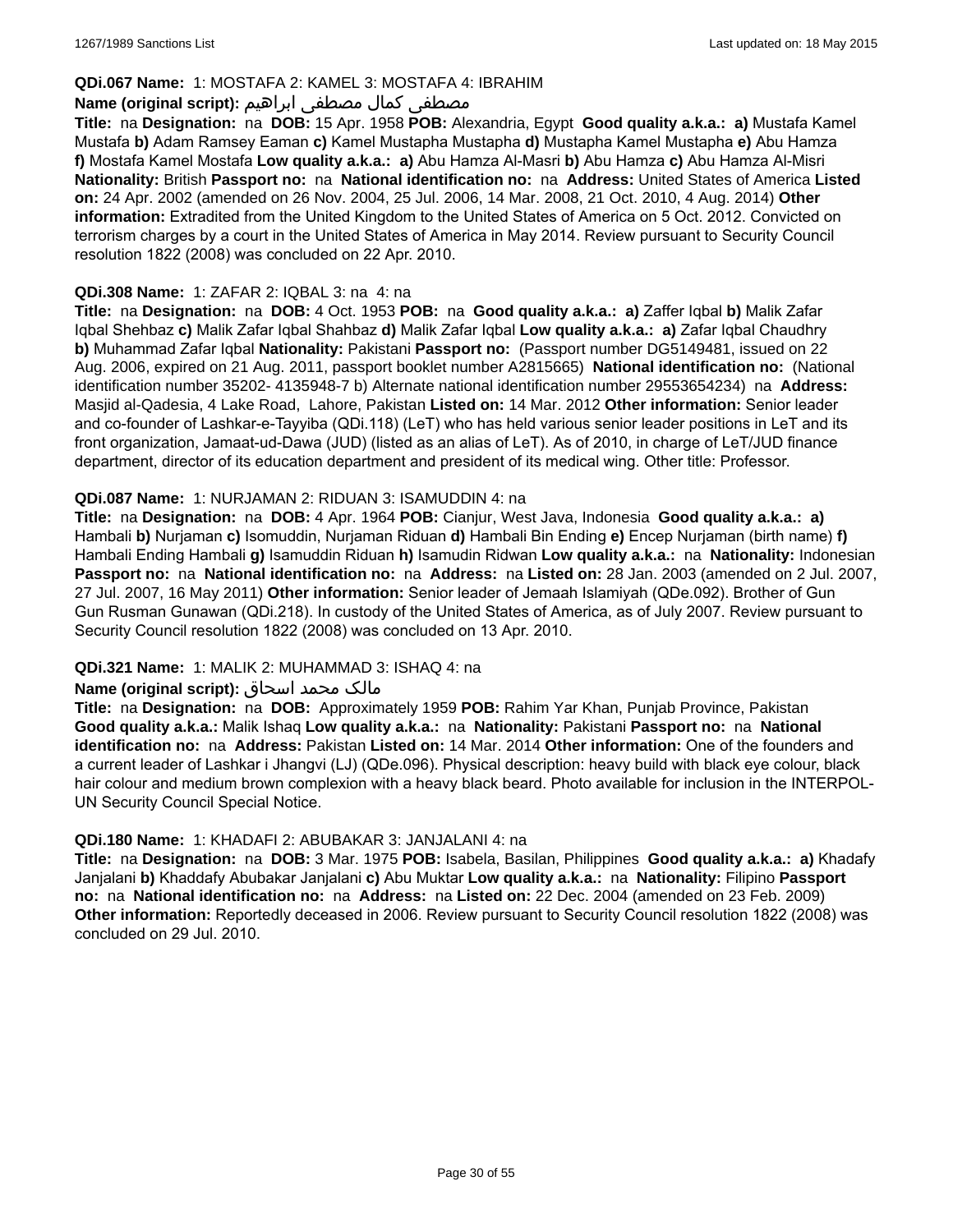**QDi.067 Name:** 1: MOSTAFA 2: KAMEL 3: MOSTAFA 4: IBRAHIM

**Name (original script):** مصطفى كمال مصطفى ابراهيم

**Title:** na **Designation:** na **DOB:** 15 Apr. 1958 **POB:** Alexandria, Egypt **Good quality a.k.a.:** **a)** Mustafa Kamel Mustafa **b)** Adam Ramsey Eaman **c)** Kamel Mustapha Mustapha **d)** Mustapha Kamel Mustapha **e)** Abu Hamza **f)** Mostafa Kamel Mostafa **Low quality a.k.a.:** **a)** Abu Hamza Al-Masri **b)** Abu Hamza **c)** Abu Hamza Al-Misri **Nationality:** British **Passport no:** na **National identification no:** na **Address:** United States of America **Listed on:** 24 Apr. 2002 (amended on 26 Nov. 2004, 25 Jul. 2006, 14 Mar. 2008, 21 Oct. 2010, 4 Aug. 2014) **Other information:** Extradited from the United Kingdom to the United States of America on 5 Oct. 2012. Convicted on terrorism charges by a court in the United States of America in May 2014. Review pursuant to Security Council resolution 1822 (2008) was concluded on 22 Apr. 2010.

**QDi.308 Name:** 1: ZAFAR 2: IQBAL 3: na 4: na

**Title:** na **Designation:** na **DOB:** 4 Oct. 1953 **POB:** na **Good quality a.k.a.:** **a)** Zaffer Iqbal **b)** Malik Zafar Iqbal Shehbaz **c)** Malik Zafar Iqbal Shahbaz **d)** Malik Zafar Iqbal **Low quality a.k.a.:** **a)** Zafar Iqbal Chaudhry **b)** Muhammad Zafar Iqbal **Nationality:** Pakistani **Passport no:** (Passport number DG5149481, issued on 22 Aug. 2006, expired on 21 Aug. 2011, passport booklet number A2815665) **National identification no:** (National identification number 35202- 4135948-7 b) Alternate national identification number 29553654234) na **Address:** Masjid al-Qadesia, 4 Lake Road, Lahore, Pakistan **Listed on:** 14 Mar. 2012 **Other information:** Senior leader and co-founder of Lashkar-e-Tayyiba (QDi.118) (LeT) who has held various senior leader positions in LeT and its front organization, Jamaat-ud-Dawa (JUD) (listed as an alias of LeT). As of 2010, in charge of LeT/JUD finance department, director of its education department and president of its medical wing. Other title: Professor.

**QDi.087 Name:** 1: NURJAMAN 2: RIDUAN 3: ISAMUDDIN 4: na

**Title:** na **Designation:** na **DOB:** 4 Apr. 1964 **POB:** Cianjur, West Java, Indonesia **Good quality a.k.a.:** **a)** Hambali **b)** Nurjaman **c)** Isomuddin, Nurjaman Riduan **d)** Hambali Bin Ending **e)** Encep Nurjaman (birth name) **f)** Hambali Ending Hambali **g)** Isamuddin Riduan **h)** Isamudin Ridwan **Low quality a.k.a.:** na **Nationality:** Indonesian **Passport no:** na **National identification no:** na **Address:** na **Listed on:** 28 Jan. 2003 (amended on 2 Jul. 2007, 27 Jul. 2007, 16 May 2011) **Other information:** Senior leader of Jemaah Islamiyah (QDe.092). Brother of Gun Gun Rusman Gunawan (QDi.218). In custody of the United States of America, as of July 2007. Review pursuant to Security Council resolution 1822 (2008) was concluded on 13 Apr. 2010.

**QDi.321 Name:** 1: MALIK 2: MUHAMMAD 3: ISHAQ 4: na

**Name (original script):** مالک محمد اسحاق

**Title:** na **Designation:** na **DOB:** Approximately 1959 **POB:** Rahim Yar Khan, Punjab Province, Pakistan **Good quality a.k.a.:** Malik Ishaq **Low quality a.k.a.:** na **Nationality:** Pakistani **Passport no:** na **National identification no:** na **Address:** Pakistan **Listed on:** 14 Mar. 2014 **Other information:** One of the founders and a current leader of Lashkar i Jhangvi (LJ) (QDe.096). Physical description: heavy build with black eye colour, black hair colour and medium brown complexion with a heavy black beard. Photo available for inclusion in the INTERPOL-UN Security Council Special Notice.

**QDi.180 Name:** 1: KHADAFI 2: ABUBAKAR 3: JANJALANI 4: na

**Title:** na **Designation:** na **DOB:** 3 Mar. 1975 **POB:** Isabela, Basilan, Philippines **Good quality a.k.a.:** **a)** Khadafy Janjalani **b)** Khaddafy Abubakar Janjalani **c)** Abu Muktar **Low quality a.k.a.:** na **Nationality:** Filipino **Passport no:** na **National identification no:** na **Address:** na **Listed on:** 22 Dec. 2004 (amended on 23 Feb. 2009) **Other information:** Reportedly deceased in 2006. Review pursuant to Security Council resolution 1822 (2008) was concluded on 29 Jul. 2010.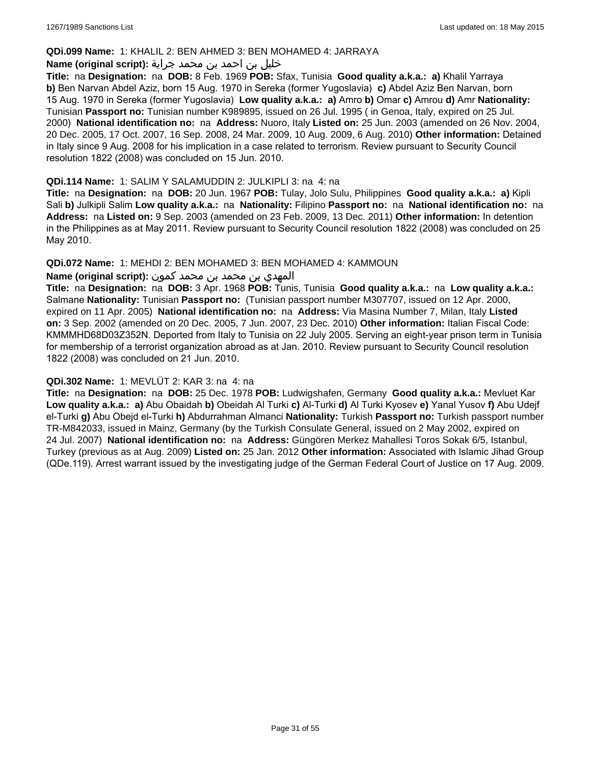**QDi.099 Name:** 1: KHALIL 2: BEN AHMED 3: BEN MOHAMED 4: JARRAYA

**Name (original script):** خليل بن احمد بن محمد جراية

**Title:** na **Designation:** na **DOB:** 8 Feb. 1969 **POB:** Sfax, Tunisia **Good quality a.k.a.:** **a)** Khalil Yarraya **b)** Ben Narvan Abdel Aziz, born 15 Aug. 1970 in Sereka (former Yugoslavia) **c)** Abdel Aziz Ben Narvan, born 15 Aug. 1970 in Sereka (former Yugoslavia) **Low quality a.k.a.:** **a)** Amro **b)** Omar **c)** Amrou **d)** Amr **Nationality:** Tunisian **Passport no:** Tunisian number K989895, issued on 26 Jul. 1995 ( in Genoa, Italy, expired on 25 Jul. 2000) **National identification no:** na **Address:** Nuoro, Italy **Listed on:** 25 Jun. 2003 (amended on 26 Nov. 2004, 20 Dec. 2005, 17 Oct. 2007, 16 Sep. 2008, 24 Mar. 2009, 10 Aug. 2009, 6 Aug. 2010) **Other information:** Detained in Italy since 9 Aug. 2008 for his implication in a case related to terrorism. Review pursuant to Security Council resolution 1822 (2008) was concluded on 15 Jun. 2010.

**QDi.114 Name:** 1: SALIM Y SALAMUDDIN 2: JULKIPLI 3: na 4: na

**Title:** na **Designation:** na **DOB:** 20 Jun. 1967 **POB:** Tulay, Jolo Sulu, Philippines **Good quality a.k.a.:** **a)** Kipli Sali **b)** Julkipli Salim **Low quality a.k.a.:** na **Nationality:** Filipino **Passport no:** na **National identification no:** na **Address:** na **Listed on:** 9 Sep. 2003 (amended on 23 Feb. 2009, 13 Dec. 2011) **Other information:** In detention in the Philippines as at May 2011. Review pursuant to Security Council resolution 1822 (2008) was concluded on 25 May 2010.

**QDi.072 Name:** 1: MEHDI 2: BEN MOHAMED 3: BEN MOHAMED 4: KAMMOUN

**Name (original script):** المهدي بن محمد بن محمد كمون

**Title:** na **Designation:** na **DOB:** 3 Apr. 1968 **POB:** Tunis, Tunisia **Good quality a.k.a.:** na **Low quality a.k.a.:** Salmane **Nationality:** Tunisian **Passport no:** (Tunisian passport number M307707, issued on 12 Apr. 2000, expired on 11 Apr. 2005) **National identification no:** na **Address:** Via Masina Number 7, Milan, Italy **Listed on:** 3 Sep. 2002 (amended on 20 Dec. 2005, 7 Jun. 2007, 23 Dec. 2010) **Other information:** Italian Fiscal Code: KMMMHD68D03Z352N. Deported from Italy to Tunisia on 22 July 2005. Serving an eight-year prison term in Tunisia for membership of a terrorist organization abroad as at Jan. 2010. Review pursuant to Security Council resolution 1822 (2008) was concluded on 21 Jun. 2010.

**QDi.302 Name:** 1: MEVLÜT 2: KAR 3: na 4: na

**Title:** na **Designation:** na **DOB:** 25 Dec. 1978 **POB:** Ludwigshafen, Germany **Good quality a.k.a.:** Mevluet Kar **Low quality a.k.a.:** **a)** Abu Obaidah **b)** Obeidah Al Turki **c)** Al-Turki **d)** Al Turki Kyosev **e)** Yanal Yusov **f)** Abu Udejf el-Turki **g)** Abu Obejd el-Turki **h)** Abdurrahman Almanci **Nationality:** Turkish **Passport no:** Turkish passport number TR-M842033, issued in Mainz, Germany (by the Turkish Consulate General, issued on 2 May 2002, expired on 24 Jul. 2007) **National identification no:** na **Address:** Güngören Merkez Mahallesi Toros Sokak 6/5, Istanbul, Turkey (previous as at Aug. 2009) **Listed on:** 25 Jan. 2012 **Other information:** Associated with Islamic Jihad Group (QDe.119). Arrest warrant issued by the investigating judge of the German Federal Court of Justice on 17 Aug. 2009.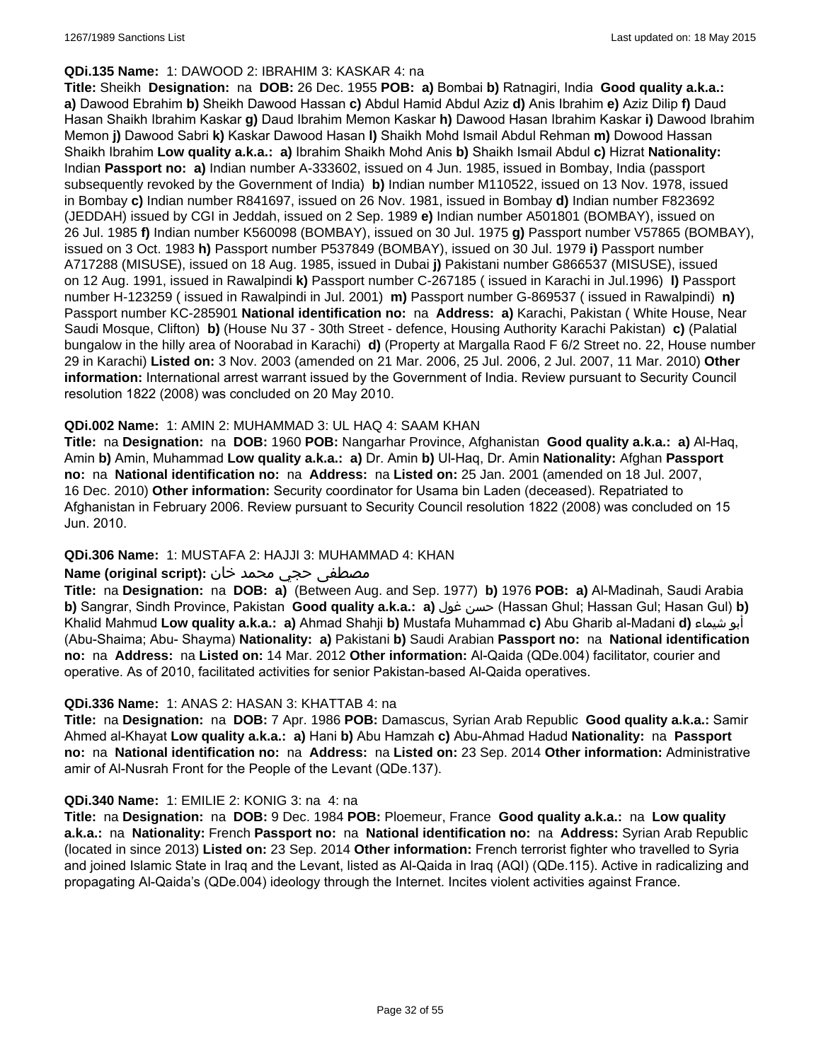**QDi.135 Name:** 1: DAWOOD 2: IBRAHIM 3: KASKAR 4: na

**Title:** Sheikh **Designation:** na **DOB:** 26 Dec. 1955 **POB:** **a)** Bombai **b)** Ratnagiri, India **Good quality a.k.a.:** **a)** Dawood Ebrahim **b)** Sheikh Dawood Hassan **c)** Abdul Hamid Abdul Aziz **d)** Anis Ibrahim **e)** Aziz Dilip **f)** Daud Hasan Shaikh Ibrahim Kaskar **g)** Daud Ibrahim Memon Kaskar **h)** Dawood Hasan Ibrahim Kaskar **i)** Dawood Ibrahim Memon **j)** Dawood Sabri **k)** Kaskar Dawood Hasan **l)** Shaikh Mohd Ismail Abdul Rehman **m)** Dowood Hassan Shaikh Ibrahim **Low quality a.k.a.:** **a)** Ibrahim Shaikh Mohd Anis **b)** Shaikh Ismail Abdul **c)** Hizrat **Nationality:** Indian **Passport no:** **a)** Indian number A-333602, issued on 4 Jun. 1985, issued in Bombay, India (passport subsequently revoked by the Government of India) **b)** Indian number M110522, issued on 13 Nov. 1978, issued in Bombay **c)** Indian number R841697, issued on 26 Nov. 1981, issued in Bombay **d)** Indian number F823692 (JEDDAH) issued by CGI in Jeddah, issued on 2 Sep. 1989 **e)** Indian number A501801 (BOMBAY), issued on 26 Jul. 1985 **f)** Indian number K560098 (BOMBAY), issued on 30 Jul. 1975 **g)** Passport number V57865 (BOMBAY), issued on 3 Oct. 1983 **h)** Passport number P537849 (BOMBAY), issued on 30 Jul. 1979 **i)** Passport number A717288 (MISUSE), issued on 18 Aug. 1985, issued in Dubai **j)** Pakistani number G866537 (MISUSE), issued on 12 Aug. 1991, issued in Rawalpindi **k)** Passport number C-267185 ( issued in Karachi in Jul.1996) **l)** Passport number H-123259 ( issued in Rawalpindi in Jul. 2001) **m)** Passport number G-869537 ( issued in Rawalpindi) **n)** Passport number KC-285901 **National identification no:** na **Address:** **a)** Karachi, Pakistan ( White House, Near Saudi Mosque, Clifton) **b)** (House Nu 37 - 30th Street - defence, Housing Authority Karachi Pakistan) **c)** (Palatial bungalow in the hilly area of Noorabad in Karachi) **d)** (Property at Margalla Raod F 6/2 Street no. 22, House number 29 in Karachi) **Listed on:** 3 Nov. 2003 (amended on 21 Mar. 2006, 25 Jul. 2006, 2 Jul. 2007, 11 Mar. 2010) **Other information:** International arrest warrant issued by the Government of India. Review pursuant to Security Council resolution 1822 (2008) was concluded on 20 May 2010.

**QDi.002 Name:** 1: AMIN 2: MUHAMMAD 3: UL HAQ 4: SAAM KHAN

**Title:** na **Designation:** na **DOB:** 1960 **POB:** Nangarhar Province, Afghanistan **Good quality a.k.a.:** **a)** Al-Haq, Amin **b)** Amin, Muhammad **Low quality a.k.a.:** **a)** Dr. Amin **b)** Ul-Haq, Dr. Amin **Nationality:** Afghan **Passport no:** na **National identification no:** na **Address:** na **Listed on:** 25 Jan. 2001 (amended on 18 Jul. 2007, 16 Dec. 2010) **Other information:** Security coordinator for Usama bin Laden (deceased). Repatriated to Afghanistan in February 2006. Review pursuant to Security Council resolution 1822 (2008) was concluded on 15 Jun. 2010.

**QDi.306 Name:** 1: MUSTAFA 2: HAJJI 3: MUHAMMAD 4: KHAN

**Name (original script):** مصطفى حجي محمد خان

**Title:** na **Designation:** na **DOB:** **a)** (Between Aug. and Sep. 1977) **b)** 1976 **POB:** **a)** Al-Madinah, Saudi Arabia **b)** Sangrar, Sindh Province, Pakistan **Good quality a.k.a.:** **a)** حسن غول (Hassan Ghul; Hassan Gul; Hasan Gul) **b)** Khalid Mahmud **Low quality a.k.a.:** **a)** Ahmad Shahji **b)** Mustafa Muhammad **c)** Abu Gharib al-Madani **d)** أبو شيماء (Abu-Shaima; Abu- Shayma) **Nationality:** **a)** Pakistani **b)** Saudi Arabian **Passport no:** na **National identification no:** na **Address:** na **Listed on:** 14 Mar. 2012 **Other information:** Al-Qaida (QDe.004) facilitator, courier and operative. As of 2010, facilitated activities for senior Pakistan-based Al-Qaida operatives.

**QDi.336 Name:** 1: ANAS 2: HASAN 3: KHATTAB 4: na

**Title:** na **Designation:** na **DOB:** 7 Apr. 1986 **POB:** Damascus, Syrian Arab Republic **Good quality a.k.a.:** Samir Ahmed al-Khayat **Low quality a.k.a.:** **a)** Hani **b)** Abu Hamzah **c)** Abu-Ahmad Hadud **Nationality:** na **Passport no:** na **National identification no:** na **Address:** na **Listed on:** 23 Sep. 2014 **Other information:** Administrative amir of Al-Nusrah Front for the People of the Levant (QDe.137).

**QDi.340 Name:** 1: EMILIE 2: KONIG 3: na 4: na

**Title:** na **Designation:** na **DOB:** 9 Dec. 1984 **POB:** Ploemeur, France **Good quality a.k.a.:** na **Low quality a.k.a.:** na **Nationality:** French **Passport no:** na **National identification no:** na **Address:** Syrian Arab Republic (located in since 2013) **Listed on:** 23 Sep. 2014 **Other information:** French terrorist fighter who travelled to Syria and joined Islamic State in Iraq and the Levant, listed as Al-Qaida in Iraq (AQI) (QDe.115). Active in radicalizing and propagating Al-Qaida's (QDe.004) ideology through the Internet. Incites violent activities against France.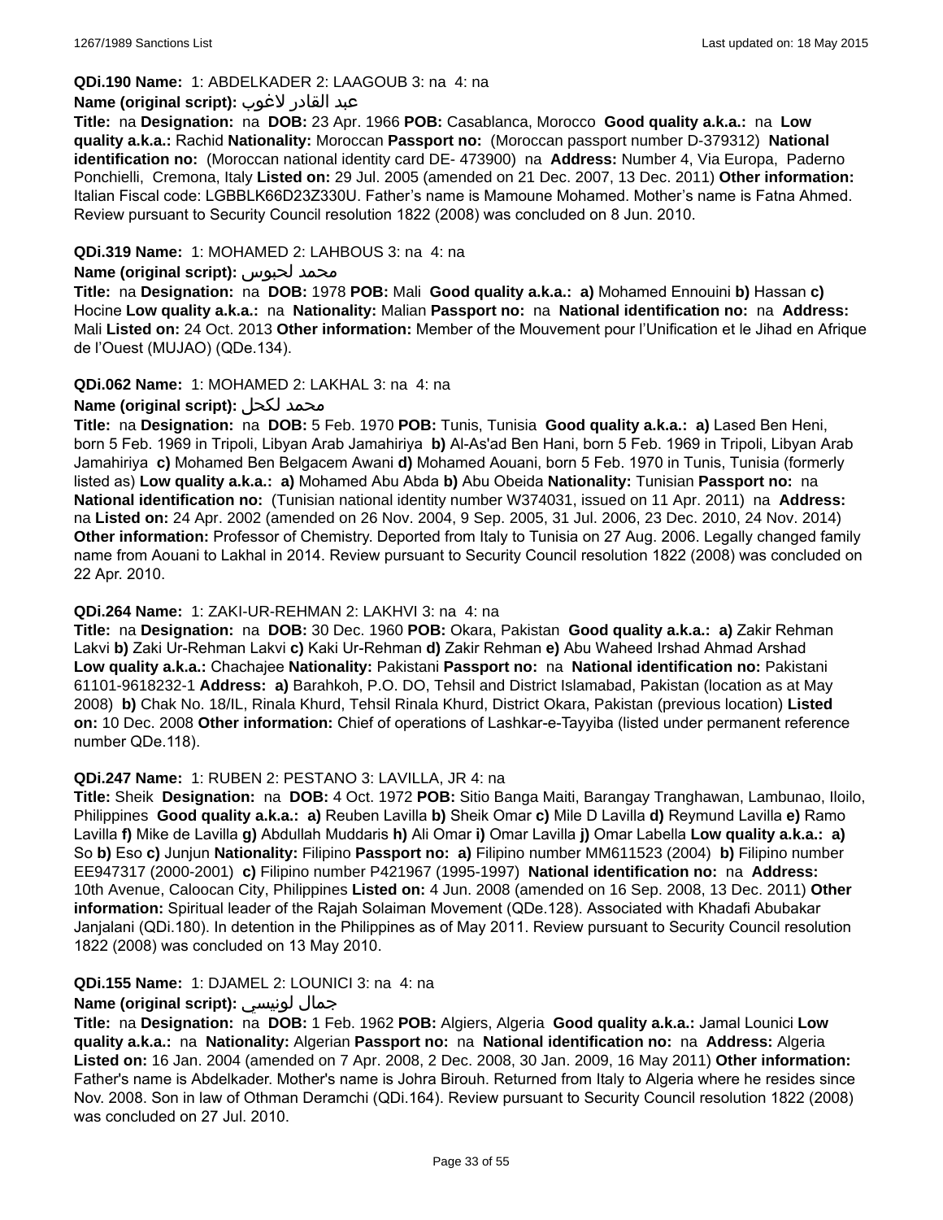**QDi.190 Name:** 1: ABDELKADER 2: LAAGOUB 3: na 4: na

**Name (original script):** عبد القادر لاغوب

**Title:** na **Designation:** na **DOB:** 23 Apr. 1966 **POB:** Casablanca, Morocco **Good quality a.k.a.:** na **Low quality a.k.a.:** Rachid **Nationality:** Moroccan **Passport no:** (Moroccan passport number D-379312) **National identification no:** (Moroccan national identity card DE- 473900) na **Address:** Number 4, Via Europa, Paderno Ponchielli, Cremona, Italy **Listed on:** 29 Jul. 2005 (amended on 21 Dec. 2007, 13 Dec. 2011) **Other information:** Italian Fiscal code: LGBBLK66D23Z330U. Father's name is Mamoune Mohamed. Mother's name is Fatna Ahmed. Review pursuant to Security Council resolution 1822 (2008) was concluded on 8 Jun. 2010.

**QDi.319 Name:** 1: MOHAMED 2: LAHBOUS 3: na 4: na

**Name (original script):** محمد لحبوس

**Title:** na **Designation:** na **DOB:** 1978 **POB:** Mali **Good quality a.k.a.:** **a)** Mohamed Ennouini **b)** Hassan **c)** Hocine **Low quality a.k.a.:** na **Nationality:** Malian **Passport no:** na **National identification no:** na **Address:** Mali **Listed on:** 24 Oct. 2013 **Other information:** Member of the Mouvement pour l'Unification et le Jihad en Afrique de l'Ouest (MUJAO) (QDe.134).

**QDi.062 Name:** 1: MOHAMED 2: LAKHAL 3: na 4: na

**Name (original script):** محمد لكحل

**Title:** na **Designation:** na **DOB:** 5 Feb. 1970 **POB:** Tunis, Tunisia **Good quality a.k.a.:** **a)** Lased Ben Heni, born 5 Feb. 1969 in Tripoli, Libyan Arab Jamahiriya **b)** Al-As'ad Ben Hani, born 5 Feb. 1969 in Tripoli, Libyan Arab Jamahiriya **c)** Mohamed Ben Belgacem Awani **d)** Mohamed Aouani, born 5 Feb. 1970 in Tunis, Tunisia (formerly listed as) **Low quality a.k.a.:** **a)** Mohamed Abu Abda **b)** Abu Obeida **Nationality:** Tunisian **Passport no:** na **National identification no:** (Tunisian national identity number W374031, issued on 11 Apr. 2011) na **Address:** na **Listed on:** 24 Apr. 2002 (amended on 26 Nov. 2004, 9 Sep. 2005, 31 Jul. 2006, 23 Dec. 2010, 24 Nov. 2014) **Other information:** Professor of Chemistry. Deported from Italy to Tunisia on 27 Aug. 2006. Legally changed family name from Aouani to Lakhal in 2014. Review pursuant to Security Council resolution 1822 (2008) was concluded on 22 Apr. 2010.

**QDi.264 Name:** 1: ZAKI-UR-REHMAN 2: LAKHVI 3: na 4: na

**Title:** na **Designation:** na **DOB:** 30 Dec. 1960 **POB:** Okara, Pakistan **Good quality a.k.a.:** **a)** Zakir Rehman Lakvi **b)** Zaki Ur-Rehman Lakvi **c)** Kaki Ur-Rehman **d)** Zakir Rehman **e)** Abu Waheed Irshad Ahmad Arshad **Low quality a.k.a.:** Chachajee **Nationality:** Pakistani **Passport no:** na **National identification no:** Pakistani 61101-9618232-1 **Address:** **a)** Barahkoh, P.O. DO, Tehsil and District Islamabad, Pakistan (location as at May 2008) **b)** Chak No. 18/IL, Rinala Khurd, Tehsil Rinala Khurd, District Okara, Pakistan (previous location) **Listed on:** 10 Dec. 2008 **Other information:** Chief of operations of Lashkar-e-Tayyiba (listed under permanent reference number QDe.118).

**QDi.247 Name:** 1: RUBEN 2: PESTANO 3: LAVILLA, JR 4: na

**Title:** Sheik **Designation:** na **DOB:** 4 Oct. 1972 **POB:** Sitio Banga Maiti, Barangay Tranghawan, Lambunao, Iloilo, Philippines **Good quality a.k.a.:** **a)** Reuben Lavilla **b)** Sheik Omar **c)** Mile D Lavilla **d)** Reymund Lavilla **e)** Ramo Lavilla **f)** Mike de Lavilla **g)** Abdullah Muddaris **h)** Ali Omar **i)** Omar Lavilla **j)** Omar Labella **Low quality a.k.a.:** **a)** So **b)** Eso **c)** Junjun **Nationality:** Filipino **Passport no:** **a)** Filipino number MM611523 (2004) **b)** Filipino number EE947317 (2000-2001) **c)** Filipino number P421967 (1995-1997) **National identification no:** na **Address:** 10th Avenue, Caloocan City, Philippines **Listed on:** 4 Jun. 2008 (amended on 16 Sep. 2008, 13 Dec. 2011) **Other information:** Spiritual leader of the Rajah Solaiman Movement (QDe.128). Associated with Khadafi Abubakar Janjalani (QDi.180). In detention in the Philippines as of May 2011. Review pursuant to Security Council resolution 1822 (2008) was concluded on 13 May 2010.

**QDi.155 Name:** 1: DJAMEL 2: LOUNICI 3: na 4: na

**Name (original script):** جمال لونيسي

**Title:** na **Designation:** na **DOB:** 1 Feb. 1962 **POB:** Algiers, Algeria **Good quality a.k.a.:** Jamal Lounici **Low quality a.k.a.:** na **Nationality:** Algerian **Passport no:** na **National identification no:** na **Address:** Algeria **Listed on:** 16 Jan. 2004 (amended on 7 Apr. 2008, 2 Dec. 2008, 30 Jan. 2009, 16 May 2011) **Other information:** Father's name is Abdelkader. Mother's name is Johra Birouh. Returned from Italy to Algeria where he resides since Nov. 2008. Son in law of Othman Deramchi (QDi.164). Review pursuant to Security Council resolution 1822 (2008) was concluded on 27 Jul. 2010.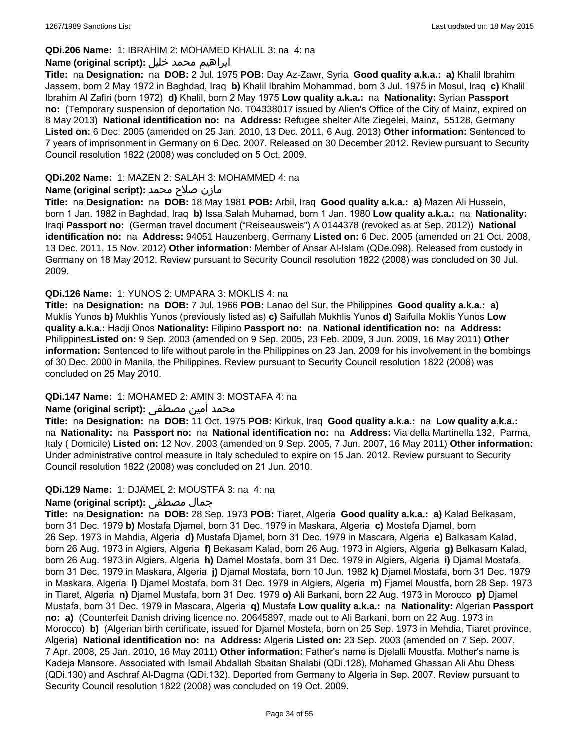**QDi.206 Name:** 1: IBRAHIM 2: MOHAMED KHALIL 3: na 4: na

**Name (original script):** ابراهيم محمد خليل

**Title:** na **Designation:** na **DOB:** 2 Jul. 1975 **POB:** Day Az-Zawr, Syria **Good quality a.k.a.: a)** Khalil Ibrahim Jassem, born 2 May 1972 in Baghdad, Iraq **b)** Khalil Ibrahim Mohammad, born 3 Jul. 1975 in Mosul, Iraq **c)** Khalil Ibrahim Al Zafiri (born 1972) **d)** Khalil, born 2 May 1975 **Low quality a.k.a.:** na **Nationality:** Syrian **Passport no:** (Temporary suspension of deportation No. T04338017 issued by Alien's Office of the City of Mainz, expired on 8 May 2013) **National identification no:** na **Address:** Refugee shelter Alte Ziegelei, Mainz, 55128, Germany **Listed on:** 6 Dec. 2005 (amended on 25 Jan. 2010, 13 Dec. 2011, 6 Aug. 2013) **Other information:** Sentenced to 7 years of imprisonment in Germany on 6 Dec. 2007. Released on 30 December 2012. Review pursuant to Security Council resolution 1822 (2008) was concluded on 5 Oct. 2009.

**QDi.202 Name:** 1: MAZEN 2: SALAH 3: MOHAMMED 4: na

**Name (original script):** مازن صلاح محمد

**Title:** na **Designation:** na **DOB:** 18 May 1981 **POB:** Arbil, Iraq **Good quality a.k.a.: a)** Mazen Ali Hussein, born 1 Jan. 1982 in Baghdad, Iraq **b)** Issa Salah Muhamad, born 1 Jan. 1980 **Low quality a.k.a.:** na **Nationality:** Iraqi **Passport no:** (German travel document ("Reiseausweis") A 0144378 (revoked as at Sep. 2012)) **National identification no:** na **Address:** 94051 Hauzenberg, Germany **Listed on:** 6 Dec. 2005 (amended on 21 Oct. 2008, 13 Dec. 2011, 15 Nov. 2012) **Other information:** Member of Ansar Al-Islam (QDe.098). Released from custody in Germany on 18 May 2012. Review pursuant to Security Council resolution 1822 (2008) was concluded on 30 Jul. 2009.

**QDi.126 Name:** 1: YUNOS 2: UMPARA 3: MOKLIS 4: na

**Title:** na **Designation:** na **DOB:** 7 Jul. 1966 **POB:** Lanao del Sur, the Philippines **Good quality a.k.a.: a)** Muklis Yunos **b)** Mukhlis Yunos (previously listed as) **c)** Saifullah Mukhlis Yunos **d)** Saifulla Moklis Yunos **Low quality a.k.a.:** Hadji Onos **Nationality:** Filipino **Passport no:** na **National identification no:** na **Address:** Philippines**Listed on:** 9 Sep. 2003 (amended on 9 Sep. 2005, 23 Feb. 2009, 3 Jun. 2009, 16 May 2011) **Other information:** Sentenced to life without parole in the Philippines on 23 Jan. 2009 for his involvement in the bombings of 30 Dec. 2000 in Manila, the Philippines. Review pursuant to Security Council resolution 1822 (2008) was concluded on 25 May 2010.

**QDi.147 Name:** 1: MOHAMED 2: AMIN 3: MOSTAFA 4: na

**Name (original script):** محمد أمين مصطفى

**Title:** na **Designation:** na **DOB:** 11 Oct. 1975 **POB:** Kirkuk, Iraq **Good quality a.k.a.:** na **Low quality a.k.a.:** na **Nationality:** na **Passport no:** na **National identification no:** na **Address:** Via della Martinella 132, Parma, Italy ( Domicile) **Listed on:** 12 Nov. 2003 (amended on 9 Sep. 2005, 7 Jun. 2007, 16 May 2011) **Other information:** Under administrative control measure in Italy scheduled to expire on 15 Jan. 2012. Review pursuant to Security Council resolution 1822 (2008) was concluded on 21 Jun. 2010.

**QDi.129 Name:** 1: DJAMEL 2: MOUSTFA 3: na 4: na

**Name (original script):** جمال مصطفى

**Title:** na **Designation:** na **DOB:** 28 Sep. 1973 **POB:** Tiaret, Algeria **Good quality a.k.a.: a)** Kalad Belkasam, born 31 Dec. 1979 **b)** Mostafa Djamel, born 31 Dec. 1979 in Maskara, Algeria **c)** Mostefa Djamel, born 26 Sep. 1973 in Mahdia, Algeria **d)** Mustafa Djamel, born 31 Dec. 1979 in Mascara, Algeria **e)** Balkasam Kalad, born 26 Aug. 1973 in Algiers, Algeria **f)** Bekasam Kalad, born 26 Aug. 1973 in Algiers, Algeria **g)** Belkasam Kalad, born 26 Aug. 1973 in Algiers, Algeria **h)** Damel Mostafa, born 31 Dec. 1979 in Algiers, Algeria **i)** Djamal Mostafa, born 31 Dec. 1979 in Maskara, Algeria **j)** Djamal Mostafa, born 10 Jun. 1982 **k)** Djamel Mostafa, born 31 Dec. 1979 in Maskara, Algeria **l)** Djamel Mostafa, born 31 Dec. 1979 in Algiers, Algeria **m)** Fjamel Moustfa, born 28 Sep. 1973 in Tiaret, Algeria **n)** Djamel Mustafa, born 31 Dec. 1979 **o)** Ali Barkani, born 22 Aug. 1973 in Morocco **p)** Djamel Mustafa, born 31 Dec. 1979 in Mascara, Algeria **q)** Mustafa **Low quality a.k.a.:** na **Nationality:** Algerian **Passport no: a)** (Counterfeit Danish driving licence no. 20645897, made out to Ali Barkani, born on 22 Aug. 1973 in Morocco) **b)** (Algerian birth certificate, issued for Djamel Mostefa, born on 25 Sep. 1973 in Mehdia, Tiaret province, Algeria) **National identification no:** na **Address:** Algeria **Listed on:** 23 Sep. 2003 (amended on 7 Sep. 2007, 7 Apr. 2008, 25 Jan. 2010, 16 May 2011) **Other information:** Father's name is Djelalli Moustfa. Mother's name is Kadeja Mansore. Associated with Ismail Abdallah Sbaitan Shalabi (QDi.128), Mohamed Ghassan Ali Abu Dhess (QDi.130) and Aschraf Al-Dagma (QDi.132). Deported from Germany to Algeria in Sep. 2007. Review pursuant to Security Council resolution 1822 (2008) was concluded on 19 Oct. 2009.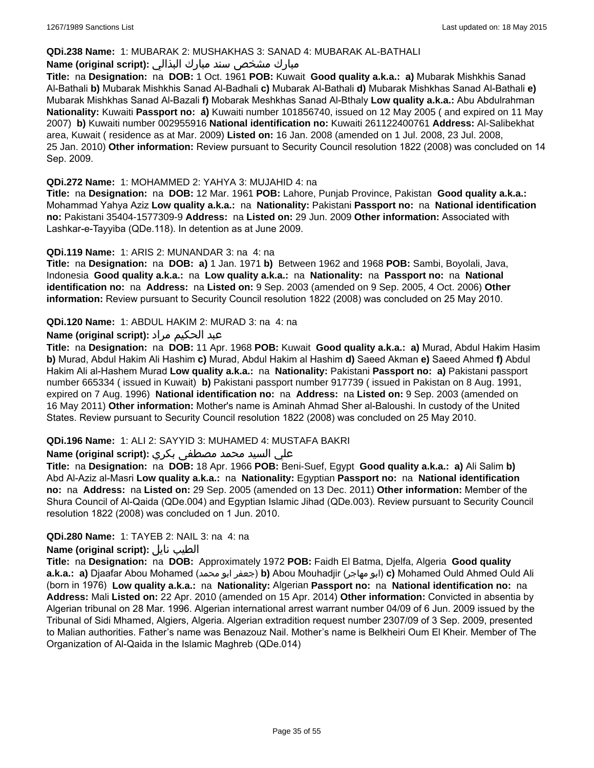**QDi.238 Name:** 1: MUBARAK 2: MUSHAKHAS 3: SANAD 4: MUBARAK AL-BATHALI

**Name (original script):** مبارك مشخص سند مبارك البذالي

**Title:** na **Designation:** na **DOB:** 1 Oct. 1961 **POB:** Kuwait **Good quality a.k.a.:** **a)** Mubarak Mishkhis Sanad Al-Bathali **b)** Mubarak Mishkhis Sanad Al-Badhali **c)** Mubarak Al-Bathali **d)** Mubarak Mishkhas Sanad Al-Bathali **e)** Mubarak Mishkhas Sanad Al-Bazali **f)** Mobarak Meshkhas Sanad Al-Bthaly **Low quality a.k.a.:** Abu Abdulrahman **Nationality:** Kuwaiti **Passport no:** **a)** Kuwaiti number 101856740, issued on 12 May 2005 ( and expired on 11 May 2007) **b)** Kuwaiti number 002955916 **National identification no:** Kuwaiti 261122400761 **Address:** Al-Salibekhat area, Kuwait ( residence as at Mar. 2009) **Listed on:** 16 Jan. 2008 (amended on 1 Jul. 2008, 23 Jul. 2008, 25 Jan. 2010) **Other information:** Review pursuant to Security Council resolution 1822 (2008) was concluded on 14 Sep. 2009.

**QDi.272 Name:** 1: MOHAMMED 2: YAHYA 3: MUJAHID 4: na

**Title:** na **Designation:** na **DOB:** 12 Mar. 1961 **POB:** Lahore, Punjab Province, Pakistan **Good quality a.k.a.:** Mohammad Yahya Aziz **Low quality a.k.a.:** na **Nationality:** Pakistani **Passport no:** na **National identification no:** Pakistani 35404-1577309-9 **Address:** na **Listed on:** 29 Jun. 2009 **Other information:** Associated with Lashkar-e-Tayyiba (QDe.118). In detention as at June 2009.

**QDi.119 Name:** 1: ARIS 2: MUNANDAR 3: na 4: na

**Title:** na **Designation:** na **DOB:** **a)** 1 Jan. 1971 **b)** Between 1962 and 1968 **POB:** Sambi, Boyolali, Java, Indonesia **Good quality a.k.a.:** na **Low quality a.k.a.:** na **Nationality:** na **Passport no:** na **National identification no:** na **Address:** na **Listed on:** 9 Sep. 2003 (amended on 9 Sep. 2005, 4 Oct. 2006) **Other information:** Review pursuant to Security Council resolution 1822 (2008) was concluded on 25 May 2010.

**QDi.120 Name:** 1: ABDUL HAKIM 2: MURAD 3: na 4: na

**Name (original script):** عبد الحكيم مراد

**Title:** na **Designation:** na **DOB:** 11 Apr. 1968 **POB:** Kuwait **Good quality a.k.a.:** **a)** Murad, Abdul Hakim Hasim **b)** Murad, Abdul Hakim Ali Hashim **c)** Murad, Abdul Hakim al Hashim **d)** Saeed Akman **e)** Saeed Ahmed **f)** Abdul Hakim Ali al-Hashem Murad **Low quality a.k.a.:** na **Nationality:** Pakistani **Passport no:** **a)** Pakistani passport number 665334 ( issued in Kuwait) **b)** Pakistani passport number 917739 ( issued in Pakistan on 8 Aug. 1991, expired on 7 Aug. 1996) **National identification no:** na **Address:** na **Listed on:** 9 Sep. 2003 (amended on 16 May 2011) **Other information:** Mother's name is Aminah Ahmad Sher al-Baloushi. In custody of the United States. Review pursuant to Security Council resolution 1822 (2008) was concluded on 25 May 2010.

**QDi.196 Name:** 1: ALI 2: SAYYID 3: MUHAMED 4: MUSTAFA BAKRI

**Name (original script):** علي السيد محمد مصطفى بكري

**Title:** na **Designation:** na **DOB:** 18 Apr. 1966 **POB:** Beni-Suef, Egypt **Good quality a.k.a.:** **a)** Ali Salim **b)** Abd Al-Aziz al-Masri **Low quality a.k.a.:** na **Nationality:** Egyptian **Passport no:** na **National identification no:** na **Address:** na **Listed on:** 29 Sep. 2005 (amended on 13 Dec. 2011) **Other information:** Member of the Shura Council of Al-Qaida (QDe.004) and Egyptian Islamic Jihad (QDe.003). Review pursuant to Security Council resolution 1822 (2008) was concluded on 1 Jun. 2010.

**QDi.280 Name:** 1: TAYEB 2: NAIL 3: na 4: na

**Name (original script):** الطيب نايل

**Title:** na **Designation:** na **DOB:** Approximately 1972 **POB:** Faidh El Batma, Djelfa, Algeria **Good quality a.k.a.:** **a)** Djaafar Abou Mohamed (جعفر ابو محمد) **b)** Abou Mouhadjir (ابو مهاجر) **c)** Mohamed Ould Ahmed Ould Ali (born in 1976) **Low quality a.k.a.:** na **Nationality:** Algerian **Passport no:** na **National identification no:** na **Address:** Mali **Listed on:** 22 Apr. 2010 (amended on 15 Apr. 2014) **Other information:** Convicted in absentia by Algerian tribunal on 28 Mar. 1996. Algerian international arrest warrant number 04/09 of 6 Jun. 2009 issued by the Tribunal of Sidi Mhamed, Algiers, Algeria. Algerian extradition request number 2307/09 of 3 Sep. 2009, presented to Malian authorities. Father's name was Benazouz Nail. Mother's name is Belkheiri Oum El Kheir. Member of The Organization of Al-Qaida in the Islamic Maghreb (QDe.014)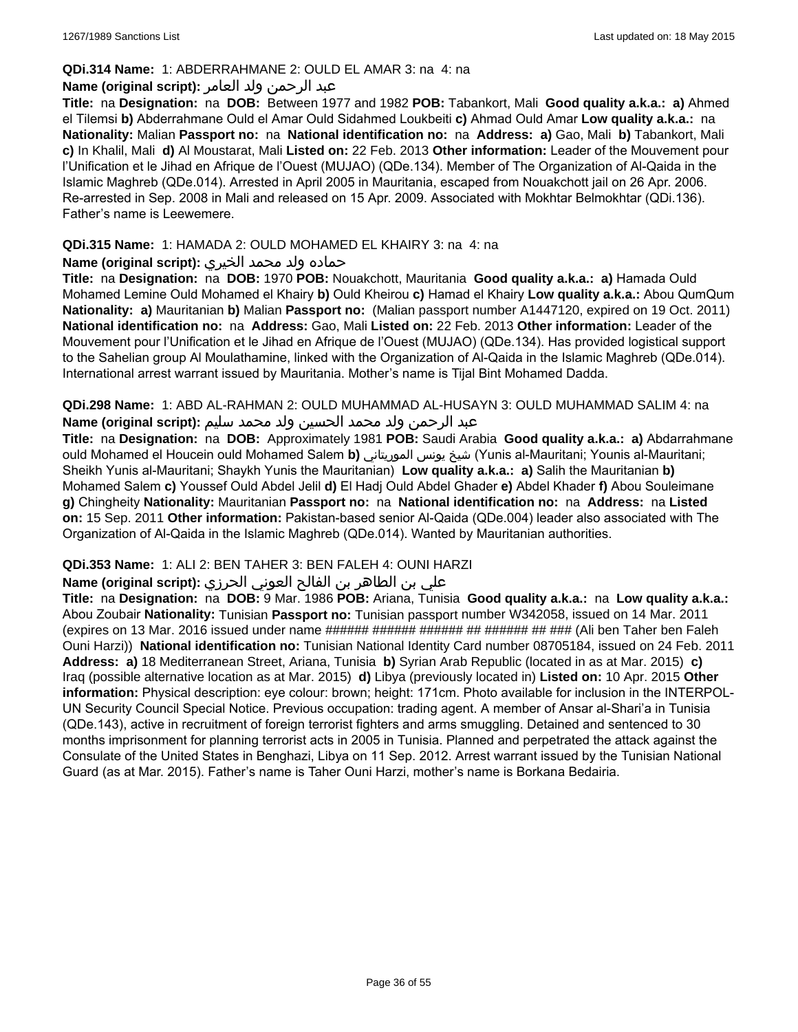**QDi.314 Name:** 1: ABDERRAHMANE 2: OULD EL AMAR 3: na 4: na

**Name (original script):** عبد الرحمن ولد العامر

**Title:** na **Designation:** na **DOB:** Between 1977 and 1982 **POB:** Tabankort, Mali **Good quality a.k.a.: a)** Ahmed el Tilemsi **b)** Abderrahmane Ould el Amar Ould Sidahmed Loukbeiti **c)** Ahmad Ould Amar **Low quality a.k.a.:** na **Nationality:** Malian **Passport no:** na **National identification no:** na **Address: a)** Gao, Mali **b)** Tabankort, Mali **c)** In Khalil, Mali **d)** Al Moustarat, Mali **Listed on:** 22 Feb. 2013 **Other information:** Leader of the Mouvement pour l'Unification et le Jihad en Afrique de l'Ouest (MUJAO) (QDe.134). Member of The Organization of Al-Qaida in the Islamic Maghreb (QDe.014). Arrested in April 2005 in Mauritania, escaped from Nouakchott jail on 26 Apr. 2006. Re-arrested in Sep. 2008 in Mali and released on 15 Apr. 2009. Associated with Mokhtar Belmokhtar (QDi.136). Father's name is Leewemere.

**QDi.315 Name:** 1: HAMADA 2: OULD MOHAMED EL KHAIRY 3: na 4: na

**Name (original script):** حماده ولد محمد الخيري

**Title:** na **Designation:** na **DOB:** 1970 **POB:** Nouakchott, Mauritania **Good quality a.k.a.: a)** Hamada Ould Mohamed Lemine Ould Mohamed el Khairy **b)** Ould Kheirou **c)** Hamad el Khairy **Low quality a.k.a.:** Abou QumQum **Nationality: a)** Mauritanian **b)** Malian **Passport no:** (Malian passport number A1447120, expired on 19 Oct. 2011) **National identification no:** na **Address:** Gao, Mali **Listed on:** 22 Feb. 2013 **Other information:** Leader of the Mouvement pour l'Unification et le Jihad en Afrique de l'Ouest (MUJAO) (QDe.134). Has provided logistical support to the Sahelian group Al Moulathamine, linked with the Organization of Al-Qaida in the Islamic Maghreb (QDe.014). International arrest warrant issued by Mauritania. Mother's name is Tijal Bint Mohamed Dadda.

**QDi.298 Name:** 1: ABD AL-RAHMAN 2: OULD MUHAMMAD AL-HUSAYN 3: OULD MUHAMMAD SALIM 4: na

**Name (original script):** عبد الرحمن ولد محمد الحسين ولد محمد سليم

**Title:** na **Designation:** na **DOB:** Approximately 1981 **POB:** Saudi Arabia **Good quality a.k.a.: a)** Abdarrahmane ould Mohamed el Houcein ould Mohamed Salem **b)** شيخ يونس الموريتاني (Yunis al-Mauritani; Younis al-Mauritani; Sheikh Yunis al-Mauritani; Shaykh Yunis the Mauritanian) **Low quality a.k.a.: a)** Salih the Mauritanian **b)** Mohamed Salem **c)** Youssef Ould Abdel Jelil **d)** El Hadj Ould Abdel Ghader **e)** Abdel Khader **f)** Abou Souleimane **g)** Chingheity **Nationality:** Mauritanian **Passport no:** na **National identification no:** na **Address:** na **Listed on:** 15 Sep. 2011 **Other information:** Pakistan-based senior Al-Qaida (QDe.004) leader also associated with The Organization of Al-Qaida in the Islamic Maghreb (QDe.014). Wanted by Mauritanian authorities.

**QDi.353 Name:** 1: ALI 2: BEN TAHER 3: BEN FALEH 4: OUNI HARZI

**Name (original script):** علي بن الطاهر بن الفالح العوني الحرزي

**Title:** na **Designation:** na **DOB:** 9 Mar. 1986 **POB:** Ariana, Tunisia **Good quality a.k.a.:** na **Low quality a.k.a.:** Abou Zoubair **Nationality:** Tunisian **Passport no:** Tunisian passport number W342058, issued on 14 Mar. 2011 (expires on 13 Mar. 2016 issued under name ###### ###### ###### ## ###### ## ### (Ali ben Taher ben Faleh Ouni Harzi)) **National identification no:** Tunisian National Identity Card number 08705184, issued on 24 Feb. 2011 **Address: a)** 18 Mediterranean Street, Ariana, Tunisia **b)** Syrian Arab Republic (located in as at Mar. 2015) **c)** Iraq (possible alternative location as at Mar. 2015) **d)** Libya (previously located in) **Listed on:** 10 Apr. 2015 **Other information:** Physical description: eye colour: brown; height: 171cm. Photo available for inclusion in the INTERPOL-UN Security Council Special Notice. Previous occupation: trading agent. A member of Ansar al-Shari'a in Tunisia (QDe.143), active in recruitment of foreign terrorist fighters and arms smuggling. Detained and sentenced to 30 months imprisonment for planning terrorist acts in 2005 in Tunisia. Planned and perpetrated the attack against the Consulate of the United States in Benghazi, Libya on 11 Sep. 2012. Arrest warrant issued by the Tunisian National Guard (as at Mar. 2015). Father's name is Taher Ouni Harzi, mother's name is Borkana Bedairia.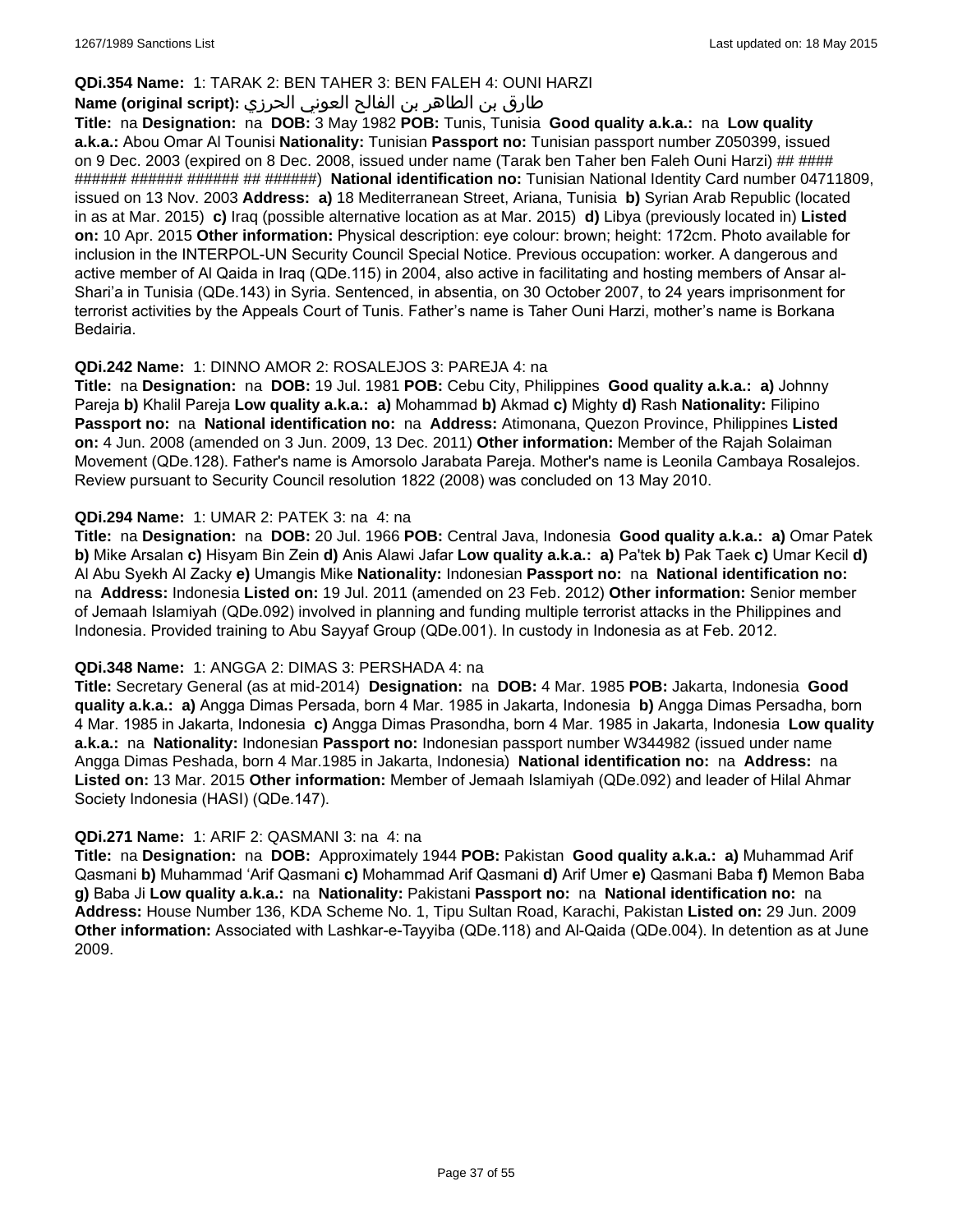**QDi.354 Name:** 1: TARAK 2: BEN TAHER 3: BEN FALEH 4: OUNI HARZI

**Name (original script):** طارق بن الطاهر بن الفالح العوني الحرزي

**Title:** na **Designation:** na **DOB:** 3 May 1982 **POB:** Tunis, Tunisia **Good quality a.k.a.:** na **Low quality a.k.a.:** Abou Omar Al Tounisi **Nationality:** Tunisian **Passport no:** Tunisian passport number Z050399, issued on 9 Dec. 2003 (expired on 8 Dec. 2008, issued under name (Tarak ben Taher ben Faleh Ouni Harzi) ## #### ###### ###### ###### ## ######) **National identification no:** Tunisian National Identity Card number 04711809, issued on 13 Nov. 2003 **Address:** **a)** 18 Mediterranean Street, Ariana, Tunisia **b)** Syrian Arab Republic (located in as at Mar. 2015) **c)** Iraq (possible alternative location as at Mar. 2015) **d)** Libya (previously located in) **Listed on:** 10 Apr. 2015 **Other information:** Physical description: eye colour: brown; height: 172cm. Photo available for inclusion in the INTERPOL-UN Security Council Special Notice. Previous occupation: worker. A dangerous and active member of Al Qaida in Iraq (QDe.115) in 2004, also active in facilitating and hosting members of Ansar al-Shari'a in Tunisia (QDe.143) in Syria. Sentenced, in absentia, on 30 October 2007, to 24 years imprisonment for terrorist activities by the Appeals Court of Tunis. Father's name is Taher Ouni Harzi, mother's name is Borkana Bedairia.

**QDi.242 Name:** 1: DINNO AMOR 2: ROSALEJOS 3: PAREJA 4: na

**Title:** na **Designation:** na **DOB:** 19 Jul. 1981 **POB:** Cebu City, Philippines **Good quality a.k.a.:** **a)** Johnny Pareja **b)** Khalil Pareja **Low quality a.k.a.:** **a)** Mohammad **b)** Akmad **c)** Mighty **d)** Rash **Nationality:** Filipino **Passport no:** na **National identification no:** na **Address:** Atimonana, Quezon Province, Philippines **Listed on:** 4 Jun. 2008 (amended on 3 Jun. 2009, 13 Dec. 2011) **Other information:** Member of the Rajah Solaiman Movement (QDe.128). Father's name is Amorsolo Jarabata Pareja. Mother's name is Leonila Cambaya Rosalejos. Review pursuant to Security Council resolution 1822 (2008) was concluded on 13 May 2010.

**QDi.294 Name:** 1: UMAR 2: PATEK 3: na 4: na

**Title:** na **Designation:** na **DOB:** 20 Jul. 1966 **POB:** Central Java, Indonesia **Good quality a.k.a.:** **a)** Omar Patek **b)** Mike Arsalan **c)** Hisyam Bin Zein **d)** Anis Alawi Jafar **Low quality a.k.a.:** **a)** Pa'tek **b)** Pak Taek **c)** Umar Kecil **d)** Al Abu Syekh Al Zacky **e)** Umangis Mike **Nationality:** Indonesian **Passport no:** na **National identification no:** na **Address:** Indonesia **Listed on:** 19 Jul. 2011 (amended on 23 Feb. 2012) **Other information:** Senior member of Jemaah Islamiyah (QDe.092) involved in planning and funding multiple terrorist attacks in the Philippines and Indonesia. Provided training to Abu Sayyaf Group (QDe.001). In custody in Indonesia as at Feb. 2012.

**QDi.348 Name:** 1: ANGGA 2: DIMAS 3: PERSHADA 4: na

**Title:** Secretary General (as at mid-2014) **Designation:** na **DOB:** 4 Mar. 1985 **POB:** Jakarta, Indonesia **Good quality a.k.a.:** **a)** Angga Dimas Persada, born 4 Mar. 1985 in Jakarta, Indonesia **b)** Angga Dimas Persadha, born 4 Mar. 1985 in Jakarta, Indonesia **c)** Angga Dimas Prasondha, born 4 Mar. 1985 in Jakarta, Indonesia **Low quality a.k.a.:** na **Nationality:** Indonesian **Passport no:** Indonesian passport number W344982 (issued under name Angga Dimas Peshada, born 4 Mar.1985 in Jakarta, Indonesia) **National identification no:** na **Address:** na **Listed on:** 13 Mar. 2015 **Other information:** Member of Jemaah Islamiyah (QDe.092) and leader of Hilal Ahmar Society Indonesia (HASI) (QDe.147).

**QDi.271 Name:** 1: ARIF 2: QASMANI 3: na 4: na

**Title:** na **Designation:** na **DOB:** Approximately 1944 **POB:** Pakistan **Good quality a.k.a.:** **a)** Muhammad Arif Qasmani **b)** Muhammad 'Arif Qasmani **c)** Mohammad Arif Qasmani **d)** Arif Umer **e)** Qasmani Baba **f)** Memon Baba **g)** Baba Ji **Low quality a.k.a.:** na **Nationality:** Pakistani **Passport no:** na **National identification no:** na **Address:** House Number 136, KDA Scheme No. 1, Tipu Sultan Road, Karachi, Pakistan **Listed on:** 29 Jun. 2009 **Other information:** Associated with Lashkar-e-Tayyiba (QDe.118) and Al-Qaida (QDe.004). In detention as at June 2009.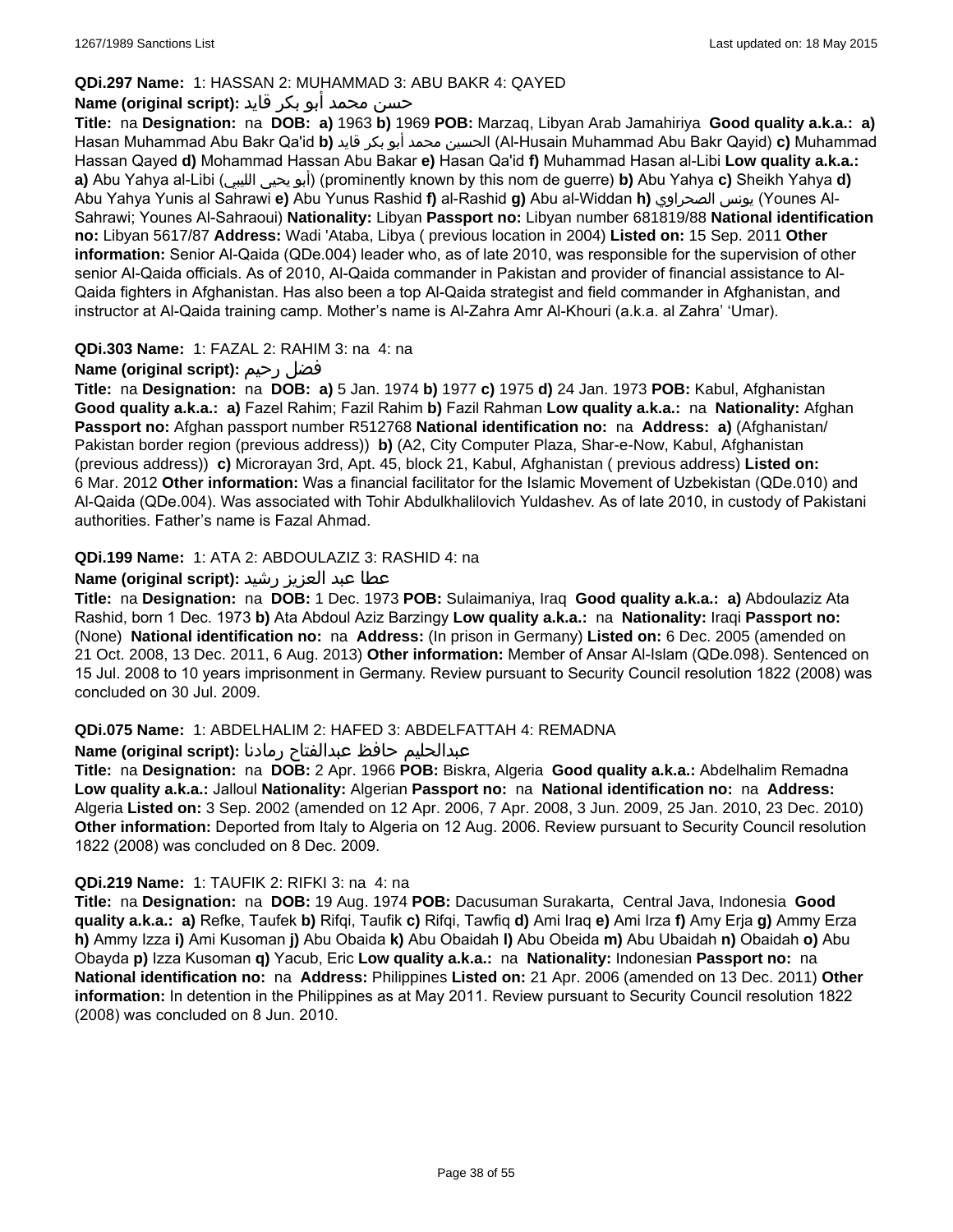**QDi.297 Name:** 1: HASSAN 2: MUHAMMAD 3: ABU BAKR 4: QAYED

**Name (original script):** حسن محمد أبو بكر قايد

**Title:** na **Designation:** na **DOB:** **a)** 1963 **b)** 1969 **POB:** Marzaq, Libyan Arab Jamahiriya **Good quality a.k.a.:** **a)** Hasan Muhammad Abu Bakr Qa'id **b)** الحسين محمد أبو بكر قايد (Al-Husain Muhammad Abu Bakr Qayid) **c)** Muhammad Hassan Qayed **d)** Mohammad Hassan Abu Bakar **e)** Hasan Qa'id **f)** Muhammad Hasan al-Libi **Low quality a.k.a.:** **a)** Abu Yahya al-Libi (أبو يحيى الليبي) (prominently known by this nom de guerre) **b)** Abu Yahya **c)** Sheikh Yahya **d)** Abu Yahya Yunis al Sahrawi **e)** Abu Yunus Rashid **f)** al-Rashid **g)** Abu al-Widdan **h)** يونس الصحراوي (Younes Al-Sahrawi; Younes Al-Sahraoui) **Nationality:** Libyan **Passport no:** Libyan number 681819/88 **National identification no:** Libyan 5617/87 **Address:** Wadi 'Ataba, Libya ( previous location in 2004) **Listed on:** 15 Sep. 2011 **Other information:** Senior Al-Qaida (QDe.004) leader who, as of late 2010, was responsible for the supervision of other senior Al-Qaida officials. As of 2010, Al-Qaida commander in Pakistan and provider of financial assistance to Al-Qaida fighters in Afghanistan. Has also been a top Al-Qaida strategist and field commander in Afghanistan, and instructor at Al-Qaida training camp. Mother's name is Al-Zahra Amr Al-Khouri (a.k.a. al Zahra' 'Umar).

**QDi.303 Name:** 1: FAZAL 2: RAHIM 3: na 4: na

**Name (original script):** فضل رحيم

**Title:** na **Designation:** na **DOB:** **a)** 5 Jan. 1974 **b)** 1977 **c)** 1975 **d)** 24 Jan. 1973 **POB:** Kabul, Afghanistan **Good quality a.k.a.:** **a)** Fazel Rahim; Fazil Rahim **b)** Fazil Rahman **Low quality a.k.a.:** na **Nationality:** Afghan **Passport no:** Afghan passport number R512768 **National identification no:** na **Address:** **a)** (Afghanistan/ Pakistan border region (previous address)) **b)** (A2, City Computer Plaza, Shar-e-Now, Kabul, Afghanistan (previous address)) **c)** Microrayan 3rd, Apt. 45, block 21, Kabul, Afghanistan ( previous address) **Listed on:** 6 Mar. 2012 **Other information:** Was a financial facilitator for the Islamic Movement of Uzbekistan (QDe.010) and Al-Qaida (QDe.004). Was associated with Tohir Abdulkhalilovich Yuldashev. As of late 2010, in custody of Pakistani authorities. Father's name is Fazal Ahmad.

**QDi.199 Name:** 1: ATA 2: ABDOULAZIZ 3: RASHID 4: na

**Name (original script):** عطا عبد العزيز رشيد

**Title:** na **Designation:** na **DOB:** 1 Dec. 1973 **POB:** Sulaimaniya, Iraq **Good quality a.k.a.:** **a)** Abdoulaziz Ata Rashid, born 1 Dec. 1973 **b)** Ata Abdoul Aziz Barzingy **Low quality a.k.a.:** na **Nationality:** Iraqi **Passport no:** (None) **National identification no:** na **Address:** (In prison in Germany) **Listed on:** 6 Dec. 2005 (amended on 21 Oct. 2008, 13 Dec. 2011, 6 Aug. 2013) **Other information:** Member of Ansar Al-Islam (QDe.098). Sentenced on 15 Jul. 2008 to 10 years imprisonment in Germany. Review pursuant to Security Council resolution 1822 (2008) was concluded on 30 Jul. 2009.

**QDi.075 Name:** 1: ABDELHALIM 2: HAFED 3: ABDELFATTAH 4: REMADNA

**Name (original script):** عبدالحليم حافظ عبدالفتاح رمادنا

**Title:** na **Designation:** na **DOB:** 2 Apr. 1966 **POB:** Biskra, Algeria **Good quality a.k.a.:** Abdelhalim Remadna **Low quality a.k.a.:** Jalloul **Nationality:** Algerian **Passport no:** na **National identification no:** na **Address:** Algeria **Listed on:** 3 Sep. 2002 (amended on 12 Apr. 2006, 7 Apr. 2008, 3 Jun. 2009, 25 Jan. 2010, 23 Dec. 2010) **Other information:** Deported from Italy to Algeria on 12 Aug. 2006. Review pursuant to Security Council resolution 1822 (2008) was concluded on 8 Dec. 2009.

**QDi.219 Name:** 1: TAUFIK 2: RIFKI 3: na 4: na

**Title:** na **Designation:** na **DOB:** 19 Aug. 1974 **POB:** Dacusuman Surakarta, Central Java, Indonesia **Good quality a.k.a.:** **a)** Refke, Taufek **b)** Rifqi, Taufik **c)** Rifqi, Tawfiq **d)** Ami Iraq **e)** Ami Irza **f)** Amy Erja **g)** Ammy Erza **h)** Ammy Izza **i)** Ami Kusoman **j)** Abu Obaida **k)** Abu Obaidah **l)** Abu Obeida **m)** Abu Ubaidah **n)** Obaidah **o)** Abu Obayda **p)** Izza Kusoman **q)** Yacub, Eric **Low quality a.k.a.:** na **Nationality:** Indonesian **Passport no:** na **National identification no:** na **Address:** Philippines **Listed on:** 21 Apr. 2006 (amended on 13 Dec. 2011) **Other information:** In detention in the Philippines as at May 2011. Review pursuant to Security Council resolution 1822 (2008) was concluded on 8 Jun. 2010.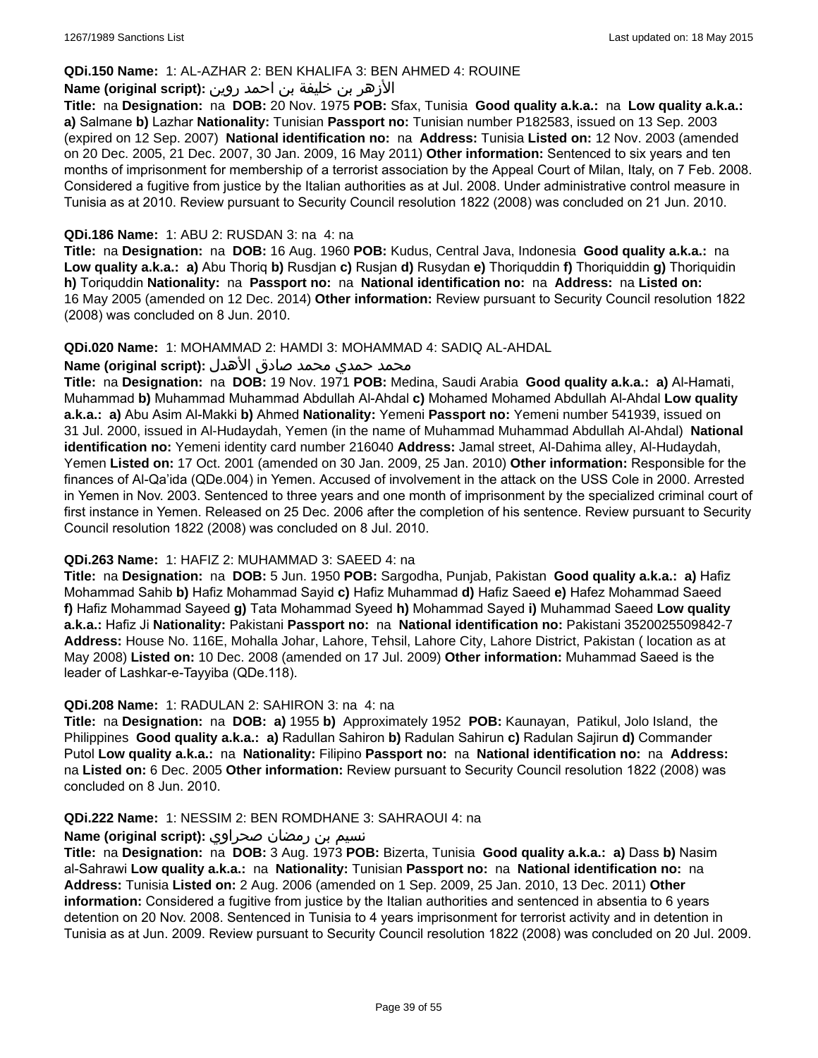**QDi.150 Name:** 1: AL-AZHAR 2: BEN KHALIFA 3: BEN AHMED 4: ROUINE
**Name (original script):** الأزهر بن خليفة بن احمد روين
**Title:** na **Designation:** na **DOB:** 20 Nov. 1975 **POB:** Sfax, Tunisia **Good quality a.k.a.:** na **Low quality a.k.a.:** **a)** Salmane **b)** Lazhar **Nationality:** Tunisian **Passport no:** Tunisian number P182583, issued on 13 Sep. 2003 (expired on 12 Sep. 2007) **National identification no:** na **Address:** Tunisia **Listed on:** 12 Nov. 2003 (amended on 20 Dec. 2005, 21 Dec. 2007, 30 Jan. 2009, 16 May 2011) **Other information:** Sentenced to six years and ten months of imprisonment for membership of a terrorist association by the Appeal Court of Milan, Italy, on 7 Feb. 2008. Considered a fugitive from justice by the Italian authorities as at Jul. 2008. Under administrative control measure in Tunisia as at 2010. Review pursuant to Security Council resolution 1822 (2008) was concluded on 21 Jun. 2010.

**QDi.186 Name:** 1: ABU 2: RUSDAN 3: na 4: na
**Title:** na **Designation:** na **DOB:** 16 Aug. 1960 **POB:** Kudus, Central Java, Indonesia **Good quality a.k.a.:** na **Low quality a.k.a.:** **a)** Abu Thoriq **b)** Rusdjan **c)** Rusjan **d)** Rusydan **e)** Thoriquddin **f)** Thoriquiddin **g)** Thoriquidin **h)** Toriquddin **Nationality:** na **Passport no:** na **National identification no:** na **Address:** na **Listed on:** 16 May 2005 (amended on 12 Dec. 2014) **Other information:** Review pursuant to Security Council resolution 1822 (2008) was concluded on 8 Jun. 2010.

**QDi.020 Name:** 1: MOHAMMAD 2: HAMDI 3: MOHAMMAD 4: SADIQ AL-AHDAL
**Name (original script):** محمد حمدي محمد صادق الأهدل
**Title:** na **Designation:** na **DOB:** 19 Nov. 1971 **POB:** Medina, Saudi Arabia **Good quality a.k.a.:** **a)** Al-Hamati, Muhammad **b)** Muhammad Muhammad Abdullah Al-Ahdal **c)** Mohamed Mohamed Abdullah Al-Ahdal **Low quality a.k.a.:** **a)** Abu Asim Al-Makki **b)** Ahmed **Nationality:** Yemeni **Passport no:** Yemeni number 541939, issued on 31 Jul. 2000, issued in Al-Hudaydah, Yemen (in the name of Muhammad Muhammad Abdullah Al-Ahdal) **National identification no:** Yemeni identity card number 216040 **Address:** Jamal street, Al-Dahima alley, Al-Hudaydah, Yemen **Listed on:** 17 Oct. 2001 (amended on 30 Jan. 2009, 25 Jan. 2010) **Other information:** Responsible for the finances of Al-Qa'ida (QDe.004) in Yemen. Accused of involvement in the attack on the USS Cole in 2000. Arrested in Yemen in Nov. 2003. Sentenced to three years and one month of imprisonment by the specialized criminal court of first instance in Yemen. Released on 25 Dec. 2006 after the completion of his sentence. Review pursuant to Security Council resolution 1822 (2008) was concluded on 8 Jul. 2010.

**QDi.263 Name:** 1: HAFIZ 2: MUHAMMAD 3: SAEED 4: na
**Title:** na **Designation:** na **DOB:** 5 Jun. 1950 **POB:** Sargodha, Punjab, Pakistan **Good quality a.k.a.:** **a)** Hafiz Mohammad Sahib **b)** Hafiz Mohammad Sayid **c)** Hafiz Muhammad **d)** Hafiz Saeed **e)** Hafez Mohammad Saeed **f)** Hafiz Mohammad Sayeed **g)** Tata Mohammad Syeed **h)** Mohammad Sayed **i)** Muhammad Saeed **Low quality a.k.a.:** Hafiz Ji **Nationality:** Pakistani **Passport no:** na **National identification no:** Pakistani 3520025509842-7 **Address:** House No. 116E, Mohalla Johar, Lahore, Tehsil, Lahore City, Lahore District, Pakistan ( location as at May 2008) **Listed on:** 10 Dec. 2008 (amended on 17 Jul. 2009) **Other information:** Muhammad Saeed is the leader of Lashkar-e-Tayyiba (QDe.118).

**QDi.208 Name:** 1: RADULAN 2: SAHIRON 3: na 4: na
**Title:** na **Designation:** na **DOB:** **a)** 1955 **b)** Approximately 1952 **POB:** Kaunayan, Patikul, Jolo Island, the Philippines **Good quality a.k.a.:** **a)** Radullan Sahiron **b)** Radulan Sahirun **c)** Radulan Sajirun **d)** Commander Putol **Low quality a.k.a.:** na **Nationality:** Filipino **Passport no:** na **National identification no:** na **Address:** na **Listed on:** 6 Dec. 2005 **Other information:** Review pursuant to Security Council resolution 1822 (2008) was concluded on 8 Jun. 2010.

**QDi.222 Name:** 1: NESSIM 2: BEN ROMDHANE 3: SAHRAOUI 4: na
**Name (original script):** نسيم بن رمضان صحراوي
**Title:** na **Designation:** na **DOB:** 3 Aug. 1973 **POB:** Bizerta, Tunisia **Good quality a.k.a.:** **a)** Dass **b)** Nasim al-Sahrawi **Low quality a.k.a.:** na **Nationality:** Tunisian **Passport no:** na **National identification no:** na **Address:** Tunisia **Listed on:** 2 Aug. 2006 (amended on 1 Sep. 2009, 25 Jan. 2010, 13 Dec. 2011) **Other information:** Considered a fugitive from justice by the Italian authorities and sentenced in absentia to 6 years detention on 20 Nov. 2008. Sentenced in Tunisia to 4 years imprisonment for terrorist activity and in detention in Tunisia as at Jun. 2009. Review pursuant to Security Council resolution 1822 (2008) was concluded on 20 Jul. 2009.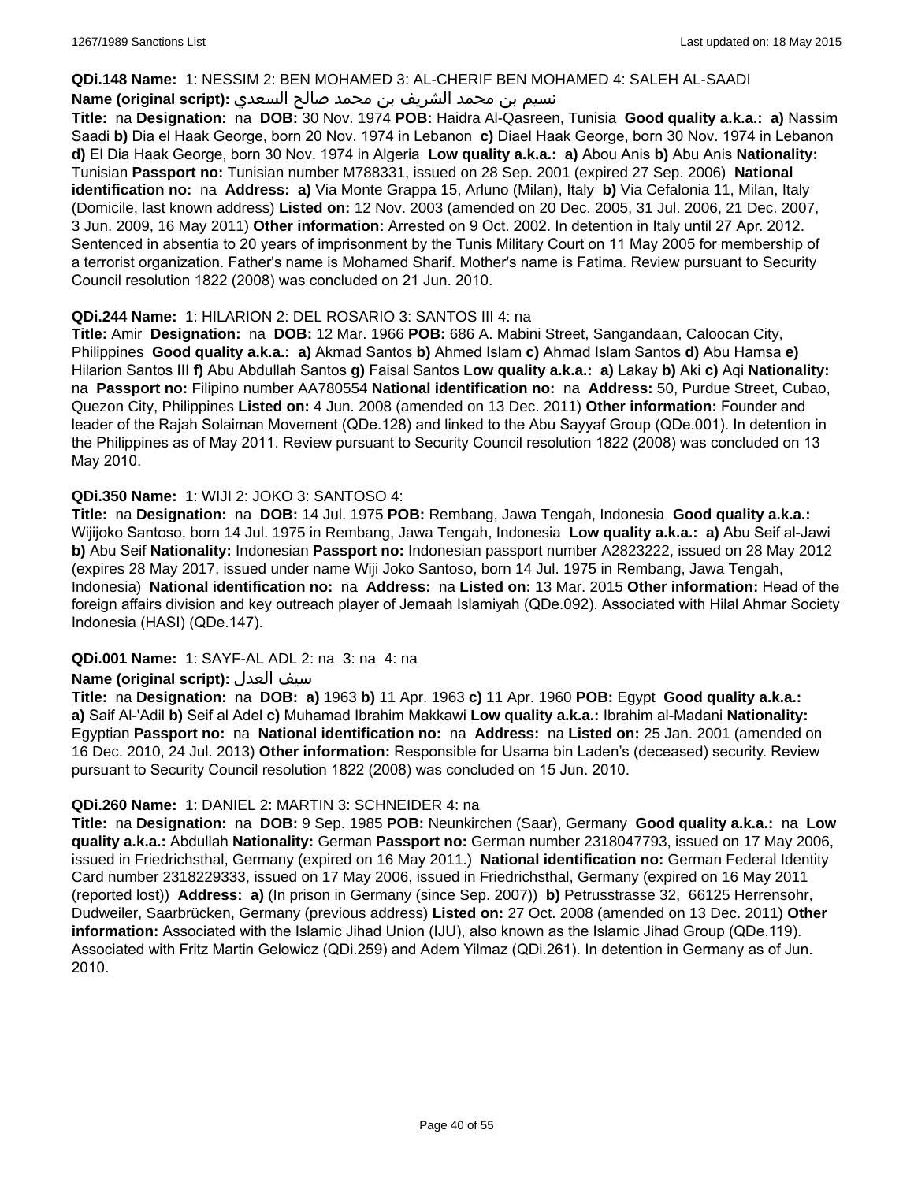**QDi.148 Name:** 1: NESSIM 2: BEN MOHAMED 3: AL-CHERIF BEN MOHAMED 4: SALEH AL-SAADI
**Name (original script):** نسيم بن محمد الشريف بن محمد صالح السعدي
**Title:** na **Designation:** na **DOB:** 30 Nov. 1974 **POB:** Haidra Al-Qasreen, Tunisia **Good quality a.k.a.:** **a)** Nassim Saadi **b)** Dia el Haak George, born 20 Nov. 1974 in Lebanon **c)** Diael Haak George, born 30 Nov. 1974 in Lebanon **d)** El Dia Haak George, born 30 Nov. 1974 in Algeria **Low quality a.k.a.:** **a)** Abou Anis **b)** Abu Anis **Nationality:** Tunisian **Passport no:** Tunisian number M788331, issued on 28 Sep. 2001 (expired 27 Sep. 2006) **National identification no:** na **Address:** **a)** Via Monte Grappa 15, Arluno (Milan), Italy **b)** Via Cefalonia 11, Milan, Italy (Domicile, last known address) **Listed on:** 12 Nov. 2003 (amended on 20 Dec. 2005, 31 Jul. 2006, 21 Dec. 2007, 3 Jun. 2009, 16 May 2011) **Other information:** Arrested on 9 Oct. 2002. In detention in Italy until 27 Apr. 2012. Sentenced in absentia to 20 years of imprisonment by the Tunis Military Court on 11 May 2005 for membership of a terrorist organization. Father's name is Mohamed Sharif. Mother's name is Fatima. Review pursuant to Security Council resolution 1822 (2008) was concluded on 21 Jun. 2010.

**QDi.244 Name:** 1: HILARION 2: DEL ROSARIO 3: SANTOS III 4: na
**Title:** Amir **Designation:** na **DOB:** 12 Mar. 1966 **POB:** 686 A. Mabini Street, Sangandaan, Caloocan City, Philippines **Good quality a.k.a.:** **a)** Akmad Santos **b)** Ahmed Islam **c)** Ahmad Islam Santos **d)** Abu Hamsa **e)** Hilarion Santos III **f)** Abu Abdullah Santos **g)** Faisal Santos **Low quality a.k.a.:** **a)** Lakay **b)** Aki **c)** Aqi **Nationality:** na **Passport no:** Filipino number AA780554 **National identification no:** na **Address:** 50, Purdue Street, Cubao, Quezon City, Philippines **Listed on:** 4 Jun. 2008 (amended on 13 Dec. 2011) **Other information:** Founder and leader of the Rajah Solaiman Movement (QDe.128) and linked to the Abu Sayyaf Group (QDe.001). In detention in the Philippines as of May 2011. Review pursuant to Security Council resolution 1822 (2008) was concluded on 13 May 2010.

**QDi.350 Name:** 1: WIJI 2: JOKO 3: SANTOSO 4:
**Title:** na **Designation:** na **DOB:** 14 Jul. 1975 **POB:** Rembang, Jawa Tengah, Indonesia **Good quality a.k.a.:** Wijijoko Santoso, born 14 Jul. 1975 in Rembang, Jawa Tengah, Indonesia **Low quality a.k.a.:** **a)** Abu Seif al-Jawi **b)** Abu Seif **Nationality:** Indonesian **Passport no:** Indonesian passport number A2823222, issued on 28 May 2012 (expires 28 May 2017, issued under name Wiji Joko Santoso, born 14 Jul. 1975 in Rembang, Jawa Tengah, Indonesia) **National identification no:** na **Address:** na **Listed on:** 13 Mar. 2015 **Other information:** Head of the foreign affairs division and key outreach player of Jemaah Islamiyah (QDe.092). Associated with Hilal Ahmar Society Indonesia (HASI) (QDe.147).

**QDi.001 Name:** 1: SAYF-AL ADL 2: na 3: na 4: na
**Name (original script):** سيف العدل
**Title:** na **Designation:** na **DOB:** **a)** 1963 **b)** 11 Apr. 1963 **c)** 11 Apr. 1960 **POB:** Egypt **Good quality a.k.a.:** **a)** Saif Al-'Adil **b)** Seif al Adel **c)** Muhamad Ibrahim Makkawi **Low quality a.k.a.:** Ibrahim al-Madani **Nationality:** Egyptian **Passport no:** na **National identification no:** na **Address:** na **Listed on:** 25 Jan. 2001 (amended on 16 Dec. 2010, 24 Jul. 2013) **Other information:** Responsible for Usama bin Laden's (deceased) security. Review pursuant to Security Council resolution 1822 (2008) was concluded on 15 Jun. 2010.

**QDi.260 Name:** 1: DANIEL 2: MARTIN 3: SCHNEIDER 4: na
**Title:** na **Designation:** na **DOB:** 9 Sep. 1985 **POB:** Neunkirchen (Saar), Germany **Good quality a.k.a.:** na **Low quality a.k.a.:** Abdullah **Nationality:** German **Passport no:** German number 2318047793, issued on 17 May 2006, issued in Friedrichsthal, Germany (expired on 16 May 2011.) **National identification no:** German Federal Identity Card number 2318229333, issued on 17 May 2006, issued in Friedrichsthal, Germany (expired on 16 May 2011 (reported lost)) **Address:** **a)** (In prison in Germany (since Sep. 2007)) **b)** Petrusstrasse 32, 66125 Herrensohr, Dudweiler, Saarbrücken, Germany (previous address) **Listed on:** 27 Oct. 2008 (amended on 13 Dec. 2011) **Other information:** Associated with the Islamic Jihad Union (IJU), also known as the Islamic Jihad Group (QDe.119). Associated with Fritz Martin Gelowicz (QDi.259) and Adem Yilmaz (QDi.261). In detention in Germany as of Jun. 2010.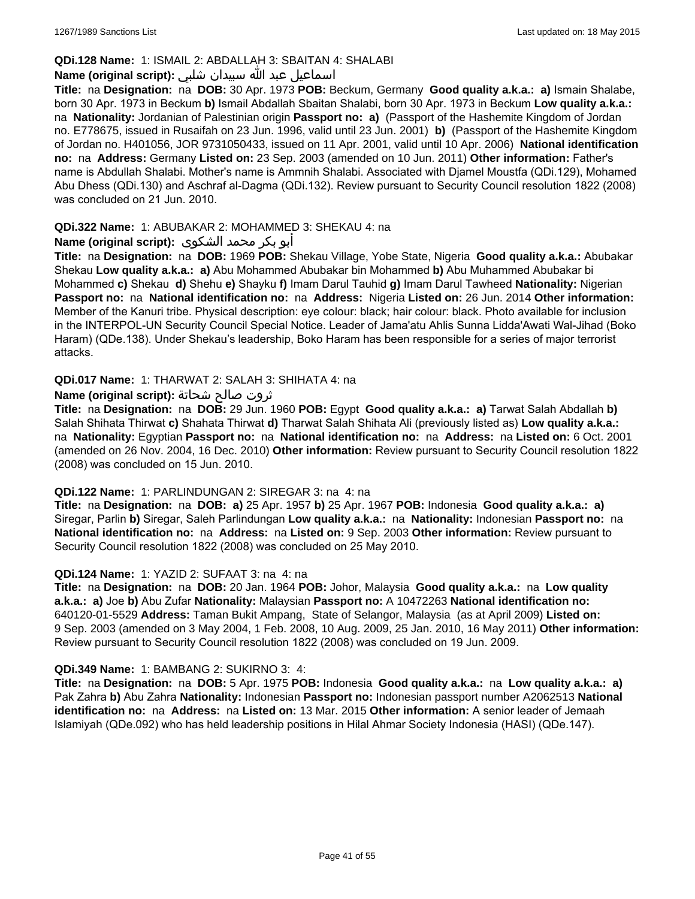**QDi.128 Name:** 1: ISMAIL 2: ABDALLAH 3: SBAITAN 4: SHALABI

**Name (original script):** اسماعيل عبد الله سبيدان شلبي

**Title:** na **Designation:** na **DOB:** 30 Apr. 1973 **POB:** Beckum, Germany **Good quality a.k.a.:** **a)** Ismain Shalabe, born 30 Apr. 1973 in Beckum **b)** Ismail Abdallah Sbaitan Shalabi, born 30 Apr. 1973 in Beckum **Low quality a.k.a.:** na **Nationality:** Jordanian of Palestinian origin **Passport no:** **a)** (Passport of the Hashemite Kingdom of Jordan no. E778675, issued in Rusaifah on 23 Jun. 1996, valid until 23 Jun. 2001) **b)** (Passport of the Hashemite Kingdom of Jordan no. H401056, JOR 9731050433, issued on 11 Apr. 2001, valid until 10 Apr. 2006) **National identification no:** na **Address:** Germany **Listed on:** 23 Sep. 2003 (amended on 10 Jun. 2011) **Other information:** Father's name is Abdullah Shalabi. Mother's name is Ammnih Shalabi. Associated with Djamel Moustfa (QDi.129), Mohamed Abu Dhess (QDi.130) and Aschraf al-Dagma (QDi.132). Review pursuant to Security Council resolution 1822 (2008) was concluded on 21 Jun. 2010.

**QDi.322 Name:** 1: ABUBAKAR 2: MOHAMMED 3: SHEKAU 4: na

**Name (original script):** أبو بكر محمد الشكوى

**Title:** na **Designation:** na **DOB:** 1969 **POB:** Shekau Village, Yobe State, Nigeria **Good quality a.k.a.:** Abubakar Shekau **Low quality a.k.a.:** **a)** Abu Mohammed Abubakar bin Mohammed **b)** Abu Muhammed Abubakar bi Mohammed **c)** Shekau **d)** Shehu **e)** Shayku **f)** Imam Darul Tauhid **g)** Imam Darul Tawheed **Nationality:** Nigerian **Passport no:** na **National identification no:** na **Address:** Nigeria **Listed on:** 26 Jun. 2014 **Other information:** Member of the Kanuri tribe. Physical description: eye colour: black; hair colour: black. Photo available for inclusion in the INTERPOL-UN Security Council Special Notice. Leader of Jama'atu Ahlis Sunna Lidda'Awati Wal-Jihad (Boko Haram) (QDe.138). Under Shekau's leadership, Boko Haram has been responsible for a series of major terrorist attacks.

**QDi.017 Name:** 1: THARWAT 2: SALAH 3: SHIHATA 4: na

**Name (original script):** ثروت صالح شحاتة

**Title:** na **Designation:** na **DOB:** 29 Jun. 1960 **POB:** Egypt **Good quality a.k.a.:** **a)** Tarwat Salah Abdallah **b)** Salah Shihata Thirwat **c)** Shahata Thirwat **d)** Tharwat Salah Shihata Ali (previously listed as) **Low quality a.k.a.:** na **Nationality:** Egyptian **Passport no:** na **National identification no:** na **Address:** na **Listed on:** 6 Oct. 2001 (amended on 26 Nov. 2004, 16 Dec. 2010) **Other information:** Review pursuant to Security Council resolution 1822 (2008) was concluded on 15 Jun. 2010.

**QDi.122 Name:** 1: PARLINDUNGAN 2: SIREGAR 3: na 4: na

**Title:** na **Designation:** na **DOB:** **a)** 25 Apr. 1957 **b)** 25 Apr. 1967 **POB:** Indonesia **Good quality a.k.a.:** **a)** Siregar, Parlin **b)** Siregar, Saleh Parlindungan **Low quality a.k.a.:** na **Nationality:** Indonesian **Passport no:** na **National identification no:** na **Address:** na **Listed on:** 9 Sep. 2003 **Other information:** Review pursuant to Security Council resolution 1822 (2008) was concluded on 25 May 2010.

**QDi.124 Name:** 1: YAZID 2: SUFAAT 3: na 4: na

**Title:** na **Designation:** na **DOB:** 20 Jan. 1964 **POB:** Johor, Malaysia **Good quality a.k.a.:** na **Low quality a.k.a.:** **a)** Joe **b)** Abu Zufar **Nationality:** Malaysian **Passport no:** A 10472263 **National identification no:** 640120-01-5529 **Address:** Taman Bukit Ampang, State of Selangor, Malaysia (as at April 2009) **Listed on:** 9 Sep. 2003 (amended on 3 May 2004, 1 Feb. 2008, 10 Aug. 2009, 25 Jan. 2010, 16 May 2011) **Other information:** Review pursuant to Security Council resolution 1822 (2008) was concluded on 19 Jun. 2009.

**QDi.349 Name:** 1: BAMBANG 2: SUKIRNO 3: 4:

**Title:** na **Designation:** na **DOB:** 5 Apr. 1975 **POB:** Indonesia **Good quality a.k.a.:** na **Low quality a.k.a.:** **a)** Pak Zahra **b)** Abu Zahra **Nationality:** Indonesian **Passport no:** Indonesian passport number A2062513 **National identification no:** na **Address:** na **Listed on:** 13 Mar. 2015 **Other information:** A senior leader of Jemaah Islamiyah (QDe.092) who has held leadership positions in Hilal Ahmar Society Indonesia (HASI) (QDe.147).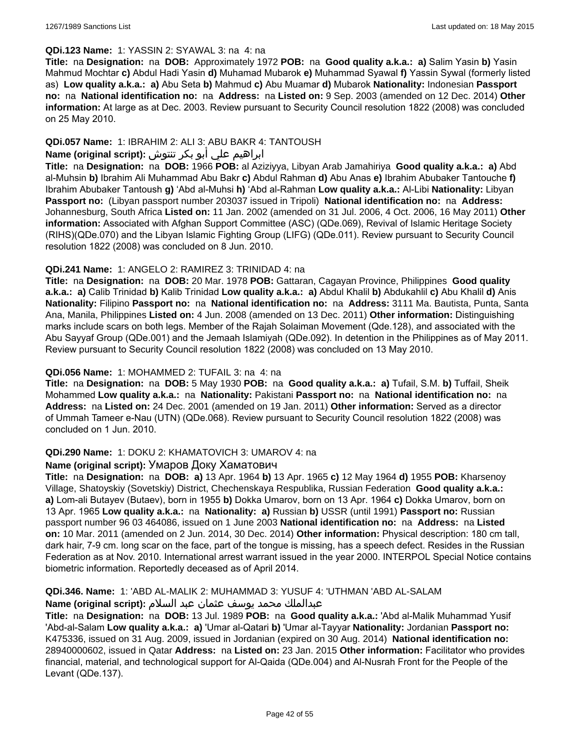**QDi.123 Name:** 1: YASSIN 2: SYAWAL 3: na 4: na

**Title:** na **Designation:** na **DOB:** Approximately 1972 **POB:** na **Good quality a.k.a.: a)** Salim Yasin **b)** Yasin Mahmud Mochtar **c)** Abdul Hadi Yasin **d)** Muhamad Mubarok **e)** Muhammad Syawal **f)** Yassin Sywal (formerly listed as) **Low quality a.k.a.: a)** Abu Seta **b)** Mahmud **c)** Abu Muamar **d)** Mubarok **Nationality:** Indonesian **Passport no:** na **National identification no:** na **Address:** na **Listed on:** 9 Sep. 2003 (amended on 12 Dec. 2014) **Other information:** At large as at Dec. 2003. Review pursuant to Security Council resolution 1822 (2008) was concluded on 25 May 2010.

**QDi.057 Name:** 1: IBRAHIM 2: ALI 3: ABU BAKR 4: TANTOUSH

**Name (original script):** ابراهيم علي أبو بكر تنتوش

**Title:** na **Designation:** na **DOB:** 1966 **POB:** al Aziziyya, Libyan Arab Jamahiriya **Good quality a.k.a.: a)** Abd al-Muhsin **b)** Ibrahim Ali Muhammad Abu Bakr **c)** Abdul Rahman **d)** Abu Anas **e)** Ibrahim Abubaker Tantouche **f)** Ibrahim Abubaker Tantoush **g)** 'Abd al-Muhsi **h)** 'Abd al-Rahman **Low quality a.k.a.:** Al-Libi **Nationality:** Libyan **Passport no:** (Libyan passport number 203037 issued in Tripoli) **National identification no:** na **Address:** Johannesburg, South Africa **Listed on:** 11 Jan. 2002 (amended on 31 Jul. 2006, 4 Oct. 2006, 16 May 2011) **Other information:** Associated with Afghan Support Committee (ASC) (QDe.069), Revival of Islamic Heritage Society (RIHS)(QDe.070) and the Libyan Islamic Fighting Group (LIFG) (QDe.011). Review pursuant to Security Council resolution 1822 (2008) was concluded on 8 Jun. 2010.

**QDi.241 Name:** 1: ANGELO 2: RAMIREZ 3: TRINIDAD 4: na

**Title:** na **Designation:** na **DOB:** 20 Mar. 1978 **POB:** Gattaran, Cagayan Province, Philippines **Good quality a.k.a.: a)** Calib Trinidad **b)** Kalib Trinidad **Low quality a.k.a.: a)** Abdul Khalil **b)** Abdukahlil **c)** Abu Khalil **d)** Anis **Nationality:** Filipino **Passport no:** na **National identification no:** na **Address:** 3111 Ma. Bautista, Punta, Santa Ana, Manila, Philippines **Listed on:** 4 Jun. 2008 (amended on 13 Dec. 2011) **Other information:** Distinguishing marks include scars on both legs. Member of the Rajah Solaiman Movement (Qde.128), and associated with the Abu Sayyaf Group (QDe.001) and the Jemaah Islamiyah (QDe.092). In detention in the Philippines as of May 2011. Review pursuant to Security Council resolution 1822 (2008) was concluded on 13 May 2010.

**QDi.056 Name:** 1: MOHAMMED 2: TUFAIL 3: na 4: na

**Title:** na **Designation:** na **DOB:** 5 May 1930 **POB:** na **Good quality a.k.a.: a)** Tufail, S.M. **b)** Tuffail, Sheik Mohammed **Low quality a.k.a.:** na **Nationality:** Pakistani **Passport no:** na **National identification no:** na **Address:** na **Listed on:** 24 Dec. 2001 (amended on 19 Jan. 2011) **Other information:** Served as a director of Ummah Tameer e-Nau (UTN) (QDe.068). Review pursuant to Security Council resolution 1822 (2008) was concluded on 1 Jun. 2010.

**QDi.290 Name:** 1: DOKU 2: KHAMATOVICH 3: UMAROV 4: na

**Name (original script):** Умаров Доку Хаматович

**Title:** na **Designation:** na **DOB: a)** 13 Apr. 1964 **b)** 13 Apr. 1965 **c)** 12 May 1964 **d)** 1955 **POB:** Kharsenoy Village, Shatoyskiy (Sovetskiy) District, Chechenskaya Respublika, Russian Federation **Good quality a.k.a.: a)** Lom-ali Butayev (Butaev), born in 1955 **b)** Dokka Umarov, born on 13 Apr. 1964 **c)** Dokka Umarov, born on 13 Apr. 1965 **Low quality a.k.a.:** na **Nationality: a)** Russian **b)** USSR (until 1991) **Passport no:** Russian passport number 96 03 464086, issued on 1 June 2003 **National identification no:** na **Address:** na **Listed on:** 10 Mar. 2011 (amended on 2 Jun. 2014, 30 Dec. 2014) **Other information:** Physical description: 180 cm tall, dark hair, 7-9 cm. long scar on the face, part of the tongue is missing, has a speech defect. Resides in the Russian Federation as at Nov. 2010. International arrest warrant issued in the year 2000. INTERPOL Special Notice contains biometric information. Reportedly deceased as of April 2014.

**QDi.346. Name:** 1: 'ABD AL-MALIK 2: MUHAMMAD 3: YUSUF 4: 'UTHMAN 'ABD AL-SALAM

**Name (original script):** عبدالملك محمد يوسف عثمان عبد السلام

**Title:** na **Designation:** na **DOB:** 13 Jul. 1989 **POB:** na **Good quality a.k.a.:** 'Abd al-Malik Muhammad Yusif 'Abd-al-Salam **Low quality a.k.a.: a)** 'Umar al-Qatari **b)** 'Umar al-Tayyar **Nationality:** Jordanian **Passport no:** K475336, issued on 31 Aug. 2009, issued in Jordanian (expired on 30 Aug. 2014) **National identification no:** 28940000602, issued in Qatar **Address:** na **Listed on:** 23 Jan. 2015 **Other information:** Facilitator who provides financial, material, and technological support for Al-Qaida (QDe.004) and Al-Nusrah Front for the People of the Levant (QDe.137).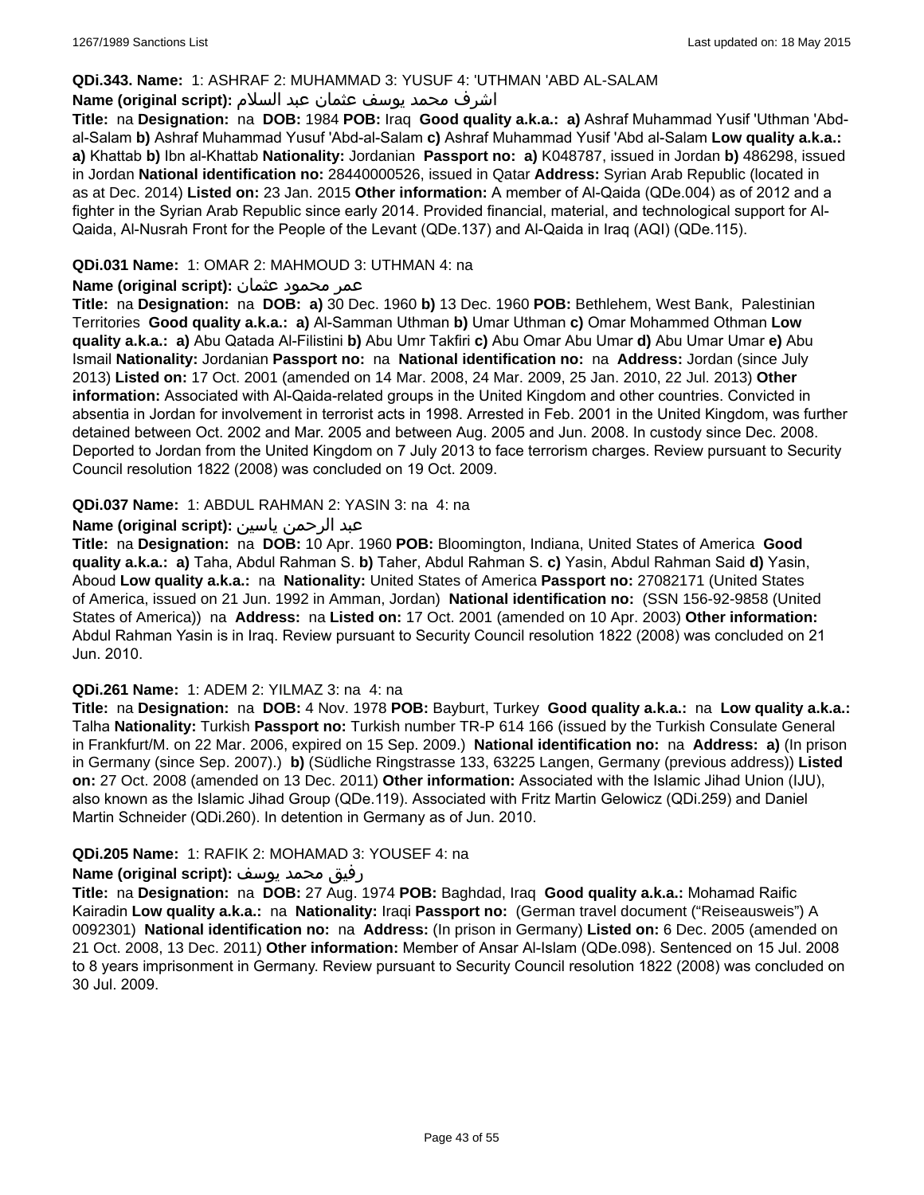**QDi.343. Name:** 1: ASHRAF 2: MUHAMMAD 3: YUSUF 4: 'UTHMAN 'ABD AL-SALAM

**Name (original script):** اشرف محمد يوسف عثمان عبد السلام

**Title:** na **Designation:** na **DOB:** 1984 **POB:** Iraq **Good quality a.k.a.:** **a)** Ashraf Muhammad Yusif 'Uthman 'Abd-al-Salam **b)** Ashraf Muhammad Yusuf 'Abd-al-Salam **c)** Ashraf Muhammad Yusif 'Abd al-Salam **Low quality a.k.a.:** **a)** Khattab **b)** Ibn al-Khattab **Nationality:** Jordanian **Passport no:** **a)** K048787, issued in Jordan **b)** 486298, issued in Jordan **National identification no:** 28440000526, issued in Qatar **Address:** Syrian Arab Republic (located in as at Dec. 2014) **Listed on:** 23 Jan. 2015 **Other information:** A member of Al-Qaida (QDe.004) as of 2012 and a fighter in the Syrian Arab Republic since early 2014. Provided financial, material, and technological support for Al-Qaida, Al-Nusrah Front for the People of the Levant (QDe.137) and Al-Qaida in Iraq (AQI) (QDe.115).

**QDi.031 Name:** 1: OMAR 2: MAHMOUD 3: UTHMAN 4: na

**Name (original script):** عمر محمود عثمان

**Title:** na **Designation:** na **DOB:** **a)** 30 Dec. 1960 **b)** 13 Dec. 1960 **POB:** Bethlehem, West Bank, Palestinian Territories **Good quality a.k.a.:** **a)** Al-Samman Uthman **b)** Umar Uthman **c)** Omar Mohammed Othman **Low quality a.k.a.:** **a)** Abu Qatada Al-Filistini **b)** Abu Umr Takfiri **c)** Abu Omar Abu Umar **d)** Abu Umar Umar **e)** Abu Ismail **Nationality:** Jordanian **Passport no:** na **National identification no:** na **Address:** Jordan (since July 2013) **Listed on:** 17 Oct. 2001 (amended on 14 Mar. 2008, 24 Mar. 2009, 25 Jan. 2010, 22 Jul. 2013) **Other information:** Associated with Al-Qaida-related groups in the United Kingdom and other countries. Convicted in absentia in Jordan for involvement in terrorist acts in 1998. Arrested in Feb. 2001 in the United Kingdom, was further detained between Oct. 2002 and Mar. 2005 and between Aug. 2005 and Jun. 2008. In custody since Dec. 2008. Deported to Jordan from the United Kingdom on 7 July 2013 to face terrorism charges. Review pursuant to Security Council resolution 1822 (2008) was concluded on 19 Oct. 2009.

**QDi.037 Name:** 1: ABDUL RAHMAN 2: YASIN 3: na 4: na

**Name (original script):** عبد الرحمن ياسين

**Title:** na **Designation:** na **DOB:** 10 Apr. 1960 **POB:** Bloomington, Indiana, United States of America **Good quality a.k.a.:** **a)** Taha, Abdul Rahman S. **b)** Taher, Abdul Rahman S. **c)** Yasin, Abdul Rahman Said **d)** Yasin, Aboud **Low quality a.k.a.:** na **Nationality:** United States of America **Passport no:** 27082171 (United States of America, issued on 21 Jun. 1992 in Amman, Jordan) **National identification no:** (SSN 156-92-9858 (United States of America)) na **Address:** na **Listed on:** 17 Oct. 2001 (amended on 10 Apr. 2003) **Other information:** Abdul Rahman Yasin is in Iraq. Review pursuant to Security Council resolution 1822 (2008) was concluded on 21 Jun. 2010.

**QDi.261 Name:** 1: ADEM 2: YILMAZ 3: na 4: na

**Title:** na **Designation:** na **DOB:** 4 Nov. 1978 **POB:** Bayburt, Turkey **Good quality a.k.a.:** na **Low quality a.k.a.:** Talha **Nationality:** Turkish **Passport no:** Turkish number TR-P 614 166 (issued by the Turkish Consulate General in Frankfurt/M. on 22 Mar. 2006, expired on 15 Sep. 2009.) **National identification no:** na **Address:** **a)** (In prison in Germany (since Sep. 2007).) **b)** (Südliche Ringstrasse 133, 63225 Langen, Germany (previous address)) **Listed on:** 27 Oct. 2008 (amended on 13 Dec. 2011) **Other information:** Associated with the Islamic Jihad Union (IJU), also known as the Islamic Jihad Group (QDe.119). Associated with Fritz Martin Gelowicz (QDi.259) and Daniel Martin Schneider (QDi.260). In detention in Germany as of Jun. 2010.

**QDi.205 Name:** 1: RAFIK 2: MOHAMAD 3: YOUSEF 4: na

**Name (original script):** رفيق محمد يوسف

**Title:** na **Designation:** na **DOB:** 27 Aug. 1974 **POB:** Baghdad, Iraq **Good quality a.k.a.:** Mohamad Raific Kairadin **Low quality a.k.a.:** na **Nationality:** Iraqi **Passport no:** (German travel document ("Reiseausweis") A 0092301) **National identification no:** na **Address:** (In prison in Germany) **Listed on:** 6 Dec. 2005 (amended on 21 Oct. 2008, 13 Dec. 2011) **Other information:** Member of Ansar Al-Islam (QDe.098). Sentenced on 15 Jul. 2008 to 8 years imprisonment in Germany. Review pursuant to Security Council resolution 1822 (2008) was concluded on 30 Jul. 2009.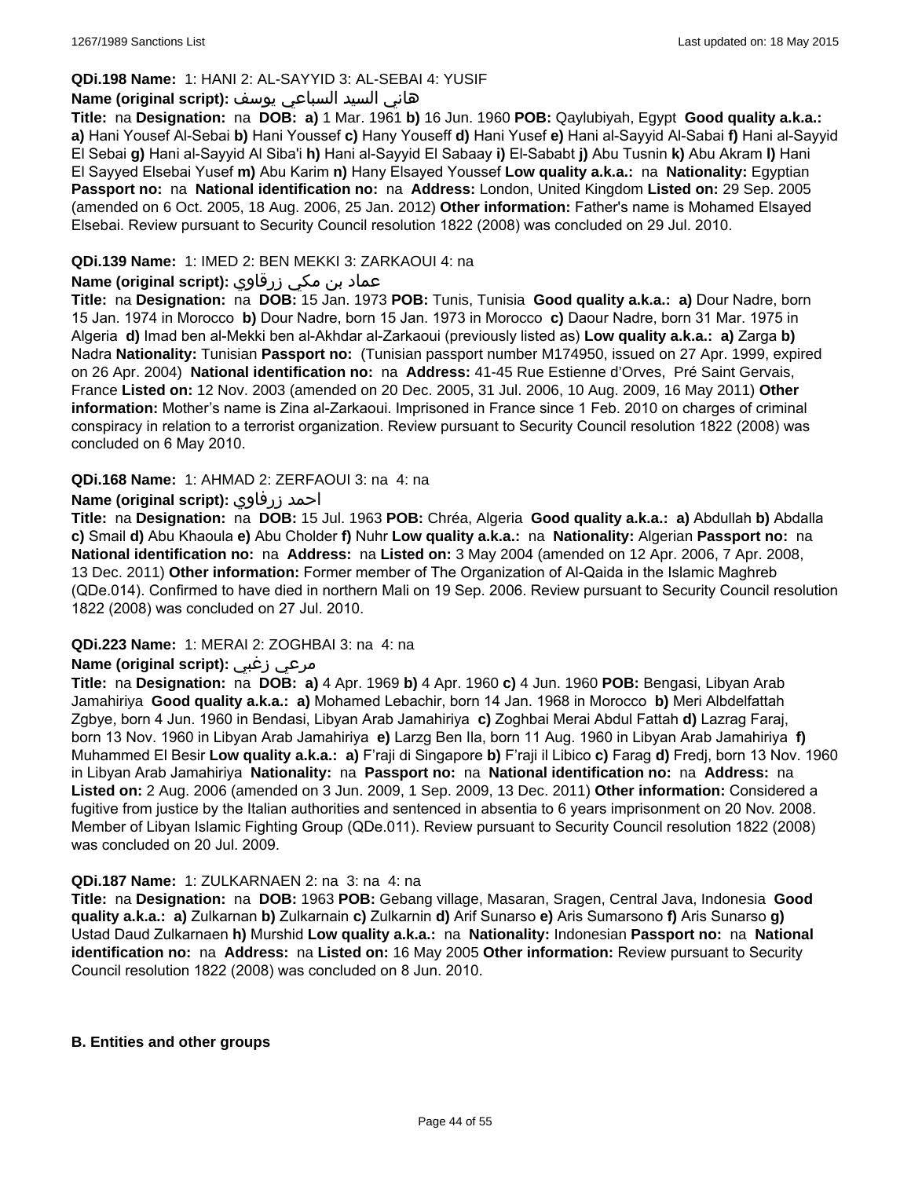**QDi.198 Name:** 1: HANI 2: AL-SAYYID 3: AL-SEBAI 4: YUSIF

**Name (original script):** هاني السيد السباعي يوسف

**Title:** na **Designation:** na **DOB:** **a)** 1 Mar. 1961 **b)** 16 Jun. 1960 **POB:** Qaylubiyah, Egypt **Good quality a.k.a.:** **a)** Hani Yousef Al-Sebai **b)** Hani Youssef **c)** Hany Youseff **d)** Hani Yusef **e)** Hani al-Sayyid Al-Sabai **f)** Hani al-Sayyid El Sebai **g)** Hani al-Sayyid Al Siba'i **h)** Hani al-Sayyid El Sabaay **i)** El-Sababt **j)** Abu Tusnin **k)** Abu Akram **l)** Hani El Sayyed Elsebai Yusef **m)** Abu Karim **n)** Hany Elsayed Youssef **Low quality a.k.a.:** na **Nationality:** Egyptian **Passport no:** na **National identification no:** na **Address:** London, United Kingdom **Listed on:** 29 Sep. 2005 (amended on 6 Oct. 2005, 18 Aug. 2006, 25 Jan. 2012) **Other information:** Father's name is Mohamed Elsayed Elsebai. Review pursuant to Security Council resolution 1822 (2008) was concluded on 29 Jul. 2010.

**QDi.139 Name:** 1: IMED 2: BEN MEKKI 3: ZARKAOUI 4: na

**Name (original script):** عماد بن مكي زرقاوي

**Title:** na **Designation:** na **DOB:** 15 Jan. 1973 **POB:** Tunis, Tunisia **Good quality a.k.a.:** **a)** Dour Nadre, born 15 Jan. 1974 in Morocco **b)** Dour Nadre, born 15 Jan. 1973 in Morocco **c)** Daour Nadre, born 31 Mar. 1975 in Algeria **d)** Imad ben al-Mekki ben al-Akhdar al-Zarkaoui (previously listed as) **Low quality a.k.a.:** **a)** Zarga **b)** Nadra **Nationality:** Tunisian **Passport no:** (Tunisian passport number M174950, issued on 27 Apr. 1999, expired on 26 Apr. 2004) **National identification no:** na **Address:** 41-45 Rue Estienne d'Orves, Pré Saint Gervais, France **Listed on:** 12 Nov. 2003 (amended on 20 Dec. 2005, 31 Jul. 2006, 10 Aug. 2009, 16 May 2011) **Other information:** Mother's name is Zina al-Zarkaoui. Imprisoned in France since 1 Feb. 2010 on charges of criminal conspiracy in relation to a terrorist organization. Review pursuant to Security Council resolution 1822 (2008) was concluded on 6 May 2010.

**QDi.168 Name:** 1: AHMAD 2: ZERFAOUI 3: na 4: na

**Name (original script):** احمد زرفاوي

**Title:** na **Designation:** na **DOB:** 15 Jul. 1963 **POB:** Chréa, Algeria **Good quality a.k.a.:** **a)** Abdullah **b)** Abdalla **c)** Smail **d)** Abu Khaoula **e)** Abu Cholder **f)** Nuhr **Low quality a.k.a.:** na **Nationality:** Algerian **Passport no:** na **National identification no:** na **Address:** na **Listed on:** 3 May 2004 (amended on 12 Apr. 2006, 7 Apr. 2008, 13 Dec. 2011) **Other information:** Former member of The Organization of Al-Qaida in the Islamic Maghreb (QDe.014). Confirmed to have died in northern Mali on 19 Sep. 2006. Review pursuant to Security Council resolution 1822 (2008) was concluded on 27 Jul. 2010.

**QDi.223 Name:** 1: MERAI 2: ZOGHBAI 3: na 4: na

**Name (original script):** مرعي زغبي

**Title:** na **Designation:** na **DOB:** **a)** 4 Apr. 1969 **b)** 4 Apr. 1960 **c)** 4 Jun. 1960 **POB:** Bengasi, Libyan Arab Jamahiriya **Good quality a.k.a.:** **a)** Mohamed Lebachir, born 14 Jan. 1968 in Morocco **b)** Meri Albdelfattah Zgbye, born 4 Jun. 1960 in Bendasi, Libyan Arab Jamahiriya **c)** Zoghbai Merai Abdul Fattah **d)** Lazrag Faraj, born 13 Nov. 1960 in Libyan Arab Jamahiriya **e)** Larzg Ben Ila, born 11 Aug. 1960 in Libyan Arab Jamahiriya **f)** Muhammed El Besir **Low quality a.k.a.:** **a)** F'raji di Singapore **b)** F'raji il Libico **c)** Farag **d)** Fredj, born 13 Nov. 1960 in Libyan Arab Jamahiriya **Nationality:** na **Passport no:** na **National identification no:** na **Address:** na **Listed on:** 2 Aug. 2006 (amended on 3 Jun. 2009, 1 Sep. 2009, 13 Dec. 2011) **Other information:** Considered a fugitive from justice by the Italian authorities and sentenced in absentia to 6 years imprisonment on 20 Nov. 2008. Member of Libyan Islamic Fighting Group (QDe.011). Review pursuant to Security Council resolution 1822 (2008) was concluded on 20 Jul. 2009.

**QDi.187 Name:** 1: ZULKARNAEN 2: na 3: na 4: na

**Title:** na **Designation:** na **DOB:** 1963 **POB:** Gebang village, Masaran, Sragen, Central Java, Indonesia **Good quality a.k.a.:** **a)** Zulkarnan **b)** Zulkarnain **c)** Zulkarnin **d)** Arif Sunarso **e)** Aris Sumarsono **f)** Aris Sunarso **g)** Ustad Daud Zulkarnaen **h)** Murshid **Low quality a.k.a.:** na **Nationality:** Indonesian **Passport no:** na **National identification no:** na **Address:** na **Listed on:** 16 May 2005 **Other information:** Review pursuant to Security Council resolution 1822 (2008) was concluded on 8 Jun. 2010.

**B. Entities and other groups**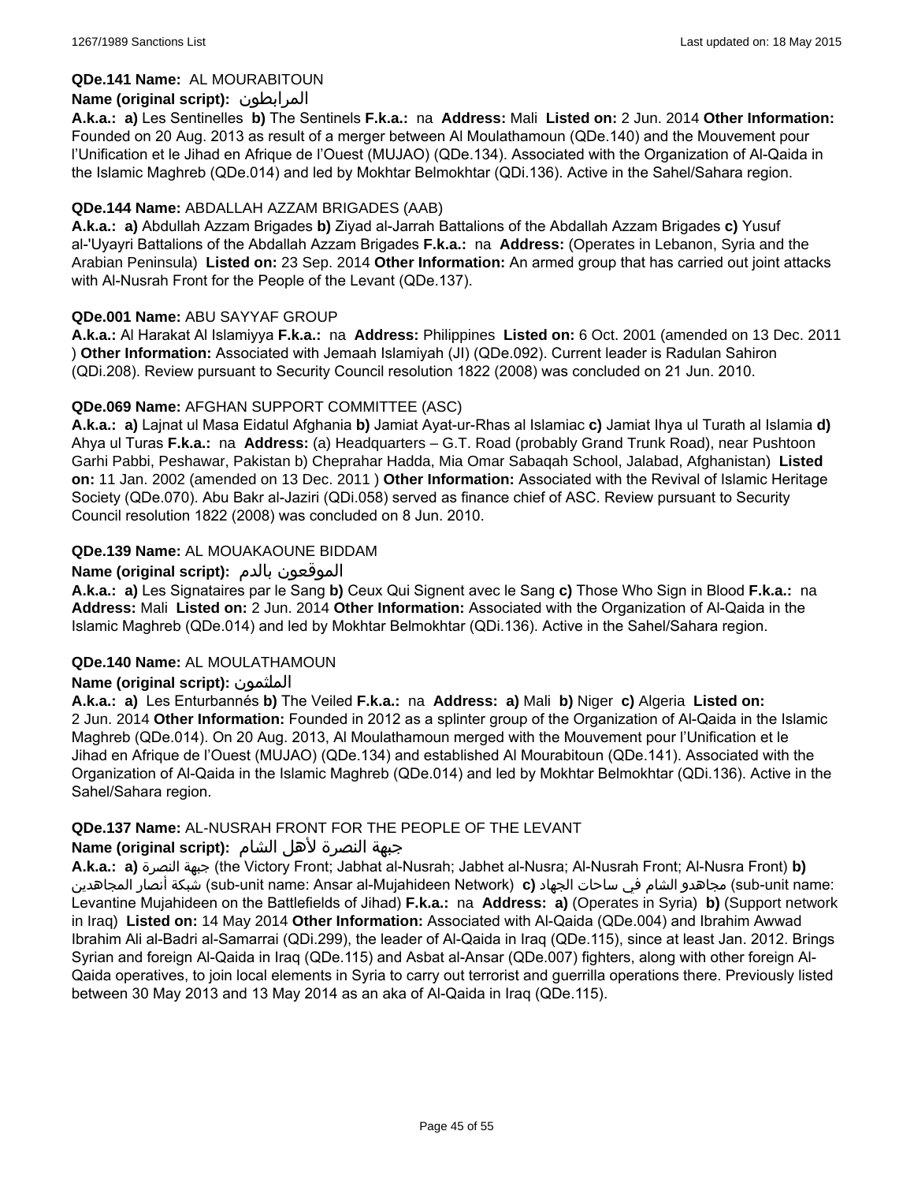**QDe.141 Name:** AL MOURABITOUN

**Name (original script):** المرابطون

**A.k.a.:** **a)** Les Sentinelles **b)** The Sentinels **F.k.a.:** na **Address:** Mali **Listed on:** 2 Jun. 2014 **Other Information:** Founded on 20 Aug. 2013 as result of a merger between Al Moulathamoun (QDe.140) and the Mouvement pour l'Unification et le Jihad en Afrique de l'Ouest (MUJAO) (QDe.134). Associated with the Organization of Al-Qaida in the Islamic Maghreb (QDe.014) and led by Mokhtar Belmokhtar (QDi.136). Active in the Sahel/Sahara region.

**QDe.144 Name:** ABDALLAH AZZAM BRIGADES (AAB)

**A.k.a.:** **a)** Abdullah Azzam Brigades **b)** Ziyad al-Jarrah Battalions of the Abdallah Azzam Brigades **c)** Yusuf al-'Uyayri Battalions of the Abdallah Azzam Brigades **F.k.a.:** na **Address:** (Operates in Lebanon, Syria and the Arabian Peninsula) **Listed on:** 23 Sep. 2014 **Other Information:** An armed group that has carried out joint attacks with Al-Nusrah Front for the People of the Levant (QDe.137).

**QDe.001 Name:** ABU SAYYAF GROUP

**A.k.a.:** Al Harakat Al Islamiyya **F.k.a.:** na **Address:** Philippines **Listed on:** 6 Oct. 2001 (amended on 13 Dec. 2011 ) **Other Information:** Associated with Jemaah Islamiyah (JI) (QDe.092). Current leader is Radulan Sahiron (QDi.208). Review pursuant to Security Council resolution 1822 (2008) was concluded on 21 Jun. 2010.

**QDe.069 Name:** AFGHAN SUPPORT COMMITTEE (ASC)

**A.k.a.:** **a)** Lajnat ul Masa Eidatul Afghania **b)** Jamiat Ayat-ur-Rhas al Islamiac **c)** Jamiat Ihya ul Turath al Islamia **d)** Ahya ul Turas **F.k.a.:** na **Address:** (a) Headquarters – G.T. Road (probably Grand Trunk Road), near Pushtoon Garhi Pabbi, Peshawar, Pakistan b) Cheprahar Hadda, Mia Omar Sabaqah School, Jalabad, Afghanistan) **Listed on:** 11 Jan. 2002 (amended on 13 Dec. 2011 ) **Other Information:** Associated with the Revival of Islamic Heritage Society (QDe.070). Abu Bakr al-Jaziri (QDi.058) served as finance chief of ASC. Review pursuant to Security Council resolution 1822 (2008) was concluded on 8 Jun. 2010.

**QDe.139 Name:** AL MOUAKAOUNE BIDDAM

**Name (original script):** الموقعون بالدم

**A.k.a.:** **a)** Les Signataires par le Sang **b)** Ceux Qui Signent avec le Sang **c)** Those Who Sign in Blood **F.k.a.:** na **Address:** Mali **Listed on:** 2 Jun. 2014 **Other Information:** Associated with the Organization of Al-Qaida in the Islamic Maghreb (QDe.014) and led by Mokhtar Belmokhtar (QDi.136). Active in the Sahel/Sahara region.

**QDe.140 Name:** AL MOULATHAMOUN

**Name (original script):** الملثمون

**A.k.a.:** **a)** Les Enturbannés **b)** The Veiled **F.k.a.:** na **Address:** **a)** Mali **b)** Niger **c)** Algeria **Listed on:** 2 Jun. 2014 **Other Information:** Founded in 2012 as a splinter group of the Organization of Al-Qaida in the Islamic Maghreb (QDe.014). On 20 Aug. 2013, Al Moulathamoun merged with the Mouvement pour l'Unification et le Jihad en Afrique de l'Ouest (MUJAO) (QDe.134) and established Al Mourabitoun (QDe.141). Associated with the Organization of Al-Qaida in the Islamic Maghreb (QDe.014) and led by Mokhtar Belmokhtar (QDi.136). Active in the Sahel/Sahara region.

**QDe.137 Name:** AL-NUSRAH FRONT FOR THE PEOPLE OF THE LEVANT

**Name (original script):** جبهة النصرة لأهل الشام

**A.k.a.:** **a)** جبهة النصرة (the Victory Front; Jabhat al-Nusrah; Jabhet al-Nusra; Al-Nusrah Front; Al-Nusra Front) **b)** شبكة أنصار المجاهدين (sub-unit name: Ansar al-Mujahideen Network) **c)** مجاهدو الشام في ساحات الجهاد (sub-unit name: Levantine Mujahideen on the Battlefields of Jihad) **F.k.a.:** na **Address:** **a)** (Operates in Syria) **b)** (Support network in Iraq) **Listed on:** 14 May 2014 **Other Information:** Associated with Al-Qaida (QDe.004) and Ibrahim Awwad Ibrahim Ali al-Badri al-Samarrai (QDi.299), the leader of Al-Qaida in Iraq (QDe.115), since at least Jan. 2012. Brings Syrian and foreign Al-Qaida in Iraq (QDe.115) and Asbat al-Ansar (QDe.007) fighters, along with other foreign Al-Qaida operatives, to join local elements in Syria to carry out terrorist and guerrilla operations there. Previously listed between 30 May 2013 and 13 May 2014 as an aka of Al-Qaida in Iraq (QDe.115).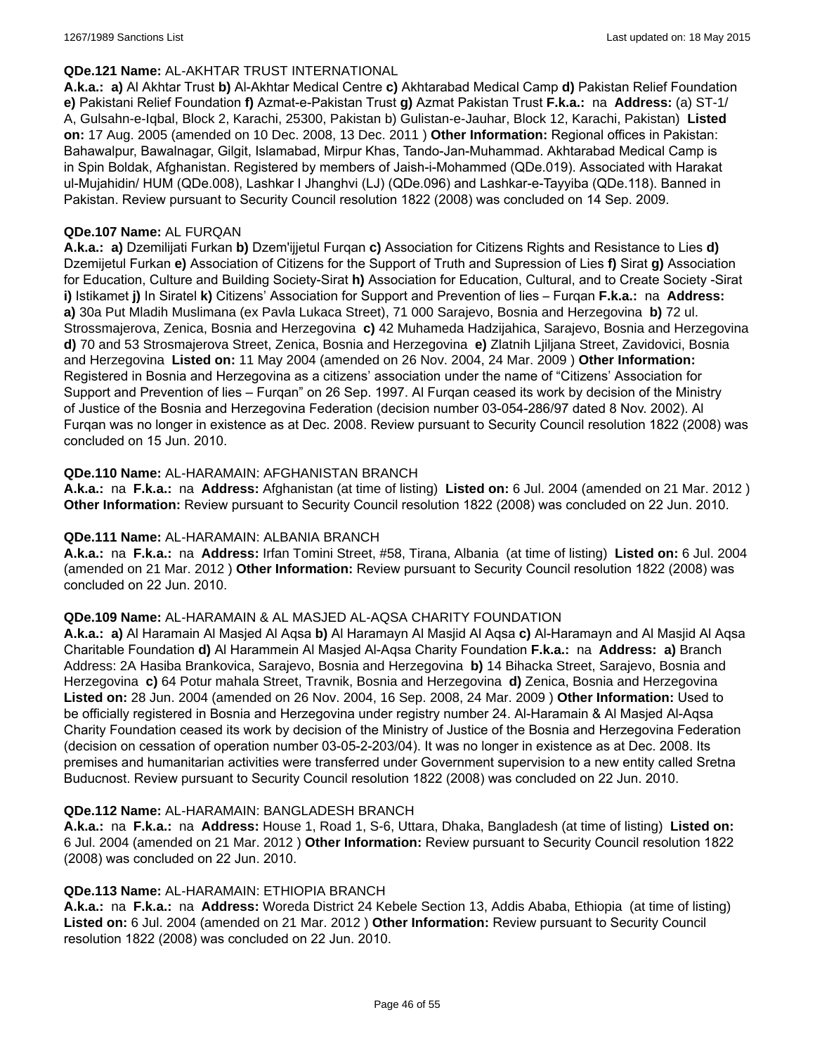**QDe.121 Name:** AL-AKHTAR TRUST INTERNATIONAL

**A.k.a.: a)** Al Akhtar Trust **b)** Al-Akhtar Medical Centre **c)** Akhtarabad Medical Camp **d)** Pakistan Relief Foundation **e)** Pakistani Relief Foundation **f)** Azmat-e-Pakistan Trust **g)** Azmat Pakistan Trust **F.k.a.:** na **Address:** (a) ST-1/ A, Gulsahn-e-Iqbal, Block 2, Karachi, 25300, Pakistan b) Gulistan-e-Jauhar, Block 12, Karachi, Pakistan) **Listed on:** 17 Aug. 2005 (amended on 10 Dec. 2008, 13 Dec. 2011 ) **Other Information:** Regional offices in Pakistan: Bahawalpur, Bawalnagar, Gilgit, Islamabad, Mirpur Khas, Tando-Jan-Muhammad. Akhtarabad Medical Camp is in Spin Boldak, Afghanistan. Registered by members of Jaish-i-Mohammed (QDe.019). Associated with Harakat ul-Mujahidin/ HUM (QDe.008), Lashkar I Jhanghvi (LJ) (QDe.096) and Lashkar-e-Tayyiba (QDe.118). Banned in Pakistan. Review pursuant to Security Council resolution 1822 (2008) was concluded on 14 Sep. 2009.

**QDe.107 Name:** AL FURQAN

**A.k.a.: a)** Dzemilijati Furkan **b)** Dzem'ijjetul Furqan **c)** Association for Citizens Rights and Resistance to Lies **d)** Dzemijetul Furkan **e)** Association of Citizens for the Support of Truth and Supression of Lies **f)** Sirat **g)** Association for Education, Culture and Building Society-Sirat **h)** Association for Education, Cultural, and to Create Society -Sirat **i)** Istikamet **j)** In Siratel **k)** Citizens' Association for Support and Prevention of lies – Furqan **F.k.a.:** na **Address: a)** 30a Put Mladih Muslimana (ex Pavla Lukaca Street), 71 000 Sarajevo, Bosnia and Herzegovina **b)** 72 ul. Strossmajerova, Zenica, Bosnia and Herzegovina **c)** 42 Muhameda Hadzijahica, Sarajevo, Bosnia and Herzegovina **d)** 70 and 53 Strosmajerova Street, Zenica, Bosnia and Herzegovina **e)** Zlatnih Ljiljana Street, Zavidovici, Bosnia and Herzegovina **Listed on:** 11 May 2004 (amended on 26 Nov. 2004, 24 Mar. 2009 ) **Other Information:** Registered in Bosnia and Herzegovina as a citizens' association under the name of "Citizens' Association for Support and Prevention of lies – Furqan" on 26 Sep. 1997. Al Furqan ceased its work by decision of the Ministry of Justice of the Bosnia and Herzegovina Federation (decision number 03-054-286/97 dated 8 Nov. 2002). Al Furqan was no longer in existence as at Dec. 2008. Review pursuant to Security Council resolution 1822 (2008) was concluded on 15 Jun. 2010.

**QDe.110 Name:** AL-HARAMAIN: AFGHANISTAN BRANCH

**A.k.a.:** na **F.k.a.:** na **Address:** Afghanistan (at time of listing) **Listed on:** 6 Jul. 2004 (amended on 21 Mar. 2012 ) **Other Information:** Review pursuant to Security Council resolution 1822 (2008) was concluded on 22 Jun. 2010.

**QDe.111 Name:** AL-HARAMAIN: ALBANIA BRANCH

**A.k.a.:** na **F.k.a.:** na **Address:** Irfan Tomini Street, #58, Tirana, Albania (at time of listing) **Listed on:** 6 Jul. 2004 (amended on 21 Mar. 2012 ) **Other Information:** Review pursuant to Security Council resolution 1822 (2008) was concluded on 22 Jun. 2010.

**QDe.109 Name:** AL-HARAMAIN & AL MASJED AL-AQSA CHARITY FOUNDATION

**A.k.a.: a)** Al Haramain Al Masjed Al Aqsa **b)** Al Haramayn Al Masjid Al Aqsa **c)** Al-Haramayn and Al Masjid Al Aqsa Charitable Foundation **d)** Al Harammein Al Masjed Al-Aqsa Charity Foundation **F.k.a.:** na **Address: a)** Branch Address: 2A Hasiba Brankovica, Sarajevo, Bosnia and Herzegovina **b)** 14 Bihacka Street, Sarajevo, Bosnia and Herzegovina **c)** 64 Potur mahala Street, Travnik, Bosnia and Herzegovina **d)** Zenica, Bosnia and Herzegovina **Listed on:** 28 Jun. 2004 (amended on 26 Nov. 2004, 16 Sep. 2008, 24 Mar. 2009 ) **Other Information:** Used to be officially registered in Bosnia and Herzegovina under registry number 24. Al-Haramain & Al Masjed Al-Aqsa Charity Foundation ceased its work by decision of the Ministry of Justice of the Bosnia and Herzegovina Federation (decision on cessation of operation number 03-05-2-203/04). It was no longer in existence as at Dec. 2008. Its premises and humanitarian activities were transferred under Government supervision to a new entity called Sretna Buducnost. Review pursuant to Security Council resolution 1822 (2008) was concluded on 22 Jun. 2010.

**QDe.112 Name:** AL-HARAMAIN: BANGLADESH BRANCH

**A.k.a.:** na **F.k.a.:** na **Address:** House 1, Road 1, S-6, Uttara, Dhaka, Bangladesh (at time of listing) **Listed on:** 6 Jul. 2004 (amended on 21 Mar. 2012 ) **Other Information:** Review pursuant to Security Council resolution 1822 (2008) was concluded on 22 Jun. 2010.

**QDe.113 Name:** AL-HARAMAIN: ETHIOPIA BRANCH

**A.k.a.:** na **F.k.a.:** na **Address:** Woreda District 24 Kebele Section 13, Addis Ababa, Ethiopia (at time of listing) **Listed on:** 6 Jul. 2004 (amended on 21 Mar. 2012 ) **Other Information:** Review pursuant to Security Council resolution 1822 (2008) was concluded on 22 Jun. 2010.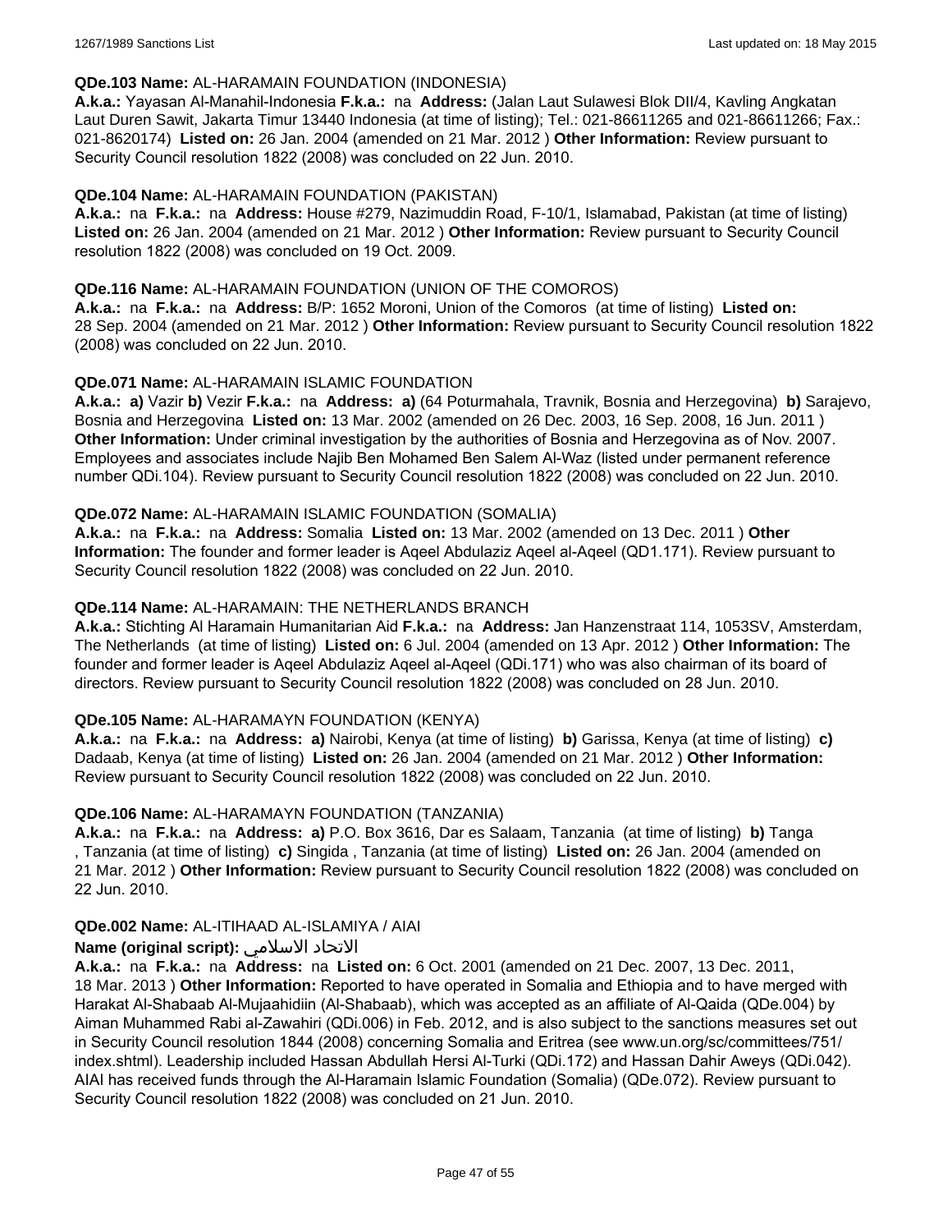**QDe.103 Name:** AL-HARAMAIN FOUNDATION (INDONESIA)
**A.k.a.:** Yayasan Al-Manahil-Indonesia **F.k.a.:** na **Address:** (Jalan Laut Sulawesi Blok DII/4, Kavling Angkatan Laut Duren Sawit, Jakarta Timur 13440 Indonesia (at time of listing); Tel.: 021-86611265 and 021-86611266; Fax.: 021-8620174) **Listed on:** 26 Jan. 2004 (amended on 21 Mar. 2012 ) **Other Information:** Review pursuant to Security Council resolution 1822 (2008) was concluded on 22 Jun. 2010.

**QDe.104 Name:** AL-HARAMAIN FOUNDATION (PAKISTAN)
**A.k.a.:** na **F.k.a.:** na **Address:** House #279, Nazimuddin Road, F-10/1, Islamabad, Pakistan (at time of listing) **Listed on:** 26 Jan. 2004 (amended on 21 Mar. 2012 ) **Other Information:** Review pursuant to Security Council resolution 1822 (2008) was concluded on 19 Oct. 2009.

**QDe.116 Name:** AL-HARAMAIN FOUNDATION (UNION OF THE COMOROS)
**A.k.a.:** na **F.k.a.:** na **Address:** B/P: 1652 Moroni, Union of the Comoros (at time of listing) **Listed on:** 28 Sep. 2004 (amended on 21 Mar. 2012 ) **Other Information:** Review pursuant to Security Council resolution 1822 (2008) was concluded on 22 Jun. 2010.

**QDe.071 Name:** AL-HARAMAIN ISLAMIC FOUNDATION
**A.k.a.:** **a)** Vazir **b)** Vezir **F.k.a.:** na **Address:** **a)** (64 Poturmahala, Travnik, Bosnia and Herzegovina) **b)** Sarajevo, Bosnia and Herzegovina **Listed on:** 13 Mar. 2002 (amended on 26 Dec. 2003, 16 Sep. 2008, 16 Jun. 2011 ) **Other Information:** Under criminal investigation by the authorities of Bosnia and Herzegovina as of Nov. 2007. Employees and associates include Najib Ben Mohamed Ben Salem Al-Waz (listed under permanent reference number QDi.104). Review pursuant to Security Council resolution 1822 (2008) was concluded on 22 Jun. 2010.

**QDe.072 Name:** AL-HARAMAIN ISLAMIC FOUNDATION (SOMALIA)
**A.k.a.:** na **F.k.a.:** na **Address:** Somalia **Listed on:** 13 Mar. 2002 (amended on 13 Dec. 2011 ) **Other Information:** The founder and former leader is Aqeel Abdulaziz Aqeel al-Aqeel (QD1.171). Review pursuant to Security Council resolution 1822 (2008) was concluded on 22 Jun. 2010.

**QDe.114 Name:** AL-HARAMAIN: THE NETHERLANDS BRANCH
**A.k.a.:** Stichting Al Haramain Humanitarian Aid **F.k.a.:** na **Address:** Jan Hanzenstraat 114, 1053SV, Amsterdam, The Netherlands (at time of listing) **Listed on:** 6 Jul. 2004 (amended on 13 Apr. 2012 ) **Other Information:** The founder and former leader is Aqeel Abdulaziz Aqeel al-Aqeel (QDi.171) who was also chairman of its board of directors. Review pursuant to Security Council resolution 1822 (2008) was concluded on 28 Jun. 2010.

**QDe.105 Name:** AL-HARAMAYN FOUNDATION (KENYA)
**A.k.a.:** na **F.k.a.:** na **Address:** **a)** Nairobi, Kenya (at time of listing) **b)** Garissa, Kenya (at time of listing) **c)** Dadaab, Kenya (at time of listing) **Listed on:** 26 Jan. 2004 (amended on 21 Mar. 2012 ) **Other Information:** Review pursuant to Security Council resolution 1822 (2008) was concluded on 22 Jun. 2010.

**QDe.106 Name:** AL-HARAMAYN FOUNDATION (TANZANIA)
**A.k.a.:** na **F.k.a.:** na **Address:** **a)** P.O. Box 3616, Dar es Salaam, Tanzania (at time of listing) **b)** Tanga , Tanzania (at time of listing) **c)** Singida , Tanzania (at time of listing) **Listed on:** 26 Jan. 2004 (amended on 21 Mar. 2012 ) **Other Information:** Review pursuant to Security Council resolution 1822 (2008) was concluded on 22 Jun. 2010.

**QDe.002 Name:** AL-ITIHAAD AL-ISLAMIYA / AIAI
**Name (original script):** الاتحاد الاسلامي
**A.k.a.:** na **F.k.a.:** na **Address:** na **Listed on:** 6 Oct. 2001 (amended on 21 Dec. 2007, 13 Dec. 2011, 18 Mar. 2013 ) **Other Information:** Reported to have operated in Somalia and Ethiopia and to have merged with Harakat Al-Shabaab Al-Mujaahidiin (Al-Shabaab), which was accepted as an affiliate of Al-Qaida (QDe.004) by Aiman Muhammed Rabi al-Zawahiri (QDi.006) in Feb. 2012, and is also subject to the sanctions measures set out in Security Council resolution 1844 (2008) concerning Somalia and Eritrea (see www.un.org/sc/committees/751/index.shtml). Leadership included Hassan Abdullah Hersi Al-Turki (QDi.172) and Hassan Dahir Aweys (QDi.042). AIAI has received funds through the Al-Haramain Islamic Foundation (Somalia) (QDe.072). Review pursuant to Security Council resolution 1822 (2008) was concluded on 21 Jun. 2010.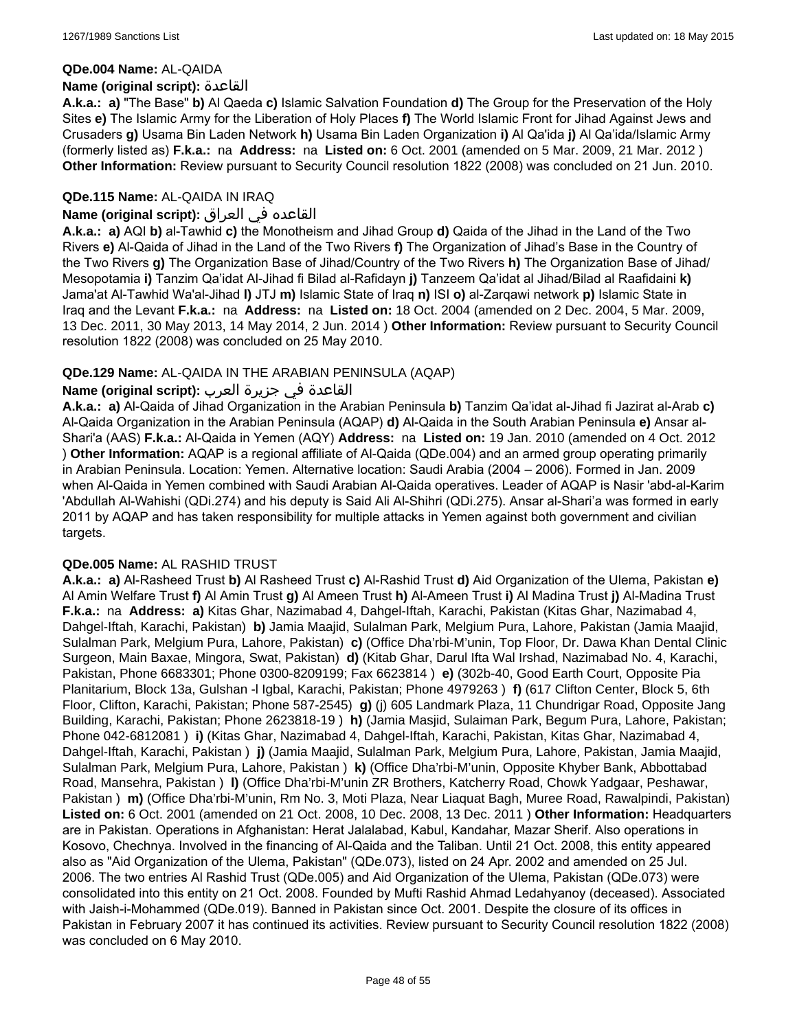**QDe.004 Name:** AL-QAIDA

**Name (original script):** القاعدة

**A.k.a.: a)** "The Base" **b)** Al Qaeda **c)** Islamic Salvation Foundation **d)** The Group for the Preservation of the Holy Sites **e)** The Islamic Army for the Liberation of Holy Places **f)** The World Islamic Front for Jihad Against Jews and Crusaders **g)** Usama Bin Laden Network **h)** Usama Bin Laden Organization **i)** Al Qa'ida **j)** Al Qa'ida/Islamic Army (formerly listed as) **F.k.a.:** na **Address:** na **Listed on:** 6 Oct. 2001 (amended on 5 Mar. 2009, 21 Mar. 2012 ) **Other Information:** Review pursuant to Security Council resolution 1822 (2008) was concluded on 21 Jun. 2010.

**QDe.115 Name:** AL-QAIDA IN IRAQ

**Name (original script):** القاعده في العراق

**A.k.a.: a)** AQI **b)** al-Tawhid **c)** the Monotheism and Jihad Group **d)** Qaida of the Jihad in the Land of the Two Rivers **e)** Al-Qaida of Jihad in the Land of the Two Rivers **f)** The Organization of Jihad's Base in the Country of the Two Rivers **g)** The Organization Base of Jihad/Country of the Two Rivers **h)** The Organization Base of Jihad/ Mesopotamia **i)** Tanzim Qa'idat Al-Jihad fi Bilad al-Rafidayn **j)** Tanzeem Qa'idat al Jihad/Bilad al Raafidaini **k)** Jama'at Al-Tawhid Wa'al-Jihad **l)** JTJ **m)** Islamic State of Iraq **n)** ISI **o)** al-Zarqawi network **p)** Islamic State in Iraq and the Levant **F.k.a.:** na **Address:** na **Listed on:** 18 Oct. 2004 (amended on 2 Dec. 2004, 5 Mar. 2009, 13 Dec. 2011, 30 May 2013, 14 May 2014, 2 Jun. 2014 ) **Other Information:** Review pursuant to Security Council resolution 1822 (2008) was concluded on 25 May 2010.

**QDe.129 Name:** AL-QAIDA IN THE ARABIAN PENINSULA (AQAP)

**Name (original script):** القاعدة في جزيرة العرب

**A.k.a.: a)** Al-Qaida of Jihad Organization in the Arabian Peninsula **b)** Tanzim Qa'idat al-Jihad fi Jazirat al-Arab **c)** Al-Qaida Organization in the Arabian Peninsula (AQAP) **d)** Al-Qaida in the South Arabian Peninsula **e)** Ansar al-Shari'a (AAS) **F.k.a.:** Al-Qaida in Yemen (AQY) **Address:** na **Listed on:** 19 Jan. 2010 (amended on 4 Oct. 2012 ) **Other Information:** AQAP is a regional affiliate of Al-Qaida (QDe.004) and an armed group operating primarily in Arabian Peninsula. Location: Yemen. Alternative location: Saudi Arabia (2004 – 2006). Formed in Jan. 2009 when Al-Qaida in Yemen combined with Saudi Arabian Al-Qaida operatives. Leader of AQAP is Nasir 'abd-al-Karim 'Abdullah Al-Wahishi (QDi.274) and his deputy is Said Ali Al-Shihri (QDi.275). Ansar al-Shari'a was formed in early 2011 by AQAP and has taken responsibility for multiple attacks in Yemen against both government and civilian targets.

**QDe.005 Name:** AL RASHID TRUST

**A.k.a.: a)** Al-Rasheed Trust **b)** Al Rasheed Trust **c)** Al-Rashid Trust **d)** Aid Organization of the Ulema, Pakistan **e)** Al Amin Welfare Trust **f)** Al Amin Trust **g)** Al Ameen Trust **h)** Al-Ameen Trust **i)** Al Madina Trust **j)** Al-Madina Trust **F.k.a.:** na **Address: a)** Kitas Ghar, Nazimabad 4, Dahgel-Iftah, Karachi, Pakistan (Kitas Ghar, Nazimabad 4, Dahgel-Iftah, Karachi, Pakistan) **b)** Jamia Maajid, Sulalman Park, Melgium Pura, Lahore, Pakistan (Jamia Maajid, Sulalman Park, Melgium Pura, Lahore, Pakistan) **c)** (Office Dha'rbi-M'unin, Top Floor, Dr. Dawa Khan Dental Clinic Surgeon, Main Baxae, Mingora, Swat, Pakistan) **d)** (Kitab Ghar, Darul Ifta Wal Irshad, Nazimabad No. 4, Karachi, Pakistan, Phone 6683301; Phone 0300-8209199; Fax 6623814 ) **e)** (302b-40, Good Earth Court, Opposite Pia Planitarium, Block 13a, Gulshan -l Igbal, Karachi, Pakistan; Phone 4979263 ) **f)** (617 Clifton Center, Block 5, 6th Floor, Clifton, Karachi, Pakistan; Phone 587-2545) **g)** (j) 605 Landmark Plaza, 11 Chundrigar Road, Opposite Jang Building, Karachi, Pakistan; Phone 2623818-19 ) **h)** (Jamia Masjid, Sulaiman Park, Begum Pura, Lahore, Pakistan; Phone 042-6812081 ) **i)** (Kitas Ghar, Nazimabad 4, Dahgel-Iftah, Karachi, Pakistan, Kitas Ghar, Nazimabad 4, Dahgel-Iftah, Karachi, Pakistan ) **j)** (Jamia Maajid, Sulalman Park, Melgium Pura, Lahore, Pakistan, Jamia Maajid, Sulalman Park, Melgium Pura, Lahore, Pakistan ) **k)** (Office Dha'rbi-M'unin, Opposite Khyber Bank, Abbottabad Road, Mansehra, Pakistan ) **l)** (Office Dha'rbi-M'unin ZR Brothers, Katcherry Road, Chowk Yadgaar, Peshawar, Pakistan ) **m)** (Office Dha'rbi-M'unin, Rm No. 3, Moti Plaza, Near Liaquat Bagh, Muree Road, Rawalpindi, Pakistan) **Listed on:** 6 Oct. 2001 (amended on 21 Oct. 2008, 10 Dec. 2008, 13 Dec. 2011 ) **Other Information:** Headquarters are in Pakistan. Operations in Afghanistan: Herat Jalalabad, Kabul, Kandahar, Mazar Sherif. Also operations in Kosovo, Chechnya. Involved in the financing of Al-Qaida and the Taliban. Until 21 Oct. 2008, this entity appeared also as "Aid Organization of the Ulema, Pakistan" (QDe.073), listed on 24 Apr. 2002 and amended on 25 Jul. 2006. The two entries Al Rashid Trust (QDe.005) and Aid Organization of the Ulema, Pakistan (QDe.073) were consolidated into this entity on 21 Oct. 2008. Founded by Mufti Rashid Ahmad Ledahyanoy (deceased). Associated with Jaish-i-Mohammed (QDe.019). Banned in Pakistan since Oct. 2001. Despite the closure of its offices in Pakistan in February 2007 it has continued its activities. Review pursuant to Security Council resolution 1822 (2008) was concluded on 6 May 2010.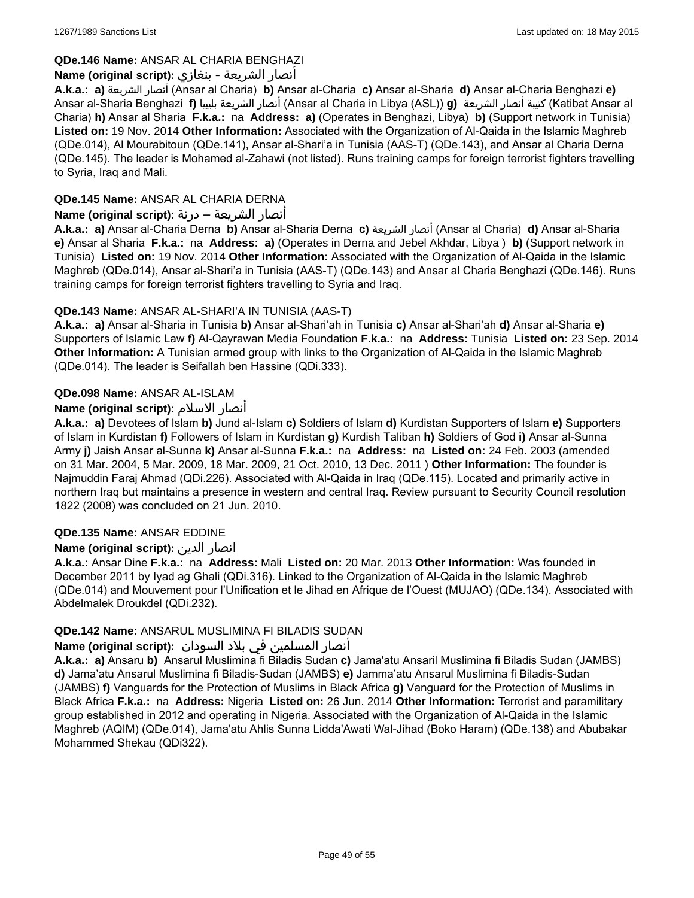**QDe.146 Name:** ANSAR AL CHARIA BENGHAZI

**Name (original script):** أنصار الشريعة - بنغازي

**A.k.a.:** **a)** أنصار الشريعة (Ansar al Charia) **b)** Ansar al-Charia **c)** Ansar al-Sharia **d)** Ansar al-Charia Benghazi **e)** Ansar al-Sharia Benghazi **f)** أنصار الشريعة بليبيا (Ansar al Charia in Libya (ASL)) **g)** كتيبة أنصار الشريعة (Katibat Ansar al Charia) **h)** Ansar al Sharia **F.k.a.:** na **Address:** **a)** (Operates in Benghazi, Libya) **b)** (Support network in Tunisia) **Listed on:** 19 Nov. 2014 **Other Information:** Associated with the Organization of Al-Qaida in the Islamic Maghreb (QDe.014), Al Mourabitoun (QDe.141), Ansar al-Shari'a in Tunisia (AAS-T) (QDe.143), and Ansar al Charia Derna (QDe.145). The leader is Mohamed al-Zahawi (not listed). Runs training camps for foreign terrorist fighters travelling to Syria, Iraq and Mali.

**QDe.145 Name:** ANSAR AL CHARIA DERNA

**Name (original script):** أنصار الشريعة – درنة

**A.k.a.:** **a)** Ansar al-Charia Derna **b)** Ansar al-Sharia Derna **c)** أنصار الشريعة (Ansar al Charia) **d)** Ansar al-Sharia **e)** Ansar al Sharia **F.k.a.:** na **Address:** **a)** (Operates in Derna and Jebel Akhdar, Libya ) **b)** (Support network in Tunisia) **Listed on:** 19 Nov. 2014 **Other Information:** Associated with the Organization of Al-Qaida in the Islamic Maghreb (QDe.014), Ansar al-Shari'a in Tunisia (AAS-T) (QDe.143) and Ansar al Charia Benghazi (QDe.146). Runs training camps for foreign terrorist fighters travelling to Syria and Iraq.

**QDe.143 Name:** ANSAR AL-SHARI'A IN TUNISIA (AAS-T)

**A.k.a.:** **a)** Ansar al-Sharia in Tunisia **b)** Ansar al-Shari'ah in Tunisia **c)** Ansar al-Shari'ah **d)** Ansar al-Sharia **e)** Supporters of Islamic Law **f)** Al-Qayrawan Media Foundation **F.k.a.:** na **Address:** Tunisia **Listed on:** 23 Sep. 2014 **Other Information:** A Tunisian armed group with links to the Organization of Al-Qaida in the Islamic Maghreb (QDe.014). The leader is Seifallah ben Hassine (QDi.333).

**QDe.098 Name:** ANSAR AL-ISLAM

**Name (original script):** أنصار الاسلام

**A.k.a.:** **a)** Devotees of Islam **b)** Jund al-Islam **c)** Soldiers of Islam **d)** Kurdistan Supporters of Islam **e)** Supporters of Islam in Kurdistan **f)** Followers of Islam in Kurdistan **g)** Kurdish Taliban **h)** Soldiers of God **i)** Ansar al-Sunna Army **j)** Jaish Ansar al-Sunna **k)** Ansar al-Sunna **F.k.a.:** na **Address:** na **Listed on:** 24 Feb. 2003 (amended on 31 Mar. 2004, 5 Mar. 2009, 18 Mar. 2009, 21 Oct. 2010, 13 Dec. 2011 ) **Other Information:** The founder is Najmuddin Faraj Ahmad (QDi.226). Associated with Al-Qaida in Iraq (QDe.115). Located and primarily active in northern Iraq but maintains a presence in western and central Iraq. Review pursuant to Security Council resolution 1822 (2008) was concluded on 21 Jun. 2010.

**QDe.135 Name:** ANSAR EDDINE

**Name (original script):** انصار الدين

**A.k.a.:** Ansar Dine **F.k.a.:** na **Address:** Mali **Listed on:** 20 Mar. 2013 **Other Information:** Was founded in December 2011 by Iyad ag Ghali (QDi.316). Linked to the Organization of Al-Qaida in the Islamic Maghreb (QDe.014) and Mouvement pour l'Unification et le Jihad en Afrique de l'Ouest (MUJAO) (QDe.134). Associated with Abdelmalek Droukdel (QDi.232).

**QDe.142 Name:** ANSARUL MUSLIMINA FI BILADIS SUDAN

**Name (original script):** أنصار المسلمين في بلاد السودان

**A.k.a.:** **a)** Ansaru **b)** Ansarul Muslimina fi Biladis Sudan **c)** Jama'atu Ansaril Muslimina fi Biladis Sudan (JAMBS) **d)** Jama'atu Ansarul Muslimina fi Biladis-Sudan (JAMBS) **e)** Jamma'atu Ansarul Muslimina fi Biladis-Sudan (JAMBS) **f)** Vanguards for the Protection of Muslims in Black Africa **g)** Vanguard for the Protection of Muslims in Black Africa **F.k.a.:** na **Address:** Nigeria **Listed on:** 26 Jun. 2014 **Other Information:** Terrorist and paramilitary group established in 2012 and operating in Nigeria. Associated with the Organization of Al-Qaida in the Islamic Maghreb (AQIM) (QDe.014), Jama'atu Ahlis Sunna Lidda'Awati Wal-Jihad (Boko Haram) (QDe.138) and Abubakar Mohammed Shekau (QDi322).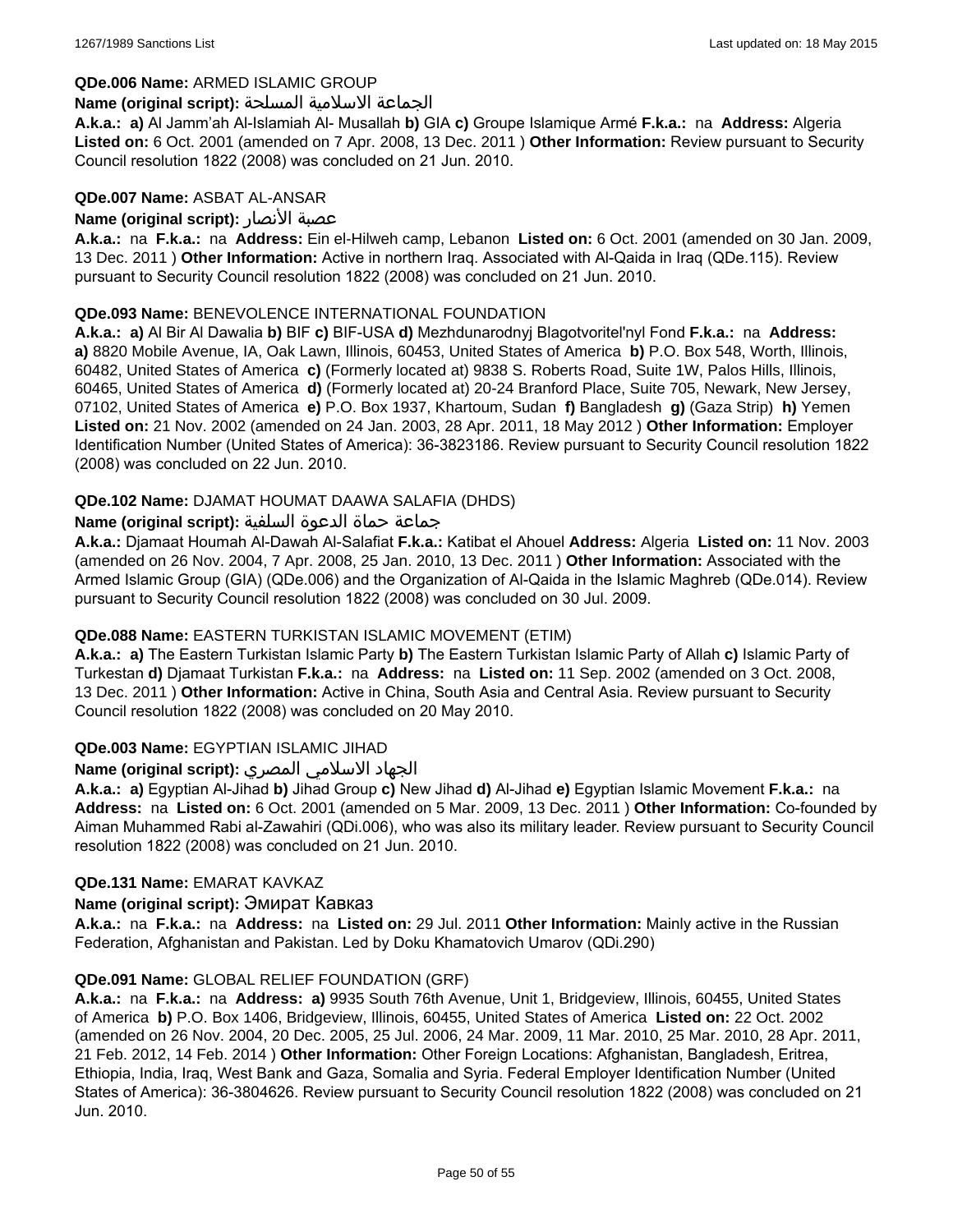**QDe.006 Name:** ARMED ISLAMIC GROUP

**Name (original script):** الجماعة الاسلامية المسلحة

**A.k.a.:** **a)** Al Jamm'ah Al-Islamiah Al- Musallah **b)** GIA **c)** Groupe Islamique Armé **F.k.a.:** na **Address:** Algeria **Listed on:** 6 Oct. 2001 (amended on 7 Apr. 2008, 13 Dec. 2011 ) **Other Information:** Review pursuant to Security Council resolution 1822 (2008) was concluded on 21 Jun. 2010.

**QDe.007 Name:** ASBAT AL-ANSAR

**Name (original script):** عصبة الأنصار

**A.k.a.:** na **F.k.a.:** na **Address:** Ein el-Hilweh camp, Lebanon **Listed on:** 6 Oct. 2001 (amended on 30 Jan. 2009, 13 Dec. 2011 ) **Other Information:** Active in northern Iraq. Associated with Al-Qaida in Iraq (QDe.115). Review pursuant to Security Council resolution 1822 (2008) was concluded on 21 Jun. 2010.

**QDe.093 Name:** BENEVOLENCE INTERNATIONAL FOUNDATION

**A.k.a.:** **a)** Al Bir Al Dawalia **b)** BIF **c)** BIF-USA **d)** Mezhdunarodnyj Blagotvoritel'nyl Fond **F.k.a.:** na **Address:** **a)** 8820 Mobile Avenue, IA, Oak Lawn, Illinois, 60453, United States of America **b)** P.O. Box 548, Worth, Illinois, 60482, United States of America **c)** (Formerly located at) 9838 S. Roberts Road, Suite 1W, Palos Hills, Illinois, 60465, United States of America **d)** (Formerly located at) 20-24 Branford Place, Suite 705, Newark, New Jersey, 07102, United States of America **e)** P.O. Box 1937, Khartoum, Sudan **f)** Bangladesh **g)** (Gaza Strip) **h)** Yemen **Listed on:** 21 Nov. 2002 (amended on 24 Jan. 2003, 28 Apr. 2011, 18 May 2012 ) **Other Information:** Employer Identification Number (United States of America): 36-3823186. Review pursuant to Security Council resolution 1822 (2008) was concluded on 22 Jun. 2010.

**QDe.102 Name:** DJAMAT HOUMAT DAAWA SALAFIA (DHDS)

**Name (original script):** جماعة حماة الدعوة السلفية

**A.k.a.:** Djamaat Houmah Al-Dawah Al-Salafiat **F.k.a.:** Katibat el Ahouel **Address:** Algeria **Listed on:** 11 Nov. 2003 (amended on 26 Nov. 2004, 7 Apr. 2008, 25 Jan. 2010, 13 Dec. 2011 ) **Other Information:** Associated with the Armed Islamic Group (GIA) (QDe.006) and the Organization of Al-Qaida in the Islamic Maghreb (QDe.014). Review pursuant to Security Council resolution 1822 (2008) was concluded on 30 Jul. 2009.

**QDe.088 Name:** EASTERN TURKISTAN ISLAMIC MOVEMENT (ETIM)

**A.k.a.:** **a)** The Eastern Turkistan Islamic Party **b)** The Eastern Turkistan Islamic Party of Allah **c)** Islamic Party of Turkestan **d)** Djamaat Turkistan **F.k.a.:** na **Address:** na **Listed on:** 11 Sep. 2002 (amended on 3 Oct. 2008, 13 Dec. 2011 ) **Other Information:** Active in China, South Asia and Central Asia. Review pursuant to Security Council resolution 1822 (2008) was concluded on 20 May 2010.

**QDe.003 Name:** EGYPTIAN ISLAMIC JIHAD

**Name (original script):** الجهاد الاسلامي المصري

**A.k.a.:** **a)** Egyptian Al-Jihad **b)** Jihad Group **c)** New Jihad **d)** Al-Jihad **e)** Egyptian Islamic Movement **F.k.a.:** na **Address:** na **Listed on:** 6 Oct. 2001 (amended on 5 Mar. 2009, 13 Dec. 2011 ) **Other Information:** Co-founded by Aiman Muhammed Rabi al-Zawahiri (QDi.006), who was also its military leader. Review pursuant to Security Council resolution 1822 (2008) was concluded on 21 Jun. 2010.

**QDe.131 Name:** EMARAT KAVKAZ

**Name (original script):** Эмират Кавказ

**A.k.a.:** na **F.k.a.:** na **Address:** na **Listed on:** 29 Jul. 2011 **Other Information:** Mainly active in the Russian Federation, Afghanistan and Pakistan. Led by Doku Khamatovich Umarov (QDi.290)

**QDe.091 Name:** GLOBAL RELIEF FOUNDATION (GRF)

**A.k.a.:** na **F.k.a.:** na **Address:** **a)** 9935 South 76th Avenue, Unit 1, Bridgeview, Illinois, 60455, United States of America **b)** P.O. Box 1406, Bridgeview, Illinois, 60455, United States of America **Listed on:** 22 Oct. 2002 (amended on 26 Nov. 2004, 20 Dec. 2005, 25 Jul. 2006, 24 Mar. 2009, 11 Mar. 2010, 25 Mar. 2010, 28 Apr. 2011, 21 Feb. 2012, 14 Feb. 2014 ) **Other Information:** Other Foreign Locations: Afghanistan, Bangladesh, Eritrea, Ethiopia, India, Iraq, West Bank and Gaza, Somalia and Syria. Federal Employer Identification Number (United States of America): 36-3804626. Review pursuant to Security Council resolution 1822 (2008) was concluded on 21 Jun. 2010.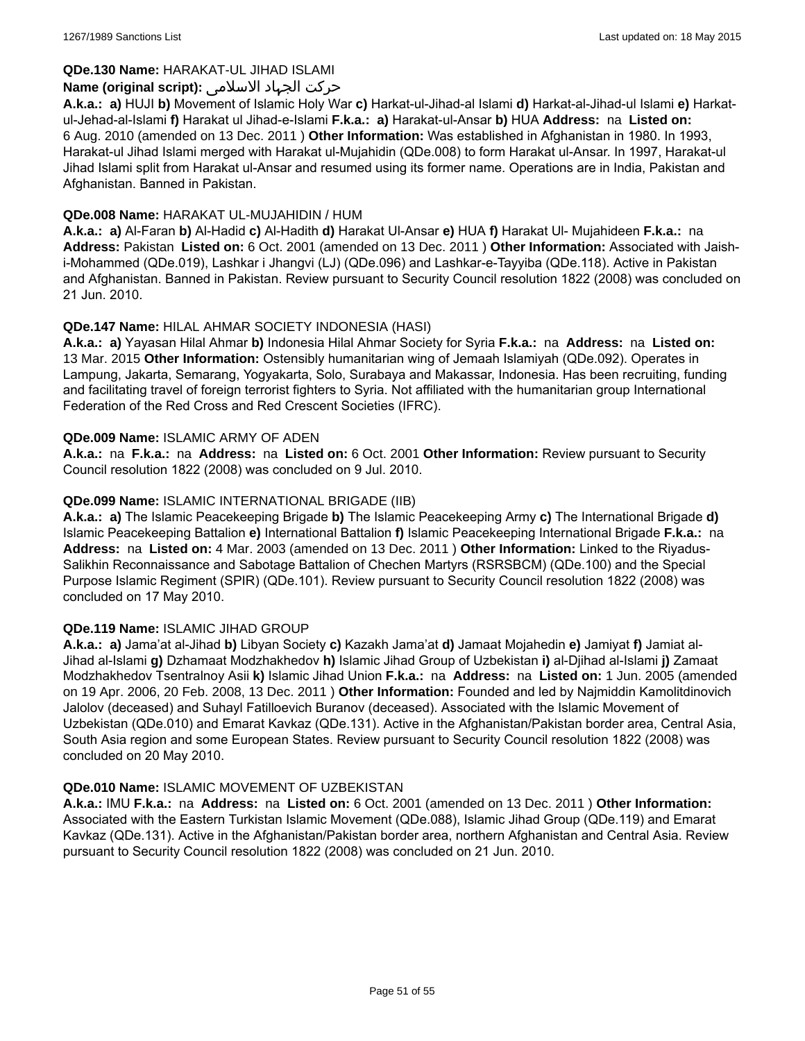**QDe.130 Name:** HARAKAT-UL JIHAD ISLAMI

**Name (original script):** حرکت الجہاد الاسلامی

**A.k.a.: a)** HUJI **b)** Movement of Islamic Holy War **c)** Harkat-ul-Jihad-al Islami **d)** Harkat-al-Jihad-ul Islami **e)** Harkat-ul-Jehad-al-Islami **f)** Harakat ul Jihad-e-Islami **F.k.a.: a)** Harakat-ul-Ansar **b)** HUA **Address:** na **Listed on:** 6 Aug. 2010 (amended on 13 Dec. 2011 ) **Other Information:** Was established in Afghanistan in 1980. In 1993, Harakat-ul Jihad Islami merged with Harakat ul-Mujahidin (QDe.008) to form Harakat ul-Ansar. In 1997, Harakat-ul Jihad Islami split from Harakat ul-Ansar and resumed using its former name. Operations are in India, Pakistan and Afghanistan. Banned in Pakistan.

**QDe.008 Name:** HARAKAT UL-MUJAHIDIN / HUM

**A.k.a.: a)** Al-Faran **b)** Al-Hadid **c)** Al-Hadith **d)** Harakat Ul-Ansar **e)** HUA **f)** Harakat Ul- Mujahideen **F.k.a.:** na **Address:** Pakistan **Listed on:** 6 Oct. 2001 (amended on 13 Dec. 2011 ) **Other Information:** Associated with Jaish-i-Mohammed (QDe.019), Lashkar i Jhangvi (LJ) (QDe.096) and Lashkar-e-Tayyiba (QDe.118). Active in Pakistan and Afghanistan. Banned in Pakistan. Review pursuant to Security Council resolution 1822 (2008) was concluded on 21 Jun. 2010.

**QDe.147 Name:** HILAL AHMAR SOCIETY INDONESIA (HASI)

**A.k.a.: a)** Yayasan Hilal Ahmar **b)** Indonesia Hilal Ahmar Society for Syria **F.k.a.:** na **Address:** na **Listed on:** 13 Mar. 2015 **Other Information:** Ostensibly humanitarian wing of Jemaah Islamiyah (QDe.092). Operates in Lampung, Jakarta, Semarang, Yogyakarta, Solo, Surabaya and Makassar, Indonesia. Has been recruiting, funding and facilitating travel of foreign terrorist fighters to Syria. Not affiliated with the humanitarian group International Federation of the Red Cross and Red Crescent Societies (IFRC).

**QDe.009 Name:** ISLAMIC ARMY OF ADEN

**A.k.a.:** na **F.k.a.:** na **Address:** na **Listed on:** 6 Oct. 2001 **Other Information:** Review pursuant to Security Council resolution 1822 (2008) was concluded on 9 Jul. 2010.

**QDe.099 Name:** ISLAMIC INTERNATIONAL BRIGADE (IIB)

**A.k.a.: a)** The Islamic Peacekeeping Brigade **b)** The Islamic Peacekeeping Army **c)** The International Brigade **d)** Islamic Peacekeeping Battalion **e)** International Battalion **f)** Islamic Peacekeeping International Brigade **F.k.a.:** na **Address:** na **Listed on:** 4 Mar. 2003 (amended on 13 Dec. 2011 ) **Other Information:** Linked to the Riyadus-Salikhin Reconnaissance and Sabotage Battalion of Chechen Martyrs (RSRSBCM) (QDe.100) and the Special Purpose Islamic Regiment (SPIR) (QDe.101). Review pursuant to Security Council resolution 1822 (2008) was concluded on 17 May 2010.

**QDe.119 Name:** ISLAMIC JIHAD GROUP

**A.k.a.: a)** Jama'at al-Jihad **b)** Libyan Society **c)** Kazakh Jama'at **d)** Jamaat Mojahedin **e)** Jamiyat **f)** Jamiat al-Jihad al-Islami **g)** Dzhamaat Modzhakhedov **h)** Islamic Jihad Group of Uzbekistan **i)** al-Djihad al-Islami **j)** Zamaat Modzhakhedov Tsentralnoy Asii **k)** Islamic Jihad Union **F.k.a.:** na **Address:** na **Listed on:** 1 Jun. 2005 (amended on 19 Apr. 2006, 20 Feb. 2008, 13 Dec. 2011 ) **Other Information:** Founded and led by Najmiddin Kamolitdinovich Jalolov (deceased) and Suhayl Fatilloevich Buranov (deceased). Associated with the Islamic Movement of Uzbekistan (QDe.010) and Emarat Kavkaz (QDe.131). Active in the Afghanistan/Pakistan border area, Central Asia, South Asia region and some European States. Review pursuant to Security Council resolution 1822 (2008) was concluded on 20 May 2010.

**QDe.010 Name:** ISLAMIC MOVEMENT OF UZBEKISTAN

**A.k.a.:** IMU **F.k.a.:** na **Address:** na **Listed on:** 6 Oct. 2001 (amended on 13 Dec. 2011 ) **Other Information:** Associated with the Eastern Turkistan Islamic Movement (QDe.088), Islamic Jihad Group (QDe.119) and Emarat Kavkaz (QDe.131). Active in the Afghanistan/Pakistan border area, northern Afghanistan and Central Asia. Review pursuant to Security Council resolution 1822 (2008) was concluded on 21 Jun. 2010.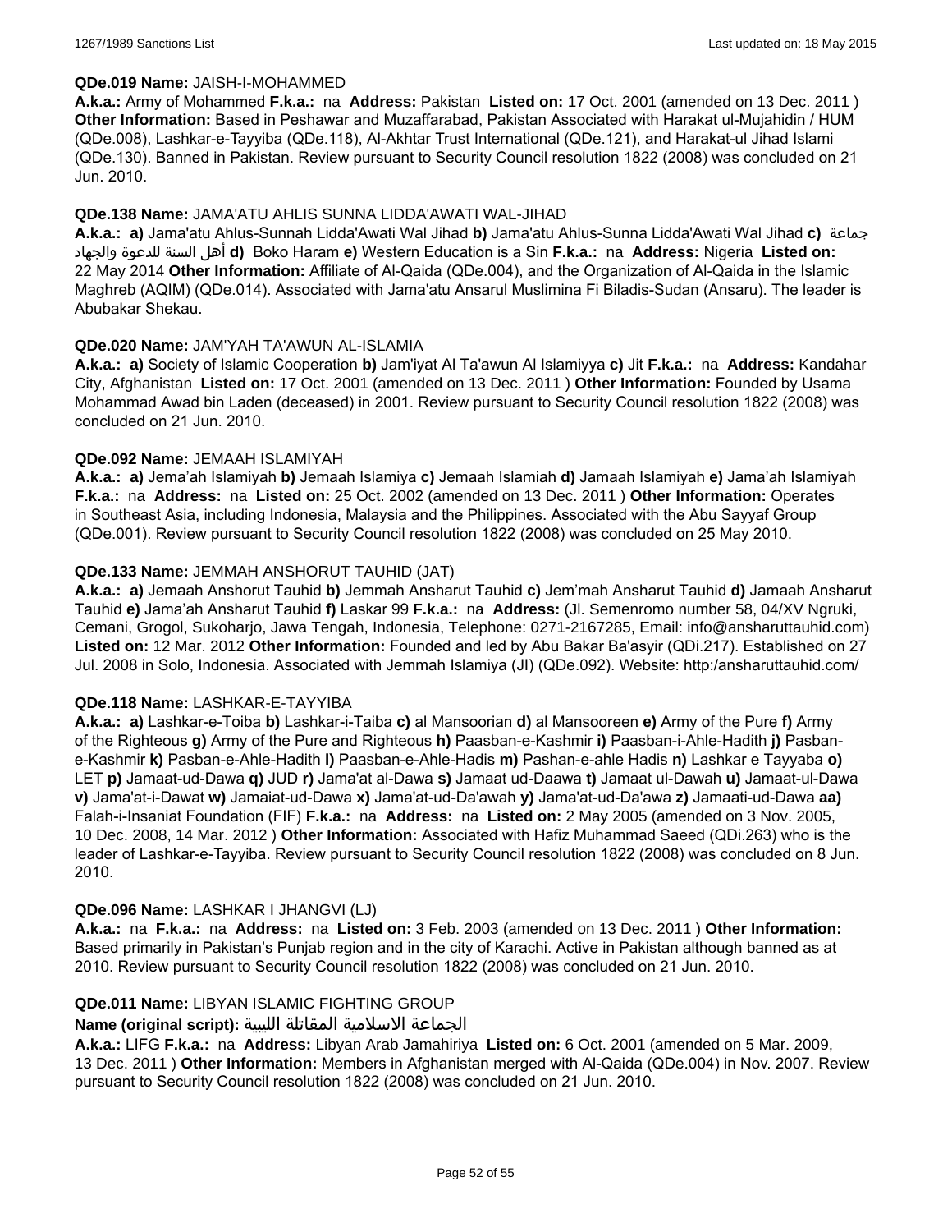**QDe.019 Name:** JAISH-I-MOHAMMED

**A.k.a.:** Army of Mohammed **F.k.a.:** na **Address:** Pakistan **Listed on:** 17 Oct. 2001 (amended on 13 Dec. 2011 ) **Other Information:** Based in Peshawar and Muzaffarabad, Pakistan Associated with Harakat ul-Mujahidin / HUM (QDe.008), Lashkar-e-Tayyiba (QDe.118), Al-Akhtar Trust International (QDe.121), and Harakat-ul Jihad Islami (QDe.130). Banned in Pakistan. Review pursuant to Security Council resolution 1822 (2008) was concluded on 21 Jun. 2010.

**QDe.138 Name:** JAMA'ATU AHLIS SUNNA LIDDA'AWATI WAL-JIHAD

**A.k.a.: a)** Jama'atu Ahlus-Sunnah Lidda'Awati Wal Jihad **b)** Jama'atu Ahlus-Sunna Lidda'Awati Wal Jihad **c)** جماعة أهل السنة للدعوة والجهاد **d)** Boko Haram **e)** Western Education is a Sin **F.k.a.:** na **Address:** Nigeria **Listed on:** 22 May 2014 **Other Information:** Affiliate of Al-Qaida (QDe.004), and the Organization of Al-Qaida in the Islamic Maghreb (AQIM) (QDe.014). Associated with Jama'atu Ansarul Muslimina Fi Biladis-Sudan (Ansaru). The leader is Abubakar Shekau.

**QDe.020 Name:** JAM'YAH TA'AWUN AL-ISLAMIA

**A.k.a.: a)** Society of Islamic Cooperation **b)** Jam'iyat Al Ta'awun Al Islamiyya **c)** Jit **F.k.a.:** na **Address:** Kandahar City, Afghanistan **Listed on:** 17 Oct. 2001 (amended on 13 Dec. 2011 ) **Other Information:** Founded by Usama Mohammad Awad bin Laden (deceased) in 2001. Review pursuant to Security Council resolution 1822 (2008) was concluded on 21 Jun. 2010.

**QDe.092 Name:** JEMAAH ISLAMIYAH

**A.k.a.: a)** Jema’ah Islamiyah **b)** Jemaah Islamiya **c)** Jemaah Islamiah **d)** Jamaah Islamiyah **e)** Jama’ah Islamiyah **F.k.a.:** na **Address:** na **Listed on:** 25 Oct. 2002 (amended on 13 Dec. 2011 ) **Other Information:** Operates in Southeast Asia, including Indonesia, Malaysia and the Philippines. Associated with the Abu Sayyaf Group (QDe.001). Review pursuant to Security Council resolution 1822 (2008) was concluded on 25 May 2010.

**QDe.133 Name:** JEMMAH ANSHORUT TAUHID (JAT)

**A.k.a.: a)** Jemaah Anshorut Tauhid **b)** Jemmah Ansharut Tauhid **c)** Jem’mah Ansharut Tauhid **d)** Jamaah Ansharut Tauhid **e)** Jama’ah Ansharut Tauhid **f)** Laskar 99 **F.k.a.:** na **Address:** (Jl. Semenromo number 58, 04/XV Ngruki, Cemani, Grogol, Sukoharjo, Jawa Tengah, Indonesia, Telephone: 0271-2167285, Email: info@ansharuttauhid.com) **Listed on:** 12 Mar. 2012 **Other Information:** Founded and led by Abu Bakar Ba'asyir (QDi.217). Established on 27 Jul. 2008 in Solo, Indonesia. Associated with Jemmah Islamiya (JI) (QDe.092). Website: http:/ansharuttauhid.com/

**QDe.118 Name:** LASHKAR-E-TAYYIBA

**A.k.a.: a)** Lashkar-e-Toiba **b)** Lashkar-i-Taiba **c)** al Mansoorian **d)** al Mansooreen **e)** Army of the Pure **f)** Army of the Righteous **g)** Army of the Pure and Righteous **h)** Paasban-e-Kashmir **i)** Paasban-i-Ahle-Hadith **j)** Pasban-e-Kashmir **k)** Pasban-e-Ahle-Hadith **l)** Paasban-e-Ahle-Hadis **m)** Pashan-e-ahle Hadis **n)** Lashkar e Tayyaba **o)** LET **p)** Jamaat-ud-Dawa **q)** JUD **r)** Jama'at al-Dawa **s)** Jamaat ud-Daawa **t)** Jamaat ul-Dawah **u)** Jamaat-ul-Dawa **v)** Jama'at-i-Dawat **w)** Jamaiat-ud-Dawa **x)** Jama'at-ud-Da'awah **y)** Jama'at-ud-Da'awa **z)** Jamaati-ud-Dawa **aa)** Falah-i-Insaniat Foundation (FIF) **F.k.a.:** na **Address:** na **Listed on:** 2 May 2005 (amended on 3 Nov. 2005, 10 Dec. 2008, 14 Mar. 2012 ) **Other Information:** Associated with Hafiz Muhammad Saeed (QDi.263) who is the leader of Lashkar-e-Tayyiba. Review pursuant to Security Council resolution 1822 (2008) was concluded on 8 Jun. 2010.

**QDe.096 Name:** LASHKAR I JHANGVI (LJ)

**A.k.a.:** na **F.k.a.:** na **Address:** na **Listed on:** 3 Feb. 2003 (amended on 13 Dec. 2011 ) **Other Information:** Based primarily in Pakistan’s Punjab region and in the city of Karachi. Active in Pakistan although banned as at 2010. Review pursuant to Security Council resolution 1822 (2008) was concluded on 21 Jun. 2010.

**QDe.011 Name:** LIBYAN ISLAMIC FIGHTING GROUP

**Name (original script):** الجماعة الاسلامية المقاتلة الليبية

**A.k.a.:** LIFG **F.k.a.:** na **Address:** Libyan Arab Jamahiriya **Listed on:** 6 Oct. 2001 (amended on 5 Mar. 2009, 13 Dec. 2011 ) **Other Information:** Members in Afghanistan merged with Al-Qaida (QDe.004) in Nov. 2007. Review pursuant to Security Council resolution 1822 (2008) was concluded on 21 Jun. 2010.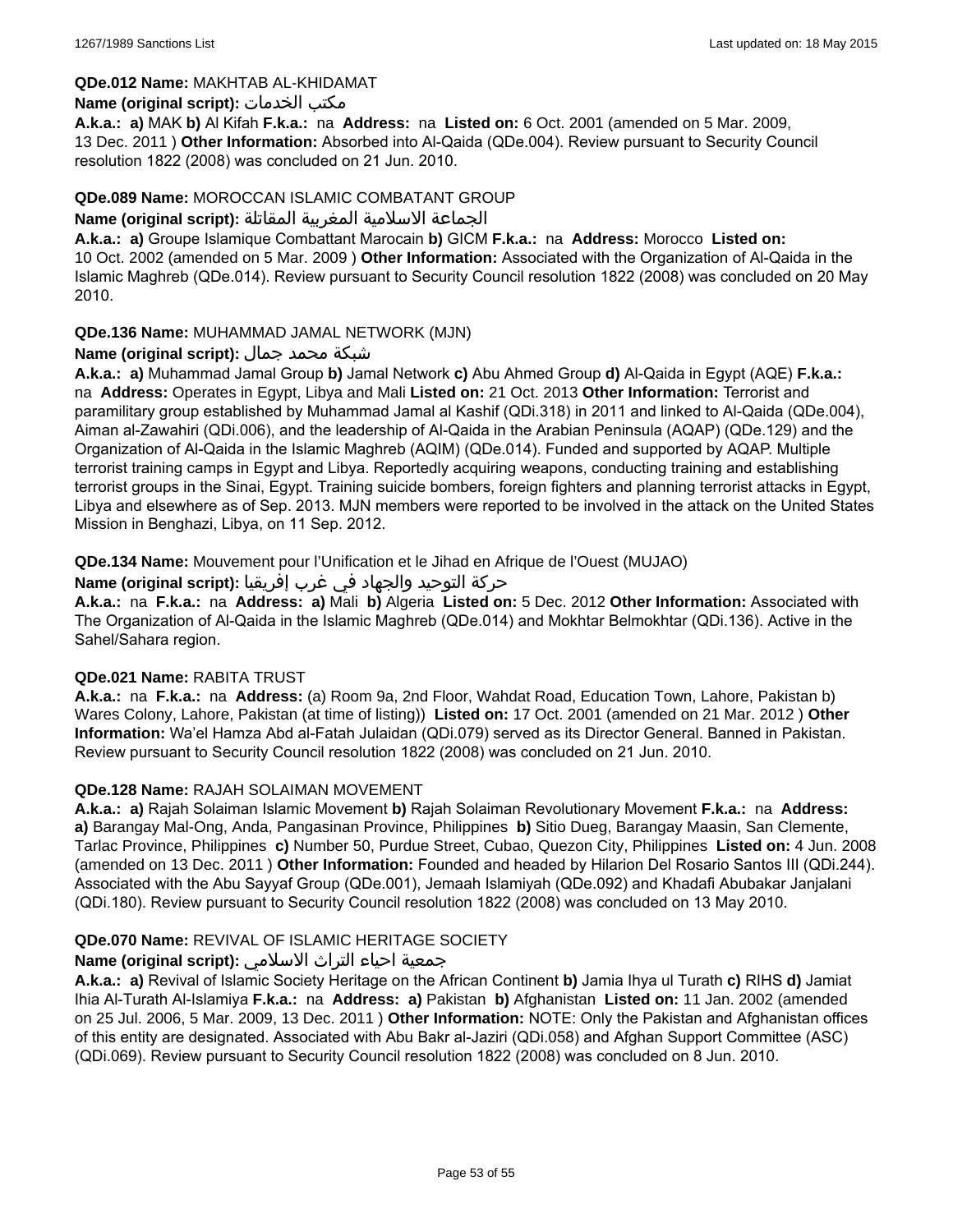**QDe.012 Name:** MAKHTAB AL-KHIDAMAT

**Name (original script):** مكتب الخدمات

**A.k.a.:** **a)** MAK **b)** Al Kifah **F.k.a.:** na **Address:** na **Listed on:** 6 Oct. 2001 (amended on 5 Mar. 2009, 13 Dec. 2011 ) **Other Information:** Absorbed into Al-Qaida (QDe.004). Review pursuant to Security Council resolution 1822 (2008) was concluded on 21 Jun. 2010.

**QDe.089 Name:** MOROCCAN ISLAMIC COMBATANT GROUP

**Name (original script):** الجماعة الاسلامية المغربية المقاتلة

**A.k.a.:** **a)** Groupe Islamique Combattant Marocain **b)** GICM **F.k.a.:** na **Address:** Morocco **Listed on:** 10 Oct. 2002 (amended on 5 Mar. 2009 ) **Other Information:** Associated with the Organization of Al-Qaida in the Islamic Maghreb (QDe.014). Review pursuant to Security Council resolution 1822 (2008) was concluded on 20 May 2010.

**QDe.136 Name:** MUHAMMAD JAMAL NETWORK (MJN)

**Name (original script):** شبكة محمد جمال

**A.k.a.:** **a)** Muhammad Jamal Group **b)** Jamal Network **c)** Abu Ahmed Group **d)** Al-Qaida in Egypt (AQE) **F.k.a.:** na **Address:** Operates in Egypt, Libya and Mali **Listed on:** 21 Oct. 2013 **Other Information:** Terrorist and paramilitary group established by Muhammad Jamal al Kashif (QDi.318) in 2011 and linked to Al-Qaida (QDe.004), Aiman al-Zawahiri (QDi.006), and the leadership of Al-Qaida in the Arabian Peninsula (AQAP) (QDe.129) and the Organization of Al-Qaida in the Islamic Maghreb (AQIM) (QDe.014). Funded and supported by AQAP. Multiple terrorist training camps in Egypt and Libya. Reportedly acquiring weapons, conducting training and establishing terrorist groups in the Sinai, Egypt. Training suicide bombers, foreign fighters and planning terrorist attacks in Egypt, Libya and elsewhere as of Sep. 2013. MJN members were reported to be involved in the attack on the United States Mission in Benghazi, Libya, on 11 Sep. 2012.

**QDe.134 Name:** Mouvement pour l'Unification et le Jihad en Afrique de l'Ouest (MUJAO)

**Name (original script):** حركة التوحيد والجهاد في غرب إفريقيا

**A.k.a.:** na **F.k.a.:** na **Address:** **a)** Mali **b)** Algeria **Listed on:** 5 Dec. 2012 **Other Information:** Associated with The Organization of Al-Qaida in the Islamic Maghreb (QDe.014) and Mokhtar Belmokhtar (QDi.136). Active in the Sahel/Sahara region.

**QDe.021 Name:** RABITA TRUST

**A.k.a.:** na **F.k.a.:** na **Address:** (a) Room 9a, 2nd Floor, Wahdat Road, Education Town, Lahore, Pakistan b) Wares Colony, Lahore, Pakistan (at time of listing)) **Listed on:** 17 Oct. 2001 (amended on 21 Mar. 2012 ) **Other Information:** Wa'el Hamza Abd al-Fatah Julaidan (QDi.079) served as its Director General. Banned in Pakistan. Review pursuant to Security Council resolution 1822 (2008) was concluded on 21 Jun. 2010.

**QDe.128 Name:** RAJAH SOLAIMAN MOVEMENT

**A.k.a.:** **a)** Rajah Solaiman Islamic Movement **b)** Rajah Solaiman Revolutionary Movement **F.k.a.:** na **Address:** **a)** Barangay Mal-Ong, Anda, Pangasinan Province, Philippines **b)** Sitio Dueg, Barangay Maasin, San Clemente, Tarlac Province, Philippines **c)** Number 50, Purdue Street, Cubao, Quezon City, Philippines **Listed on:** 4 Jun. 2008 (amended on 13 Dec. 2011 ) **Other Information:** Founded and headed by Hilarion Del Rosario Santos III (QDi.244). Associated with the Abu Sayyaf Group (QDe.001), Jemaah Islamiyah (QDe.092) and Khadafi Abubakar Janjalani (QDi.180). Review pursuant to Security Council resolution 1822 (2008) was concluded on 13 May 2010.

**QDe.070 Name:** REVIVAL OF ISLAMIC HERITAGE SOCIETY

**Name (original script):** جمعية احياء التراث الاسلامي

**A.k.a.:** **a)** Revival of Islamic Society Heritage on the African Continent **b)** Jamia Ihya ul Turath **c)** RIHS **d)** Jamiat Ihia Al-Turath Al-Islamiya **F.k.a.:** na **Address:** **a)** Pakistan **b)** Afghanistan **Listed on:** 11 Jan. 2002 (amended on 25 Jul. 2006, 5 Mar. 2009, 13 Dec. 2011 ) **Other Information:** NOTE: Only the Pakistan and Afghanistan offices of this entity are designated. Associated with Abu Bakr al-Jaziri (QDi.058) and Afghan Support Committee (ASC) (QDi.069). Review pursuant to Security Council resolution 1822 (2008) was concluded on 8 Jun. 2010.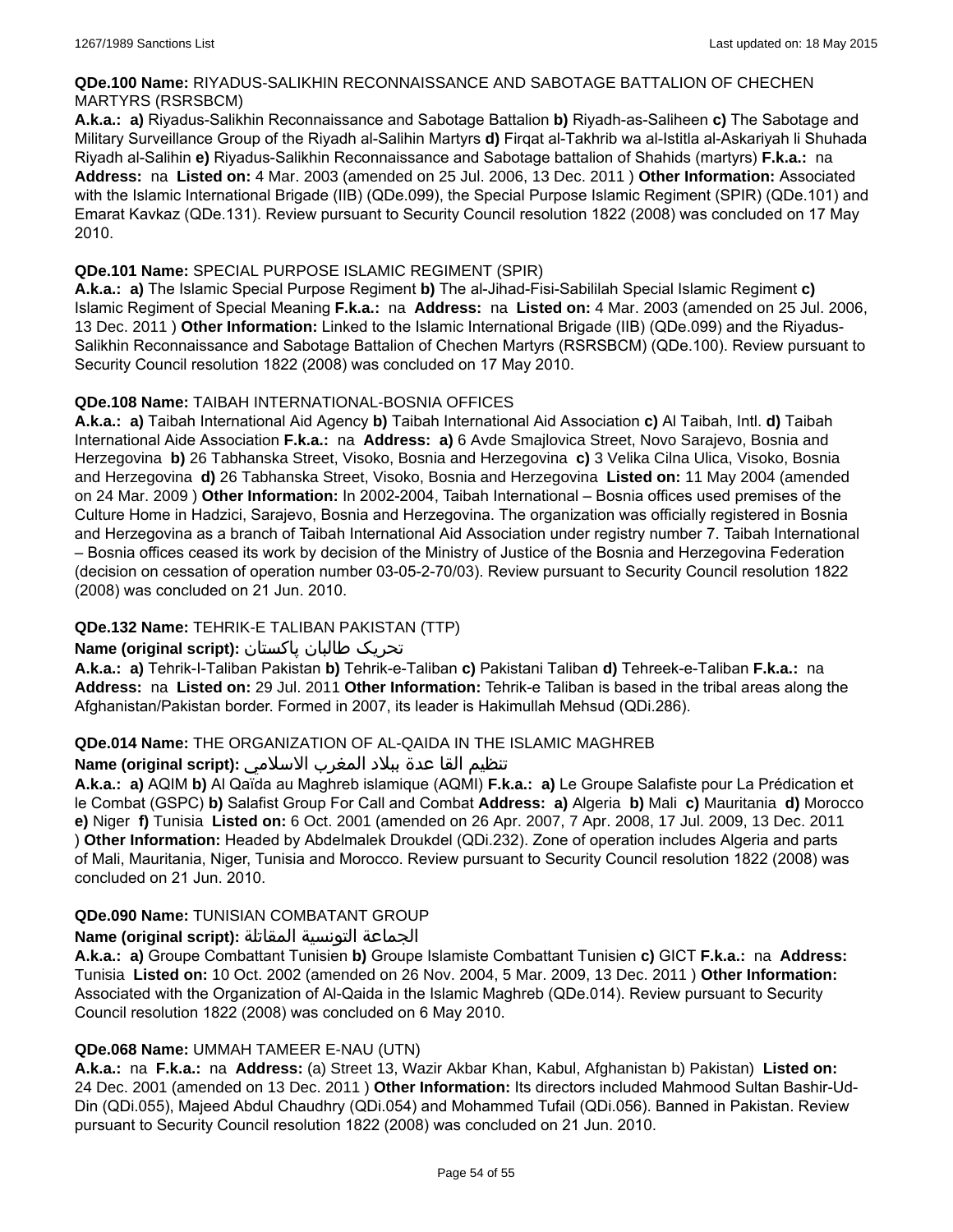**QDe.100 Name:** RIYADUS-SALIKHIN RECONNAISSANCE AND SABOTAGE BATTALION OF CHECHEN MARTYRS (RSRSBCM)

**A.k.a.:** **a)** Riyadus-Salikhin Reconnaissance and Sabotage Battalion **b)** Riyadh-as-Saliheen **c)** The Sabotage and Military Surveillance Group of the Riyadh al-Salihin Martyrs **d)** Firqat al-Takhrib wa al-Istitla al-Askariyah li Shuhada Riyadh al-Salihin **e)** Riyadus-Salikhin Reconnaissance and Sabotage battalion of Shahids (martyrs) **F.k.a.:** na **Address:** na **Listed on:** 4 Mar. 2003 (amended on 25 Jul. 2006, 13 Dec. 2011 ) **Other Information:** Associated with the Islamic International Brigade (IIB) (QDe.099), the Special Purpose Islamic Regiment (SPIR) (QDe.101) and Emarat Kavkaz (QDe.131). Review pursuant to Security Council resolution 1822 (2008) was concluded on 17 May 2010.

**QDe.101 Name:** SPECIAL PURPOSE ISLAMIC REGIMENT (SPIR)

**A.k.a.:** **a)** The Islamic Special Purpose Regiment **b)** The al-Jihad-Fisi-Sabililah Special Islamic Regiment **c)** Islamic Regiment of Special Meaning **F.k.a.:** na **Address:** na **Listed on:** 4 Mar. 2003 (amended on 25 Jul. 2006, 13 Dec. 2011 ) **Other Information:** Linked to the Islamic International Brigade (IIB) (QDe.099) and the Riyadus-Salikhin Reconnaissance and Sabotage Battalion of Chechen Martyrs (RSRSBCM) (QDe.100). Review pursuant to Security Council resolution 1822 (2008) was concluded on 17 May 2010.

**QDe.108 Name:** TAIBAH INTERNATIONAL-BOSNIA OFFICES

**A.k.a.:** **a)** Taibah International Aid Agency **b)** Taibah International Aid Association **c)** Al Taibah, Intl. **d)** Taibah International Aide Association **F.k.a.:** na **Address:** **a)** 6 Avde Smajlovica Street, Novo Sarajevo, Bosnia and Herzegovina **b)** 26 Tabhanska Street, Visoko, Bosnia and Herzegovina **c)** 3 Velika Cilna Ulica, Visoko, Bosnia and Herzegovina **d)** 26 Tabhanska Street, Visoko, Bosnia and Herzegovina **Listed on:** 11 May 2004 (amended on 24 Mar. 2009 ) **Other Information:** In 2002-2004, Taibah International – Bosnia offices used premises of the Culture Home in Hadzici, Sarajevo, Bosnia and Herzegovina. The organization was officially registered in Bosnia and Herzegovina as a branch of Taibah International Aid Association under registry number 7. Taibah International – Bosnia offices ceased its work by decision of the Ministry of Justice of the Bosnia and Herzegovina Federation (decision on cessation of operation number 03-05-2-70/03). Review pursuant to Security Council resolution 1822 (2008) was concluded on 21 Jun. 2010.

**QDe.132 Name:** TEHRIK-E TALIBAN PAKISTAN (TTP)

**Name (original script):** تحریک طالبان پاکستان

**A.k.a.:** **a)** Tehrik-I-Taliban Pakistan **b)** Tehrik-e-Taliban **c)** Pakistani Taliban **d)** Tehreek-e-Taliban **F.k.a.:** na **Address:** na **Listed on:** 29 Jul. 2011 **Other Information:** Tehrik-e Taliban is based in the tribal areas along the Afghanistan/Pakistan border. Formed in 2007, its leader is Hakimullah Mehsud (QDi.286).

**QDe.014 Name:** THE ORGANIZATION OF AL-QAIDA IN THE ISLAMIC MAGHREB

**Name (original script):** تنظيم القا عدة ببلاد المغرب الاسلامي

**A.k.a.:** **a)** AQIM **b)** Al Qaïda au Maghreb islamique (AQMI) **F.k.a.:** **a)** Le Groupe Salafiste pour La Prédication et le Combat (GSPC) **b)** Salafist Group For Call and Combat **Address:** **a)** Algeria **b)** Mali **c)** Mauritania **d)** Morocco **e)** Niger **f)** Tunisia **Listed on:** 6 Oct. 2001 (amended on 26 Apr. 2007, 7 Apr. 2008, 17 Jul. 2009, 13 Dec. 2011 ) **Other Information:** Headed by Abdelmalek Droukdel (QDi.232). Zone of operation includes Algeria and parts of Mali, Mauritania, Niger, Tunisia and Morocco. Review pursuant to Security Council resolution 1822 (2008) was concluded on 21 Jun. 2010.

**QDe.090 Name:** TUNISIAN COMBATANT GROUP

**Name (original script):** الجماعة التونسية المقاتلة

**A.k.a.:** **a)** Groupe Combattant Tunisien **b)** Groupe Islamiste Combattant Tunisien **c)** GICT **F.k.a.:** na **Address:** Tunisia **Listed on:** 10 Oct. 2002 (amended on 26 Nov. 2004, 5 Mar. 2009, 13 Dec. 2011 ) **Other Information:** Associated with the Organization of Al-Qaida in the Islamic Maghreb (QDe.014). Review pursuant to Security Council resolution 1822 (2008) was concluded on 6 May 2010.

**QDe.068 Name:** UMMAH TAMEER E-NAU (UTN)

**A.k.a.:** na **F.k.a.:** na **Address:** (a) Street 13, Wazir Akbar Khan, Kabul, Afghanistan b) Pakistan) **Listed on:** 24 Dec. 2001 (amended on 13 Dec. 2011 ) **Other Information:** Its directors included Mahmood Sultan Bashir-Ud-Din (QDi.055), Majeed Abdul Chaudhry (QDi.054) and Mohammed Tufail (QDi.056). Banned in Pakistan. Review pursuant to Security Council resolution 1822 (2008) was concluded on 21 Jun. 2010.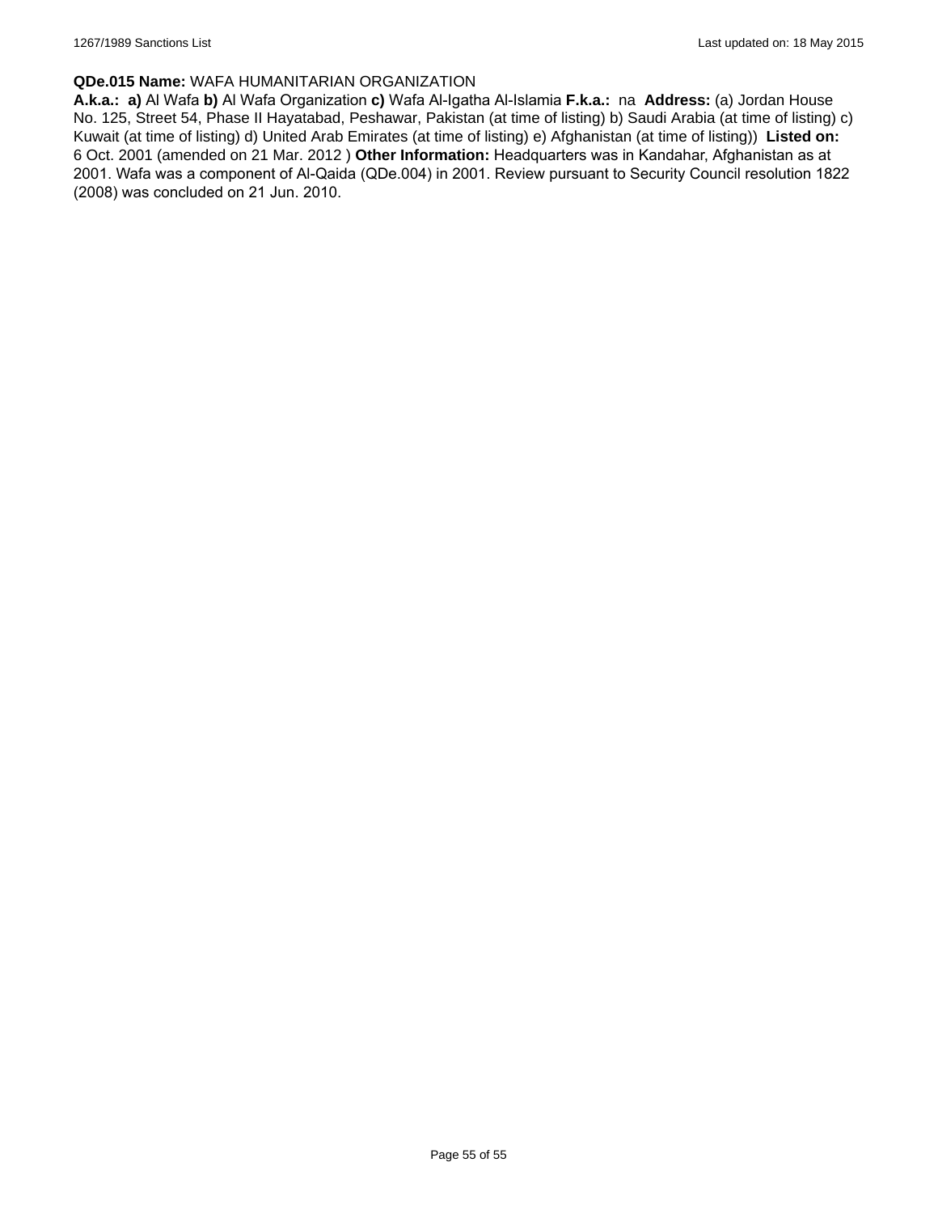**QDe.015 Name:** WAFA HUMANITARIAN ORGANIZATION

**A.k.a.:** **a)** Al Wafa **b)** Al Wafa Organization **c)** Wafa Al-Igatha Al-Islamia **F.k.a.:** na **Address:** (a) Jordan House No. 125, Street 54, Phase II Hayatabad, Peshawar, Pakistan (at time of listing) b) Saudi Arabia (at time of listing) c) Kuwait (at time of listing) d) United Arab Emirates (at time of listing) e) Afghanistan (at time of listing)) **Listed on:** 6 Oct. 2001 (amended on 21 Mar. 2012 ) **Other Information:** Headquarters was in Kandahar, Afghanistan as at 2001. Wafa was a component of Al-Qaida (QDe.004) in 2001. Review pursuant to Security Council resolution 1822 (2008) was concluded on 21 Jun. 2010.